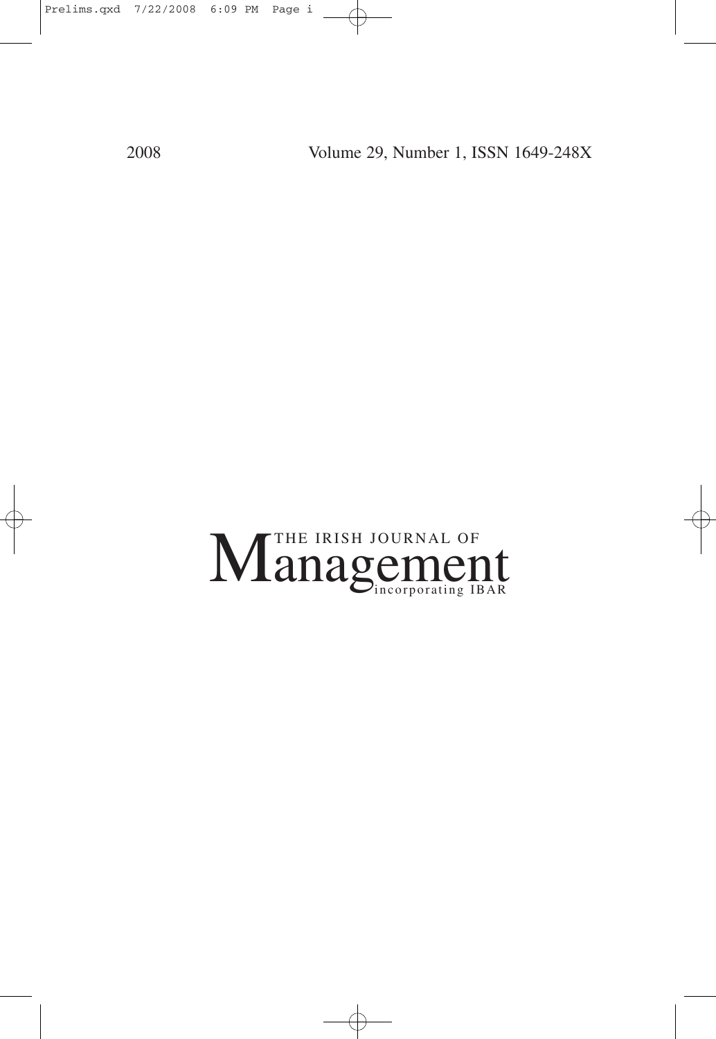2008 Volume 29, Number 1, ISSN 1649-248X

# THE IRISH JOURNAL OF Management incorporating IBAR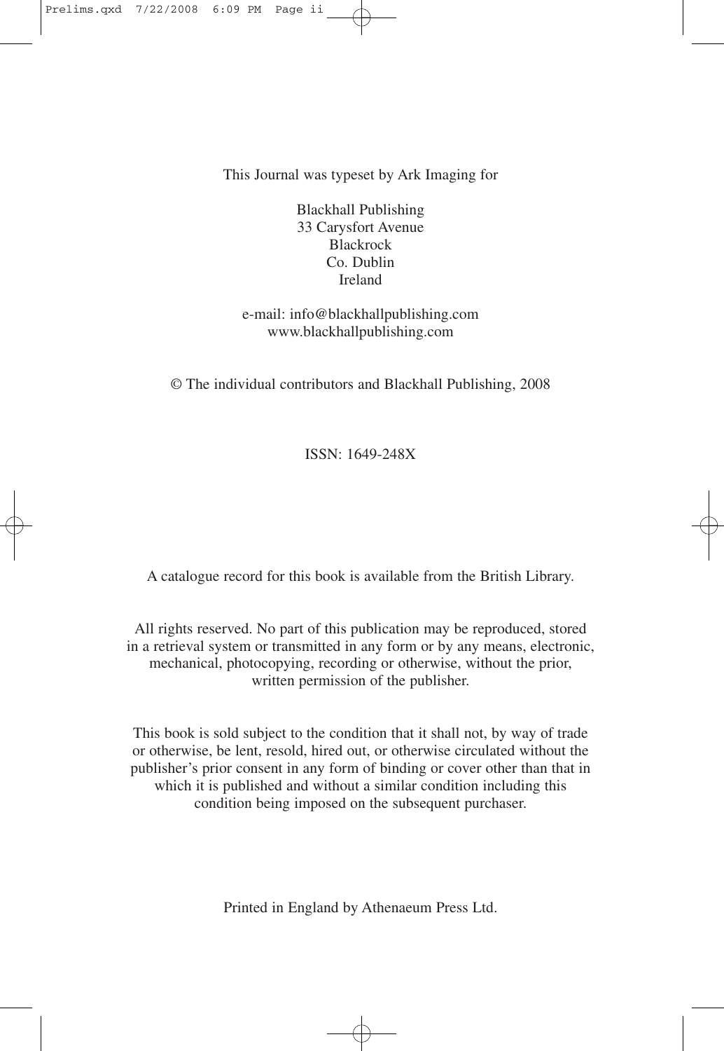This Journal was typeset by Ark Imaging for

Blackhall Publishing
33 Carysfort Avenue
Blackrock
Co. Dublin
Ireland

e-mail: info@blackhallpublishing.com
www.blackhallpublishing.com

© The individual contributors and Blackhall Publishing, 2008

ISSN: 1649-248X

A catalogue record for this book is available from the British Library.

All rights reserved. No part of this publication may be reproduced, stored in a retrieval system or transmitted in any form or by any means, electronic, mechanical, photocopying, recording or otherwise, without the prior, written permission of the publisher.

This book is sold subject to the condition that it shall not, by way of trade or otherwise, be lent, resold, hired out, or otherwise circulated without the publisher's prior consent in any form of binding or cover other than that in which it is published and without a similar condition including this condition being imposed on the subsequent purchaser.

Printed in England by Athenaeum Press Ltd.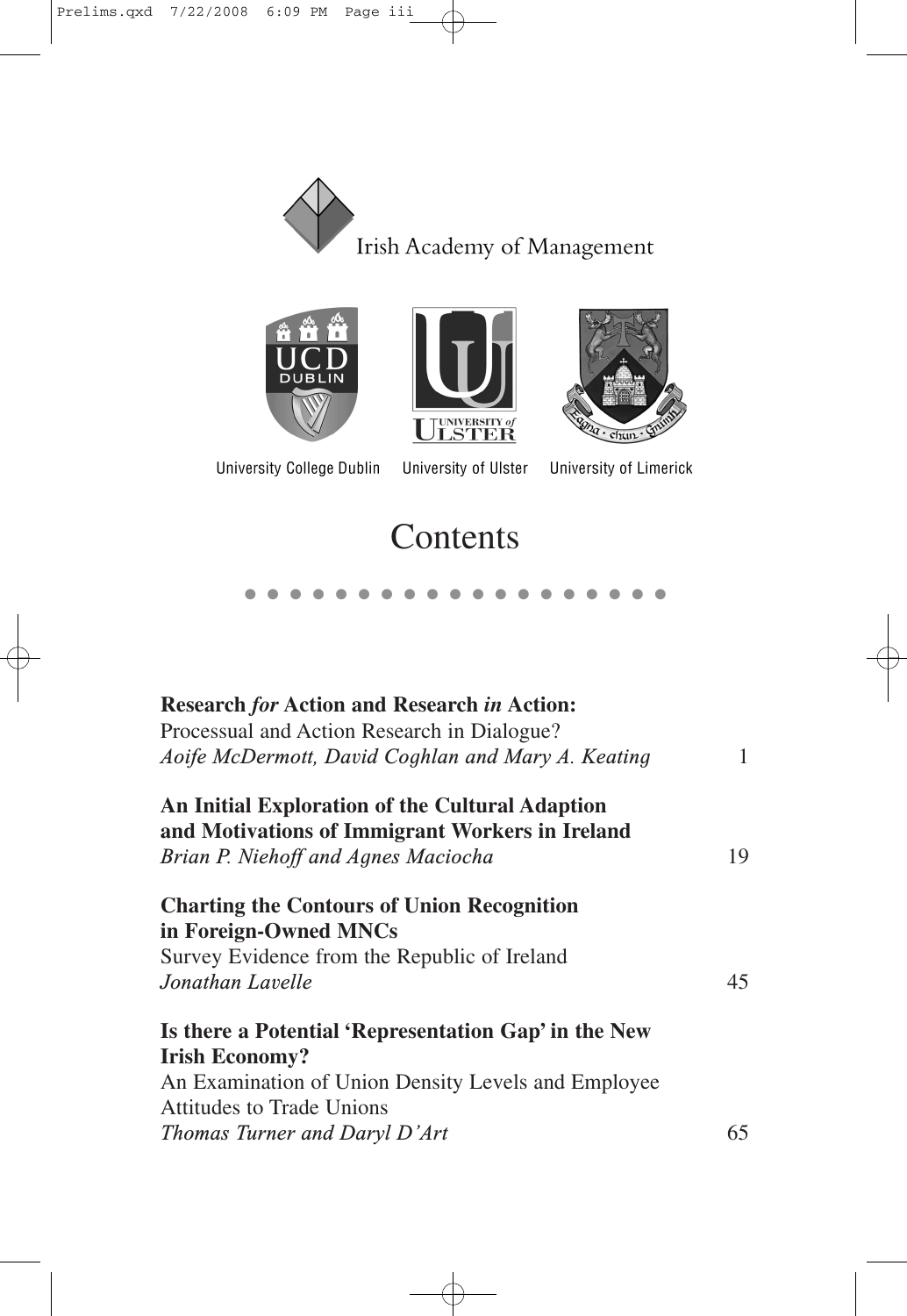Irish Academy of Management

University College Dublin University of Ulster University of Limerick

# Contents

**Research *for* Action and Research *in* Action:**
Processual and Action Research in Dialogue?
*Aoife McDermott, David Coghlan and Mary A. Keating* 1

**An Initial Exploration of the Cultural Adaption and Motivations of Immigrant Workers in Ireland**
*Brian P. Niehoff and Agnes Maciocha* 19

**Charting the Contours of Union Recognition in Foreign-Owned MNCs**
Survey Evidence from the Republic of Ireland
*Jonathan Lavelle* 45

**Is there a Potential 'Representation Gap' in the New Irish Economy?**
An Examination of Union Density Levels and Employee Attitudes to Trade Unions
*Thomas Turner and Daryl D'Art* 65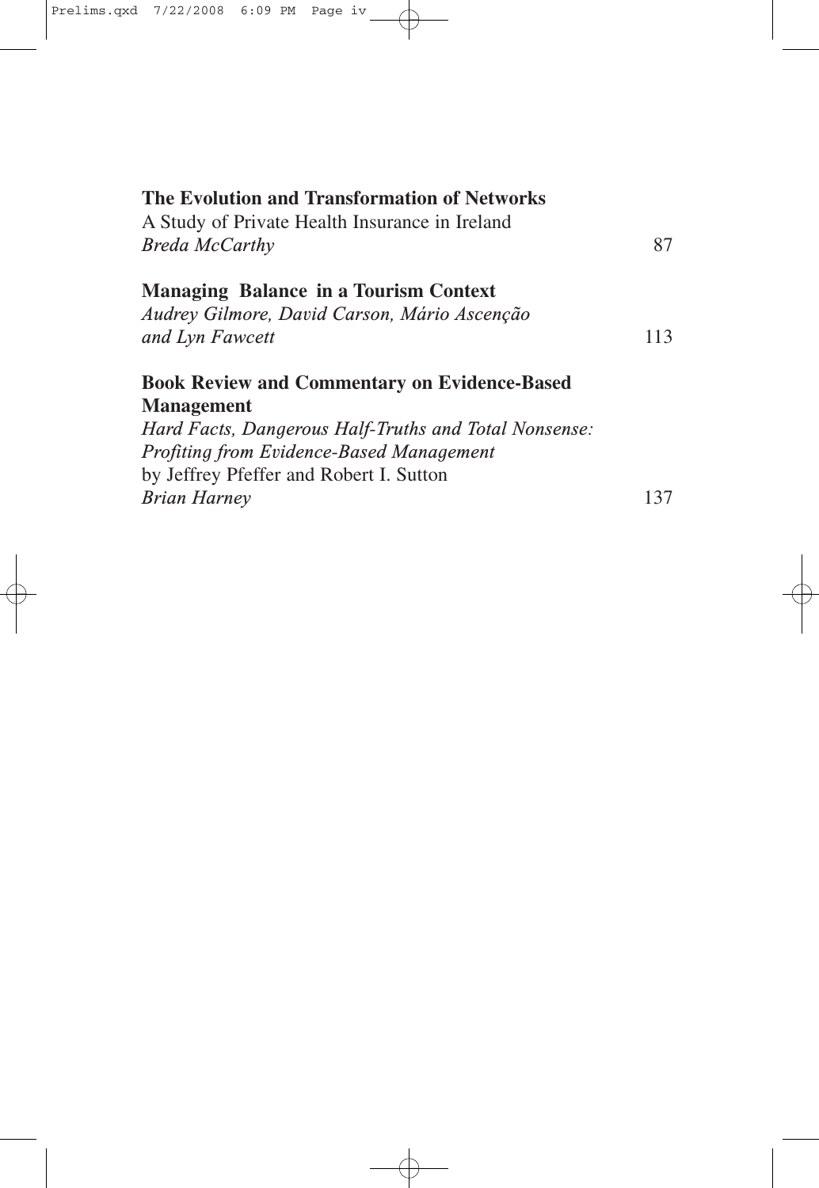**The Evolution and Transformation of Networks**
A Study of Private Health Insurance in Ireland
*Breda McCarthy* 87

**Managing Balance in a Tourism Context**
*Audrey Gilmore, David Carson, Mário Ascenção and Lyn Fawcett* 113

**Book Review and Commentary on Evidence-Based Management**
*Hard Facts, Dangerous Half-Truths and Total Nonsense: Profiting from Evidence-Based Management*
by Jeffrey Pfeffer and Robert I. Sutton
*Brian Harney* 137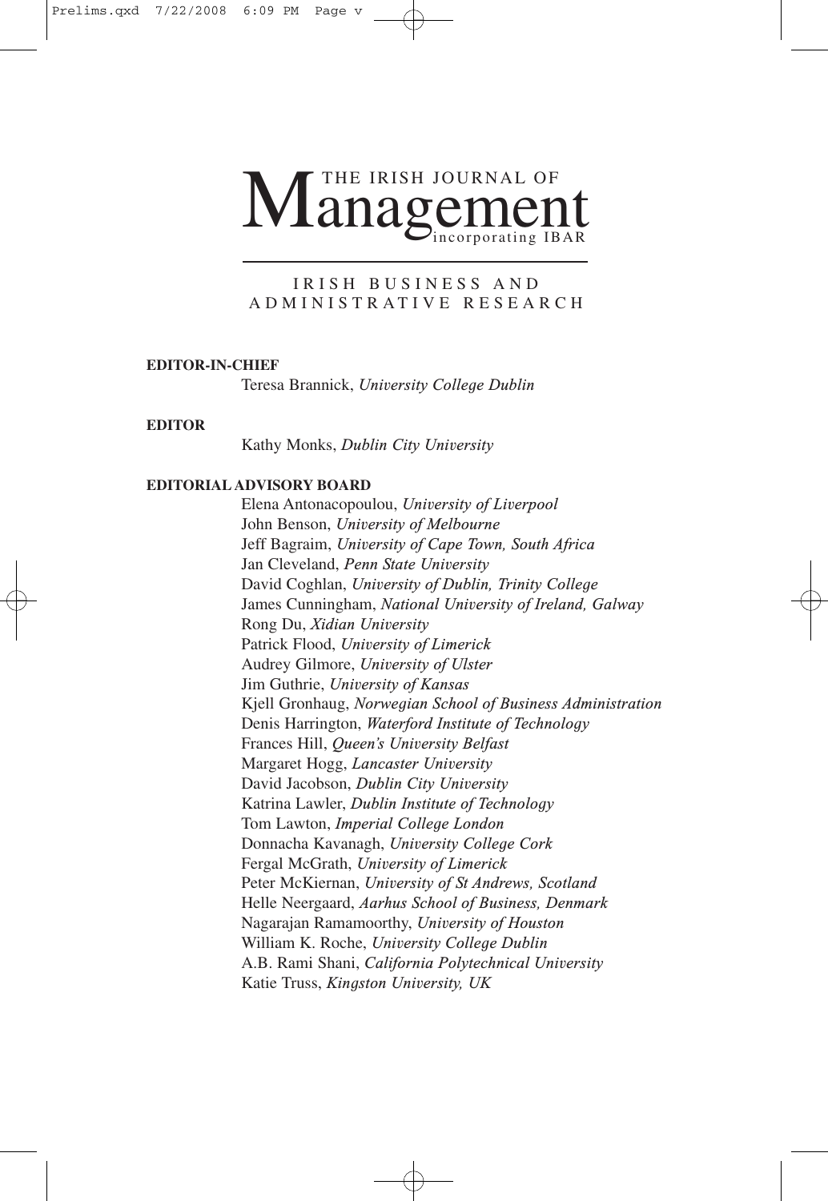# THE IRISH JOURNAL OF Management incorporating IBAR

IRISH BUSINESS AND ADMINISTRATIVE RESEARCH

**EDITOR-IN-CHIEF**

Teresa Brannick, *University College Dublin*

**EDITOR**

Kathy Monks, *Dublin City University*

**EDITORIAL ADVISORY BOARD**

Elena Antonacopoulou, *University of Liverpool*
John Benson, *University of Melbourne*
Jeff Bagraim, *University of Cape Town, South Africa*
Jan Cleveland, *Penn State University*
David Coghlan, *University of Dublin, Trinity College*
James Cunningham, *National University of Ireland, Galway*
Rong Du, *Xidian University*
Patrick Flood, *University of Limerick*
Audrey Gilmore, *University of Ulster*
Jim Guthrie, *University of Kansas*
Kjell Gronhaug, *Norwegian School of Business Administration*
Denis Harrington, *Waterford Institute of Technology*
Frances Hill, *Queen's University Belfast*
Margaret Hogg, *Lancaster University*
David Jacobson, *Dublin City University*
Katrina Lawler, *Dublin Institute of Technology*
Tom Lawton, *Imperial College London*
Donnacha Kavanagh, *University College Cork*
Fergal McGrath, *University of Limerick*
Peter McKiernan, *University of St Andrews, Scotland*
Helle Neergaard, *Aarhus School of Business, Denmark*
Nagarajan Ramamoorthy, *University of Houston*
William K. Roche, *University College Dublin*
A.B. Rami Shani, *California Polytechnical University*
Katie Truss, *Kingston University, UK*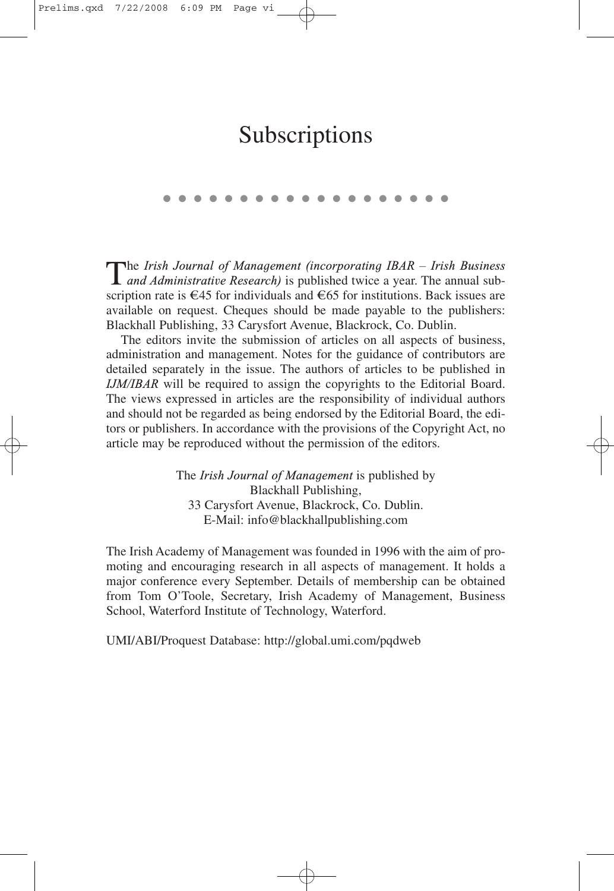# Subscriptions

The *Irish Journal of Management (incorporating IBAR – Irish Business and Administrative Research)* is published twice a year. The annual subscription rate is €45 for individuals and €65 for institutions. Back issues are available on request. Cheques should be made payable to the publishers: Blackhall Publishing, 33 Carysfort Avenue, Blackrock, Co. Dublin.

The editors invite the submission of articles on all aspects of business, administration and management. Notes for the guidance of contributors are detailed separately in the issue. The authors of articles to be published in *IJM/IBAR* will be required to assign the copyrights to the Editorial Board. The views expressed in articles are the responsibility of individual authors and should not be regarded as being endorsed by the Editorial Board, the editors or publishers. In accordance with the provisions of the Copyright Act, no article may be reproduced without the permission of the editors.

The *Irish Journal of Management* is published by
Blackhall Publishing,
33 Carysfort Avenue, Blackrock, Co. Dublin.
E-Mail: info@blackhallpublishing.com

The Irish Academy of Management was founded in 1996 with the aim of promoting and encouraging research in all aspects of management. It holds a major conference every September. Details of membership can be obtained from Tom O'Toole, Secretary, Irish Academy of Management, Business School, Waterford Institute of Technology, Waterford.

UMI/ABI/Proquest Database: http://global.umi.com/pqdweb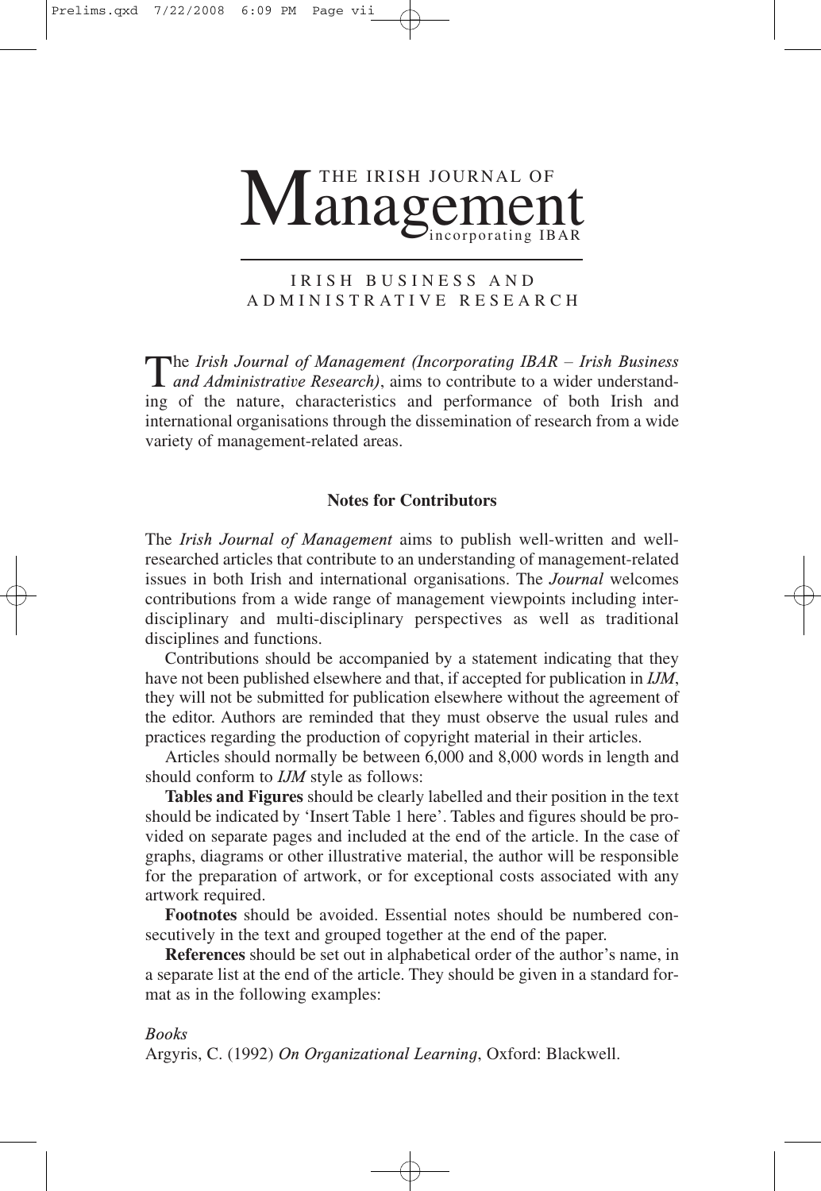# The Irish Journal of Management

incorporating IBAR

IRISH BUSINESS AND ADMINISTRATIVE RESEARCH

The *Irish Journal of Management (Incorporating IBAR – Irish Business and Administrative Research)*, aims to contribute to a wider understanding of the nature, characteristics and performance of both Irish and international organisations through the dissemination of research from a wide variety of management-related areas.

## Notes for Contributors

The *Irish Journal of Management* aims to publish well-written and well-researched articles that contribute to an understanding of management-related issues in both Irish and international organisations. The *Journal* welcomes contributions from a wide range of management viewpoints including inter-disciplinary and multi-disciplinary perspectives as well as traditional disciplines and functions.

Contributions should be accompanied by a statement indicating that they have not been published elsewhere and that, if accepted for publication in *IJM*, they will not be submitted for publication elsewhere without the agreement of the editor. Authors are reminded that they must observe the usual rules and practices regarding the production of copyright material in their articles.

Articles should normally be between 6,000 and 8,000 words in length and should conform to *IJM* style as follows:

**Tables and Figures** should be clearly labelled and their position in the text should be indicated by 'Insert Table 1 here'. Tables and figures should be provided on separate pages and included at the end of the article. In the case of graphs, diagrams or other illustrative material, the author will be responsible for the preparation of artwork, or for exceptional costs associated with any artwork required.

**Footnotes** should be avoided. Essential notes should be numbered consecutively in the text and grouped together at the end of the paper.

**References** should be set out in alphabetical order of the author's name, in a separate list at the end of the article. They should be given in a standard format as in the following examples:

*Books*

Argyris, C. (1992) *On Organizational Learning*, Oxford: Blackwell.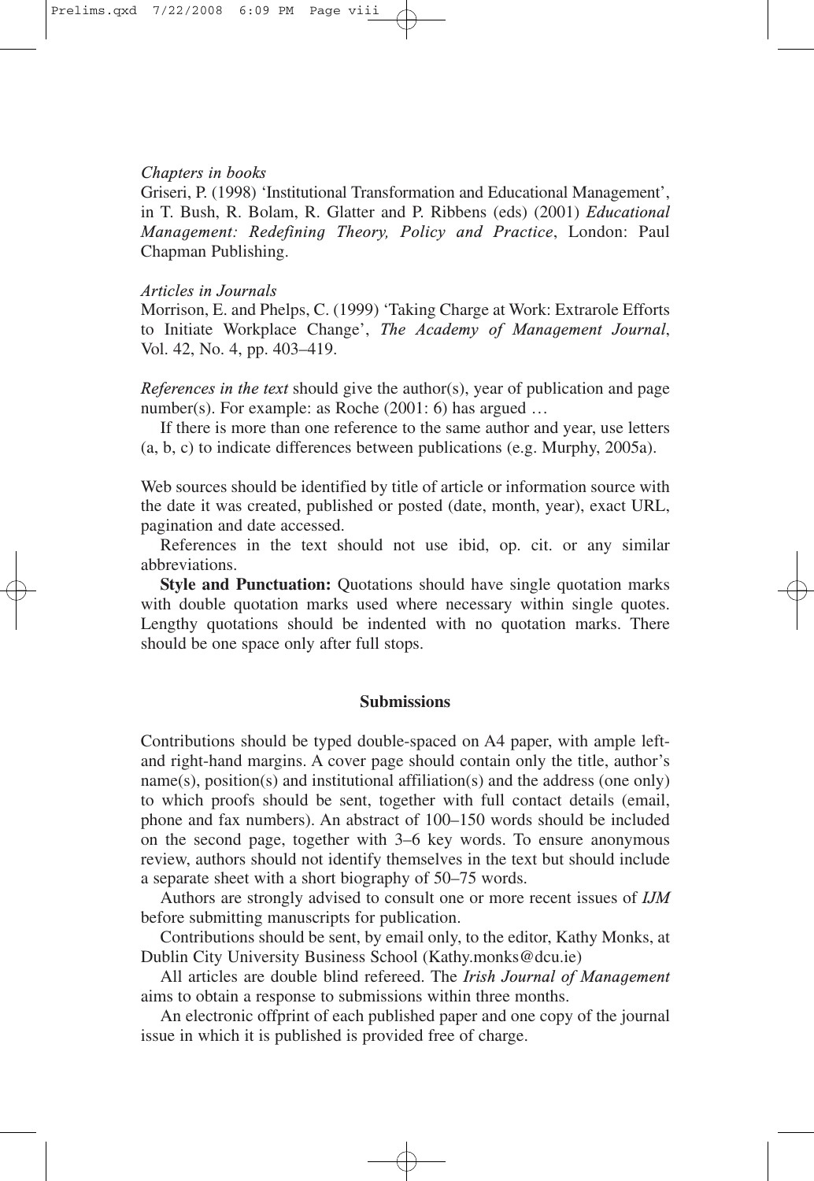*Chapters in books*

Griseri, P. (1998) 'Institutional Transformation and Educational Management', in T. Bush, R. Bolam, R. Glatter and P. Ribbens (eds) (2001) *Educational Management: Redefining Theory, Policy and Practice*, London: Paul Chapman Publishing.

*Articles in Journals*

Morrison, E. and Phelps, C. (1999) 'Taking Charge at Work: Extrarole Efforts to Initiate Workplace Change', *The Academy of Management Journal*, Vol. 42, No. 4, pp. 403–419.

*References in the text* should give the author(s), year of publication and page number(s). For example: as Roche (2001: 6) has argued …

If there is more than one reference to the same author and year, use letters (a, b, c) to indicate differences between publications (e.g. Murphy, 2005a).

Web sources should be identified by title of article or information source with the date it was created, published or posted (date, month, year), exact URL, pagination and date accessed.

References in the text should not use ibid, op. cit. or any similar abbreviations.

**Style and Punctuation:** Quotations should have single quotation marks with double quotation marks used where necessary within single quotes. Lengthy quotations should be indented with no quotation marks. There should be one space only after full stops.

## Submissions

Contributions should be typed double-spaced on A4 paper, with ample left- and right-hand margins. A cover page should contain only the title, author's name(s), position(s) and institutional affiliation(s) and the address (one only) to which proofs should be sent, together with full contact details (email, phone and fax numbers). An abstract of 100–150 words should be included on the second page, together with 3–6 key words. To ensure anonymous review, authors should not identify themselves in the text but should include a separate sheet with a short biography of 50–75 words.

Authors are strongly advised to consult one or more recent issues of *IJM* before submitting manuscripts for publication.

Contributions should be sent, by email only, to the editor, Kathy Monks, at Dublin City University Business School (Kathy.monks@dcu.ie)

All articles are double blind refereed. The *Irish Journal of Management* aims to obtain a response to submissions within three months.

An electronic offprint of each published paper and one copy of the journal issue in which it is published is provided free of charge.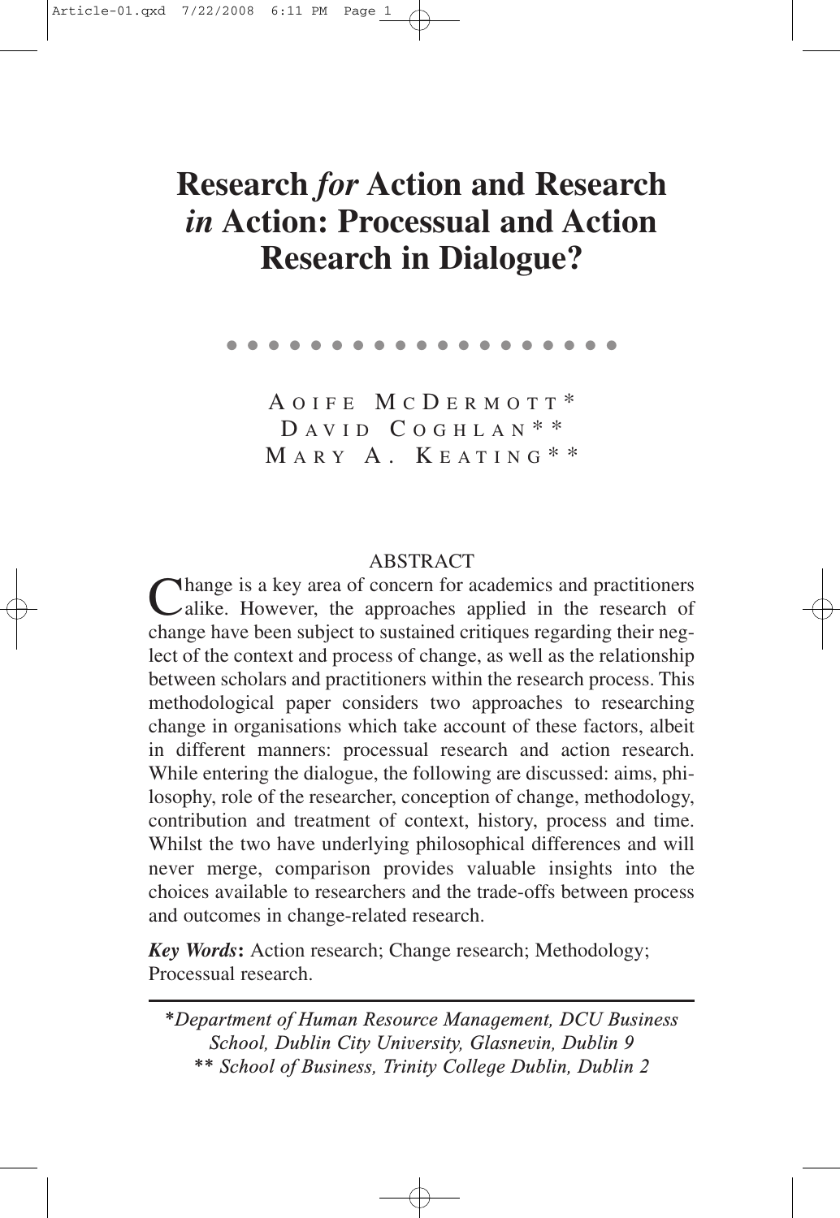# Research *for* Action and Research *in* Action: Processual and Action Research in Dialogue?

AOIFE MCDERMOTT*
DAVID COGHLAN**
MARY A. KEATING**

## ABSTRACT

Change is a key area of concern for academics and practitioners alike. However, the approaches applied in the research of change have been subject to sustained critiques regarding their neglect of the context and process of change, as well as the relationship between scholars and practitioners within the research process. This methodological paper considers two approaches to researching change in organisations which take account of these factors, albeit in different manners: processual research and action research. While entering the dialogue, the following are discussed: aims, philosophy, role of the researcher, conception of change, methodology, contribution and treatment of context, history, process and time. Whilst the two have underlying philosophical differences and will never merge, comparison provides valuable insights into the choices available to researchers and the trade-offs between process and outcomes in change-related research.

***Key Words*:** Action research; Change research; Methodology; Processual research.

---

*\*Department of Human Resource Management, DCU Business School, Dublin City University, Glasnevin, Dublin 9*
*\*\* School of Business, Trinity College Dublin, Dublin 2*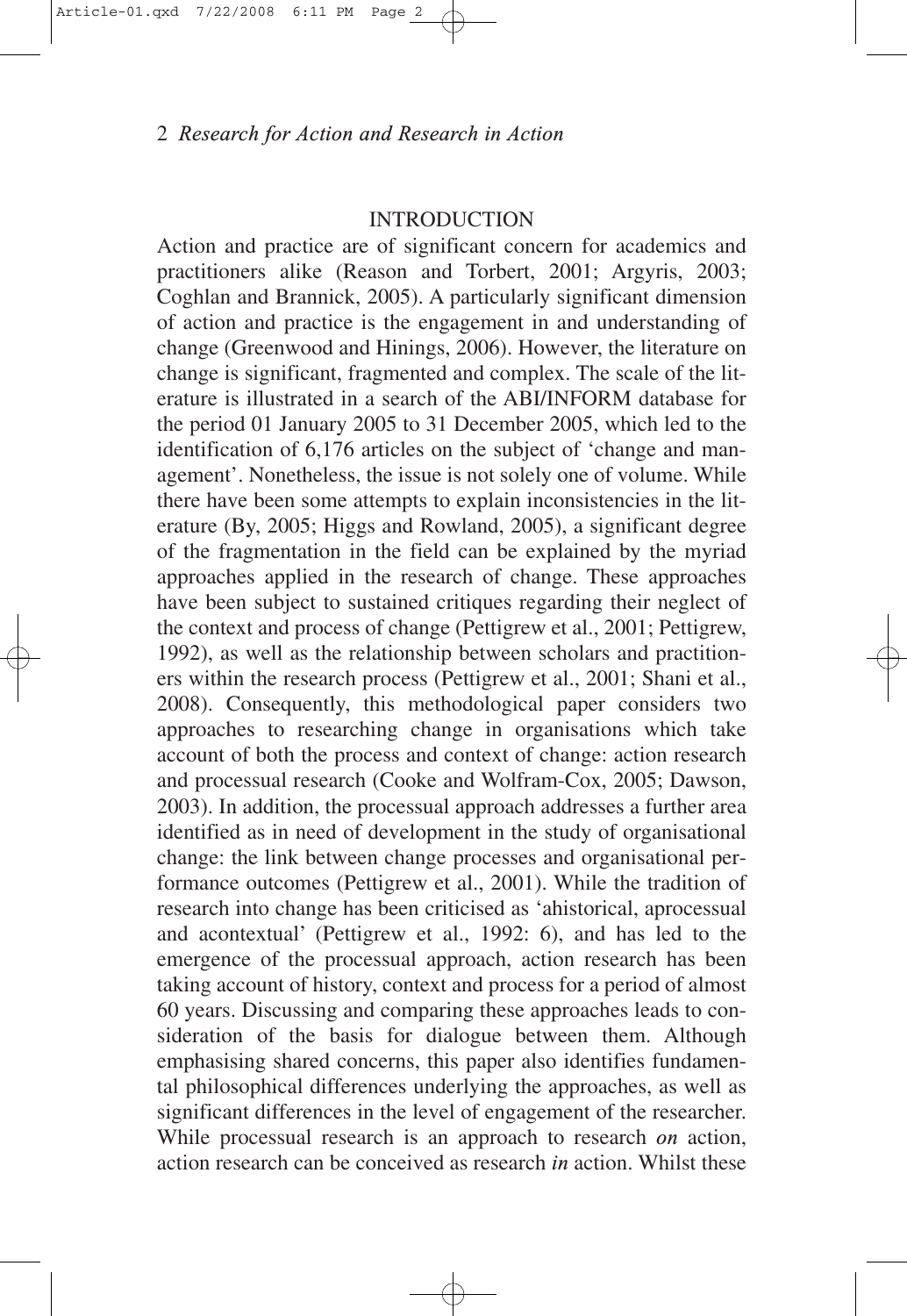## INTRODUCTION

Action and practice are of significant concern for academics and practitioners alike (Reason and Torbert, 2001; Argyris, 2003; Coghlan and Brannick, 2005). A particularly significant dimension of action and practice is the engagement in and understanding of change (Greenwood and Hinings, 2006). However, the literature on change is significant, fragmented and complex. The scale of the literature is illustrated in a search of the ABI/INFORM database for the period 01 January 2005 to 31 December 2005, which led to the identification of 6,176 articles on the subject of 'change and management'. Nonetheless, the issue is not solely one of volume. While there have been some attempts to explain inconsistencies in the literature (By, 2005; Higgs and Rowland, 2005), a significant degree of the fragmentation in the field can be explained by the myriad approaches applied in the research of change. These approaches have been subject to sustained critiques regarding their neglect of the context and process of change (Pettigrew et al., 2001; Pettigrew, 1992), as well as the relationship between scholars and practitioners within the research process (Pettigrew et al., 2001; Shani et al., 2008). Consequently, this methodological paper considers two approaches to researching change in organisations which take account of both the process and context of change: action research and processual research (Cooke and Wolfram-Cox, 2005; Dawson, 2003). In addition, the processual approach addresses a further area identified as in need of development in the study of organisational change: the link between change processes and organisational performance outcomes (Pettigrew et al., 2001). While the tradition of research into change has been criticised as 'ahistorical, aprocessual and acontextual' (Pettigrew et al., 1992: 6), and has led to the emergence of the processual approach, action research has been taking account of history, context and process for a period of almost 60 years. Discussing and comparing these approaches leads to consideration of the basis for dialogue between them. Although emphasising shared concerns, this paper also identifies fundamental philosophical differences underlying the approaches, as well as significant differences in the level of engagement of the researcher. While processual research is an approach to research *on* action, action research can be conceived as research *in* action. Whilst these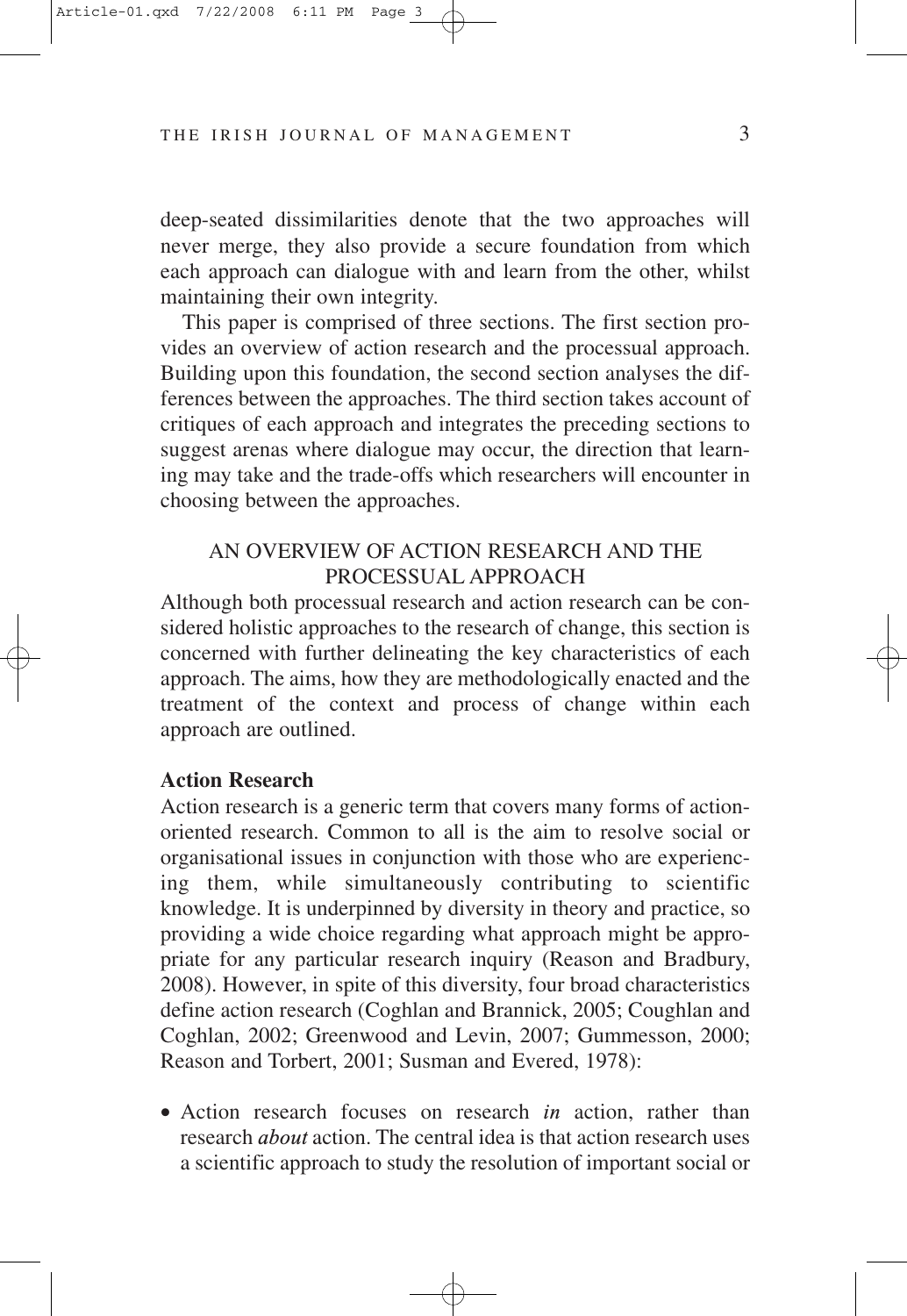deep-seated dissimilarities denote that the two approaches will never merge, they also provide a secure foundation from which each approach can dialogue with and learn from the other, whilst maintaining their own integrity.

This paper is comprised of three sections. The first section provides an overview of action research and the processual approach. Building upon this foundation, the second section analyses the differences between the approaches. The third section takes account of critiques of each approach and integrates the preceding sections to suggest arenas where dialogue may occur, the direction that learning may take and the trade-offs which researchers will encounter in choosing between the approaches.

## AN OVERVIEW OF ACTION RESEARCH AND THE PROCESSUAL APPROACH

Although both processual research and action research can be considered holistic approaches to the research of change, this section is concerned with further delineating the key characteristics of each approach. The aims, how they are methodologically enacted and the treatment of the context and process of change within each approach are outlined.

### Action Research

Action research is a generic term that covers many forms of action-oriented research. Common to all is the aim to resolve social or organisational issues in conjunction with those who are experiencing them, while simultaneously contributing to scientific knowledge. It is underpinned by diversity in theory and practice, so providing a wide choice regarding what approach might be appropriate for any particular research inquiry (Reason and Bradbury, 2008). However, in spite of this diversity, four broad characteristics define action research (Coghlan and Brannick, 2005; Coughlan and Coghlan, 2002; Greenwood and Levin, 2007; Gummesson, 2000; Reason and Torbert, 2001; Susman and Evered, 1978):

- Action research focuses on research ***in*** action, rather than research ***about*** action. The central idea is that action research uses a scientific approach to study the resolution of important social or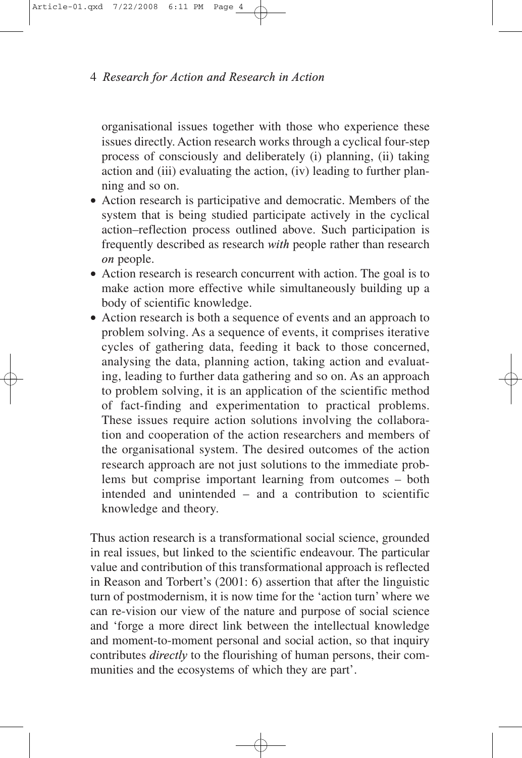organisational issues together with those who experience these issues directly. Action research works through a cyclical four-step process of consciously and deliberately (i) planning, (ii) taking action and (iii) evaluating the action, (iv) leading to further planning and so on.

- Action research is participative and democratic. Members of the system that is being studied participate actively in the cyclical action–reflection process outlined above. Such participation is frequently described as research *with* people rather than research *on* people.
- Action research is research concurrent with action. The goal is to make action more effective while simultaneously building up a body of scientific knowledge.
- Action research is both a sequence of events and an approach to problem solving. As a sequence of events, it comprises iterative cycles of gathering data, feeding it back to those concerned, analysing the data, planning action, taking action and evaluating, leading to further data gathering and so on. As an approach to problem solving, it is an application of the scientific method of fact-finding and experimentation to practical problems. These issues require action solutions involving the collaboration and cooperation of the action researchers and members of the organisational system. The desired outcomes of the action research approach are not just solutions to the immediate problems but comprise important learning from outcomes – both intended and unintended – and a contribution to scientific knowledge and theory.

Thus action research is a transformational social science, grounded in real issues, but linked to the scientific endeavour. The particular value and contribution of this transformational approach is reflected in Reason and Torbert's (2001: 6) assertion that after the linguistic turn of postmodernism, it is now time for the 'action turn' where we can re-vision our view of the nature and purpose of social science and 'forge a more direct link between the intellectual knowledge and moment-to-moment personal and social action, so that inquiry contributes *directly* to the flourishing of human persons, their communities and the ecosystems of which they are part'.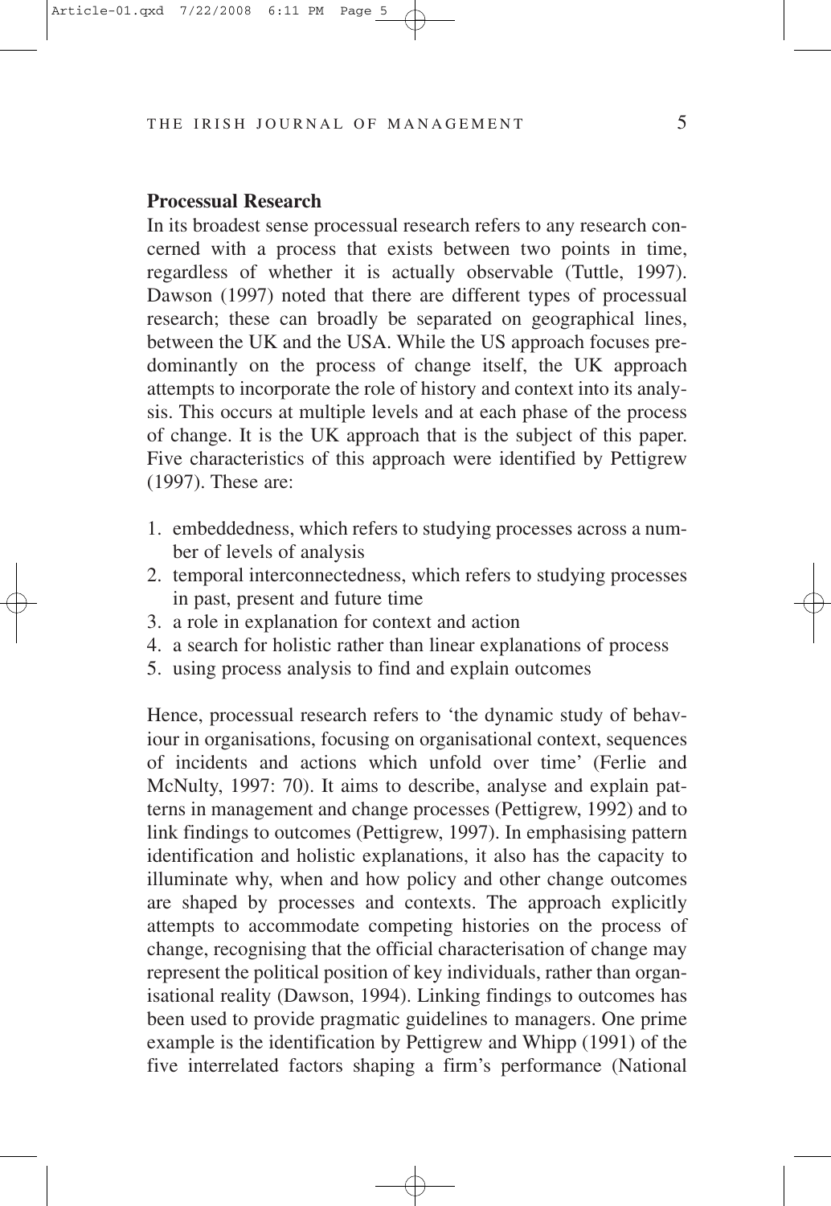## Processual Research

In its broadest sense processual research refers to any research concerned with a process that exists between two points in time, regardless of whether it is actually observable (Tuttle, 1997). Dawson (1997) noted that there are different types of processual research; these can broadly be separated on geographical lines, between the UK and the USA. While the US approach focuses predominantly on the process of change itself, the UK approach attempts to incorporate the role of history and context into its analysis. This occurs at multiple levels and at each phase of the process of change. It is the UK approach that is the subject of this paper. Five characteristics of this approach were identified by Pettigrew (1997). These are:

1. embeddedness, which refers to studying processes across a number of levels of analysis
2. temporal interconnectedness, which refers to studying processes in past, present and future time
3. a role in explanation for context and action
4. a search for holistic rather than linear explanations of process
5. using process analysis to find and explain outcomes

Hence, processual research refers to 'the dynamic study of behaviour in organisations, focusing on organisational context, sequences of incidents and actions which unfold over time' (Ferlie and McNulty, 1997: 70). It aims to describe, analyse and explain patterns in management and change processes (Pettigrew, 1992) and to link findings to outcomes (Pettigrew, 1997). In emphasising pattern identification and holistic explanations, it also has the capacity to illuminate why, when and how policy and other change outcomes are shaped by processes and contexts. The approach explicitly attempts to accommodate competing histories on the process of change, recognising that the official characterisation of change may represent the political position of key individuals, rather than organisational reality (Dawson, 1994). Linking findings to outcomes has been used to provide pragmatic guidelines to managers. One prime example is the identification by Pettigrew and Whipp (1991) of the five interrelated factors shaping a firm's performance (National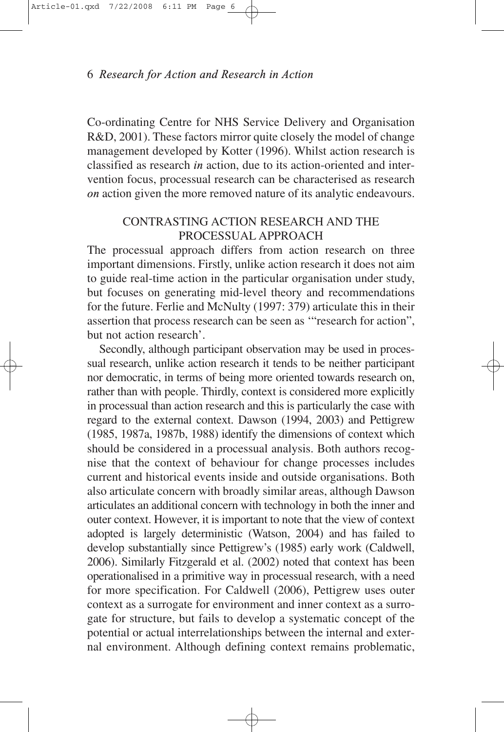Co-ordinating Centre for NHS Service Delivery and Organisation R&D, 2001). These factors mirror quite closely the model of change management developed by Kotter (1996). Whilst action research is classified as research *in* action, due to its action-oriented and intervention focus, processual research can be characterised as research *on* action given the more removed nature of its analytic endeavours.

## CONTRASTING ACTION RESEARCH AND THE PROCESSUAL APPROACH

The processual approach differs from action research on three important dimensions. Firstly, unlike action research it does not aim to guide real-time action in the particular organisation under study, but focuses on generating mid-level theory and recommendations for the future. Ferlie and McNulty (1997: 379) articulate this in their assertion that process research can be seen as '"research for action", but not action research'.

Secondly, although participant observation may be used in processual research, unlike action research it tends to be neither participant nor democratic, in terms of being more oriented towards research on, rather than with people. Thirdly, context is considered more explicitly in processual than action research and this is particularly the case with regard to the external context. Dawson (1994, 2003) and Pettigrew (1985, 1987a, 1987b, 1988) identify the dimensions of context which should be considered in a processual analysis. Both authors recognise that the context of behaviour for change processes includes current and historical events inside and outside organisations. Both also articulate concern with broadly similar areas, although Dawson articulates an additional concern with technology in both the inner and outer context. However, it is important to note that the view of context adopted is largely deterministic (Watson, 2004) and has failed to develop substantially since Pettigrew's (1985) early work (Caldwell, 2006). Similarly Fitzgerald et al. (2002) noted that context has been operationalised in a primitive way in processual research, with a need for more specification. For Caldwell (2006), Pettigrew uses outer context as a surrogate for environment and inner context as a surrogate for structure, but fails to develop a systematic concept of the potential or actual interrelationships between the internal and external environment. Although defining context remains problematic,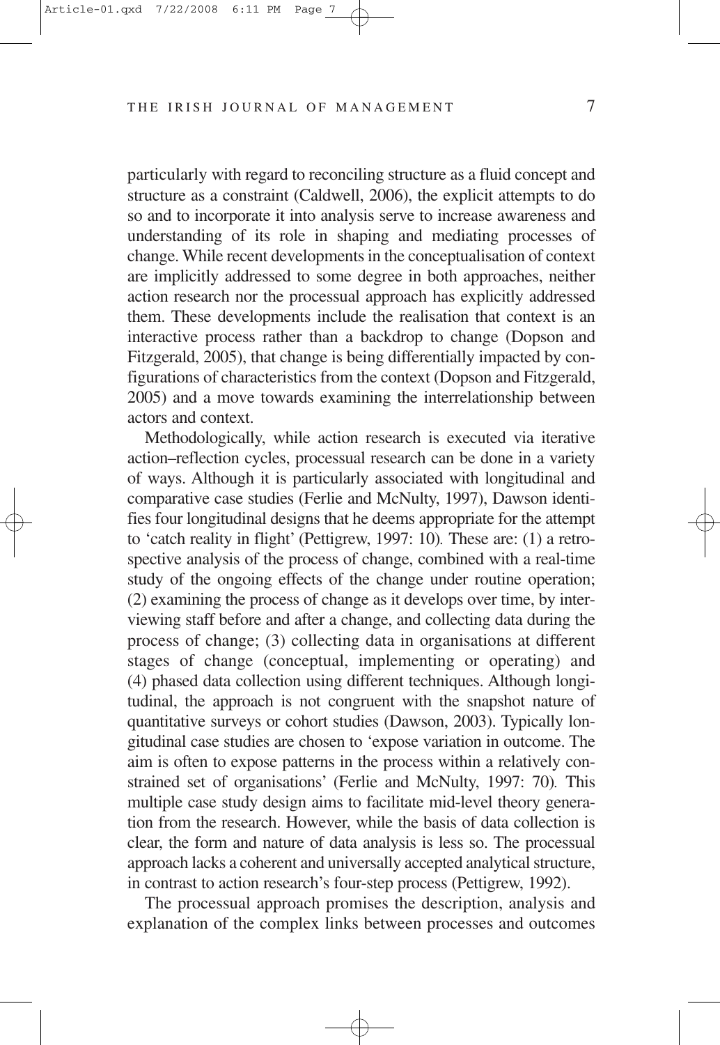particularly with regard to reconciling structure as a fluid concept and structure as a constraint (Caldwell, 2006), the explicit attempts to do so and to incorporate it into analysis serve to increase awareness and understanding of its role in shaping and mediating processes of change. While recent developments in the conceptualisation of context are implicitly addressed to some degree in both approaches, neither action research nor the processual approach has explicitly addressed them. These developments include the realisation that context is an interactive process rather than a backdrop to change (Dopson and Fitzgerald, 2005), that change is being differentially impacted by configurations of characteristics from the context (Dopson and Fitzgerald, 2005) and a move towards examining the interrelationship between actors and context.

Methodologically, while action research is executed via iterative action–reflection cycles, processual research can be done in a variety of ways. Although it is particularly associated with longitudinal and comparative case studies (Ferlie and McNulty, 1997), Dawson identifies four longitudinal designs that he deems appropriate for the attempt to 'catch reality in flight' (Pettigrew, 1997: 10). These are: (1) a retrospective analysis of the process of change, combined with a real-time study of the ongoing effects of the change under routine operation; (2) examining the process of change as it develops over time, by interviewing staff before and after a change, and collecting data during the process of change; (3) collecting data in organisations at different stages of change (conceptual, implementing or operating) and (4) phased data collection using different techniques. Although longitudinal, the approach is not congruent with the snapshot nature of quantitative surveys or cohort studies (Dawson, 2003). Typically longitudinal case studies are chosen to 'expose variation in outcome. The aim is often to expose patterns in the process within a relatively constrained set of organisations' (Ferlie and McNulty, 1997: 70). This multiple case study design aims to facilitate mid-level theory generation from the research. However, while the basis of data collection is clear, the form and nature of data analysis is less so. The processual approach lacks a coherent and universally accepted analytical structure, in contrast to action research's four-step process (Pettigrew, 1992).

The processual approach promises the description, analysis and explanation of the complex links between processes and outcomes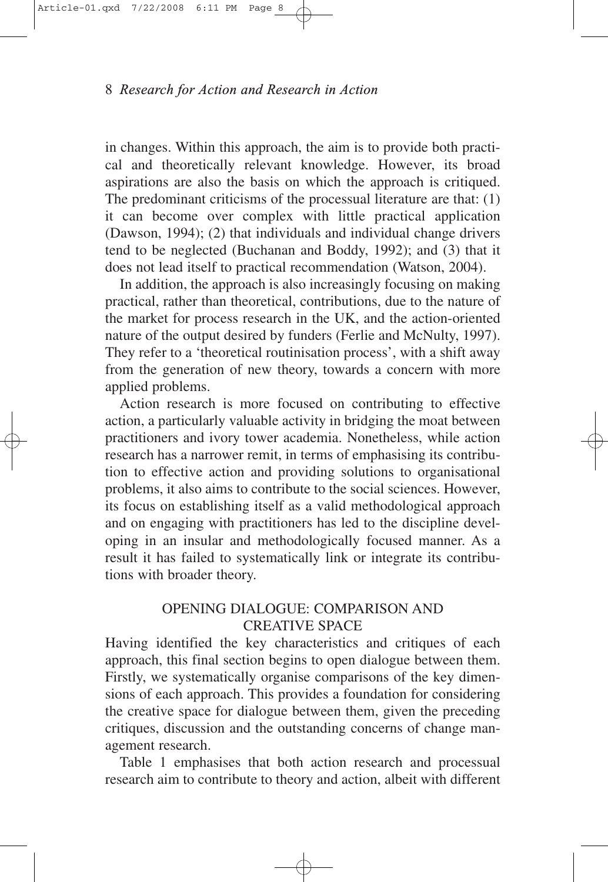in changes. Within this approach, the aim is to provide both practical and theoretically relevant knowledge. However, its broad aspirations are also the basis on which the approach is critiqued. The predominant criticisms of the processual literature are that: (1) it can become over complex with little practical application (Dawson, 1994); (2) that individuals and individual change drivers tend to be neglected (Buchanan and Boddy, 1992); and (3) that it does not lead itself to practical recommendation (Watson, 2004).

In addition, the approach is also increasingly focusing on making practical, rather than theoretical, contributions, due to the nature of the market for process research in the UK, and the action-oriented nature of the output desired by funders (Ferlie and McNulty, 1997). They refer to a 'theoretical routinisation process', with a shift away from the generation of new theory, towards a concern with more applied problems.

Action research is more focused on contributing to effective action, a particularly valuable activity in bridging the moat between practitioners and ivory tower academia. Nonetheless, while action research has a narrower remit, in terms of emphasising its contribution to effective action and providing solutions to organisational problems, it also aims to contribute to the social sciences. However, its focus on establishing itself as a valid methodological approach and on engaging with practitioners has led to the discipline developing in an insular and methodologically focused manner. As a result it has failed to systematically link or integrate its contributions with broader theory.

## OPENING DIALOGUE: COMPARISON AND CREATIVE SPACE

Having identified the key characteristics and critiques of each approach, this final section begins to open dialogue between them. Firstly, we systematically organise comparisons of the key dimensions of each approach. This provides a foundation for considering the creative space for dialogue between them, given the preceding critiques, discussion and the outstanding concerns of change management research.

Table 1 emphasises that both action research and processual research aim to contribute to theory and action, albeit with different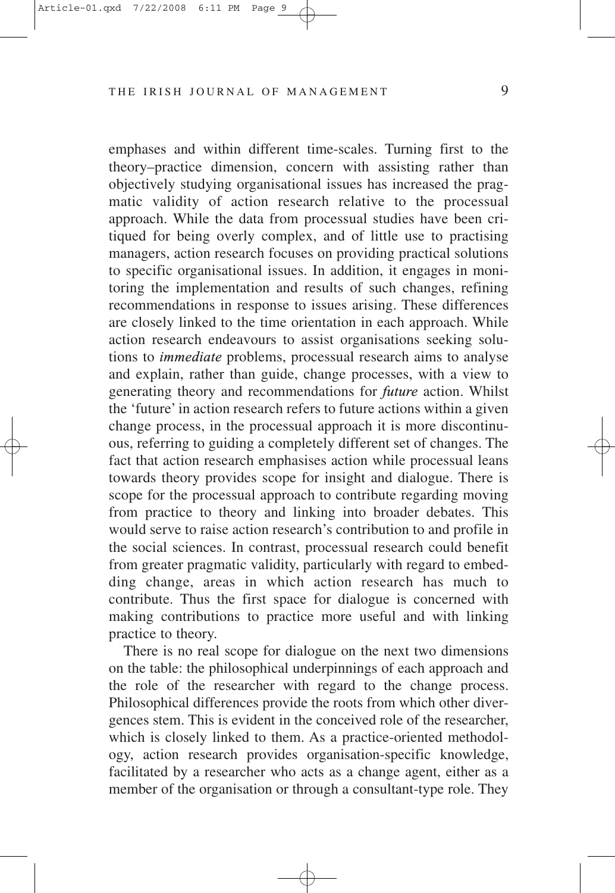emphases and within different time-scales. Turning first to the theory–practice dimension, concern with assisting rather than objectively studying organisational issues has increased the pragmatic validity of action research relative to the processual approach. While the data from processual studies have been critiqued for being overly complex, and of little use to practising managers, action research focuses on providing practical solutions to specific organisational issues. In addition, it engages in monitoring the implementation and results of such changes, refining recommendations in response to issues arising. These differences are closely linked to the time orientation in each approach. While action research endeavours to assist organisations seeking solutions to ***immediate*** problems, processual research aims to analyse and explain, rather than guide, change processes, with a view to generating theory and recommendations for ***future*** action. Whilst the 'future' in action research refers to future actions within a given change process, in the processual approach it is more discontinuous, referring to guiding a completely different set of changes. The fact that action research emphasises action while processual leans towards theory provides scope for insight and dialogue. There is scope for the processual approach to contribute regarding moving from practice to theory and linking into broader debates. This would serve to raise action research's contribution to and profile in the social sciences. In contrast, processual research could benefit from greater pragmatic validity, particularly with regard to embedding change, areas in which action research has much to contribute. Thus the first space for dialogue is concerned with making contributions to practice more useful and with linking practice to theory.

There is no real scope for dialogue on the next two dimensions on the table: the philosophical underpinnings of each approach and the role of the researcher with regard to the change process. Philosophical differences provide the roots from which other divergences stem. This is evident in the conceived role of the researcher, which is closely linked to them. As a practice-oriented methodology, action research provides organisation-specific knowledge, facilitated by a researcher who acts as a change agent, either as a member of the organisation or through a consultant-type role. They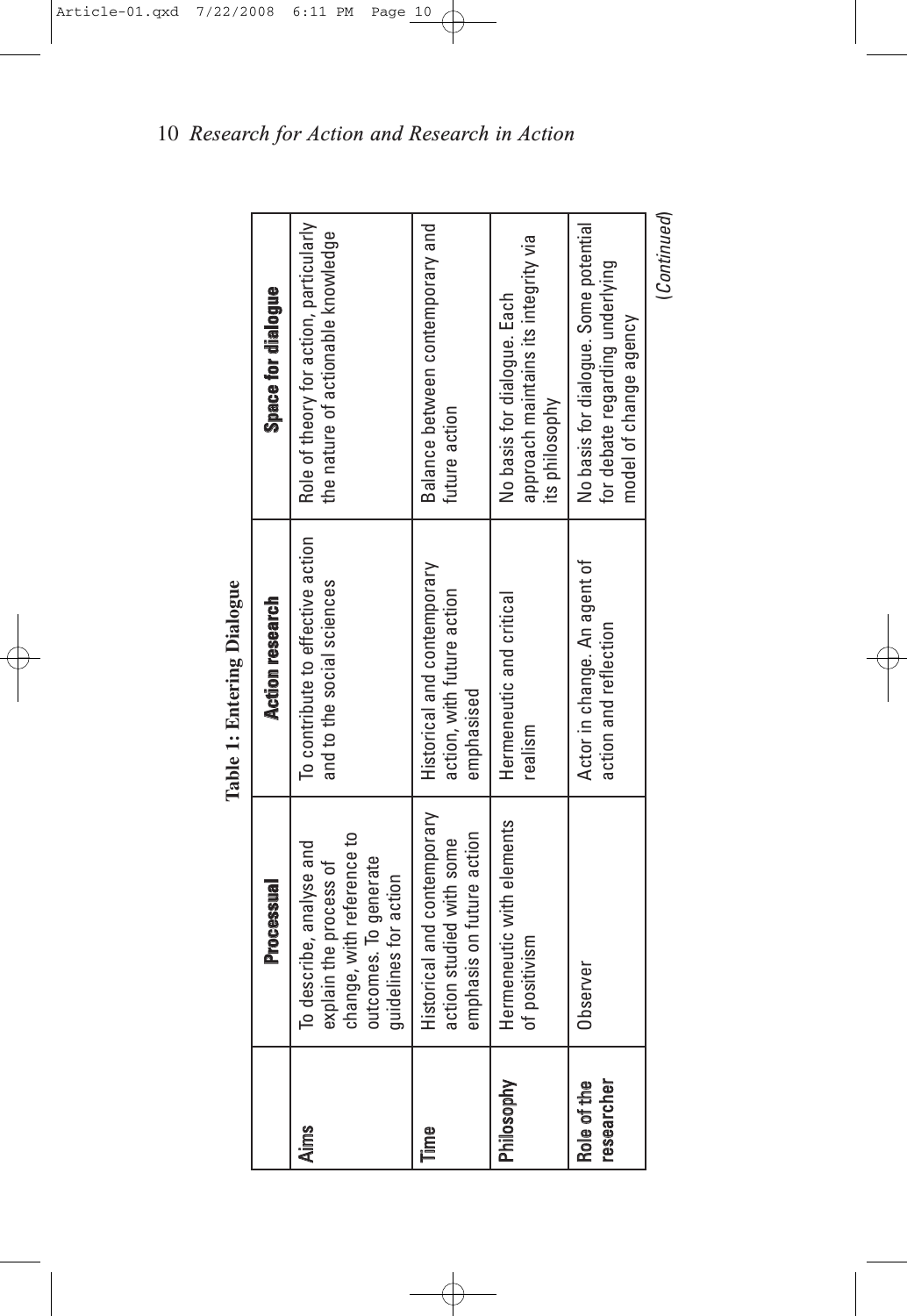**Table 1: Entering Dialogue**

| | Processual | Action research | Space for dialogue |
|---|---|---|---|
| **Aims** | To describe, analyse and explain the process of change, with reference to outcomes. To generate guidelines for action | To contribute to effective action and to the social sciences | Role of theory for action, particularly the nature of actionable knowledge |
| **Time** | Historical and contemporary action studied with some emphasis on future action | Historical and contemporary action, with future action emphasised | Balance between contemporary and future action |
| **Philosophy** | Hermeneutic with elements of positivism | Hermeneutic and critical realism | No basis for dialogue. Each approach maintains its integrity via its philosophy |
| **Role of the researcher** | Observer | Actor in change. An agent of action and reflection | No basis for dialogue. Some potential for debate regarding underlying model of change agency |

(*Continued*)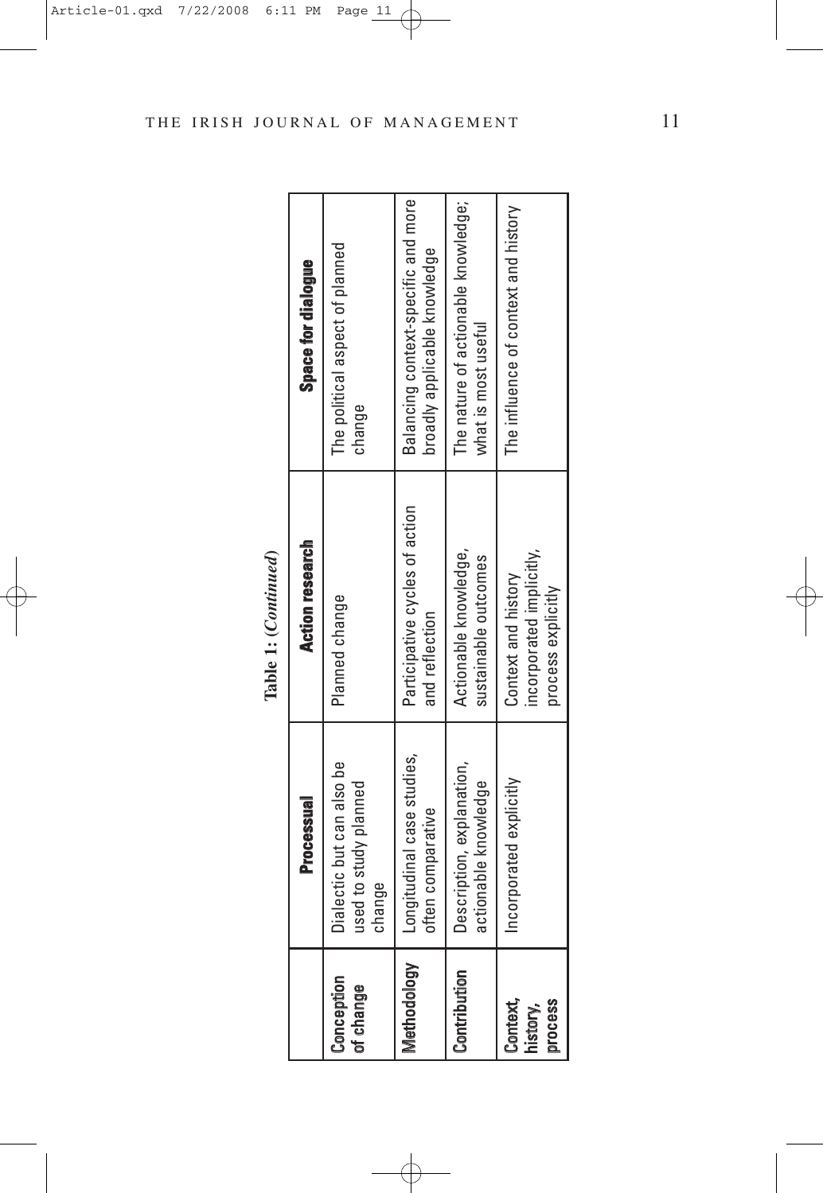**Table 1: (*Continued*)**

| | Processual | Action research | Space for dialogue |
|---|---|---|---|
| **Conception of change** | Dialectic but can also be used to study planned change | Planned change | The political aspect of planned change |
| **Methodology** | Longitudinal case studies, often comparative | Participative cycles of action and reflection | Balancing context-specific and more broadly applicable knowledge |
| **Contribution** | Description, explanation, actionable knowledge | Actionable knowledge, sustainable outcomes | The nature of actionable knowledge; what is most useful |
| **Context, history, process** | Incorporated explicitly | Context and history incorporated implicitly, process explicitly | The influence of context and history |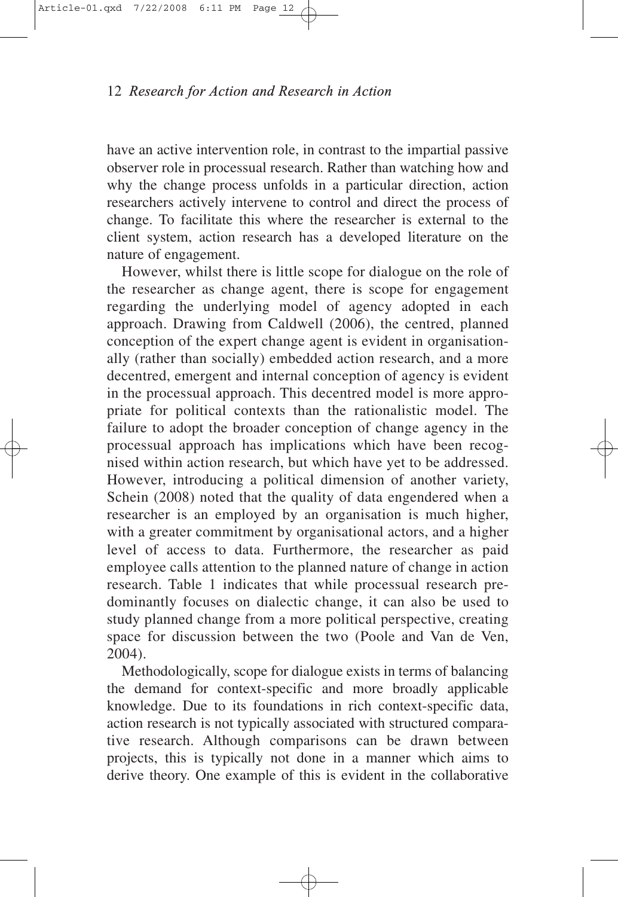have an active intervention role, in contrast to the impartial passive observer role in processual research. Rather than watching how and why the change process unfolds in a particular direction, action researchers actively intervene to control and direct the process of change. To facilitate this where the researcher is external to the client system, action research has a developed literature on the nature of engagement.

However, whilst there is little scope for dialogue on the role of the researcher as change agent, there is scope for engagement regarding the underlying model of agency adopted in each approach. Drawing from Caldwell (2006), the centred, planned conception of the expert change agent is evident in organisationally (rather than socially) embedded action research, and a more decentred, emergent and internal conception of agency is evident in the processual approach. This decentred model is more appropriate for political contexts than the rationalistic model. The failure to adopt the broader conception of change agency in the processual approach has implications which have been recognised within action research, but which have yet to be addressed. However, introducing a political dimension of another variety, Schein (2008) noted that the quality of data engendered when a researcher is an employed by an organisation is much higher, with a greater commitment by organisational actors, and a higher level of access to data. Furthermore, the researcher as paid employee calls attention to the planned nature of change in action research. Table 1 indicates that while processual research predominantly focuses on dialectic change, it can also be used to study planned change from a more political perspective, creating space for discussion between the two (Poole and Van de Ven, 2004).

Methodologically, scope for dialogue exists in terms of balancing the demand for context-specific and more broadly applicable knowledge. Due to its foundations in rich context-specific data, action research is not typically associated with structured comparative research. Although comparisons can be drawn between projects, this is typically not done in a manner which aims to derive theory. One example of this is evident in the collaborative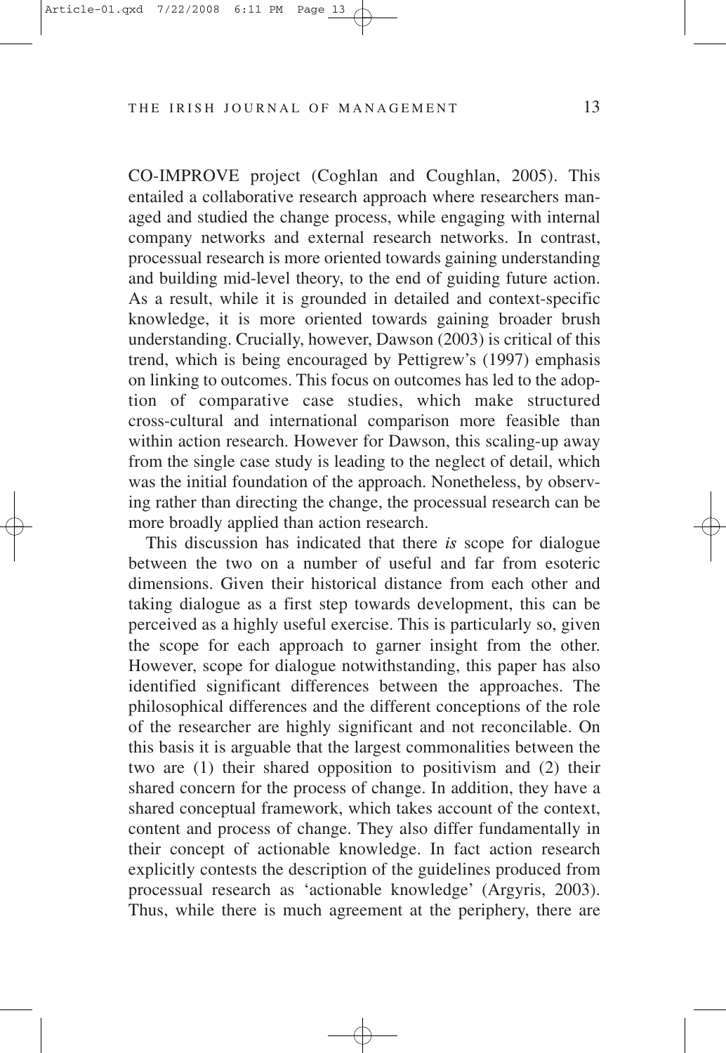CO-IMPROVE project (Coghlan and Coughlan, 2005). This entailed a collaborative research approach where researchers managed and studied the change process, while engaging with internal company networks and external research networks. In contrast, processual research is more oriented towards gaining understanding and building mid-level theory, to the end of guiding future action. As a result, while it is grounded in detailed and context-specific knowledge, it is more oriented towards gaining broader brush understanding. Crucially, however, Dawson (2003) is critical of this trend, which is being encouraged by Pettigrew's (1997) emphasis on linking to outcomes. This focus on outcomes has led to the adoption of comparative case studies, which make structured cross-cultural and international comparison more feasible than within action research. However for Dawson, this scaling-up away from the single case study is leading to the neglect of detail, which was the initial foundation of the approach. Nonetheless, by observing rather than directing the change, the processual research can be more broadly applied than action research.

This discussion has indicated that there *is* scope for dialogue between the two on a number of useful and far from esoteric dimensions. Given their historical distance from each other and taking dialogue as a first step towards development, this can be perceived as a highly useful exercise. This is particularly so, given the scope for each approach to garner insight from the other. However, scope for dialogue notwithstanding, this paper has also identified significant differences between the approaches. The philosophical differences and the different conceptions of the role of the researcher are highly significant and not reconcilable. On this basis it is arguable that the largest commonalities between the two are (1) their shared opposition to positivism and (2) their shared concern for the process of change. In addition, they have a shared conceptual framework, which takes account of the context, content and process of change. They also differ fundamentally in their concept of actionable knowledge. In fact action research explicitly contests the description of the guidelines produced from processual research as 'actionable knowledge' (Argyris, 2003). Thus, while there is much agreement at the periphery, there are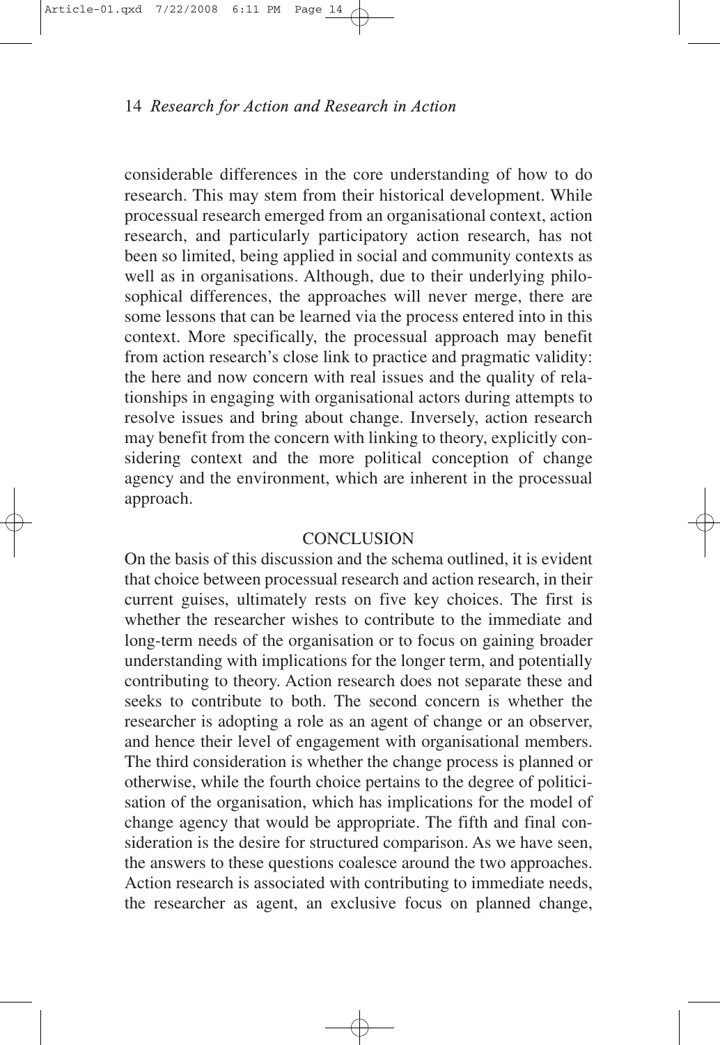considerable differences in the core understanding of how to do research. This may stem from their historical development. While processual research emerged from an organisational context, action research, and particularly participatory action research, has not been so limited, being applied in social and community contexts as well as in organisations. Although, due to their underlying philosophical differences, the approaches will never merge, there are some lessons that can be learned via the process entered into in this context. More specifically, the processual approach may benefit from action research's close link to practice and pragmatic validity: the here and now concern with real issues and the quality of relationships in engaging with organisational actors during attempts to resolve issues and bring about change. Inversely, action research may benefit from the concern with linking to theory, explicitly considering context and the more political conception of change agency and the environment, which are inherent in the processual approach.

## CONCLUSION

On the basis of this discussion and the schema outlined, it is evident that choice between processual research and action research, in their current guises, ultimately rests on five key choices. The first is whether the researcher wishes to contribute to the immediate and long-term needs of the organisation or to focus on gaining broader understanding with implications for the longer term, and potentially contributing to theory. Action research does not separate these and seeks to contribute to both. The second concern is whether the researcher is adopting a role as an agent of change or an observer, and hence their level of engagement with organisational members. The third consideration is whether the change process is planned or otherwise, while the fourth choice pertains to the degree of politicisation of the organisation, which has implications for the model of change agency that would be appropriate. The fifth and final consideration is the desire for structured comparison. As we have seen, the answers to these questions coalesce around the two approaches. Action research is associated with contributing to immediate needs, the researcher as agent, an exclusive focus on planned change,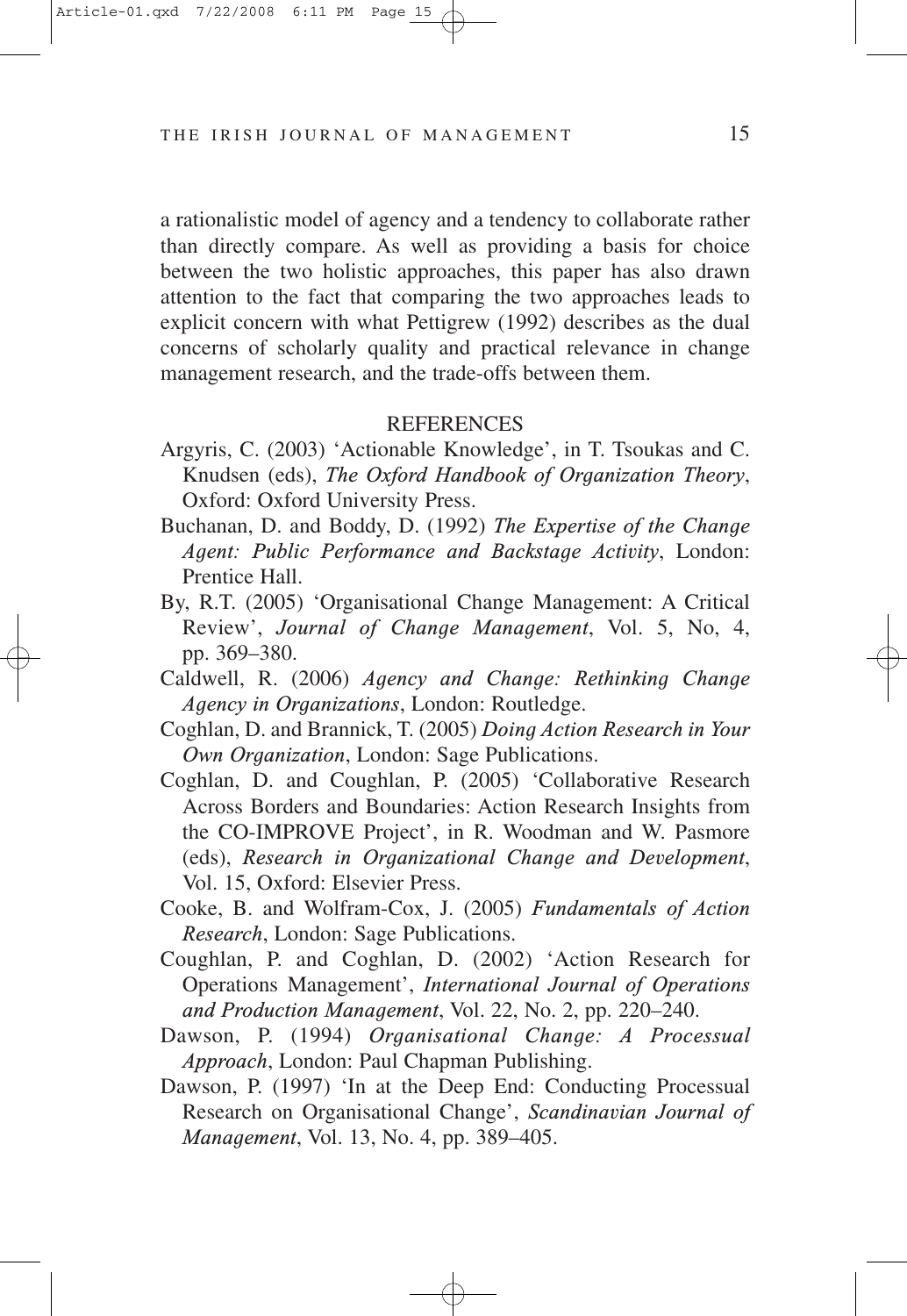a rationalistic model of agency and a tendency to collaborate rather than directly compare. As well as providing a basis for choice between the two holistic approaches, this paper has also drawn attention to the fact that comparing the two approaches leads to explicit concern with what Pettigrew (1992) describes as the dual concerns of scholarly quality and practical relevance in change management research, and the trade-offs between them.

## REFERENCES

Argyris, C. (2003) 'Actionable Knowledge', in T. Tsoukas and C. Knudsen (eds), *The Oxford Handbook of Organization Theory*, Oxford: Oxford University Press.

Buchanan, D. and Boddy, D. (1992) *The Expertise of the Change Agent: Public Performance and Backstage Activity*, London: Prentice Hall.

By, R.T. (2005) 'Organisational Change Management: A Critical Review', *Journal of Change Management*, Vol. 5, No, 4, pp. 369–380.

Caldwell, R. (2006) *Agency and Change: Rethinking Change Agency in Organizations*, London: Routledge.

Coghlan, D. and Brannick, T. (2005) *Doing Action Research in Your Own Organization*, London: Sage Publications.

Coghlan, D. and Coughlan, P. (2005) 'Collaborative Research Across Borders and Boundaries: Action Research Insights from the CO-IMPROVE Project', in R. Woodman and W. Pasmore (eds), *Research in Organizational Change and Development*, Vol. 15, Oxford: Elsevier Press.

Cooke, B. and Wolfram-Cox, J. (2005) *Fundamentals of Action Research*, London: Sage Publications.

Coughlan, P. and Coghlan, D. (2002) 'Action Research for Operations Management', *International Journal of Operations and Production Management*, Vol. 22, No. 2, pp. 220–240.

Dawson, P. (1994) *Organisational Change: A Processual Approach*, London: Paul Chapman Publishing.

Dawson, P. (1997) 'In at the Deep End: Conducting Processual Research on Organisational Change', *Scandinavian Journal of Management*, Vol. 13, No. 4, pp. 389–405.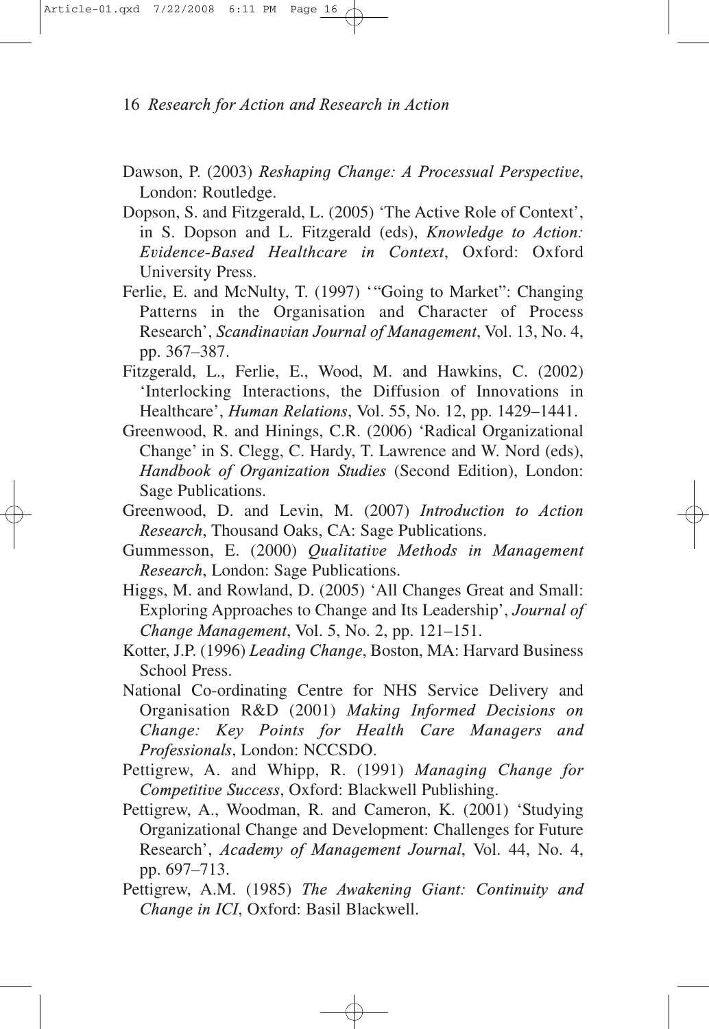Dawson, P. (2003) *Reshaping Change: A Processual Perspective*, London: Routledge.

Dopson, S. and Fitzgerald, L. (2005) 'The Active Role of Context', in S. Dopson and L. Fitzgerald (eds), *Knowledge to Action: Evidence-Based Healthcare in Context*, Oxford: Oxford University Press.

Ferlie, E. and McNulty, T. (1997) '"Going to Market": Changing Patterns in the Organisation and Character of Process Research', *Scandinavian Journal of Management*, Vol. 13, No. 4, pp. 367–387.

Fitzgerald, L., Ferlie, E., Wood, M. and Hawkins, C. (2002) 'Interlocking Interactions, the Diffusion of Innovations in Healthcare', *Human Relations*, Vol. 55, No. 12, pp. 1429–1441.

Greenwood, R. and Hinings, C.R. (2006) 'Radical Organizational Change' in S. Clegg, C. Hardy, T. Lawrence and W. Nord (eds), *Handbook of Organization Studies* (Second Edition), London: Sage Publications.

Greenwood, D. and Levin, M. (2007) *Introduction to Action Research*, Thousand Oaks, CA: Sage Publications.

Gummesson, E. (2000) *Qualitative Methods in Management Research*, London: Sage Publications.

Higgs, M. and Rowland, D. (2005) 'All Changes Great and Small: Exploring Approaches to Change and Its Leadership', *Journal of Change Management*, Vol. 5, No. 2, pp. 121–151.

Kotter, J.P. (1996) *Leading Change*, Boston, MA: Harvard Business School Press.

National Co-ordinating Centre for NHS Service Delivery and Organisation R&D (2001) *Making Informed Decisions on Change: Key Points for Health Care Managers and Professionals*, London: NCCSDO.

Pettigrew, A. and Whipp, R. (1991) *Managing Change for Competitive Success*, Oxford: Blackwell Publishing.

Pettigrew, A., Woodman, R. and Cameron, K. (2001) 'Studying Organizational Change and Development: Challenges for Future Research', *Academy of Management Journal*, Vol. 44, No. 4, pp. 697–713.

Pettigrew, A.M. (1985) *The Awakening Giant: Continuity and Change in ICI*, Oxford: Basil Blackwell.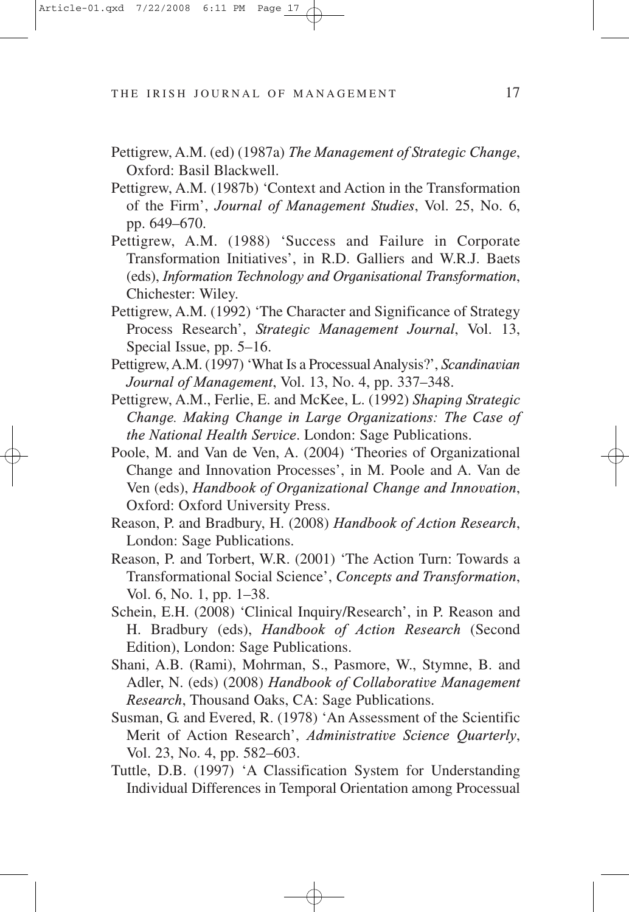Pettigrew, A.M. (ed) (1987a) *The Management of Strategic Change*, Oxford: Basil Blackwell.

Pettigrew, A.M. (1987b) 'Context and Action in the Transformation of the Firm', *Journal of Management Studies*, Vol. 25, No. 6, pp. 649–670.

Pettigrew, A.M. (1988) 'Success and Failure in Corporate Transformation Initiatives', in R.D. Galliers and W.R.J. Baets (eds), *Information Technology and Organisational Transformation*, Chichester: Wiley.

Pettigrew, A.M. (1992) 'The Character and Significance of Strategy Process Research', *Strategic Management Journal*, Vol. 13, Special Issue, pp. 5–16.

Pettigrew, A.M. (1997) 'What Is a Processual Analysis?', *Scandinavian Journal of Management*, Vol. 13, No. 4, pp. 337–348.

Pettigrew, A.M., Ferlie, E. and McKee, L. (1992) *Shaping Strategic Change. Making Change in Large Organizations: The Case of the National Health Service*. London: Sage Publications.

Poole, M. and Van de Ven, A. (2004) 'Theories of Organizational Change and Innovation Processes', in M. Poole and A. Van de Ven (eds), *Handbook of Organizational Change and Innovation*, Oxford: Oxford University Press.

Reason, P. and Bradbury, H. (2008) *Handbook of Action Research*, London: Sage Publications.

Reason, P. and Torbert, W.R. (2001) 'The Action Turn: Towards a Transformational Social Science', *Concepts and Transformation*, Vol. 6, No. 1, pp. 1–38.

Schein, E.H. (2008) 'Clinical Inquiry/Research', in P. Reason and H. Bradbury (eds), *Handbook of Action Research* (Second Edition), London: Sage Publications.

Shani, A.B. (Rami), Mohrman, S., Pasmore, W., Stymne, B. and Adler, N. (eds) (2008) *Handbook of Collaborative Management Research*, Thousand Oaks, CA: Sage Publications.

Susman, G. and Evered, R. (1978) 'An Assessment of the Scientific Merit of Action Research', *Administrative Science Quarterly*, Vol. 23, No. 4, pp. 582–603.

Tuttle, D.B. (1997) 'A Classification System for Understanding Individual Differences in Temporal Orientation among Processual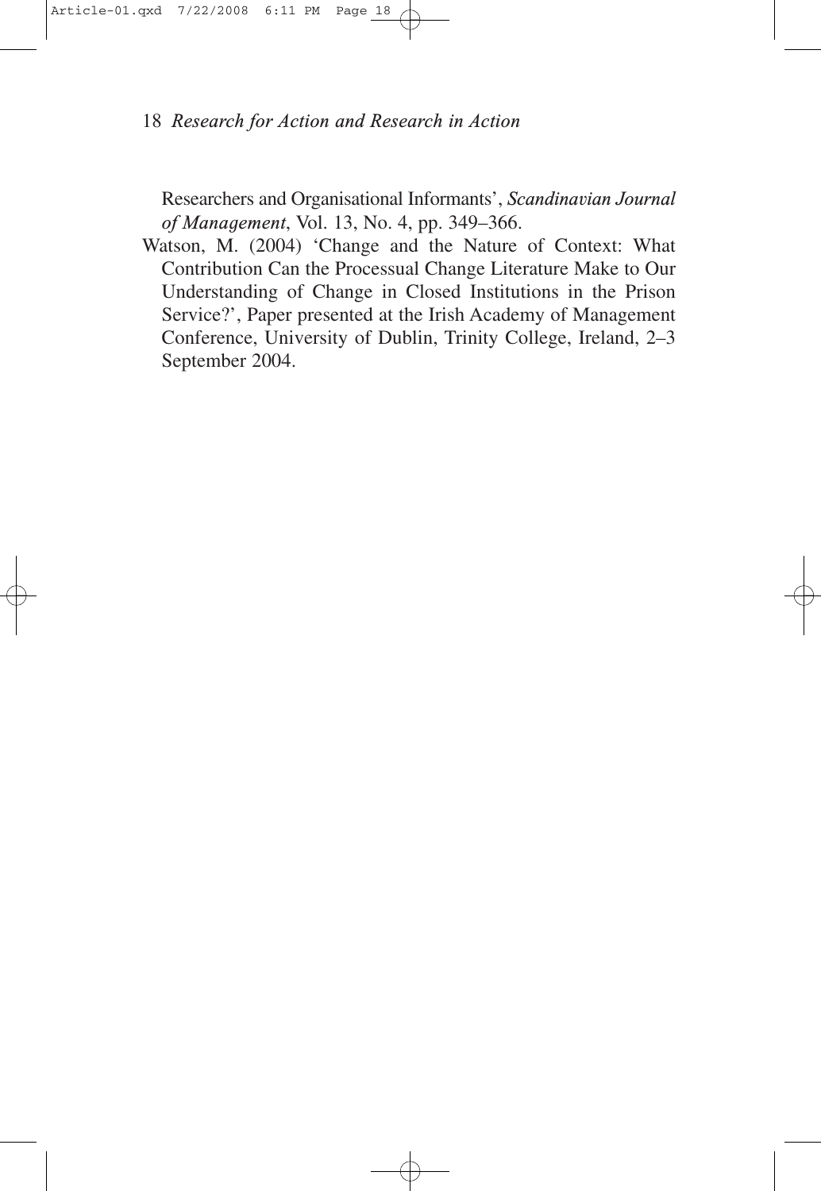Researchers and Organisational Informants', *Scandinavian Journal of Management*, Vol. 13, No. 4, pp. 349–366.

Watson, M. (2004) 'Change and the Nature of Context: What Contribution Can the Processual Change Literature Make to Our Understanding of Change in Closed Institutions in the Prison Service?', Paper presented at the Irish Academy of Management Conference, University of Dublin, Trinity College, Ireland, 2–3 September 2004.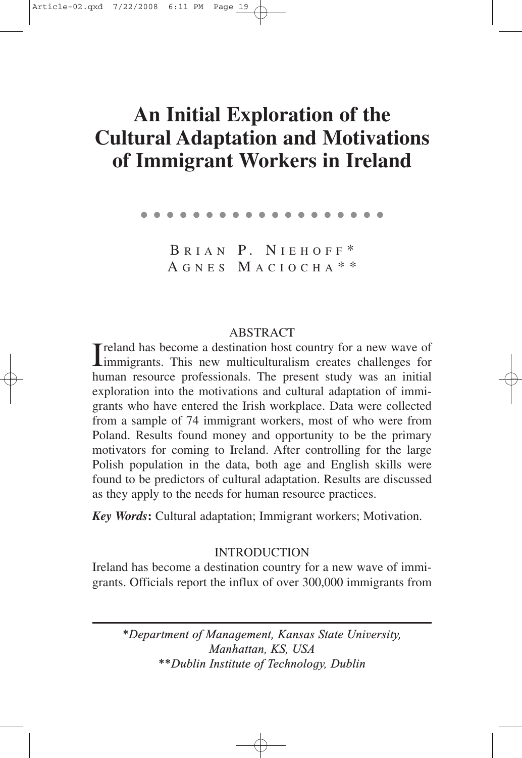# An Initial Exploration of the Cultural Adaptation and Motivations of Immigrant Workers in Ireland

BRIAN P. NIEHOFF*
AGNES MACIOCHA**

## ABSTRACT

Ireland has become a destination host country for a new wave of immigrants. This new multiculturalism creates challenges for human resource professionals. The present study was an initial exploration into the motivations and cultural adaptation of immigrants who have entered the Irish workplace. Data were collected from a sample of 74 immigrant workers, most of who were from Poland. Results found money and opportunity to be the primary motivators for coming to Ireland. After controlling for the large Polish population in the data, both age and English skills were found to be predictors of cultural adaptation. Results are discussed as they apply to the needs for human resource practices.

***Key Words*:** Cultural adaptation; Immigrant workers; Motivation.

## INTRODUCTION

Ireland has become a destination country for a new wave of immigrants. Officials report the influx of over 300,000 immigrants from

---

**Department of Management, Kansas State University, Manhattan, KS, USA*
***Dublin Institute of Technology, Dublin*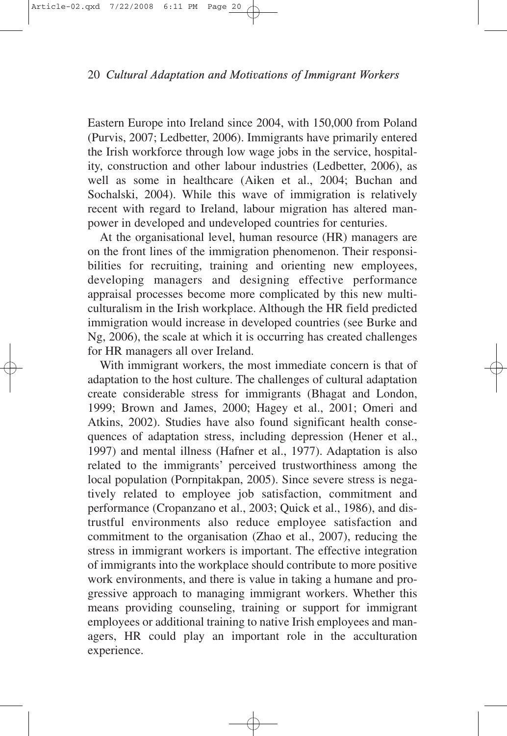Eastern Europe into Ireland since 2004, with 150,000 from Poland (Purvis, 2007; Ledbetter, 2006). Immigrants have primarily entered the Irish workforce through low wage jobs in the service, hospitality, construction and other labour industries (Ledbetter, 2006), as well as some in healthcare (Aiken et al., 2004; Buchan and Sochalski, 2004). While this wave of immigration is relatively recent with regard to Ireland, labour migration has altered manpower in developed and undeveloped countries for centuries.

At the organisational level, human resource (HR) managers are on the front lines of the immigration phenomenon. Their responsibilities for recruiting, training and orienting new employees, developing managers and designing effective performance appraisal processes become more complicated by this new multiculturalism in the Irish workplace. Although the HR field predicted immigration would increase in developed countries (see Burke and Ng, 2006), the scale at which it is occurring has created challenges for HR managers all over Ireland.

With immigrant workers, the most immediate concern is that of adaptation to the host culture. The challenges of cultural adaptation create considerable stress for immigrants (Bhagat and London, 1999; Brown and James, 2000; Hagey et al., 2001; Omeri and Atkins, 2002). Studies have also found significant health consequences of adaptation stress, including depression (Hener et al., 1997) and mental illness (Hafner et al., 1977). Adaptation is also related to the immigrants' perceived trustworthiness among the local population (Pornpitakpan, 2005). Since severe stress is negatively related to employee job satisfaction, commitment and performance (Cropanzano et al., 2003; Quick et al., 1986), and distrustful environments also reduce employee satisfaction and commitment to the organisation (Zhao et al., 2007), reducing the stress in immigrant workers is important. The effective integration of immigrants into the workplace should contribute to more positive work environments, and there is value in taking a humane and progressive approach to managing immigrant workers. Whether this means providing counseling, training or support for immigrant employees or additional training to native Irish employees and managers, HR could play an important role in the acculturation experience.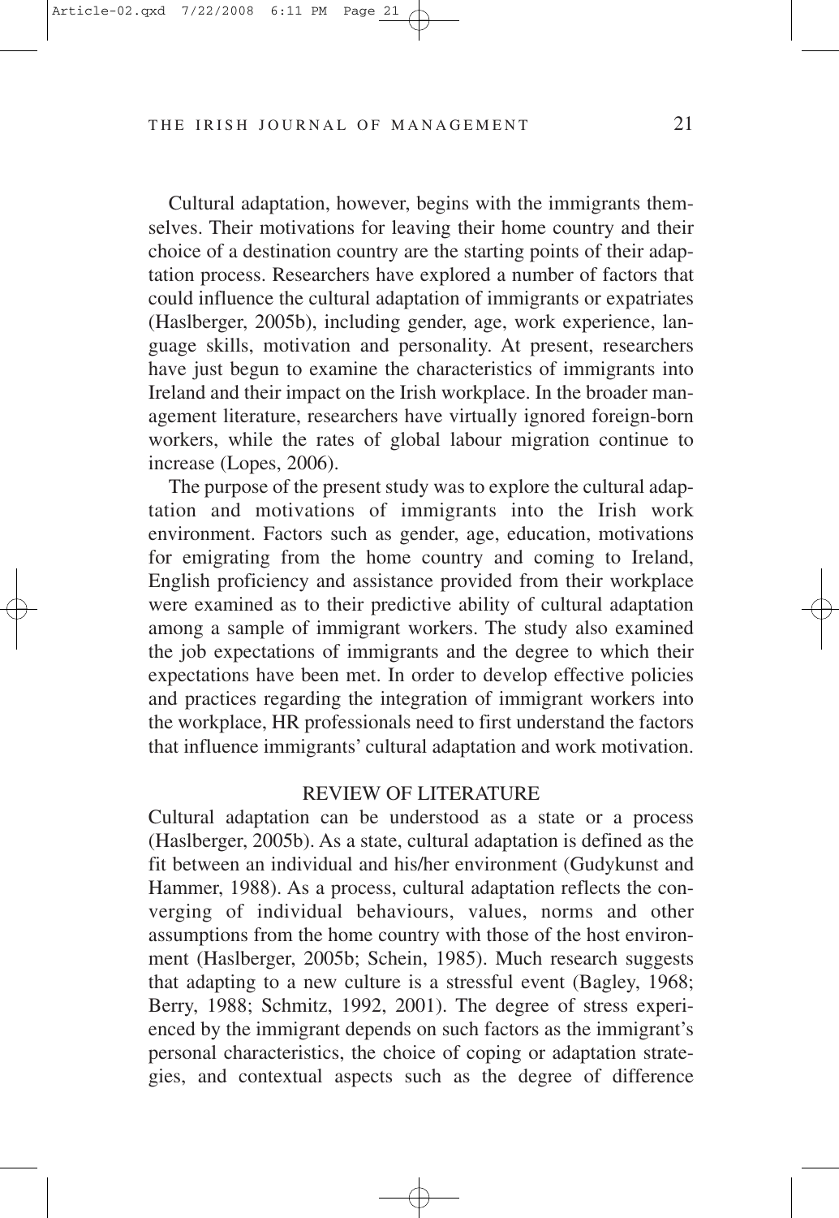Cultural adaptation, however, begins with the immigrants themselves. Their motivations for leaving their home country and their choice of a destination country are the starting points of their adaptation process. Researchers have explored a number of factors that could influence the cultural adaptation of immigrants or expatriates (Haslberger, 2005b), including gender, age, work experience, language skills, motivation and personality. At present, researchers have just begun to examine the characteristics of immigrants into Ireland and their impact on the Irish workplace. In the broader management literature, researchers have virtually ignored foreign-born workers, while the rates of global labour migration continue to increase (Lopes, 2006).

The purpose of the present study was to explore the cultural adaptation and motivations of immigrants into the Irish work environment. Factors such as gender, age, education, motivations for emigrating from the home country and coming to Ireland, English proficiency and assistance provided from their workplace were examined as to their predictive ability of cultural adaptation among a sample of immigrant workers. The study also examined the job expectations of immigrants and the degree to which their expectations have been met. In order to develop effective policies and practices regarding the integration of immigrant workers into the workplace, HR professionals need to first understand the factors that influence immigrants' cultural adaptation and work motivation.

## REVIEW OF LITERATURE

Cultural adaptation can be understood as a state or a process (Haslberger, 2005b). As a state, cultural adaptation is defined as the fit between an individual and his/her environment (Gudykunst and Hammer, 1988). As a process, cultural adaptation reflects the converging of individual behaviours, values, norms and other assumptions from the home country with those of the host environment (Haslberger, 2005b; Schein, 1985). Much research suggests that adapting to a new culture is a stressful event (Bagley, 1968; Berry, 1988; Schmitz, 1992, 2001). The degree of stress experienced by the immigrant depends on such factors as the immigrant's personal characteristics, the choice of coping or adaptation strategies, and contextual aspects such as the degree of difference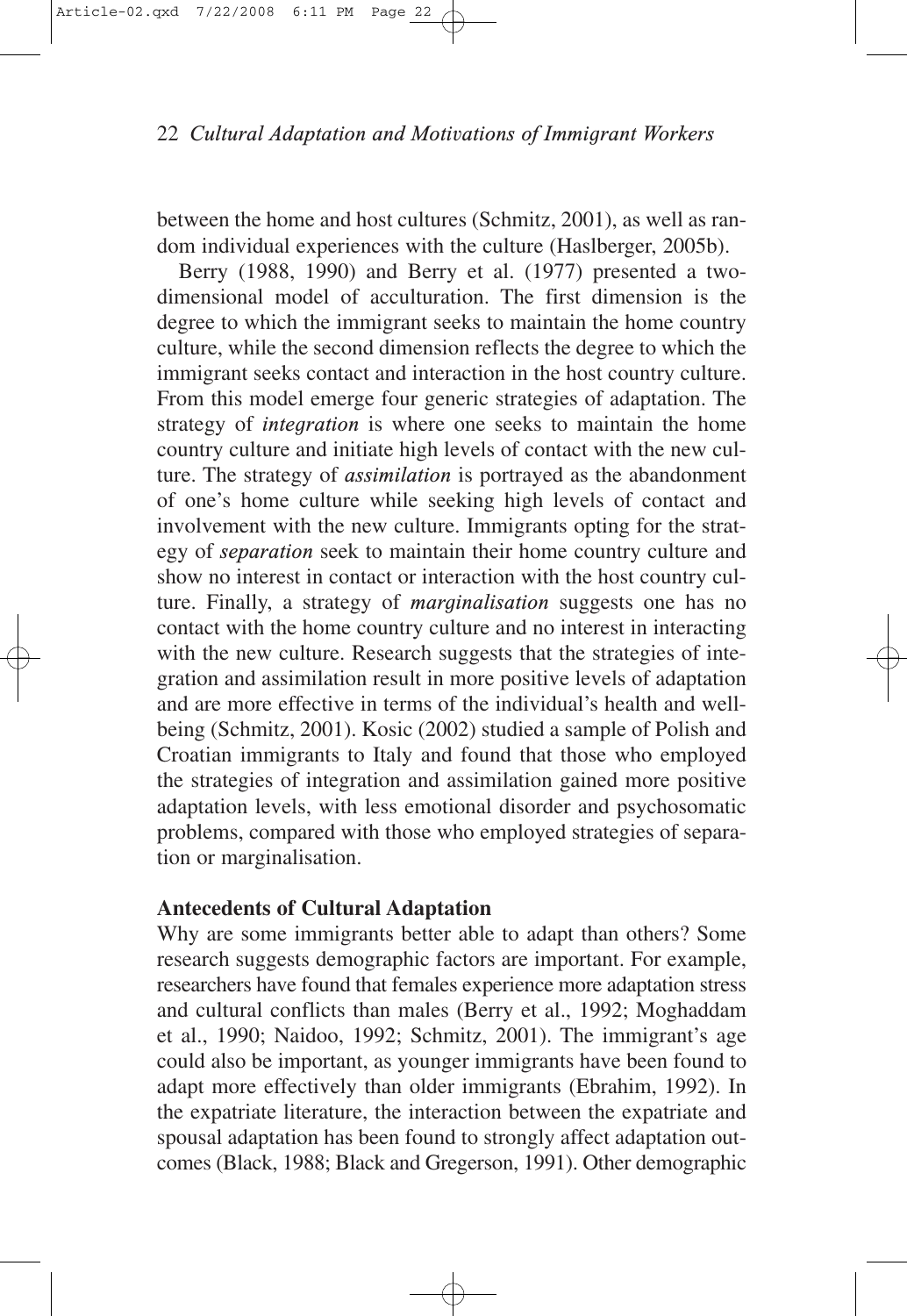between the home and host cultures (Schmitz, 2001), as well as random individual experiences with the culture (Haslberger, 2005b).

Berry (1988, 1990) and Berry et al. (1977) presented a two-dimensional model of acculturation. The first dimension is the degree to which the immigrant seeks to maintain the home country culture, while the second dimension reflects the degree to which the immigrant seeks contact and interaction in the host country culture. From this model emerge four generic strategies of adaptation. The strategy of ***integration*** is where one seeks to maintain the home country culture and initiate high levels of contact with the new culture. The strategy of ***assimilation*** is portrayed as the abandonment of one's home culture while seeking high levels of contact and involvement with the new culture. Immigrants opting for the strategy of ***separation*** seek to maintain their home country culture and show no interest in contact or interaction with the host country culture. Finally, a strategy of ***marginalisation*** suggests one has no contact with the home country culture and no interest in interacting with the new culture. Research suggests that the strategies of integration and assimilation result in more positive levels of adaptation and are more effective in terms of the individual's health and wellbeing (Schmitz, 2001). Kosic (2002) studied a sample of Polish and Croatian immigrants to Italy and found that those who employed the strategies of integration and assimilation gained more positive adaptation levels, with less emotional disorder and psychosomatic problems, compared with those who employed strategies of separation or marginalisation.

### Antecedents of Cultural Adaptation

Why are some immigrants better able to adapt than others? Some research suggests demographic factors are important. For example, researchers have found that females experience more adaptation stress and cultural conflicts than males (Berry et al., 1992; Moghaddam et al., 1990; Naidoo, 1992; Schmitz, 2001). The immigrant's age could also be important, as younger immigrants have been found to adapt more effectively than older immigrants (Ebrahim, 1992). In the expatriate literature, the interaction between the expatriate and spousal adaptation has been found to strongly affect adaptation outcomes (Black, 1988; Black and Gregerson, 1991). Other demographic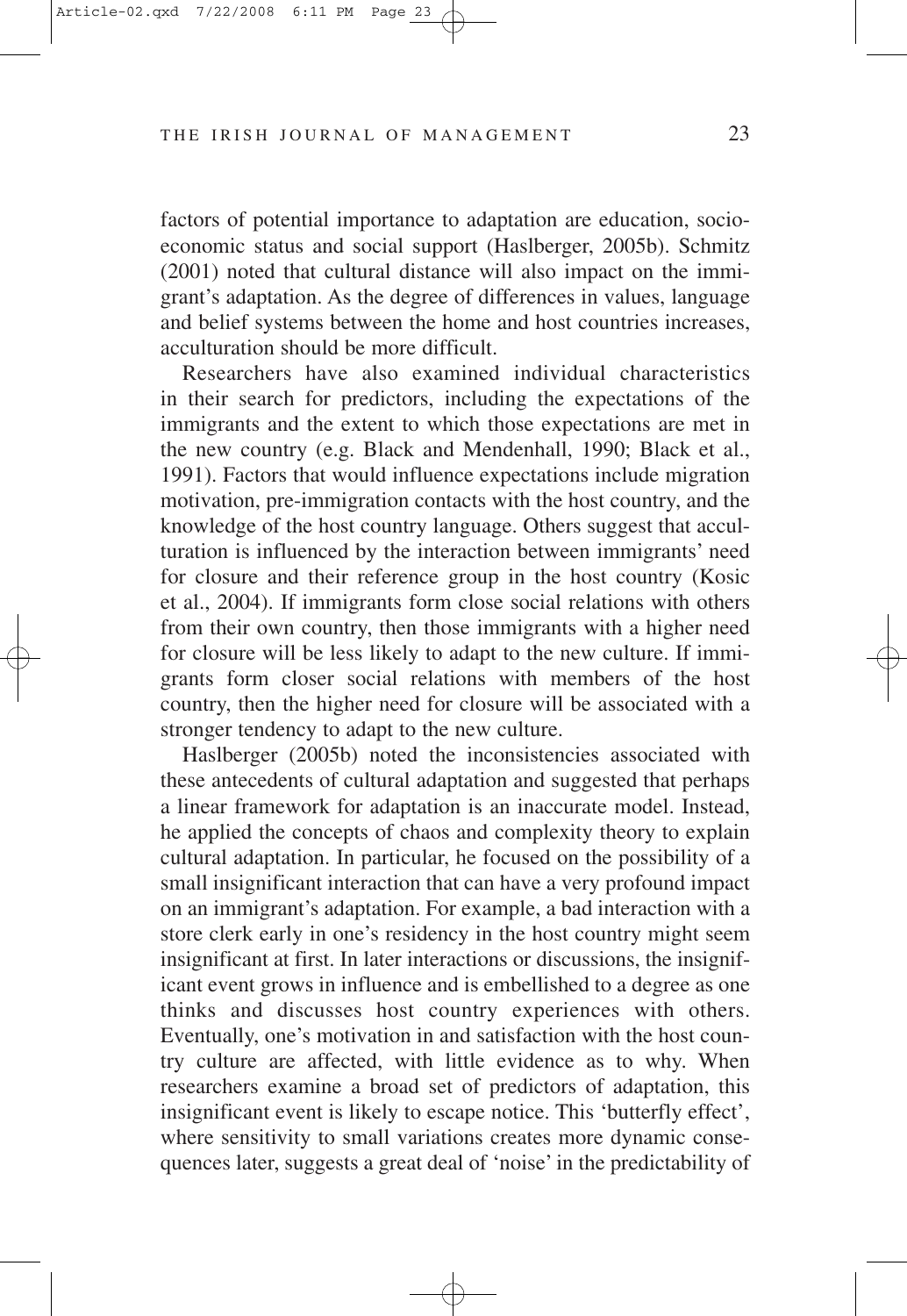factors of potential importance to adaptation are education, socio-economic status and social support (Haslberger, 2005b). Schmitz (2001) noted that cultural distance will also impact on the immigrant's adaptation. As the degree of differences in values, language and belief systems between the home and host countries increases, acculturation should be more difficult.

Researchers have also examined individual characteristics in their search for predictors, including the expectations of the immigrants and the extent to which those expectations are met in the new country (e.g. Black and Mendenhall, 1990; Black et al., 1991). Factors that would influence expectations include migration motivation, pre-immigration contacts with the host country, and the knowledge of the host country language. Others suggest that acculturation is influenced by the interaction between immigrants' need for closure and their reference group in the host country (Kosic et al., 2004). If immigrants form close social relations with others from their own country, then those immigrants with a higher need for closure will be less likely to adapt to the new culture. If immigrants form closer social relations with members of the host country, then the higher need for closure will be associated with a stronger tendency to adapt to the new culture.

Haslberger (2005b) noted the inconsistencies associated with these antecedents of cultural adaptation and suggested that perhaps a linear framework for adaptation is an inaccurate model. Instead, he applied the concepts of chaos and complexity theory to explain cultural adaptation. In particular, he focused on the possibility of a small insignificant interaction that can have a very profound impact on an immigrant's adaptation. For example, a bad interaction with a store clerk early in one's residency in the host country might seem insignificant at first. In later interactions or discussions, the insignificant event grows in influence and is embellished to a degree as one thinks and discusses host country experiences with others. Eventually, one's motivation in and satisfaction with the host country culture are affected, with little evidence as to why. When researchers examine a broad set of predictors of adaptation, this insignificant event is likely to escape notice. This 'butterfly effect', where sensitivity to small variations creates more dynamic consequences later, suggests a great deal of 'noise' in the predictability of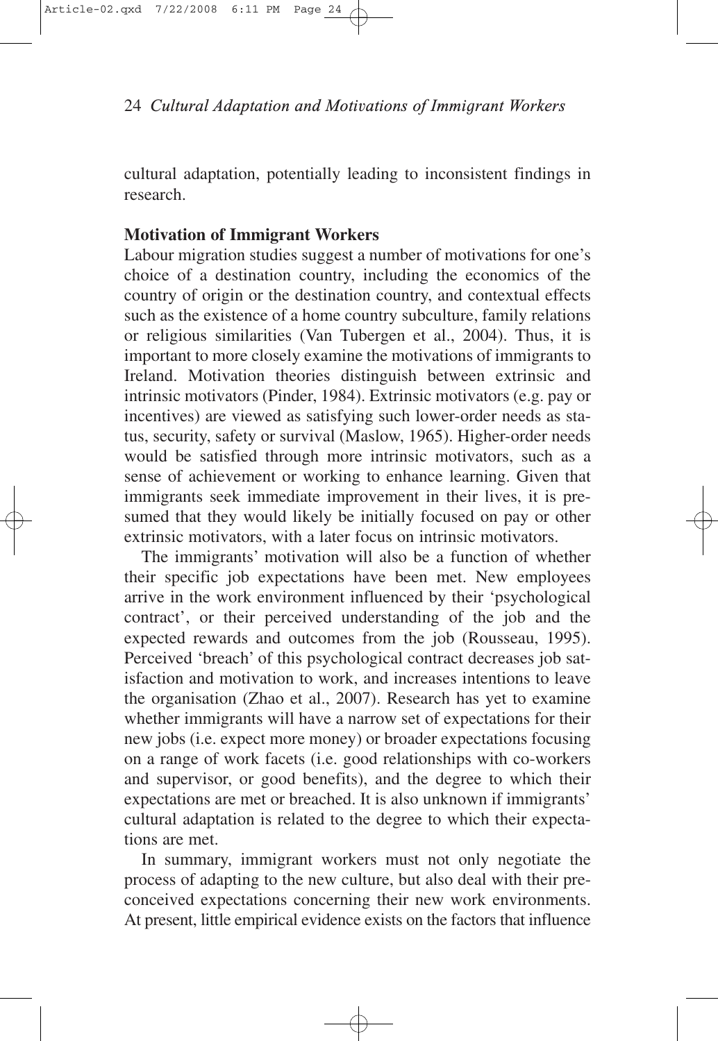cultural adaptation, potentially leading to inconsistent findings in research.

### Motivation of Immigrant Workers

Labour migration studies suggest a number of motivations for one's choice of a destination country, including the economics of the country of origin or the destination country, and contextual effects such as the existence of a home country subculture, family relations or religious similarities (Van Tubergen et al., 2004). Thus, it is important to more closely examine the motivations of immigrants to Ireland. Motivation theories distinguish between extrinsic and intrinsic motivators (Pinder, 1984). Extrinsic motivators (e.g. pay or incentives) are viewed as satisfying such lower-order needs as status, security, safety or survival (Maslow, 1965). Higher-order needs would be satisfied through more intrinsic motivators, such as a sense of achievement or working to enhance learning. Given that immigrants seek immediate improvement in their lives, it is presumed that they would likely be initially focused on pay or other extrinsic motivators, with a later focus on intrinsic motivators.

The immigrants' motivation will also be a function of whether their specific job expectations have been met. New employees arrive in the work environment influenced by their 'psychological contract', or their perceived understanding of the job and the expected rewards and outcomes from the job (Rousseau, 1995). Perceived 'breach' of this psychological contract decreases job satisfaction and motivation to work, and increases intentions to leave the organisation (Zhao et al., 2007). Research has yet to examine whether immigrants will have a narrow set of expectations for their new jobs (i.e. expect more money) or broader expectations focusing on a range of work facets (i.e. good relationships with co-workers and supervisor, or good benefits), and the degree to which their expectations are met or breached. It is also unknown if immigrants' cultural adaptation is related to the degree to which their expectations are met.

In summary, immigrant workers must not only negotiate the process of adapting to the new culture, but also deal with their preconceived expectations concerning their new work environments. At present, little empirical evidence exists on the factors that influence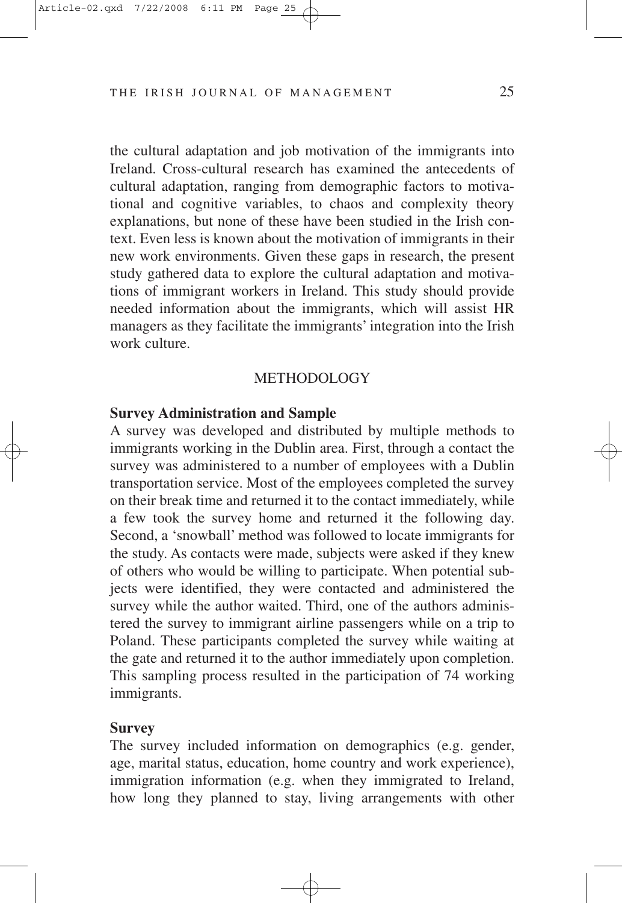the cultural adaptation and job motivation of the immigrants into Ireland. Cross-cultural research has examined the antecedents of cultural adaptation, ranging from demographic factors to motivational and cognitive variables, to chaos and complexity theory explanations, but none of these have been studied in the Irish context. Even less is known about the motivation of immigrants in their new work environments. Given these gaps in research, the present study gathered data to explore the cultural adaptation and motivations of immigrant workers in Ireland. This study should provide needed information about the immigrants, which will assist HR managers as they facilitate the immigrants' integration into the Irish work culture.

## METHODOLOGY

### Survey Administration and Sample

A survey was developed and distributed by multiple methods to immigrants working in the Dublin area. First, through a contact the survey was administered to a number of employees with a Dublin transportation service. Most of the employees completed the survey on their break time and returned it to the contact immediately, while a few took the survey home and returned it the following day. Second, a 'snowball' method was followed to locate immigrants for the study. As contacts were made, subjects were asked if they knew of others who would be willing to participate. When potential subjects were identified, they were contacted and administered the survey while the author waited. Third, one of the authors administered the survey to immigrant airline passengers while on a trip to Poland. These participants completed the survey while waiting at the gate and returned it to the author immediately upon completion. This sampling process resulted in the participation of 74 working immigrants.

### Survey

The survey included information on demographics (e.g. gender, age, marital status, education, home country and work experience), immigration information (e.g. when they immigrated to Ireland, how long they planned to stay, living arrangements with other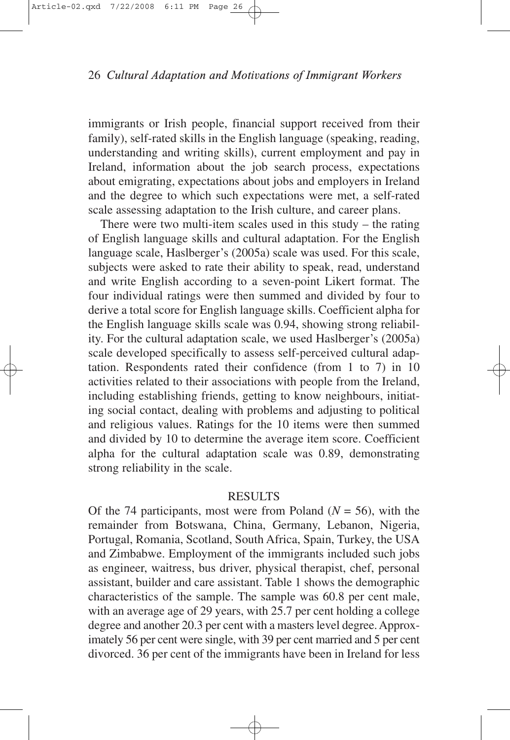immigrants or Irish people, financial support received from their family), self-rated skills in the English language (speaking, reading, understanding and writing skills), current employment and pay in Ireland, information about the job search process, expectations about emigrating, expectations about jobs and employers in Ireland and the degree to which such expectations were met, a self-rated scale assessing adaptation to the Irish culture, and career plans.

There were two multi-item scales used in this study – the rating of English language skills and cultural adaptation. For the English language scale, Haslberger's (2005a) scale was used. For this scale, subjects were asked to rate their ability to speak, read, understand and write English according to a seven-point Likert format. The four individual ratings were then summed and divided by four to derive a total score for English language skills. Coefficient alpha for the English language skills scale was 0.94, showing strong reliability. For the cultural adaptation scale, we used Haslberger's (2005a) scale developed specifically to assess self-perceived cultural adaptation. Respondents rated their confidence (from 1 to 7) in 10 activities related to their associations with people from the Ireland, including establishing friends, getting to know neighbours, initiating social contact, dealing with problems and adjusting to political and religious values. Ratings for the 10 items were then summed and divided by 10 to determine the average item score. Coefficient alpha for the cultural adaptation scale was 0.89, demonstrating strong reliability in the scale.

## RESULTS

Of the 74 participants, most were from Poland ($N = 56$), with the remainder from Botswana, China, Germany, Lebanon, Nigeria, Portugal, Romania, Scotland, South Africa, Spain, Turkey, the USA and Zimbabwe. Employment of the immigrants included such jobs as engineer, waitress, bus driver, physical therapist, chef, personal assistant, builder and care assistant. Table 1 shows the demographic characteristics of the sample. The sample was 60.8 per cent male, with an average age of 29 years, with 25.7 per cent holding a college degree and another 20.3 per cent with a masters level degree. Approximately 56 per cent were single, with 39 per cent married and 5 per cent divorced. 36 per cent of the immigrants have been in Ireland for less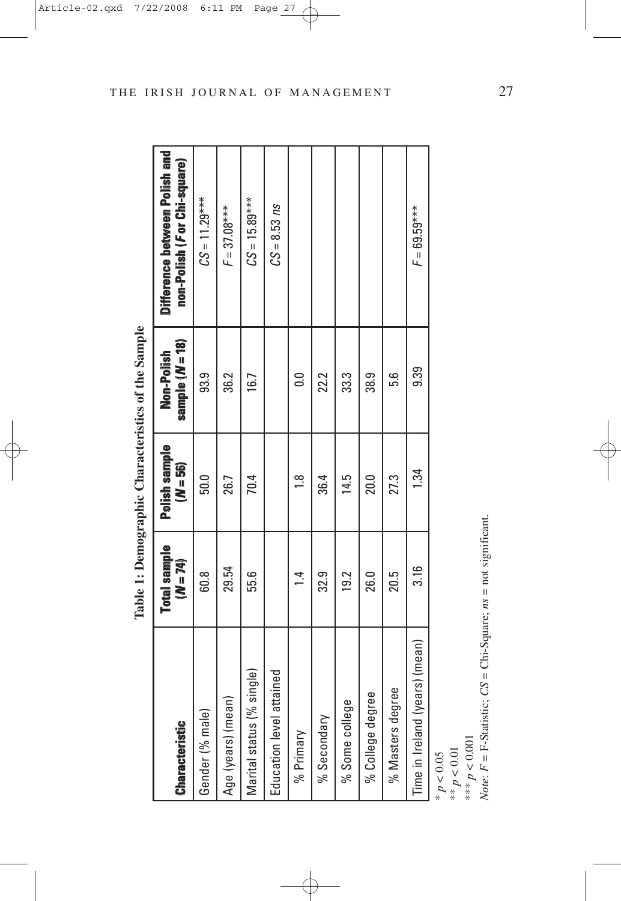**Table 1: Demographic Characteristics of the Sample**

| Characteristic | Total sample ($N = 74$) | Polish sample ($N = 56$) | Non-Polish sample ($N = 18$) | Difference between Polish and non-Polish ($F$ or Chi-square) |
|---|---|---|---|---|
| Gender (% male) | 60.8 | 50.0 | 93.9 | $CS = 11.29$*** |
| Age (years) (mean) | 29.54 | 26.7 | 36.2 | $F = 37.08$*** |
| Marital status (% single) | 55.6 | 70.4 | 16.7 | $CS = 15.89$*** |
| Education level attained | | | | $CS = 8.53$ *ns* |
| % Primary | 1.4 | 1.8 | 0.0 | |
| % Secondary | 32.9 | 36.4 | 22.2 | |
| % Some college | 19.2 | 14.5 | 33.3 | |
| % College degree | 26.0 | 20.0 | 38.9 | |
| % Masters degree | 20.5 | 27.3 | 5.6 | |
| Time in Ireland (years) (mean) | 3.16 | 1.34 | 9.39 | $F = 69.59$*** |

\* $p < 0.05$
\*\* $p < 0.01$
\*\*\* $p < 0.001$
*Note:* $F$ = F-Statistic; $CS$ = Chi-Square; *ns* = not significant.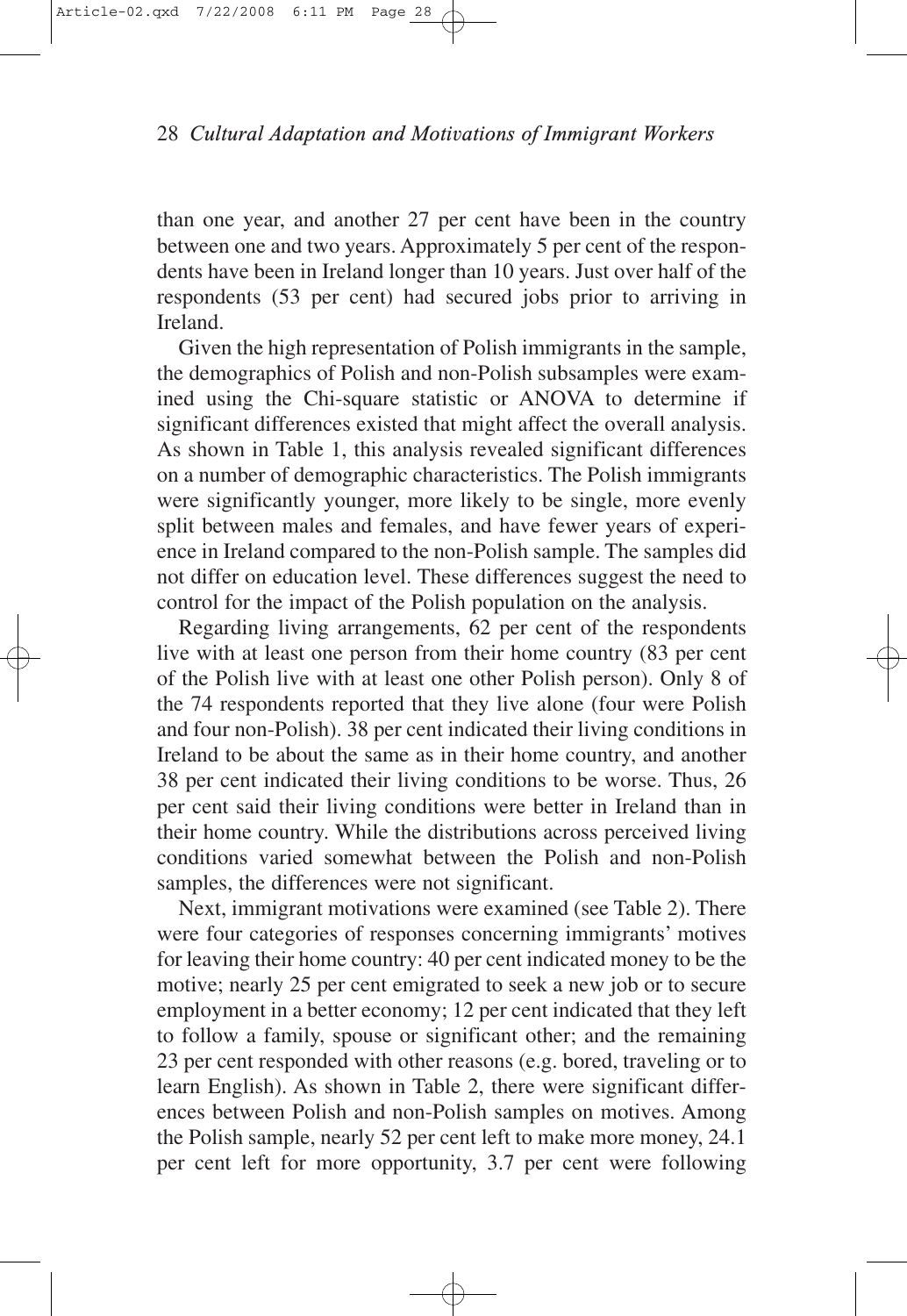than one year, and another 27 per cent have been in the country between one and two years. Approximately 5 per cent of the respondents have been in Ireland longer than 10 years. Just over half of the respondents (53 per cent) had secured jobs prior to arriving in Ireland.

Given the high representation of Polish immigrants in the sample, the demographics of Polish and non-Polish subsamples were examined using the Chi-square statistic or ANOVA to determine if significant differences existed that might affect the overall analysis. As shown in Table 1, this analysis revealed significant differences on a number of demographic characteristics. The Polish immigrants were significantly younger, more likely to be single, more evenly split between males and females, and have fewer years of experience in Ireland compared to the non-Polish sample. The samples did not differ on education level. These differences suggest the need to control for the impact of the Polish population on the analysis.

Regarding living arrangements, 62 per cent of the respondents live with at least one person from their home country (83 per cent of the Polish live with at least one other Polish person). Only 8 of the 74 respondents reported that they live alone (four were Polish and four non-Polish). 38 per cent indicated their living conditions in Ireland to be about the same as in their home country, and another 38 per cent indicated their living conditions to be worse. Thus, 26 per cent said their living conditions were better in Ireland than in their home country. While the distributions across perceived living conditions varied somewhat between the Polish and non-Polish samples, the differences were not significant.

Next, immigrant motivations were examined (see Table 2). There were four categories of responses concerning immigrants' motives for leaving their home country: 40 per cent indicated money to be the motive; nearly 25 per cent emigrated to seek a new job or to secure employment in a better economy; 12 per cent indicated that they left to follow a family, spouse or significant other; and the remaining 23 per cent responded with other reasons (e.g. bored, traveling or to learn English). As shown in Table 2, there were significant differences between Polish and non-Polish samples on motives. Among the Polish sample, nearly 52 per cent left to make more money, 24.1 per cent left for more opportunity, 3.7 per cent were following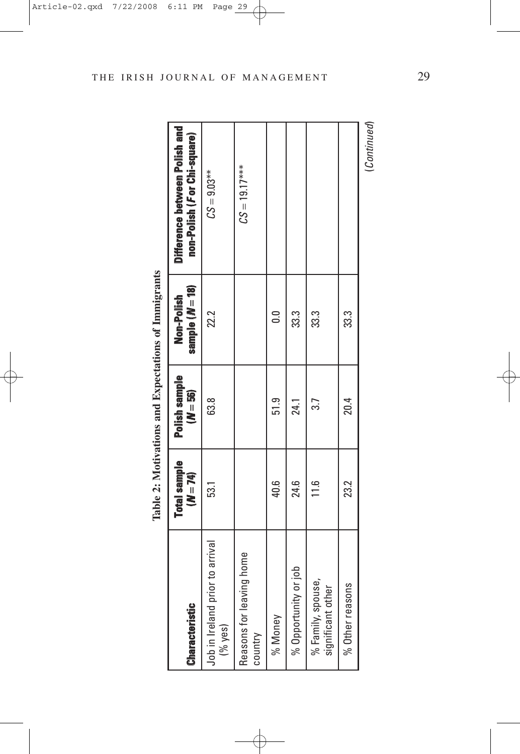**Table 2: Motivations and Expectations of Immigrants**

| Characteristic | Total sample ($N = 74$) | Polish sample ($N = 56$) | Non-Polish sample ($N = 18$) | Difference between Polish and non-Polish ($F$ or Chi-square) |
|---|---|---|---|---|
| Job in Ireland prior to arrival (% yes) | 53.1 | 63.8 | 22.2 | $CS = 9.03^{**}$ |
| Reasons for leaving home country | | | | $CS = 19.17^{***}$ |
| % Money | 40.6 | 51.9 | 0.0 | |
| % Opportunity or job | 24.6 | 24.1 | 33.3 | |
| % Family, spouse, significant other | 11.6 | 3.7 | 33.3 | |
| % Other reasons | 23.2 | 20.4 | 33.3 | |

(*Continued*)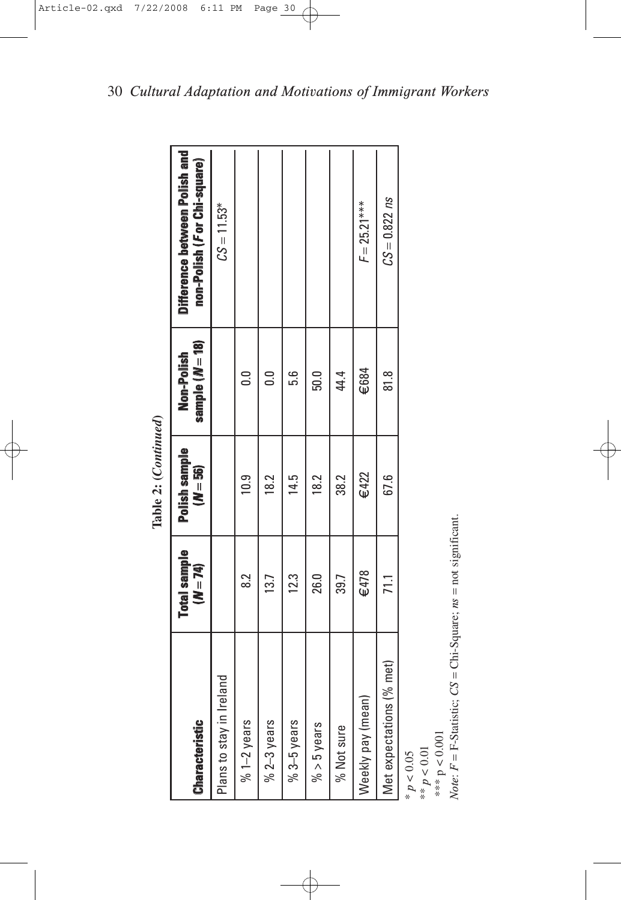**Table 2: (*Continued*)**

| Characteristic | Total sample ($N = 74$) | Polish sample ($N = 56$) | Non-Polish sample ($N = 18$) | Difference between Polish and non-Polish ($F$ or Chi-square) |
|---|---|---|---|---|
| Plans to stay in Ireland | | | | $CS = 11.53$* |
| % 1–2 years | 8.2 | 10.9 | 0.0 | |
| % 2–3 years | 13.7 | 18.2 | 0.0 | |
| % 3–5 years | 12.3 | 14.5 | 5.6 | |
| % > 5 years | 26.0 | 18.2 | 50.0 | |
| % Not sure | 39.7 | 38.2 | 44.4 | |
| Weekly pay (mean) | €478 | €422 | €684 | $F = 25.21$*** |
| Met expectations (% met) | 71.1 | 67.6 | 81.8 | $CS = 0.822$ *ns* |

\* $p < 0.05$
\*\* $p < 0.01$
\*\*\* $p < 0.001$
*Note*: $F$ = F-Statistic; $CS$ = Chi-Square; *ns* = not significant.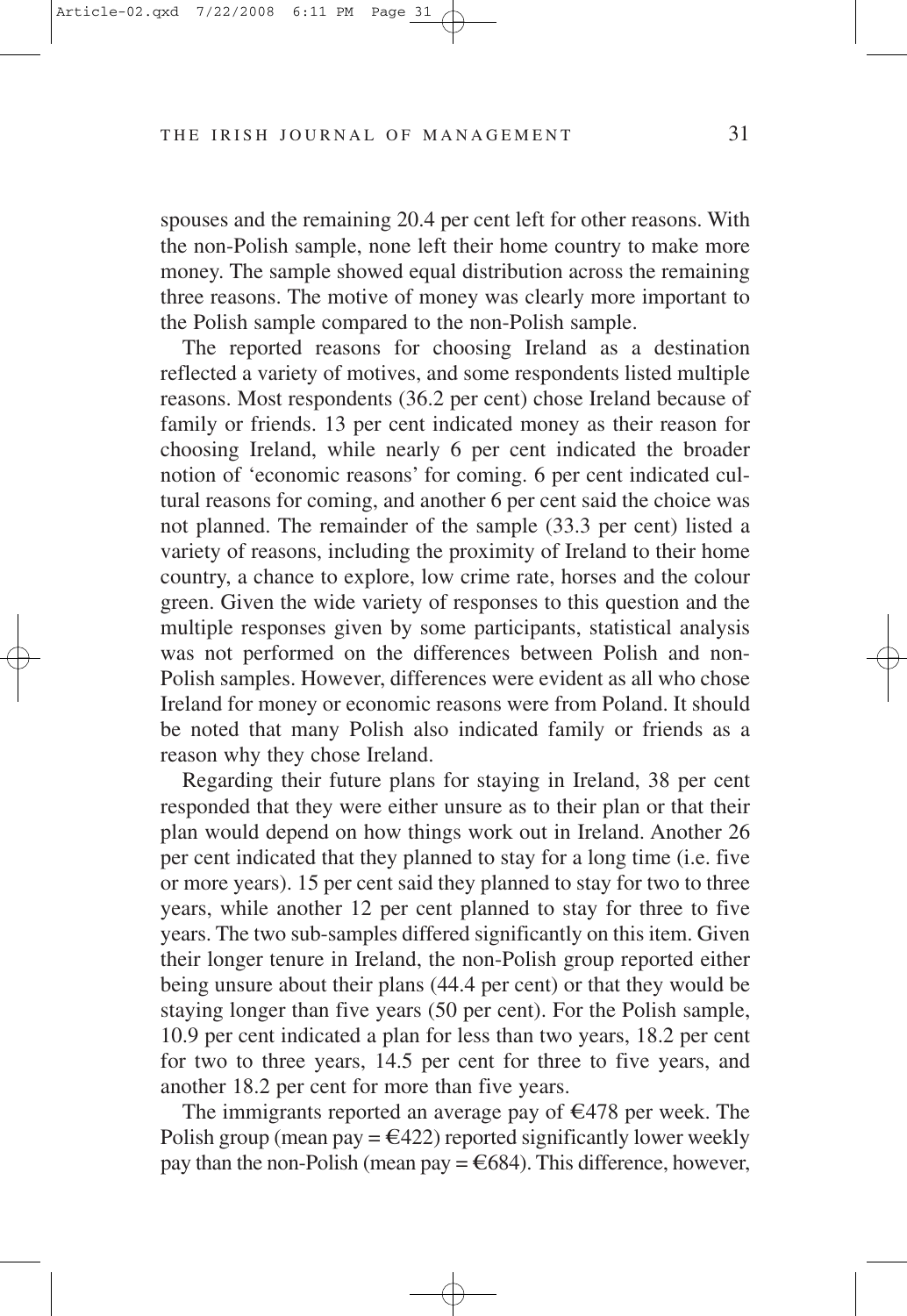spouses and the remaining 20.4 per cent left for other reasons. With the non-Polish sample, none left their home country to make more money. The sample showed equal distribution across the remaining three reasons. The motive of money was clearly more important to the Polish sample compared to the non-Polish sample.

The reported reasons for choosing Ireland as a destination reflected a variety of motives, and some respondents listed multiple reasons. Most respondents (36.2 per cent) chose Ireland because of family or friends. 13 per cent indicated money as their reason for choosing Ireland, while nearly 6 per cent indicated the broader notion of 'economic reasons' for coming. 6 per cent indicated cultural reasons for coming, and another 6 per cent said the choice was not planned. The remainder of the sample (33.3 per cent) listed a variety of reasons, including the proximity of Ireland to their home country, a chance to explore, low crime rate, horses and the colour green. Given the wide variety of responses to this question and the multiple responses given by some participants, statistical analysis was not performed on the differences between Polish and non-Polish samples. However, differences were evident as all who chose Ireland for money or economic reasons were from Poland. It should be noted that many Polish also indicated family or friends as a reason why they chose Ireland.

Regarding their future plans for staying in Ireland, 38 per cent responded that they were either unsure as to their plan or that their plan would depend on how things work out in Ireland. Another 26 per cent indicated that they planned to stay for a long time (i.e. five or more years). 15 per cent said they planned to stay for two to three years, while another 12 per cent planned to stay for three to five years. The two sub-samples differed significantly on this item. Given their longer tenure in Ireland, the non-Polish group reported either being unsure about their plans (44.4 per cent) or that they would be staying longer than five years (50 per cent). For the Polish sample, 10.9 per cent indicated a plan for less than two years, 18.2 per cent for two to three years, 14.5 per cent for three to five years, and another 18.2 per cent for more than five years.

The immigrants reported an average pay of €478 per week. The Polish group (mean pay = €422) reported significantly lower weekly pay than the non-Polish (mean pay = €684). This difference, however,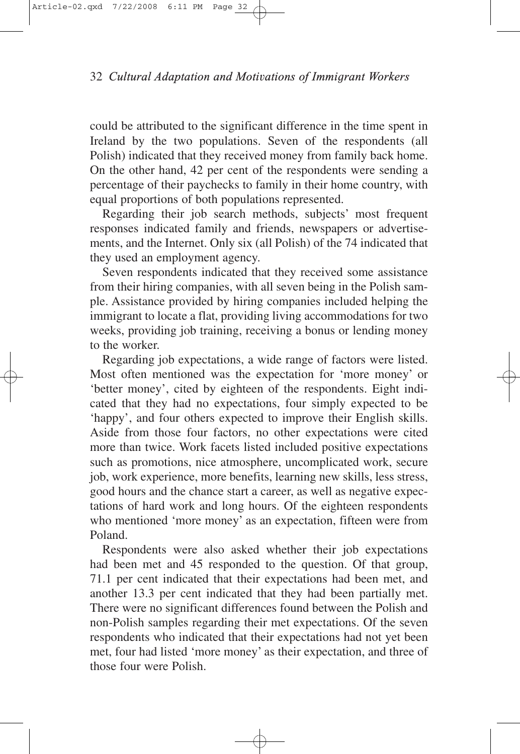could be attributed to the significant difference in the time spent in Ireland by the two populations. Seven of the respondents (all Polish) indicated that they received money from family back home. On the other hand, 42 per cent of the respondents were sending a percentage of their paychecks to family in their home country, with equal proportions of both populations represented.

Regarding their job search methods, subjects' most frequent responses indicated family and friends, newspapers or advertisements, and the Internet. Only six (all Polish) of the 74 indicated that they used an employment agency.

Seven respondents indicated that they received some assistance from their hiring companies, with all seven being in the Polish sample. Assistance provided by hiring companies included helping the immigrant to locate a flat, providing living accommodations for two weeks, providing job training, receiving a bonus or lending money to the worker.

Regarding job expectations, a wide range of factors were listed. Most often mentioned was the expectation for 'more money' or 'better money', cited by eighteen of the respondents. Eight indicated that they had no expectations, four simply expected to be 'happy', and four others expected to improve their English skills. Aside from those four factors, no other expectations were cited more than twice. Work facets listed included positive expectations such as promotions, nice atmosphere, uncomplicated work, secure job, work experience, more benefits, learning new skills, less stress, good hours and the chance start a career, as well as negative expectations of hard work and long hours. Of the eighteen respondents who mentioned 'more money' as an expectation, fifteen were from Poland.

Respondents were also asked whether their job expectations had been met and 45 responded to the question. Of that group, 71.1 per cent indicated that their expectations had been met, and another 13.3 per cent indicated that they had been partially met. There were no significant differences found between the Polish and non-Polish samples regarding their met expectations. Of the seven respondents who indicated that their expectations had not yet been met, four had listed 'more money' as their expectation, and three of those four were Polish.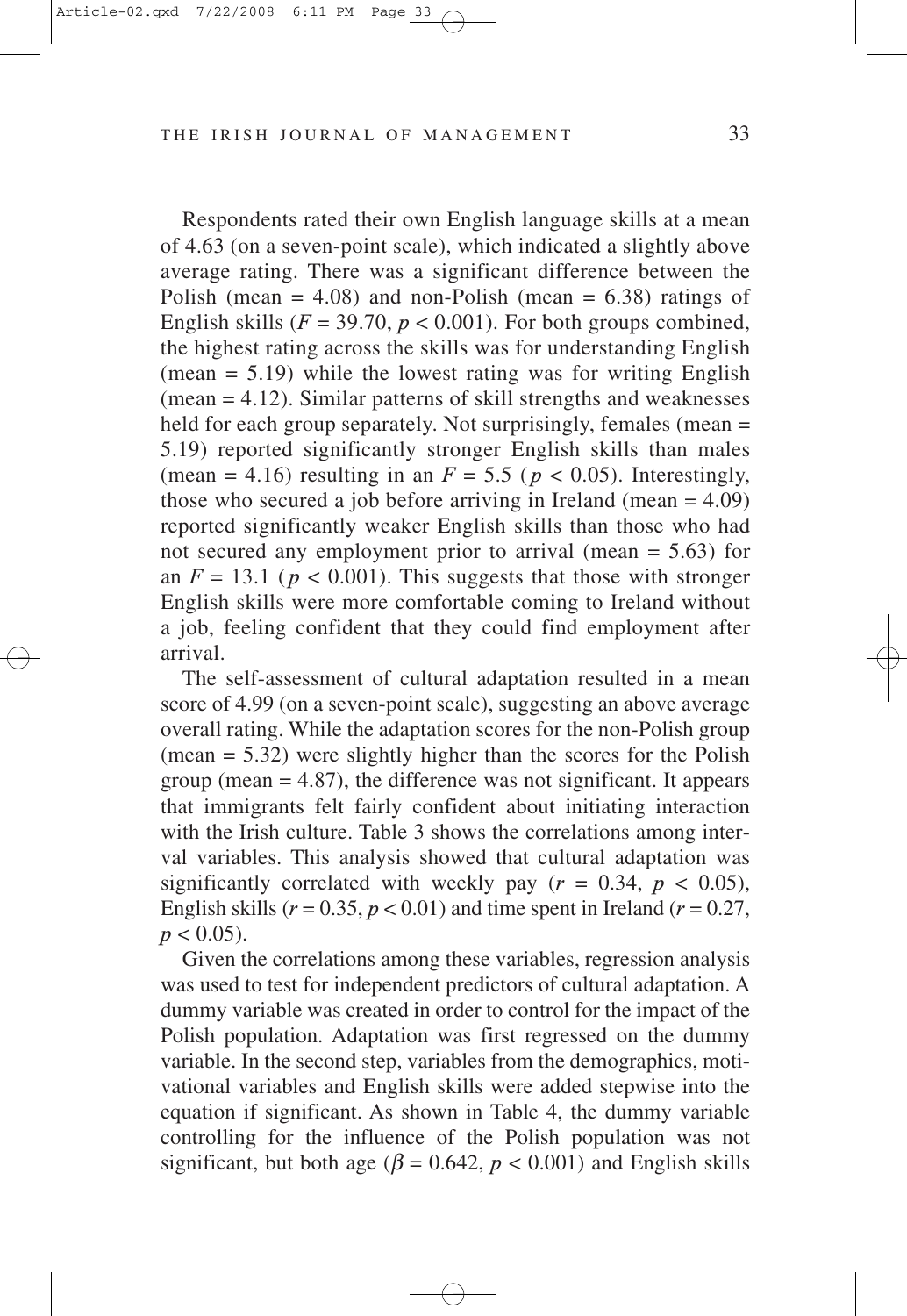Respondents rated their own English language skills at a mean of 4.63 (on a seven-point scale), which indicated a slightly above average rating. There was a significant difference between the Polish (mean = 4.08) and non-Polish (mean = 6.38) ratings of English skills ($F = 39.70$, $p < 0.001$). For both groups combined, the highest rating across the skills was for understanding English (mean = 5.19) while the lowest rating was for writing English (mean = 4.12). Similar patterns of skill strengths and weaknesses held for each group separately. Not surprisingly, females (mean = 5.19) reported significantly stronger English skills than males (mean = 4.16) resulting in an $F = 5.5$ ($p < 0.05$). Interestingly, those who secured a job before arriving in Ireland (mean = 4.09) reported significantly weaker English skills than those who had not secured any employment prior to arrival (mean = 5.63) for an $F = 13.1$ ($p < 0.001$). This suggests that those with stronger English skills were more comfortable coming to Ireland without a job, feeling confident that they could find employment after arrival.

The self-assessment of cultural adaptation resulted in a mean score of 4.99 (on a seven-point scale), suggesting an above average overall rating. While the adaptation scores for the non-Polish group (mean = 5.32) were slightly higher than the scores for the Polish group (mean = 4.87), the difference was not significant. It appears that immigrants felt fairly confident about initiating interaction with the Irish culture. Table 3 shows the correlations among interval variables. This analysis showed that cultural adaptation was significantly correlated with weekly pay ($r = 0.34$, $p < 0.05$), English skills ($r = 0.35$, $p < 0.01$) and time spent in Ireland ($r = 0.27$, $p < 0.05$).

Given the correlations among these variables, regression analysis was used to test for independent predictors of cultural adaptation. A dummy variable was created in order to control for the impact of the Polish population. Adaptation was first regressed on the dummy variable. In the second step, variables from the demographics, motivational variables and English skills were added stepwise into the equation if significant. As shown in Table 4, the dummy variable controlling for the influence of the Polish population was not significant, but both age ($\beta = 0.642$, $p < 0.001$) and English skills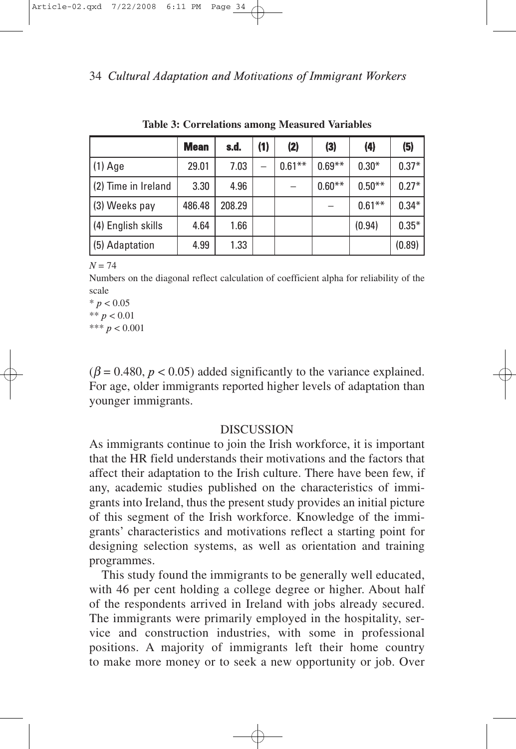**Table 3: Correlations among Measured Variables**

| | Mean | s.d. | (1) | (2) | (3) | (4) | (5) |
|---|---|---|---|---|---|---|---|
| (1) Age | 29.01 | 7.03 | – | 0.61** | 0.69** | 0.30* | 0.37* |
| (2) Time in Ireland | 3.30 | 4.96 | | – | 0.60** | 0.50** | 0.27* |
| (3) Weeks pay | 486.48 | 208.29 | | | – | 0.61** | 0.34* |
| (4) English skills | 4.64 | 1.66 | | | | (0.94) | 0.35* |
| (5) Adaptation | 4.99 | 1.33 | | | | | (0.89) |

$N = 74$

Numbers on the diagonal reflect calculation of coefficient alpha for reliability of the scale

* $p < 0.05$

** $p < 0.01$

*** $p < 0.001$

($\beta = 0.480$, $p < 0.05$) added significantly to the variance explained. For age, older immigrants reported higher levels of adaptation than younger immigrants.

## DISCUSSION

As immigrants continue to join the Irish workforce, it is important that the HR field understands their motivations and the factors that affect their adaptation to the Irish culture. There have been few, if any, academic studies published on the characteristics of immigrants into Ireland, thus the present study provides an initial picture of this segment of the Irish workforce. Knowledge of the immigrants' characteristics and motivations reflect a starting point for designing selection systems, as well as orientation and training programmes.

This study found the immigrants to be generally well educated, with 46 per cent holding a college degree or higher. About half of the respondents arrived in Ireland with jobs already secured. The immigrants were primarily employed in the hospitality, service and construction industries, with some in professional positions. A majority of immigrants left their home country to make more money or to seek a new opportunity or job. Over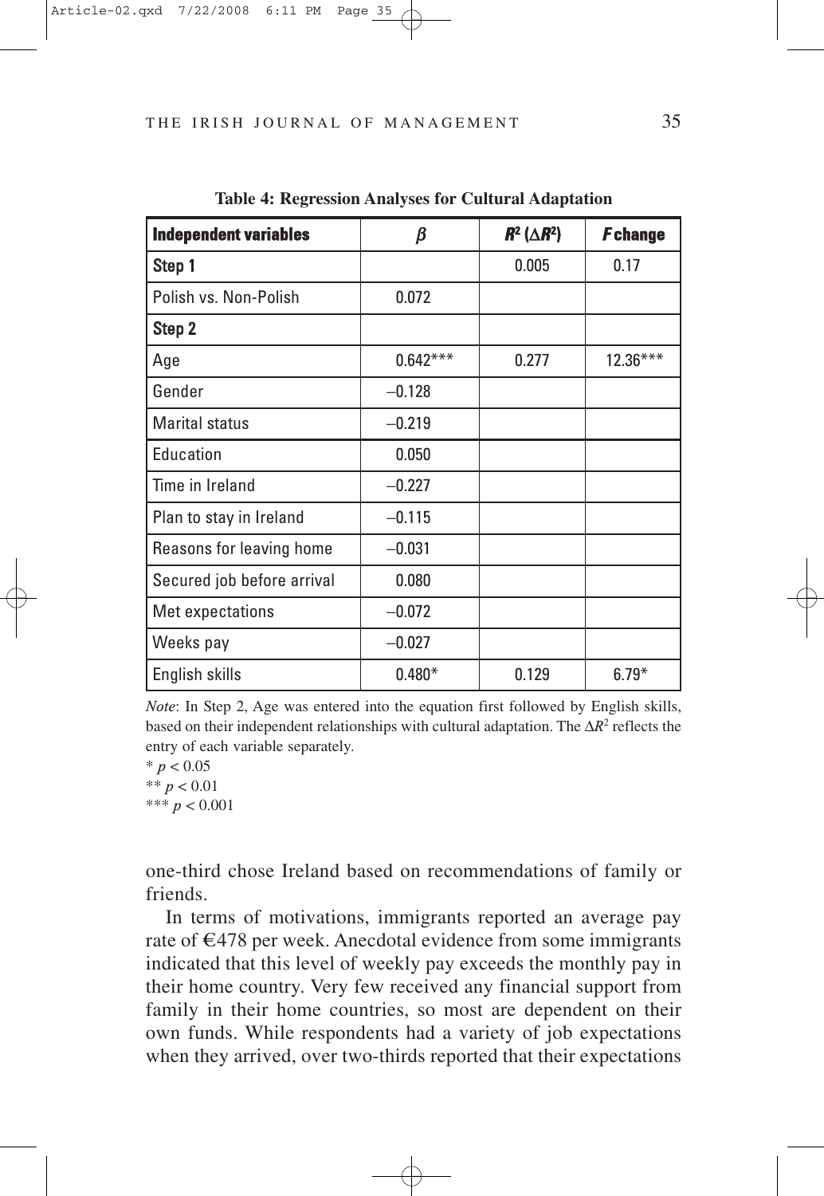**Table 4: Regression Analyses for Cultural Adaptation**

| Independent variables | $\beta$ | $R^2$ ($\Delta R^2$) | $F$ change |
|---|---|---|---|
| **Step 1** | | 0.005 | 0.17 |
| Polish vs. Non-Polish | 0.072 | | |
| **Step 2** | | | |
| Age | 0.642*** | 0.277 | 12.36*** |
| Gender | –0.128 | | |
| Marital status | –0.219 | | |
| Education | 0.050 | | |
| Time in Ireland | –0.227 | | |
| Plan to stay in Ireland | –0.115 | | |
| Reasons for leaving home | –0.031 | | |
| Secured job before arrival | 0.080 | | |
| Met expectations | –0.072 | | |
| Weeks pay | –0.027 | | |
| English skills | 0.480* | 0.129 | 6.79* |

*Note*: In Step 2, Age was entered into the equation first followed by English skills, based on their independent relationships with cultural adaptation. The $\Delta R^2$ reflects the entry of each variable separately.

\* $p < 0.05$

\*\* $p < 0.01$

\*\*\* $p < 0.001$

one-third chose Ireland based on recommendations of family or friends.

In terms of motivations, immigrants reported an average pay rate of €478 per week. Anecdotal evidence from some immigrants indicated that this level of weekly pay exceeds the monthly pay in their home country. Very few received any financial support from family in their home countries, so most are dependent on their own funds. While respondents had a variety of job expectations when they arrived, over two-thirds reported that their expectations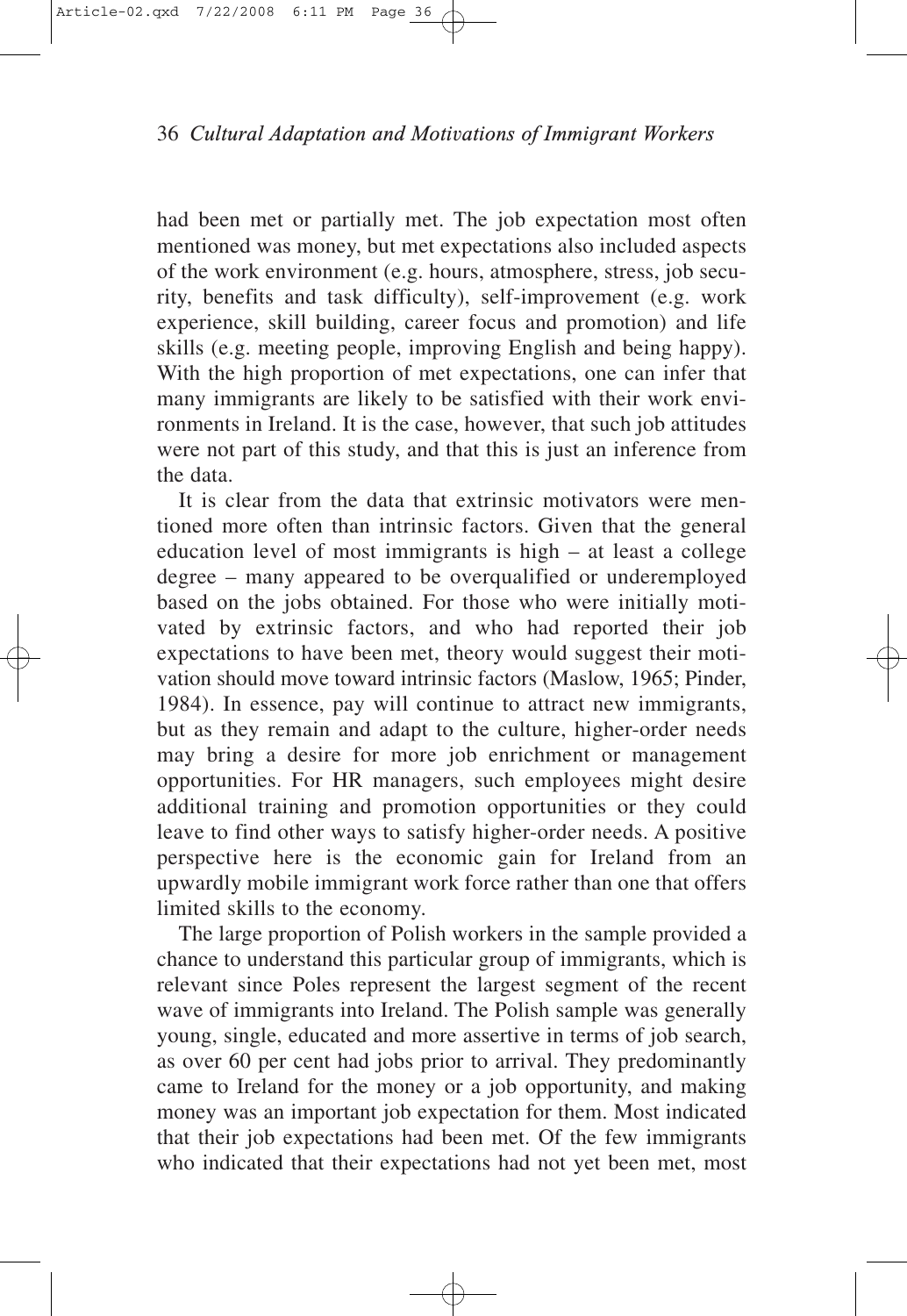had been met or partially met. The job expectation most often mentioned was money, but met expectations also included aspects of the work environment (e.g. hours, atmosphere, stress, job security, benefits and task difficulty), self-improvement (e.g. work experience, skill building, career focus and promotion) and life skills (e.g. meeting people, improving English and being happy). With the high proportion of met expectations, one can infer that many immigrants are likely to be satisfied with their work environments in Ireland. It is the case, however, that such job attitudes were not part of this study, and that this is just an inference from the data.

It is clear from the data that extrinsic motivators were mentioned more often than intrinsic factors. Given that the general education level of most immigrants is high – at least a college degree – many appeared to be overqualified or underemployed based on the jobs obtained. For those who were initially motivated by extrinsic factors, and who had reported their job expectations to have been met, theory would suggest their motivation should move toward intrinsic factors (Maslow, 1965; Pinder, 1984). In essence, pay will continue to attract new immigrants, but as they remain and adapt to the culture, higher-order needs may bring a desire for more job enrichment or management opportunities. For HR managers, such employees might desire additional training and promotion opportunities or they could leave to find other ways to satisfy higher-order needs. A positive perspective here is the economic gain for Ireland from an upwardly mobile immigrant work force rather than one that offers limited skills to the economy.

The large proportion of Polish workers in the sample provided a chance to understand this particular group of immigrants, which is relevant since Poles represent the largest segment of the recent wave of immigrants into Ireland. The Polish sample was generally young, single, educated and more assertive in terms of job search, as over 60 per cent had jobs prior to arrival. They predominantly came to Ireland for the money or a job opportunity, and making money was an important job expectation for them. Most indicated that their job expectations had been met. Of the few immigrants who indicated that their expectations had not yet been met, most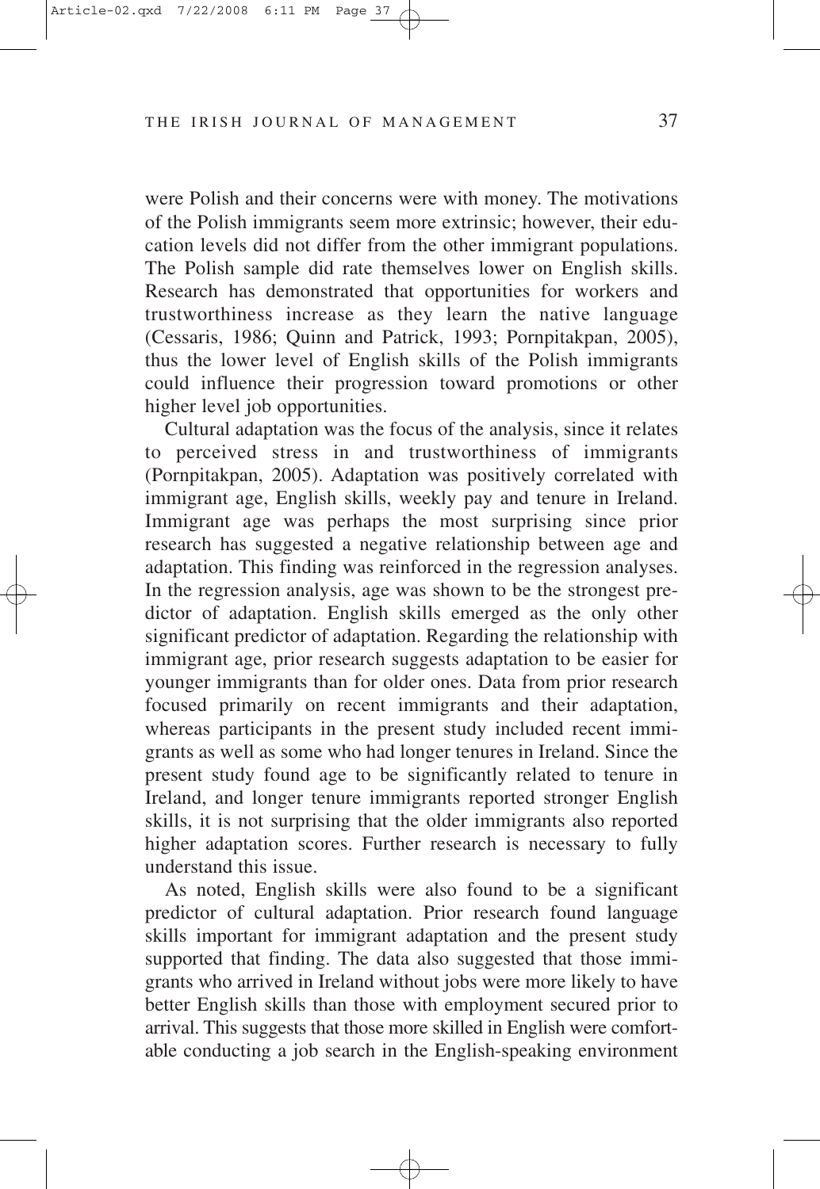were Polish and their concerns were with money. The motivations of the Polish immigrants seem more extrinsic; however, their education levels did not differ from the other immigrant populations. The Polish sample did rate themselves lower on English skills. Research has demonstrated that opportunities for workers and trustworthiness increase as they learn the native language (Cessaris, 1986; Quinn and Patrick, 1993; Pornpitakpan, 2005), thus the lower level of English skills of the Polish immigrants could influence their progression toward promotions or other higher level job opportunities.

Cultural adaptation was the focus of the analysis, since it relates to perceived stress in and trustworthiness of immigrants (Pornpitakpan, 2005). Adaptation was positively correlated with immigrant age, English skills, weekly pay and tenure in Ireland. Immigrant age was perhaps the most surprising since prior research has suggested a negative relationship between age and adaptation. This finding was reinforced in the regression analyses. In the regression analysis, age was shown to be the strongest predictor of adaptation. English skills emerged as the only other significant predictor of adaptation. Regarding the relationship with immigrant age, prior research suggests adaptation to be easier for younger immigrants than for older ones. Data from prior research focused primarily on recent immigrants and their adaptation, whereas participants in the present study included recent immigrants as well as some who had longer tenures in Ireland. Since the present study found age to be significantly related to tenure in Ireland, and longer tenure immigrants reported stronger English skills, it is not surprising that the older immigrants also reported higher adaptation scores. Further research is necessary to fully understand this issue.

As noted, English skills were also found to be a significant predictor of cultural adaptation. Prior research found language skills important for immigrant adaptation and the present study supported that finding. The data also suggested that those immigrants who arrived in Ireland without jobs were more likely to have better English skills than those with employment secured prior to arrival. This suggests that those more skilled in English were comfortable conducting a job search in the English-speaking environment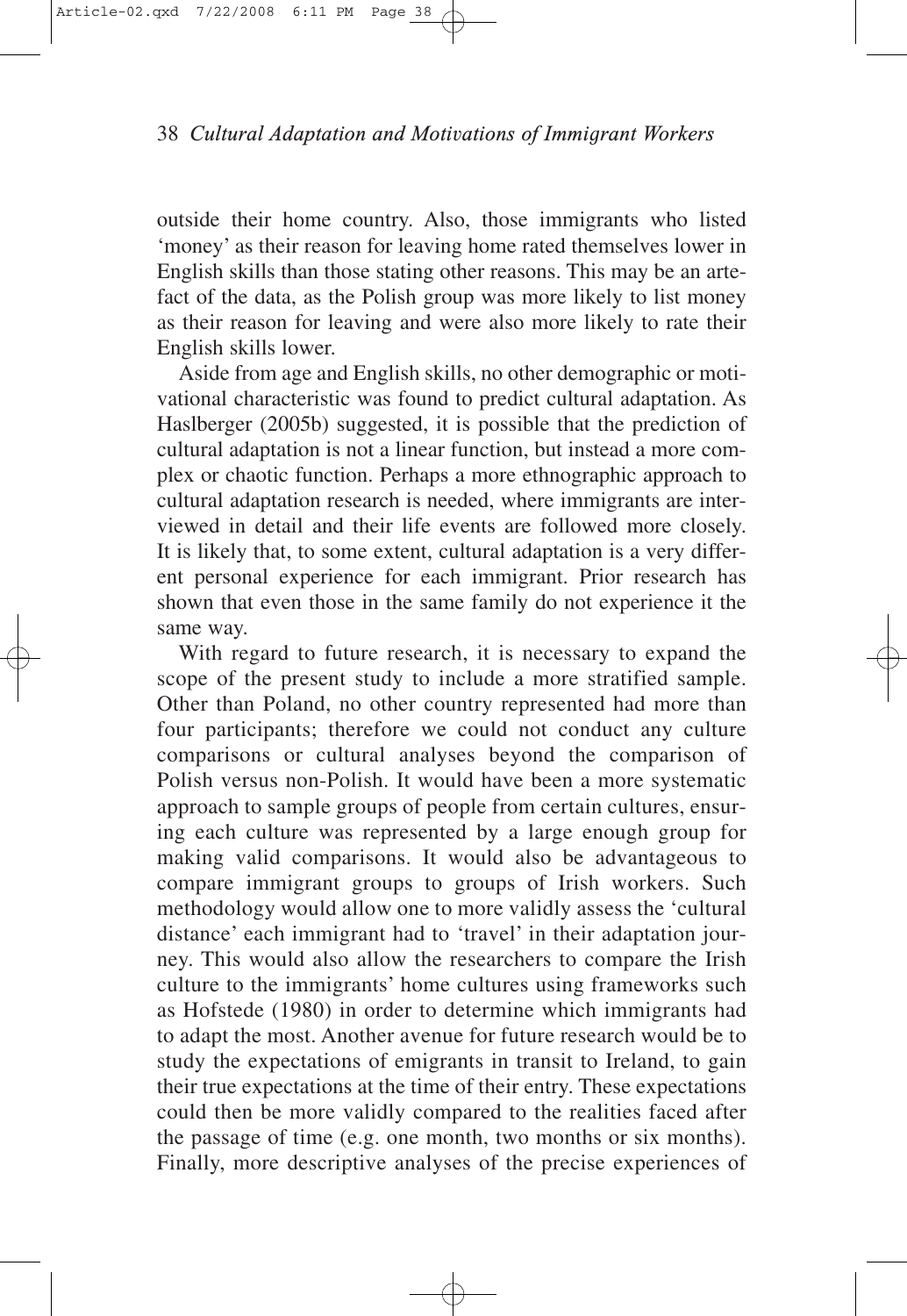outside their home country. Also, those immigrants who listed 'money' as their reason for leaving home rated themselves lower in English skills than those stating other reasons. This may be an artefact of the data, as the Polish group was more likely to list money as their reason for leaving and were also more likely to rate their English skills lower.

Aside from age and English skills, no other demographic or motivational characteristic was found to predict cultural adaptation. As Haslberger (2005b) suggested, it is possible that the prediction of cultural adaptation is not a linear function, but instead a more complex or chaotic function. Perhaps a more ethnographic approach to cultural adaptation research is needed, where immigrants are interviewed in detail and their life events are followed more closely. It is likely that, to some extent, cultural adaptation is a very different personal experience for each immigrant. Prior research has shown that even those in the same family do not experience it the same way.

With regard to future research, it is necessary to expand the scope of the present study to include a more stratified sample. Other than Poland, no other country represented had more than four participants; therefore we could not conduct any culture comparisons or cultural analyses beyond the comparison of Polish versus non-Polish. It would have been a more systematic approach to sample groups of people from certain cultures, ensuring each culture was represented by a large enough group for making valid comparisons. It would also be advantageous to compare immigrant groups to groups of Irish workers. Such methodology would allow one to more validly assess the 'cultural distance' each immigrant had to 'travel' in their adaptation journey. This would also allow the researchers to compare the Irish culture to the immigrants' home cultures using frameworks such as Hofstede (1980) in order to determine which immigrants had to adapt the most. Another avenue for future research would be to study the expectations of emigrants in transit to Ireland, to gain their true expectations at the time of their entry. These expectations could then be more validly compared to the realities faced after the passage of time (e.g. one month, two months or six months). Finally, more descriptive analyses of the precise experiences of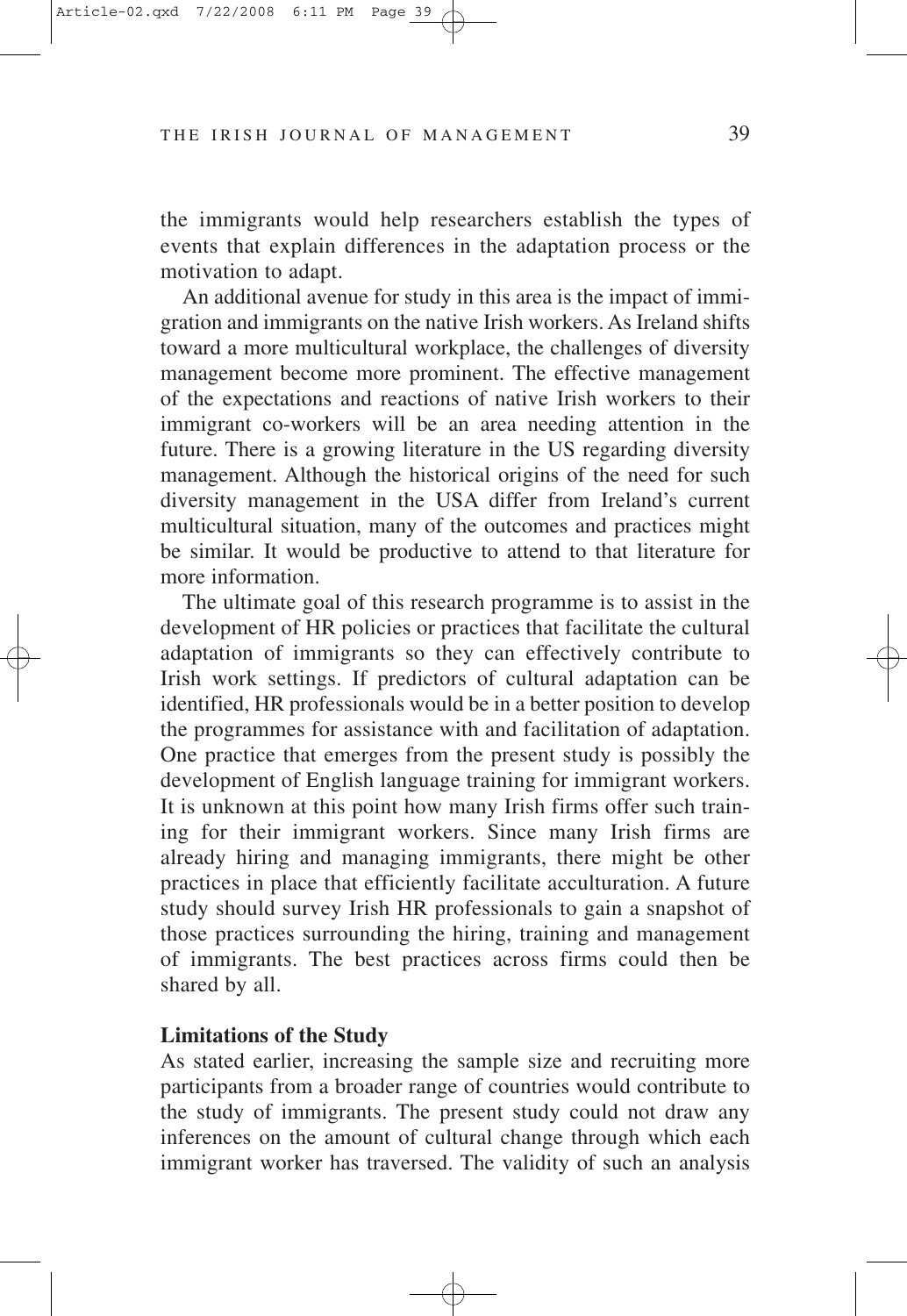the immigrants would help researchers establish the types of events that explain differences in the adaptation process or the motivation to adapt.

An additional avenue for study in this area is the impact of immigration and immigrants on the native Irish workers. As Ireland shifts toward a more multicultural workplace, the challenges of diversity management become more prominent. The effective management of the expectations and reactions of native Irish workers to their immigrant co-workers will be an area needing attention in the future. There is a growing literature in the US regarding diversity management. Although the historical origins of the need for such diversity management in the USA differ from Ireland's current multicultural situation, many of the outcomes and practices might be similar. It would be productive to attend to that literature for more information.

The ultimate goal of this research programme is to assist in the development of HR policies or practices that facilitate the cultural adaptation of immigrants so they can effectively contribute to Irish work settings. If predictors of cultural adaptation can be identified, HR professionals would be in a better position to develop the programmes for assistance with and facilitation of adaptation. One practice that emerges from the present study is possibly the development of English language training for immigrant workers. It is unknown at this point how many Irish firms offer such training for their immigrant workers. Since many Irish firms are already hiring and managing immigrants, there might be other practices in place that efficiently facilitate acculturation. A future study should survey Irish HR professionals to gain a snapshot of those practices surrounding the hiring, training and management of immigrants. The best practices across firms could then be shared by all.

### Limitations of the Study

As stated earlier, increasing the sample size and recruiting more participants from a broader range of countries would contribute to the study of immigrants. The present study could not draw any inferences on the amount of cultural change through which each immigrant worker has traversed. The validity of such an analysis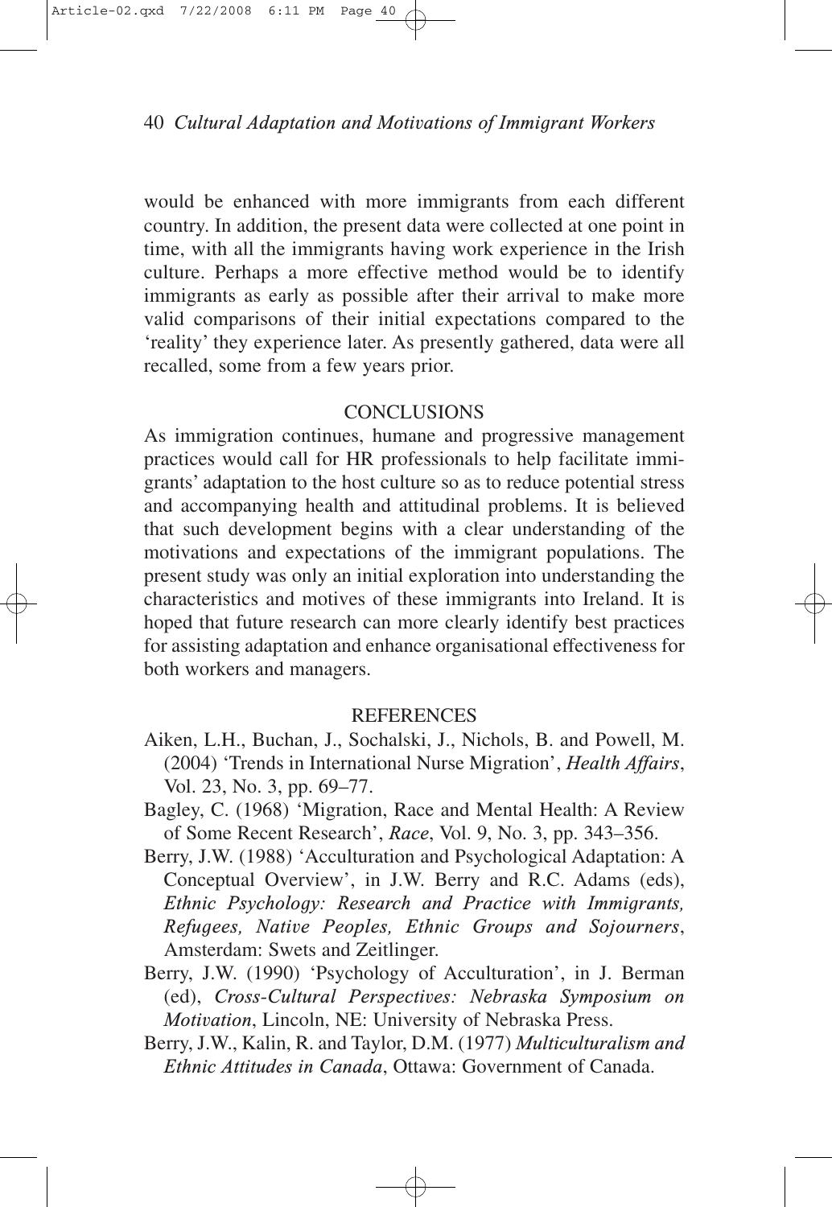would be enhanced with more immigrants from each different country. In addition, the present data were collected at one point in time, with all the immigrants having work experience in the Irish culture. Perhaps a more effective method would be to identify immigrants as early as possible after their arrival to make more valid comparisons of their initial expectations compared to the 'reality' they experience later. As presently gathered, data were all recalled, some from a few years prior.

## CONCLUSIONS

As immigration continues, humane and progressive management practices would call for HR professionals to help facilitate immigrants' adaptation to the host culture so as to reduce potential stress and accompanying health and attitudinal problems. It is believed that such development begins with a clear understanding of the motivations and expectations of the immigrant populations. The present study was only an initial exploration into understanding the characteristics and motives of these immigrants into Ireland. It is hoped that future research can more clearly identify best practices for assisting adaptation and enhance organisational effectiveness for both workers and managers.

## REFERENCES

Aiken, L.H., Buchan, J., Sochalski, J., Nichols, B. and Powell, M. (2004) 'Trends in International Nurse Migration', *Health Affairs*, Vol. 23, No. 3, pp. 69–77.

Bagley, C. (1968) 'Migration, Race and Mental Health: A Review of Some Recent Research', *Race*, Vol. 9, No. 3, pp. 343–356.

Berry, J.W. (1988) 'Acculturation and Psychological Adaptation: A Conceptual Overview', in J.W. Berry and R.C. Adams (eds), *Ethnic Psychology: Research and Practice with Immigrants, Refugees, Native Peoples, Ethnic Groups and Sojourners*, Amsterdam: Swets and Zeitlinger.

Berry, J.W. (1990) 'Psychology of Acculturation', in J. Berman (ed), *Cross-Cultural Perspectives: Nebraska Symposium on Motivation*, Lincoln, NE: University of Nebraska Press.

Berry, J.W., Kalin, R. and Taylor, D.M. (1977) *Multiculturalism and Ethnic Attitudes in Canada*, Ottawa: Government of Canada.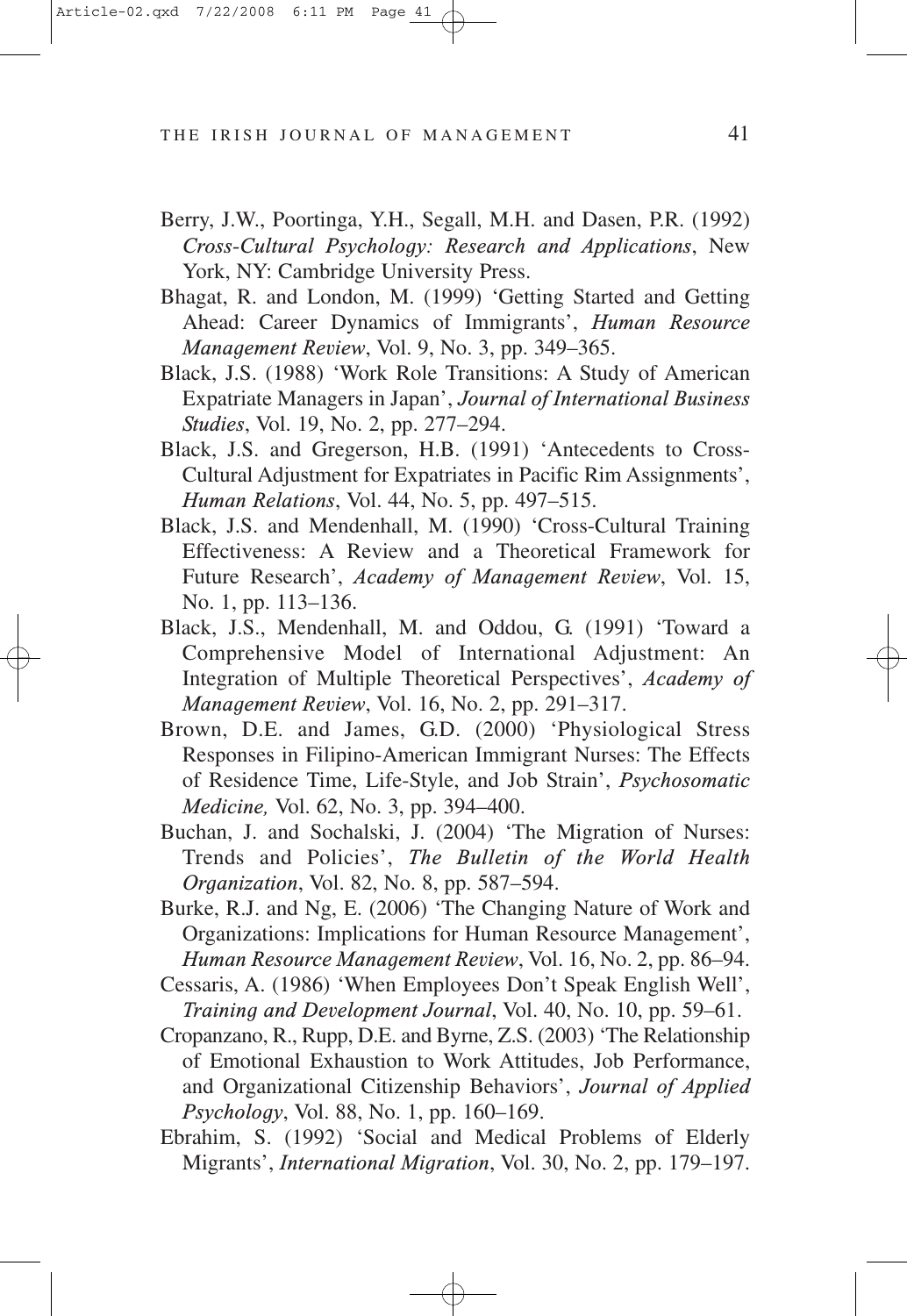Berry, J.W., Poortinga, Y.H., Segall, M.H. and Dasen, P.R. (1992) *Cross-Cultural Psychology: Research and Applications*, New York, NY: Cambridge University Press.

Bhagat, R. and London, M. (1999) 'Getting Started and Getting Ahead: Career Dynamics of Immigrants', *Human Resource Management Review*, Vol. 9, No. 3, pp. 349–365.

Black, J.S. (1988) 'Work Role Transitions: A Study of American Expatriate Managers in Japan', *Journal of International Business Studies*, Vol. 19, No. 2, pp. 277–294.

Black, J.S. and Gregerson, H.B. (1991) 'Antecedents to Cross-Cultural Adjustment for Expatriates in Pacific Rim Assignments', *Human Relations*, Vol. 44, No. 5, pp. 497–515.

Black, J.S. and Mendenhall, M. (1990) 'Cross-Cultural Training Effectiveness: A Review and a Theoretical Framework for Future Research', *Academy of Management Review*, Vol. 15, No. 1, pp. 113–136.

Black, J.S., Mendenhall, M. and Oddou, G. (1991) 'Toward a Comprehensive Model of International Adjustment: An Integration of Multiple Theoretical Perspectives', *Academy of Management Review*, Vol. 16, No. 2, pp. 291–317.

Brown, D.E. and James, G.D. (2000) 'Physiological Stress Responses in Filipino-American Immigrant Nurses: The Effects of Residence Time, Life-Style, and Job Strain', *Psychosomatic Medicine,* Vol. 62, No. 3, pp. 394–400.

Buchan, J. and Sochalski, J. (2004) 'The Migration of Nurses: Trends and Policies', *The Bulletin of the World Health Organization*, Vol. 82, No. 8, pp. 587–594.

Burke, R.J. and Ng, E. (2006) 'The Changing Nature of Work and Organizations: Implications for Human Resource Management', *Human Resource Management Review*, Vol. 16, No. 2, pp. 86–94.

Cessaris, A. (1986) 'When Employees Don't Speak English Well', *Training and Development Journal*, Vol. 40, No. 10, pp. 59–61.

Cropanzano, R., Rupp, D.E. and Byrne, Z.S. (2003) 'The Relationship of Emotional Exhaustion to Work Attitudes, Job Performance, and Organizational Citizenship Behaviors', *Journal of Applied Psychology*, Vol. 88, No. 1, pp. 160–169.

Ebrahim, S. (1992) 'Social and Medical Problems of Elderly Migrants', *International Migration*, Vol. 30, No. 2, pp. 179–197.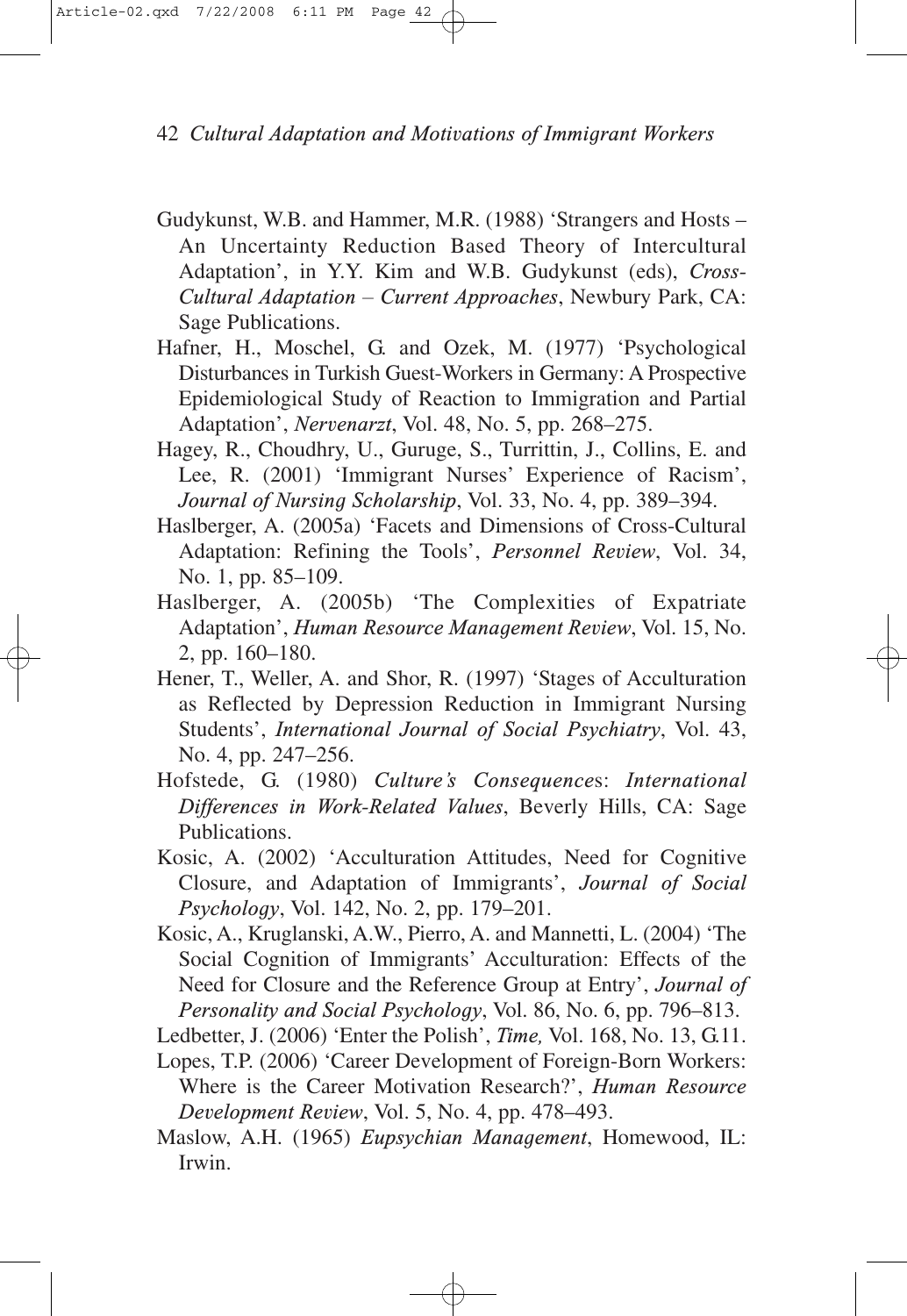Gudykunst, W.B. and Hammer, M.R. (1988) 'Strangers and Hosts – An Uncertainty Reduction Based Theory of Intercultural Adaptation', in Y.Y. Kim and W.B. Gudykunst (eds), *Cross-Cultural Adaptation – Current Approaches*, Newbury Park, CA: Sage Publications.

Hafner, H., Moschel, G. and Ozek, M. (1977) 'Psychological Disturbances in Turkish Guest-Workers in Germany: A Prospective Epidemiological Study of Reaction to Immigration and Partial Adaptation', *Nervenarzt*, Vol. 48, No. 5, pp. 268–275.

Hagey, R., Choudhry, U., Guruge, S., Turrittin, J., Collins, E. and Lee, R. (2001) 'Immigrant Nurses' Experience of Racism', *Journal of Nursing Scholarship*, Vol. 33, No. 4, pp. 389–394.

Haslberger, A. (2005a) 'Facets and Dimensions of Cross-Cultural Adaptation: Refining the Tools', *Personnel Review*, Vol. 34, No. 1, pp. 85–109.

Haslberger, A. (2005b) 'The Complexities of Expatriate Adaptation', *Human Resource Management Review*, Vol. 15, No. 2, pp. 160–180.

Hener, T., Weller, A. and Shor, R. (1997) 'Stages of Acculturation as Reflected by Depression Reduction in Immigrant Nursing Students', *International Journal of Social Psychiatry*, Vol. 43, No. 4, pp. 247–256.

Hofstede, G. (1980) *Culture's Consequences*: *International Differences in Work-Related Values*, Beverly Hills, CA: Sage Publications.

Kosic, A. (2002) 'Acculturation Attitudes, Need for Cognitive Closure, and Adaptation of Immigrants', *Journal of Social Psychology*, Vol. 142, No. 2, pp. 179–201.

Kosic, A., Kruglanski, A.W., Pierro, A. and Mannetti, L. (2004) 'The Social Cognition of Immigrants' Acculturation: Effects of the Need for Closure and the Reference Group at Entry', *Journal of Personality and Social Psychology*, Vol. 86, No. 6, pp. 796–813.

Ledbetter, J. (2006) 'Enter the Polish', *Time,* Vol. 168, No. 13, G.11.

Lopes, T.P. (2006) 'Career Development of Foreign-Born Workers: Where is the Career Motivation Research?', *Human Resource Development Review*, Vol. 5, No. 4, pp. 478–493.

Maslow, A.H. (1965) *Eupsychian Management*, Homewood, IL: Irwin.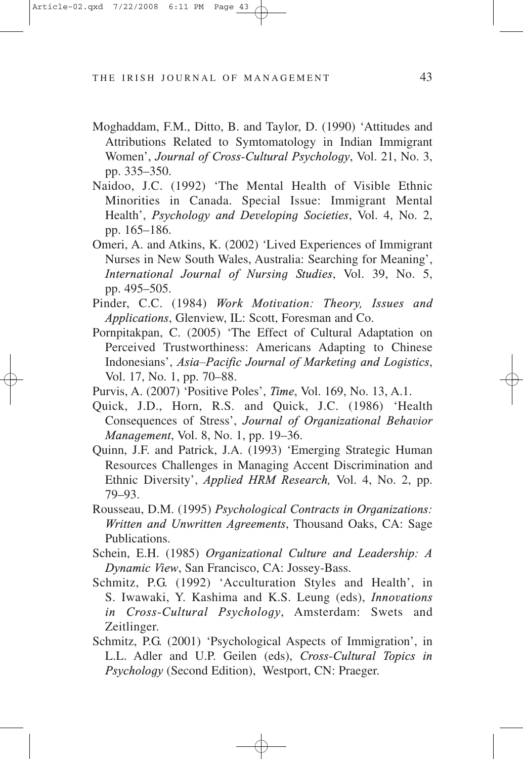Moghaddam, F.M., Ditto, B. and Taylor, D. (1990) 'Attitudes and Attributions Related to Symtomatology in Indian Immigrant Women', *Journal of Cross-Cultural Psychology*, Vol. 21, No. 3, pp. 335–350.

Naidoo, J.C. (1992) 'The Mental Health of Visible Ethnic Minorities in Canada. Special Issue: Immigrant Mental Health', *Psychology and Developing Societies*, Vol. 4, No. 2, pp. 165–186.

Omeri, A. and Atkins, K. (2002) 'Lived Experiences of Immigrant Nurses in New South Wales, Australia: Searching for Meaning', *International Journal of Nursing Studies*, Vol. 39, No. 5, pp. 495–505.

Pinder, C.C. (1984) *Work Motivation: Theory, Issues and Applications*, Glenview, IL: Scott, Foresman and Co.

Pornpitakpan, C. (2005) 'The Effect of Cultural Adaptation on Perceived Trustworthiness: Americans Adapting to Chinese Indonesians', *Asia–Pacific Journal of Marketing and Logistics*, Vol. 17, No. 1, pp. 70–88.

Purvis, A. (2007) 'Positive Poles', *Time*, Vol. 169, No. 13, A.1.

Quick, J.D., Horn, R.S. and Quick, J.C. (1986) 'Health Consequences of Stress', *Journal of Organizational Behavior Management*, Vol. 8, No. 1, pp. 19–36.

Quinn, J.F. and Patrick, J.A. (1993) 'Emerging Strategic Human Resources Challenges in Managing Accent Discrimination and Ethnic Diversity', *Applied HRM Research,* Vol. 4, No. 2, pp. 79–93.

Rousseau, D.M. (1995) *Psychological Contracts in Organizations: Written and Unwritten Agreements*, Thousand Oaks, CA: Sage Publications.

Schein, E.H. (1985) *Organizational Culture and Leadership: A Dynamic View*, San Francisco, CA: Jossey-Bass.

Schmitz, P.G. (1992) 'Acculturation Styles and Health', in S. Iwawaki, Y. Kashima and K.S. Leung (eds), *Innovations in Cross-Cultural Psychology*, Amsterdam: Swets and Zeitlinger.

Schmitz, P.G. (2001) 'Psychological Aspects of Immigration', in L.L. Adler and U.P. Geilen (eds), *Cross-Cultural Topics in Psychology* (Second Edition), Westport, CN: Praeger.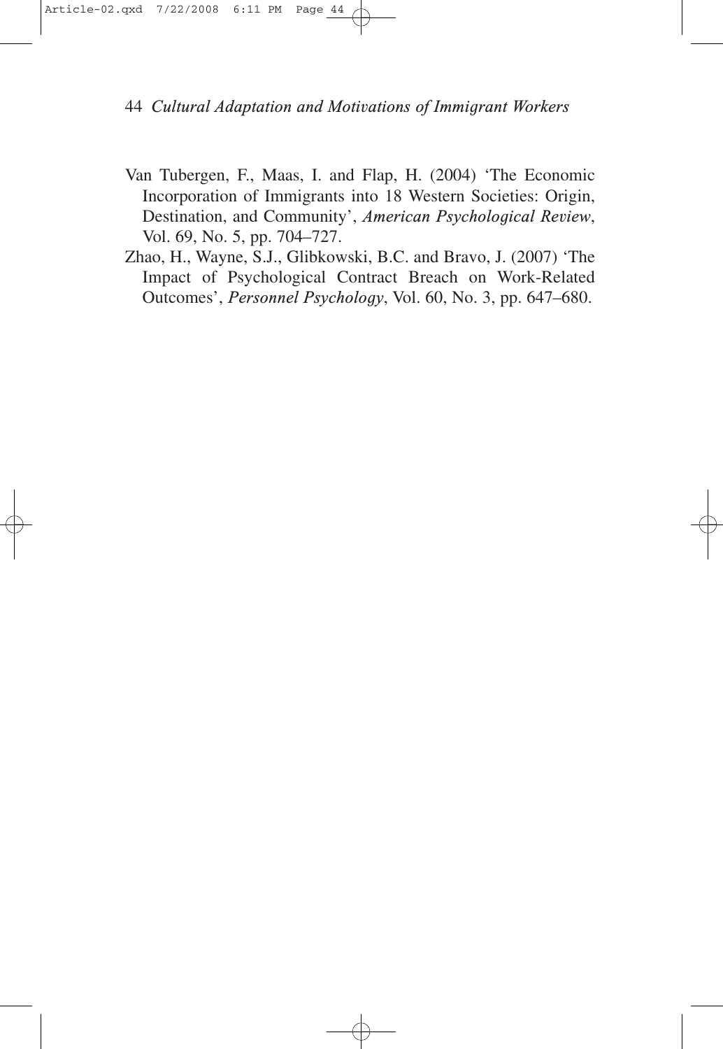Van Tubergen, F., Maas, I. and Flap, H. (2004) 'The Economic Incorporation of Immigrants into 18 Western Societies: Origin, Destination, and Community', *American Psychological Review*, Vol. 69, No. 5, pp. 704–727.

Zhao, H., Wayne, S.J., Glibkowski, B.C. and Bravo, J. (2007) 'The Impact of Psychological Contract Breach on Work-Related Outcomes', *Personnel Psychology*, Vol. 60, No. 3, pp. 647–680.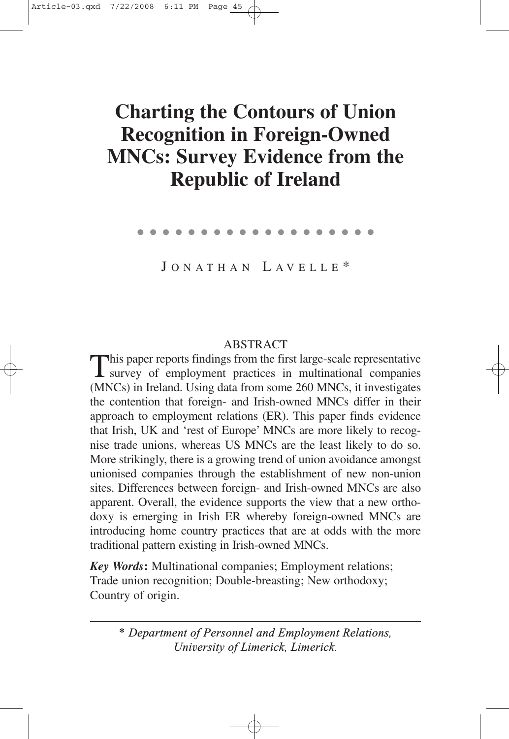# Charting the Contours of Union Recognition in Foreign-Owned MNCs: Survey Evidence from the Republic of Ireland

JONATHAN LAVELLE*

## ABSTRACT

This paper reports findings from the first large-scale representative survey of employment practices in multinational companies (MNCs) in Ireland. Using data from some 260 MNCs, it investigates the contention that foreign- and Irish-owned MNCs differ in their approach to employment relations (ER). This paper finds evidence that Irish, UK and 'rest of Europe' MNCs are more likely to recognise trade unions, whereas US MNCs are the least likely to do so. More strikingly, there is a growing trend of union avoidance amongst unionised companies through the establishment of new non-union sites. Differences between foreign- and Irish-owned MNCs are also apparent. Overall, the evidence supports the view that a new orthodoxy is emerging in Irish ER whereby foreign-owned MNCs are introducing home country practices that are at odds with the more traditional pattern existing in Irish-owned MNCs.

***Key Words*:** Multinational companies; Employment relations; Trade union recognition; Double-breasting; New orthodoxy; Country of origin.

---

\* *Department of Personnel and Employment Relations, University of Limerick, Limerick.*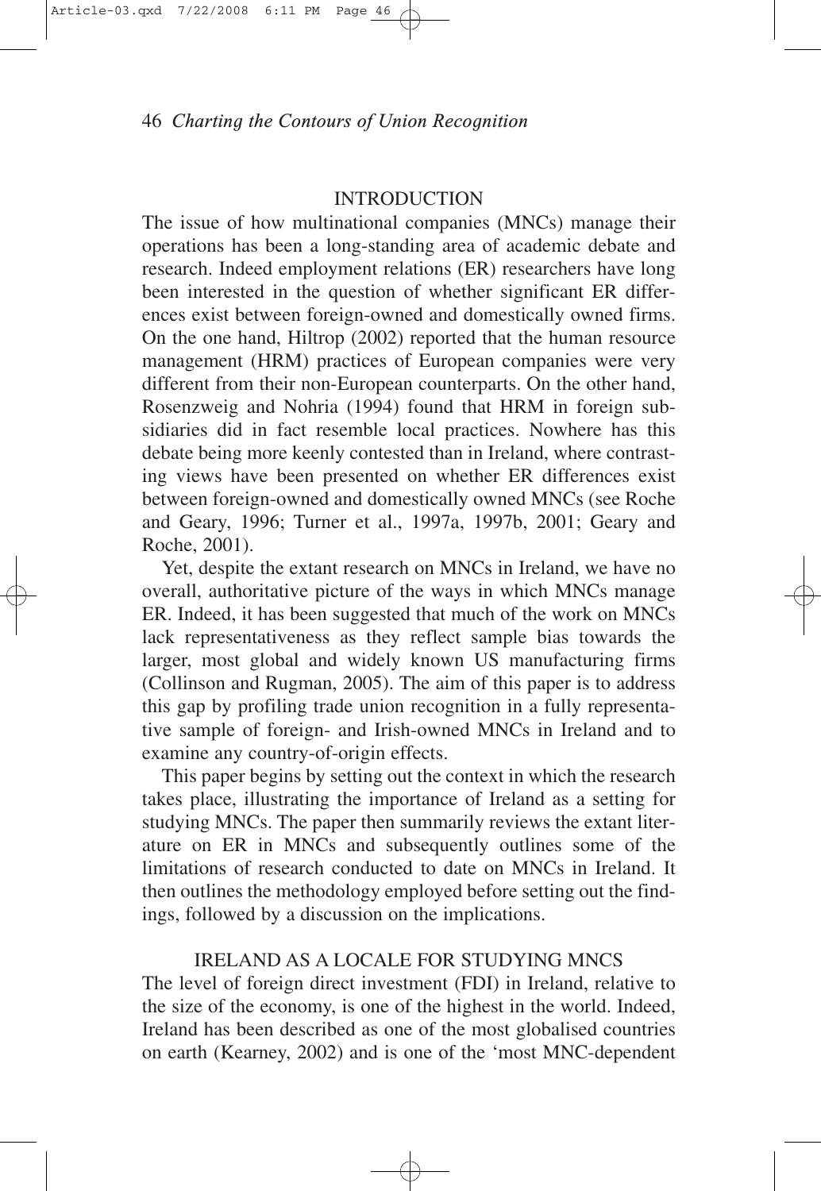## INTRODUCTION

The issue of how multinational companies (MNCs) manage their operations has been a long-standing area of academic debate and research. Indeed employment relations (ER) researchers have long been interested in the question of whether significant ER differences exist between foreign-owned and domestically owned firms. On the one hand, Hiltrop (2002) reported that the human resource management (HRM) practices of European companies were very different from their non-European counterparts. On the other hand, Rosenzweig and Nohria (1994) found that HRM in foreign subsidiaries did in fact resemble local practices. Nowhere has this debate being more keenly contested than in Ireland, where contrasting views have been presented on whether ER differences exist between foreign-owned and domestically owned MNCs (see Roche and Geary, 1996; Turner et al., 1997a, 1997b, 2001; Geary and Roche, 2001).

Yet, despite the extant research on MNCs in Ireland, we have no overall, authoritative picture of the ways in which MNCs manage ER. Indeed, it has been suggested that much of the work on MNCs lack representativeness as they reflect sample bias towards the larger, most global and widely known US manufacturing firms (Collinson and Rugman, 2005). The aim of this paper is to address this gap by profiling trade union recognition in a fully representative sample of foreign- and Irish-owned MNCs in Ireland and to examine any country-of-origin effects.

This paper begins by setting out the context in which the research takes place, illustrating the importance of Ireland as a setting for studying MNCs. The paper then summarily reviews the extant literature on ER in MNCs and subsequently outlines some of the limitations of research conducted to date on MNCs in Ireland. It then outlines the methodology employed before setting out the findings, followed by a discussion on the implications.

## IRELAND AS A LOCALE FOR STUDYING MNCS

The level of foreign direct investment (FDI) in Ireland, relative to the size of the economy, is one of the highest in the world. Indeed, Ireland has been described as one of the most globalised countries on earth (Kearney, 2002) and is one of the 'most MNC-dependent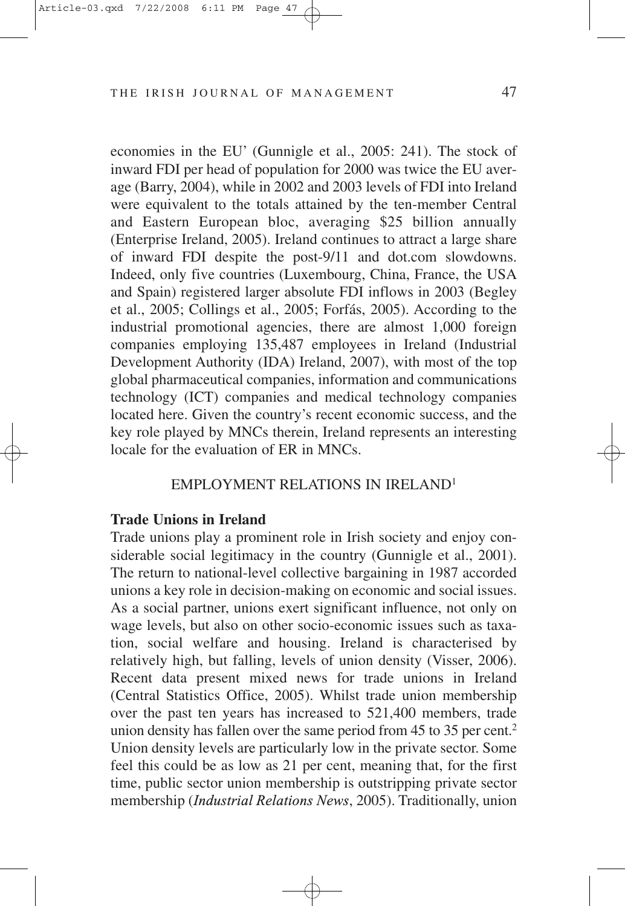economies in the EU' (Gunnigle et al., 2005: 241). The stock of inward FDI per head of population for 2000 was twice the EU average (Barry, 2004), while in 2002 and 2003 levels of FDI into Ireland were equivalent to the totals attained by the ten-member Central and Eastern European bloc, averaging $25 billion annually (Enterprise Ireland, 2005). Ireland continues to attract a large share of inward FDI despite the post-9/11 and dot.com slowdowns. Indeed, only five countries (Luxembourg, China, France, the USA and Spain) registered larger absolute FDI inflows in 2003 (Begley et al., 2005; Collings et al., 2005; Forfás, 2005). According to the industrial promotional agencies, there are almost 1,000 foreign companies employing 135,487 employees in Ireland (Industrial Development Authority (IDA) Ireland, 2007), with most of the top global pharmaceutical companies, information and communications technology (ICT) companies and medical technology companies located here. Given the country's recent economic success, and the key role played by MNCs therein, Ireland represents an interesting locale for the evaluation of ER in MNCs.

## EMPLOYMENT RELATIONS IN IRELAND[1]

### Trade Unions in Ireland

Trade unions play a prominent role in Irish society and enjoy considerable social legitimacy in the country (Gunnigle et al., 2001). The return to national-level collective bargaining in 1987 accorded unions a key role in decision-making on economic and social issues. As a social partner, unions exert significant influence, not only on wage levels, but also on other socio-economic issues such as taxation, social welfare and housing. Ireland is characterised by relatively high, but falling, levels of union density (Visser, 2006). Recent data present mixed news for trade unions in Ireland (Central Statistics Office, 2005). Whilst trade union membership over the past ten years has increased to 521,400 members, trade union density has fallen over the same period from 45 to 35 per cent.[2] Union density levels are particularly low in the private sector. Some feel this could be as low as 21 per cent, meaning that, for the first time, public sector union membership is outstripping private sector membership (*Industrial Relations News*, 2005). Traditionally, union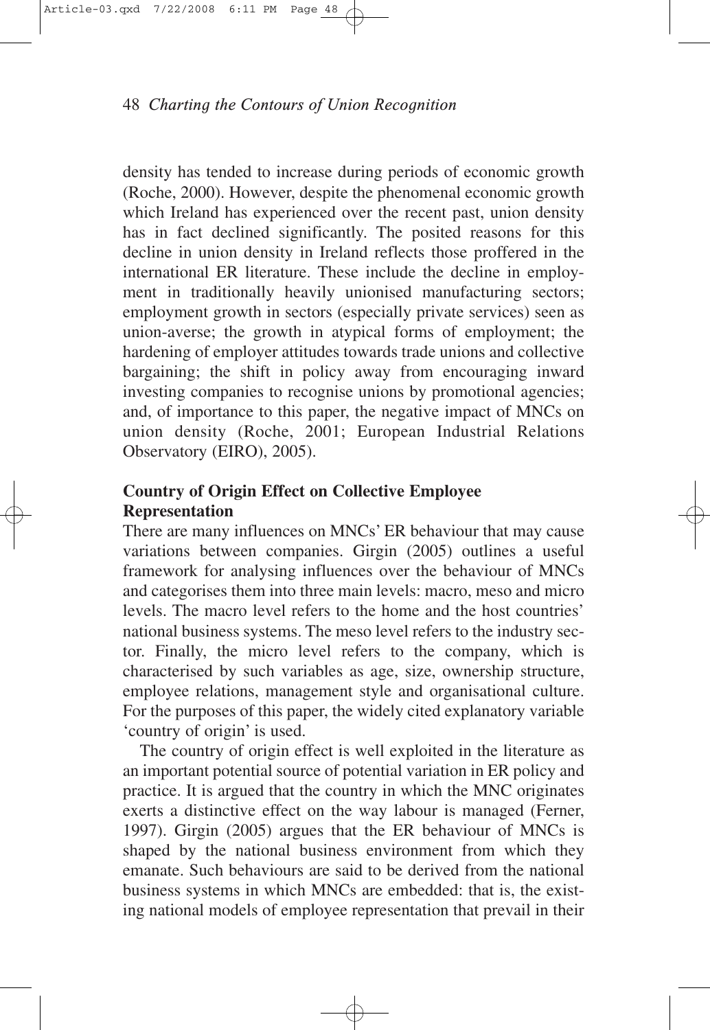density has tended to increase during periods of economic growth (Roche, 2000). However, despite the phenomenal economic growth which Ireland has experienced over the recent past, union density has in fact declined significantly. The posited reasons for this decline in union density in Ireland reflects those proffered in the international ER literature. These include the decline in employment in traditionally heavily unionised manufacturing sectors; employment growth in sectors (especially private services) seen as union-averse; the growth in atypical forms of employment; the hardening of employer attitudes towards trade unions and collective bargaining; the shift in policy away from encouraging inward investing companies to recognise unions by promotional agencies; and, of importance to this paper, the negative impact of MNCs on union density (Roche, 2001; European Industrial Relations Observatory (EIRO), 2005).

## Country of Origin Effect on Collective Employee Representation

There are many influences on MNCs' ER behaviour that may cause variations between companies. Girgin (2005) outlines a useful framework for analysing influences over the behaviour of MNCs and categorises them into three main levels: macro, meso and micro levels. The macro level refers to the home and the host countries' national business systems. The meso level refers to the industry sector. Finally, the micro level refers to the company, which is characterised by such variables as age, size, ownership structure, employee relations, management style and organisational culture. For the purposes of this paper, the widely cited explanatory variable 'country of origin' is used.

The country of origin effect is well exploited in the literature as an important potential source of potential variation in ER policy and practice. It is argued that the country in which the MNC originates exerts a distinctive effect on the way labour is managed (Ferner, 1997). Girgin (2005) argues that the ER behaviour of MNCs is shaped by the national business environment from which they emanate. Such behaviours are said to be derived from the national business systems in which MNCs are embedded: that is, the existing national models of employee representation that prevail in their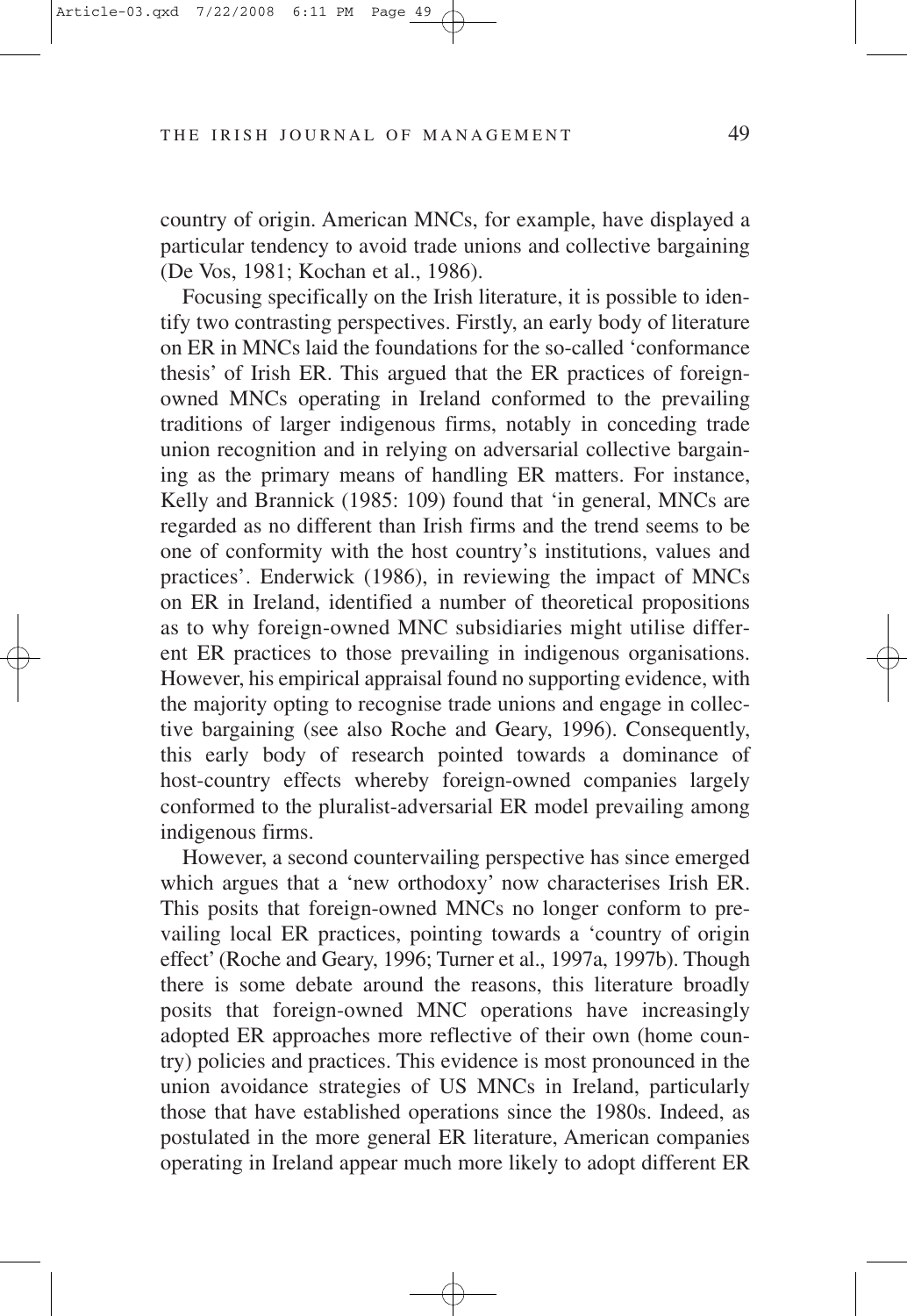country of origin. American MNCs, for example, have displayed a particular tendency to avoid trade unions and collective bargaining (De Vos, 1981; Kochan et al., 1986).

Focusing specifically on the Irish literature, it is possible to identify two contrasting perspectives. Firstly, an early body of literature on ER in MNCs laid the foundations for the so-called 'conformance thesis' of Irish ER. This argued that the ER practices of foreign-owned MNCs operating in Ireland conformed to the prevailing traditions of larger indigenous firms, notably in conceding trade union recognition and in relying on adversarial collective bargaining as the primary means of handling ER matters. For instance, Kelly and Brannick (1985: 109) found that 'in general, MNCs are regarded as no different than Irish firms and the trend seems to be one of conformity with the host country's institutions, values and practices'. Enderwick (1986), in reviewing the impact of MNCs on ER in Ireland, identified a number of theoretical propositions as to why foreign-owned MNC subsidiaries might utilise different ER practices to those prevailing in indigenous organisations. However, his empirical appraisal found no supporting evidence, with the majority opting to recognise trade unions and engage in collective bargaining (see also Roche and Geary, 1996). Consequently, this early body of research pointed towards a dominance of host-country effects whereby foreign-owned companies largely conformed to the pluralist-adversarial ER model prevailing among indigenous firms.

However, a second countervailing perspective has since emerged which argues that a 'new orthodoxy' now characterises Irish ER. This posits that foreign-owned MNCs no longer conform to prevailing local ER practices, pointing towards a 'country of origin effect' (Roche and Geary, 1996; Turner et al., 1997a, 1997b). Though there is some debate around the reasons, this literature broadly posits that foreign-owned MNC operations have increasingly adopted ER approaches more reflective of their own (home country) policies and practices. This evidence is most pronounced in the union avoidance strategies of US MNCs in Ireland, particularly those that have established operations since the 1980s. Indeed, as postulated in the more general ER literature, American companies operating in Ireland appear much more likely to adopt different ER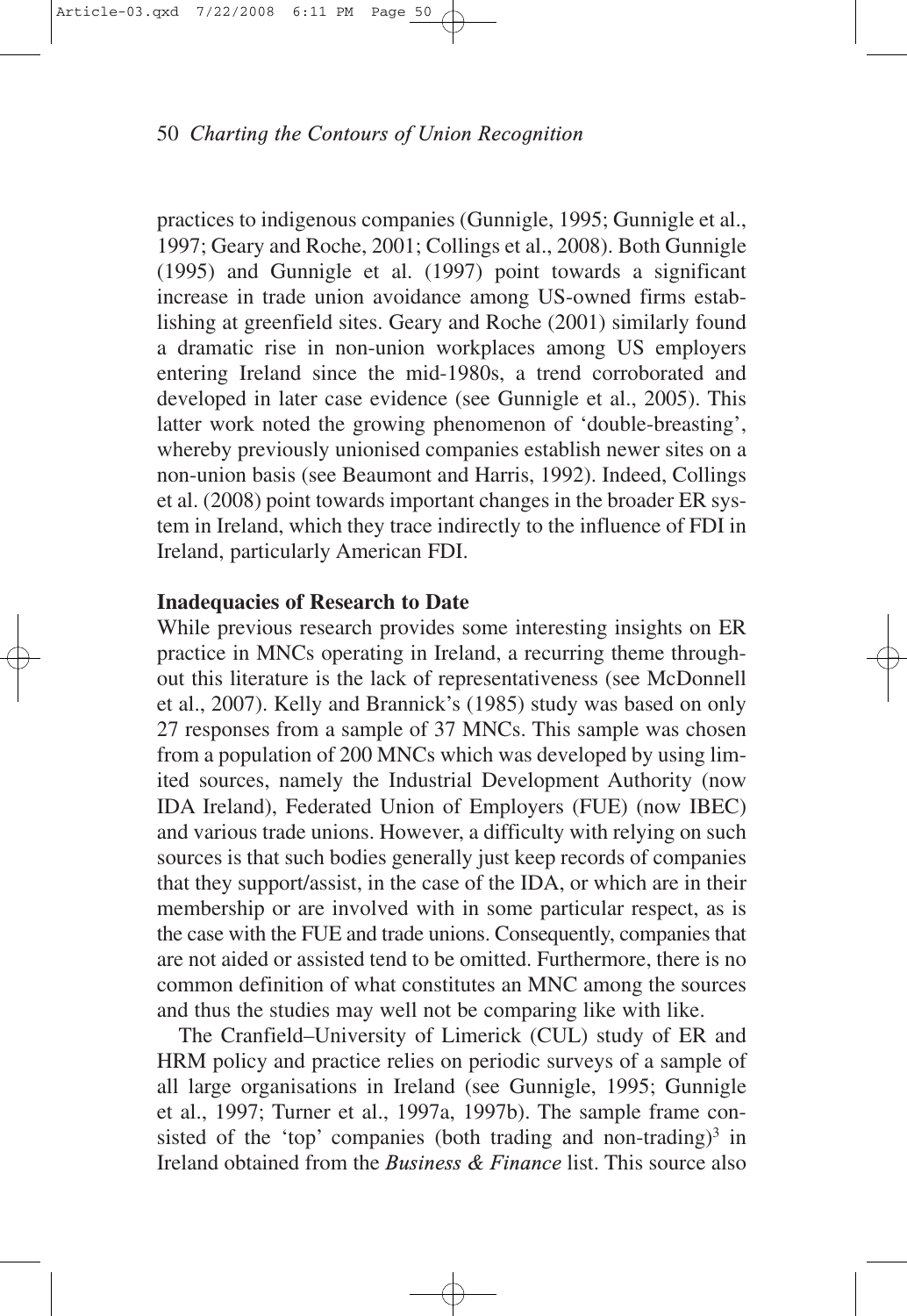practices to indigenous companies (Gunnigle, 1995; Gunnigle et al., 1997; Geary and Roche, 2001; Collings et al., 2008). Both Gunnigle (1995) and Gunnigle et al. (1997) point towards a significant increase in trade union avoidance among US-owned firms establishing at greenfield sites. Geary and Roche (2001) similarly found a dramatic rise in non-union workplaces among US employers entering Ireland since the mid-1980s, a trend corroborated and developed in later case evidence (see Gunnigle et al., 2005). This latter work noted the growing phenomenon of 'double-breasting', whereby previously unionised companies establish newer sites on a non-union basis (see Beaumont and Harris, 1992). Indeed, Collings et al. (2008) point towards important changes in the broader ER system in Ireland, which they trace indirectly to the influence of FDI in Ireland, particularly American FDI.

### Inadequacies of Research to Date

While previous research provides some interesting insights on ER practice in MNCs operating in Ireland, a recurring theme throughout this literature is the lack of representativeness (see McDonnell et al., 2007). Kelly and Brannick's (1985) study was based on only 27 responses from a sample of 37 MNCs. This sample was chosen from a population of 200 MNCs which was developed by using limited sources, namely the Industrial Development Authority (now IDA Ireland), Federated Union of Employers (FUE) (now IBEC) and various trade unions. However, a difficulty with relying on such sources is that such bodies generally just keep records of companies that they support/assist, in the case of the IDA, or which are in their membership or are involved with in some particular respect, as is the case with the FUE and trade unions. Consequently, companies that are not aided or assisted tend to be omitted. Furthermore, there is no common definition of what constitutes an MNC among the sources and thus the studies may well not be comparing like with like.

The Cranfield–University of Limerick (CUL) study of ER and HRM policy and practice relies on periodic surveys of a sample of all large organisations in Ireland (see Gunnigle, 1995; Gunnigle et al., 1997; Turner et al., 1997a, 1997b). The sample frame consisted of the 'top' companies (both trading and non-trading)[3] in Ireland obtained from the *Business & Finance* list. This source also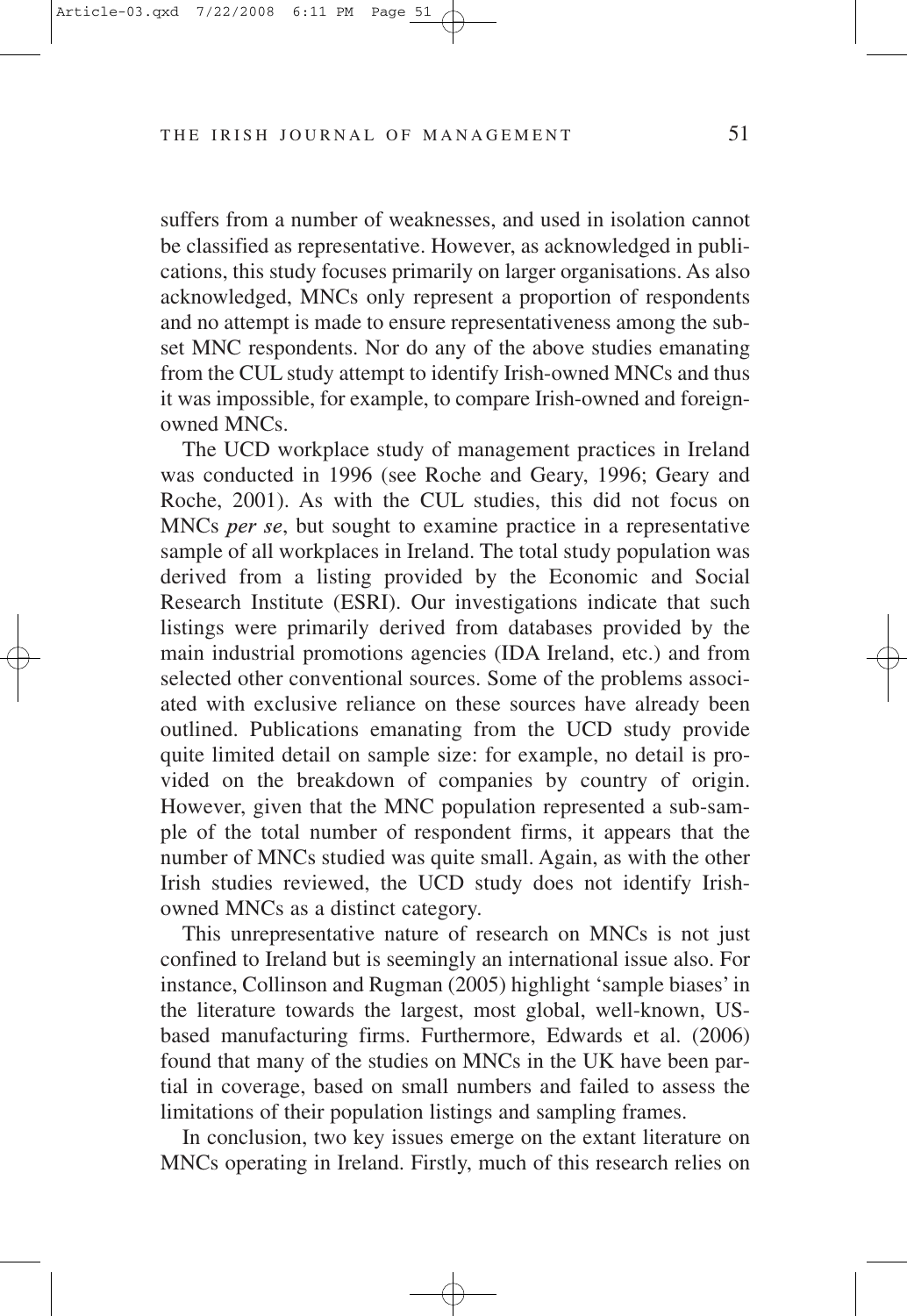suffers from a number of weaknesses, and used in isolation cannot be classified as representative. However, as acknowledged in publications, this study focuses primarily on larger organisations. As also acknowledged, MNCs only represent a proportion of respondents and no attempt is made to ensure representativeness among the subset MNC respondents. Nor do any of the above studies emanating from the CUL study attempt to identify Irish-owned MNCs and thus it was impossible, for example, to compare Irish-owned and foreign-owned MNCs.

The UCD workplace study of management practices in Ireland was conducted in 1996 (see Roche and Geary, 1996; Geary and Roche, 2001). As with the CUL studies, this did not focus on MNCs *per se*, but sought to examine practice in a representative sample of all workplaces in Ireland. The total study population was derived from a listing provided by the Economic and Social Research Institute (ESRI). Our investigations indicate that such listings were primarily derived from databases provided by the main industrial promotions agencies (IDA Ireland, etc.) and from selected other conventional sources. Some of the problems associated with exclusive reliance on these sources have already been outlined. Publications emanating from the UCD study provide quite limited detail on sample size: for example, no detail is provided on the breakdown of companies by country of origin. However, given that the MNC population represented a sub-sample of the total number of respondent firms, it appears that the number of MNCs studied was quite small. Again, as with the other Irish studies reviewed, the UCD study does not identify Irish-owned MNCs as a distinct category.

This unrepresentative nature of research on MNCs is not just confined to Ireland but is seemingly an international issue also. For instance, Collinson and Rugman (2005) highlight 'sample biases' in the literature towards the largest, most global, well-known, US-based manufacturing firms. Furthermore, Edwards et al. (2006) found that many of the studies on MNCs in the UK have been partial in coverage, based on small numbers and failed to assess the limitations of their population listings and sampling frames.

In conclusion, two key issues emerge on the extant literature on MNCs operating in Ireland. Firstly, much of this research relies on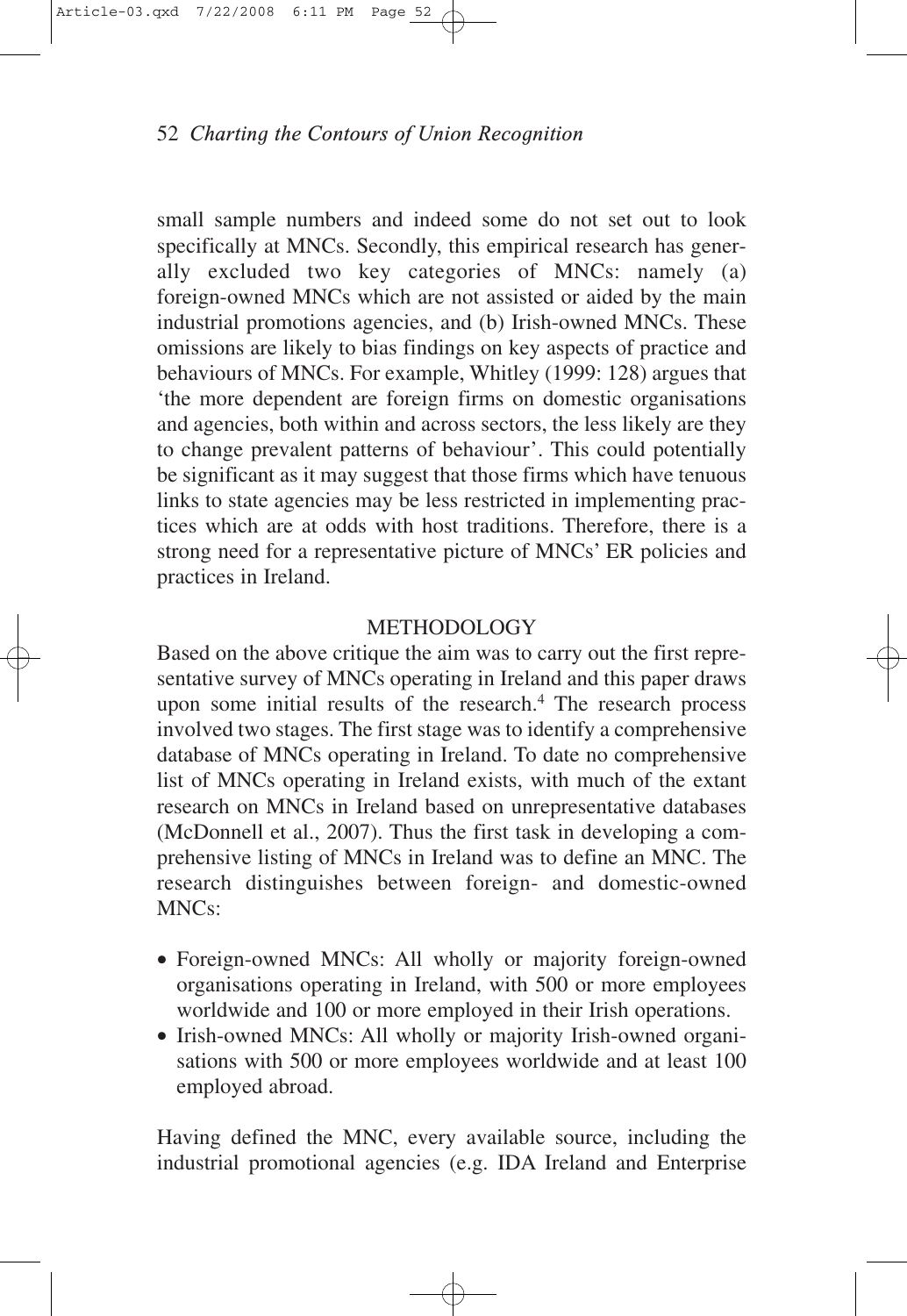small sample numbers and indeed some do not set out to look specifically at MNCs. Secondly, this empirical research has generally excluded two key categories of MNCs: namely (a) foreign-owned MNCs which are not assisted or aided by the main industrial promotions agencies, and (b) Irish-owned MNCs. These omissions are likely to bias findings on key aspects of practice and behaviours of MNCs. For example, Whitley (1999: 128) argues that 'the more dependent are foreign firms on domestic organisations and agencies, both within and across sectors, the less likely are they to change prevalent patterns of behaviour'. This could potentially be significant as it may suggest that those firms which have tenuous links to state agencies may be less restricted in implementing practices which are at odds with host traditions. Therefore, there is a strong need for a representative picture of MNCs' ER policies and practices in Ireland.

## METHODOLOGY

Based on the above critique the aim was to carry out the first representative survey of MNCs operating in Ireland and this paper draws upon some initial results of the research.[4] The research process involved two stages. The first stage was to identify a comprehensive database of MNCs operating in Ireland. To date no comprehensive list of MNCs operating in Ireland exists, with much of the extant research on MNCs in Ireland based on unrepresentative databases (McDonnell et al., 2007). Thus the first task in developing a comprehensive listing of MNCs in Ireland was to define an MNC. The research distinguishes between foreign- and domestic-owned MNCs:

- Foreign-owned MNCs: All wholly or majority foreign-owned organisations operating in Ireland, with 500 or more employees worldwide and 100 or more employed in their Irish operations.
- Irish-owned MNCs: All wholly or majority Irish-owned organisations with 500 or more employees worldwide and at least 100 employed abroad.

Having defined the MNC, every available source, including the industrial promotional agencies (e.g. IDA Ireland and Enterprise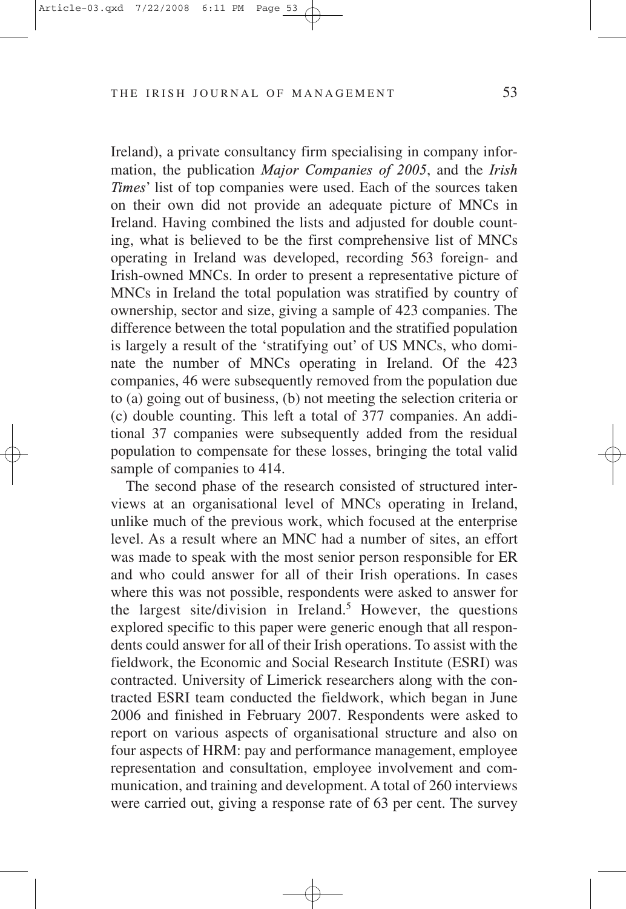Ireland), a private consultancy firm specialising in company information, the publication *Major Companies of 2005*, and the *Irish Times*' list of top companies were used. Each of the sources taken on their own did not provide an adequate picture of MNCs in Ireland. Having combined the lists and adjusted for double counting, what is believed to be the first comprehensive list of MNCs operating in Ireland was developed, recording 563 foreign- and Irish-owned MNCs. In order to present a representative picture of MNCs in Ireland the total population was stratified by country of ownership, sector and size, giving a sample of 423 companies. The difference between the total population and the stratified population is largely a result of the 'stratifying out' of US MNCs, who dominate the number of MNCs operating in Ireland. Of the 423 companies, 46 were subsequently removed from the population due to (a) going out of business, (b) not meeting the selection criteria or (c) double counting. This left a total of 377 companies. An additional 37 companies were subsequently added from the residual population to compensate for these losses, bringing the total valid sample of companies to 414.

The second phase of the research consisted of structured interviews at an organisational level of MNCs operating in Ireland, unlike much of the previous work, which focused at the enterprise level. As a result where an MNC had a number of sites, an effort was made to speak with the most senior person responsible for ER and who could answer for all of their Irish operations. In cases where this was not possible, respondents were asked to answer for the largest site/division in Ireland.[5] However, the questions explored specific to this paper were generic enough that all respondents could answer for all of their Irish operations. To assist with the fieldwork, the Economic and Social Research Institute (ESRI) was contracted. University of Limerick researchers along with the contracted ESRI team conducted the fieldwork, which began in June 2006 and finished in February 2007. Respondents were asked to report on various aspects of organisational structure and also on four aspects of HRM: pay and performance management, employee representation and consultation, employee involvement and communication, and training and development. A total of 260 interviews were carried out, giving a response rate of 63 per cent. The survey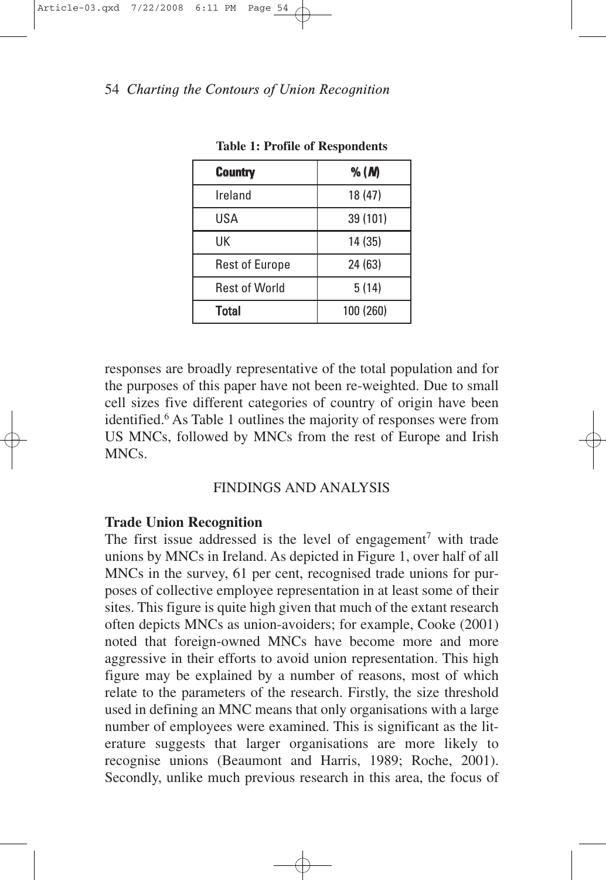**Table 1: Profile of Respondents**

| Country | % (*N*) |
|---|---|
| Ireland | 18 (47) |
| USA | 39 (101) |
| UK | 14 (35) |
| Rest of Europe | 24 (63) |
| Rest of World | 5 (14) |
| **Total** | 100 (260) |

responses are broadly representative of the total population and for the purposes of this paper have not been re-weighted. Due to small cell sizes five different categories of country of origin have been identified.[6] As Table 1 outlines the majority of responses were from US MNCs, followed by MNCs from the rest of Europe and Irish MNCs.

## FINDINGS AND ANALYSIS

### Trade Union Recognition

The first issue addressed is the level of engagement[7] with trade unions by MNCs in Ireland. As depicted in Figure 1, over half of all MNCs in the survey, 61 per cent, recognised trade unions for purposes of collective employee representation in at least some of their sites. This figure is quite high given that much of the extant research often depicts MNCs as union-avoiders; for example, Cooke (2001) noted that foreign-owned MNCs have become more and more aggressive in their efforts to avoid union representation. This high figure may be explained by a number of reasons, most of which relate to the parameters of the research. Firstly, the size threshold used in defining an MNC means that only organisations with a large number of employees were examined. This is significant as the literature suggests that larger organisations are more likely to recognise unions (Beaumont and Harris, 1989; Roche, 2001). Secondly, unlike much previous research in this area, the focus of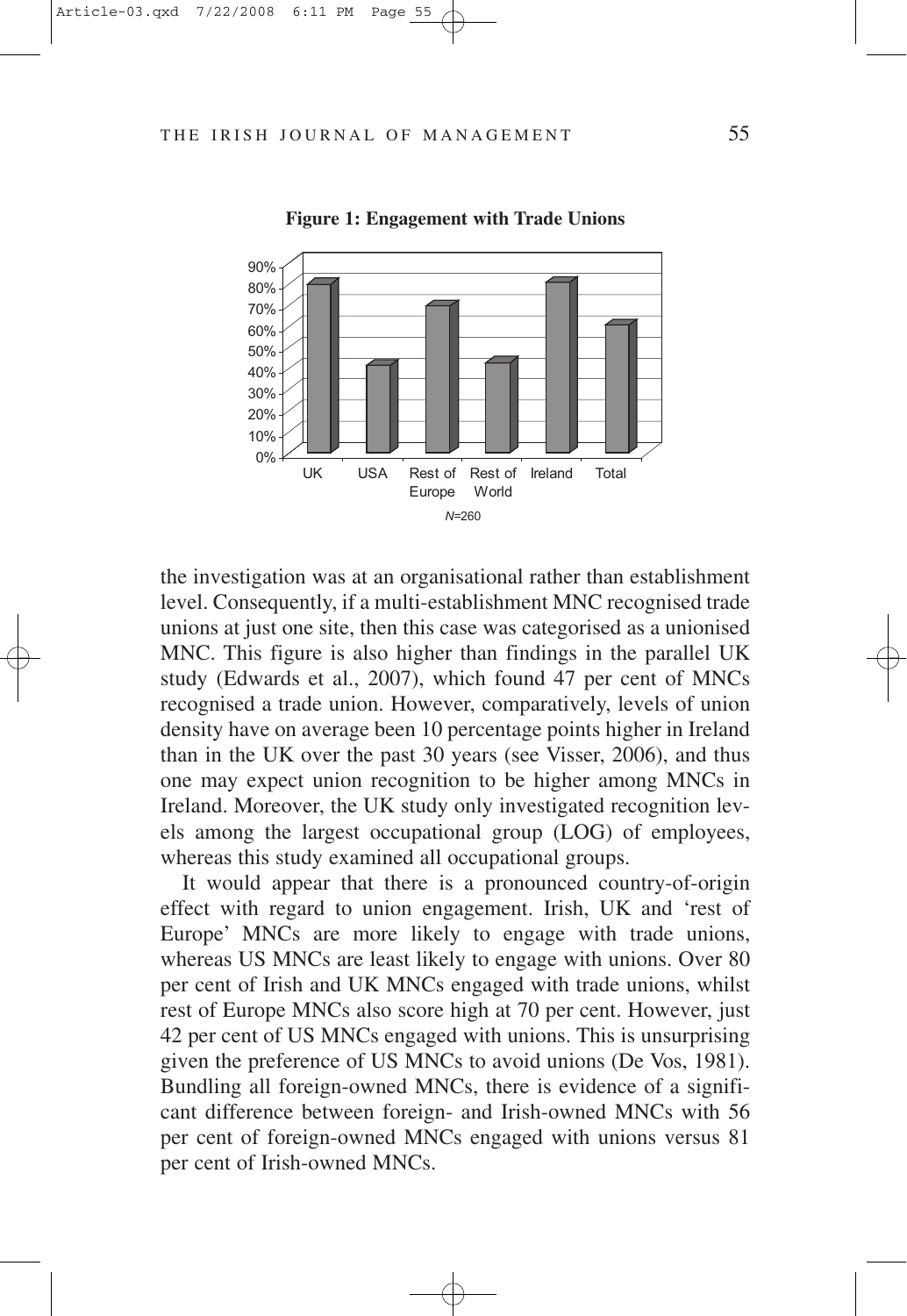**Figure 1: Engagement with Trade Unions**

*N*=260

the investigation was at an organisational rather than establishment level. Consequently, if a multi-establishment MNC recognised trade unions at just one site, then this case was categorised as a unionised MNC. This figure is also higher than findings in the parallel UK study (Edwards et al., 2007), which found 47 per cent of MNCs recognised a trade union. However, comparatively, levels of union density have on average been 10 percentage points higher in Ireland than in the UK over the past 30 years (see Visser, 2006), and thus one may expect union recognition to be higher among MNCs in Ireland. Moreover, the UK study only investigated recognition levels among the largest occupational group (LOG) of employees, whereas this study examined all occupational groups.

It would appear that there is a pronounced country-of-origin effect with regard to union engagement. Irish, UK and 'rest of Europe' MNCs are more likely to engage with trade unions, whereas US MNCs are least likely to engage with unions. Over 80 per cent of Irish and UK MNCs engaged with trade unions, whilst rest of Europe MNCs also score high at 70 per cent. However, just 42 per cent of US MNCs engaged with unions. This is unsurprising given the preference of US MNCs to avoid unions (De Vos, 1981). Bundling all foreign-owned MNCs, there is evidence of a significant difference between foreign- and Irish-owned MNCs with 56 per cent of foreign-owned MNCs engaged with unions versus 81 per cent of Irish-owned MNCs.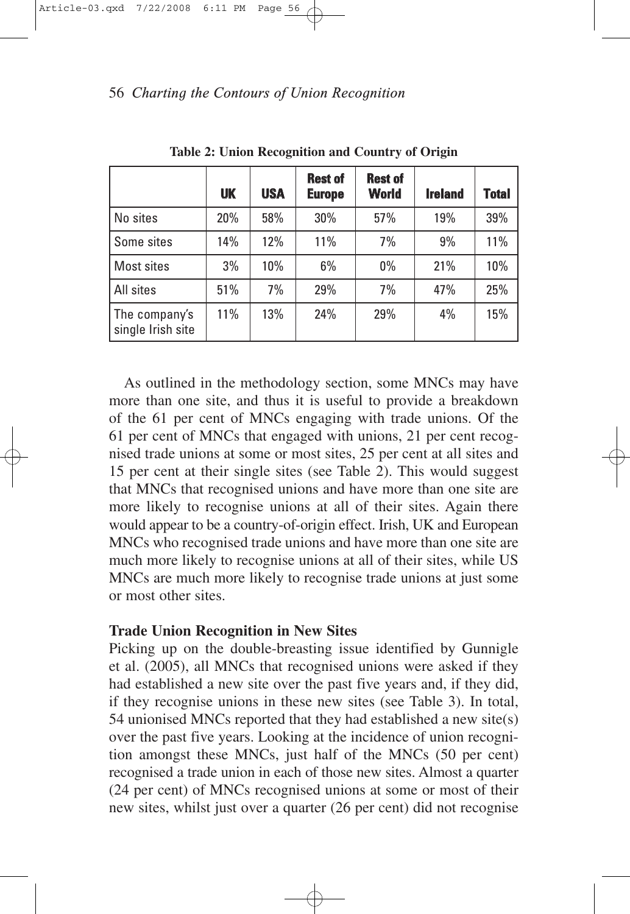**Table 2: Union Recognition and Country of Origin**

| | UK | USA | Rest of Europe | Rest of World | Ireland | Total |
|---|---|---|---|---|---|---|
| No sites | 20% | 58% | 30% | 57% | 19% | 39% |
| Some sites | 14% | 12% | 11% | 7% | 9% | 11% |
| Most sites | 3% | 10% | 6% | 0% | 21% | 10% |
| All sites | 51% | 7% | 29% | 7% | 47% | 25% |
| The company's single Irish site | 11% | 13% | 24% | 29% | 4% | 15% |

As outlined in the methodology section, some MNCs may have more than one site, and thus it is useful to provide a breakdown of the 61 per cent of MNCs engaging with trade unions. Of the 61 per cent of MNCs that engaged with unions, 21 per cent recognised trade unions at some or most sites, 25 per cent at all sites and 15 per cent at their single sites (see Table 2). This would suggest that MNCs that recognised unions and have more than one site are more likely to recognise unions at all of their sites. Again there would appear to be a country-of-origin effect. Irish, UK and European MNCs who recognised trade unions and have more than one site are much more likely to recognise unions at all of their sites, while US MNCs are much more likely to recognise trade unions at just some or most other sites.

### Trade Union Recognition in New Sites

Picking up on the double-breasting issue identified by Gunnigle et al. (2005), all MNCs that recognised unions were asked if they had established a new site over the past five years and, if they did, if they recognise unions in these new sites (see Table 3). In total, 54 unionised MNCs reported that they had established a new site(s) over the past five years. Looking at the incidence of union recognition amongst these MNCs, just half of the MNCs (50 per cent) recognised a trade union in each of those new sites. Almost a quarter (24 per cent) of MNCs recognised unions at some or most of their new sites, whilst just over a quarter (26 per cent) did not recognise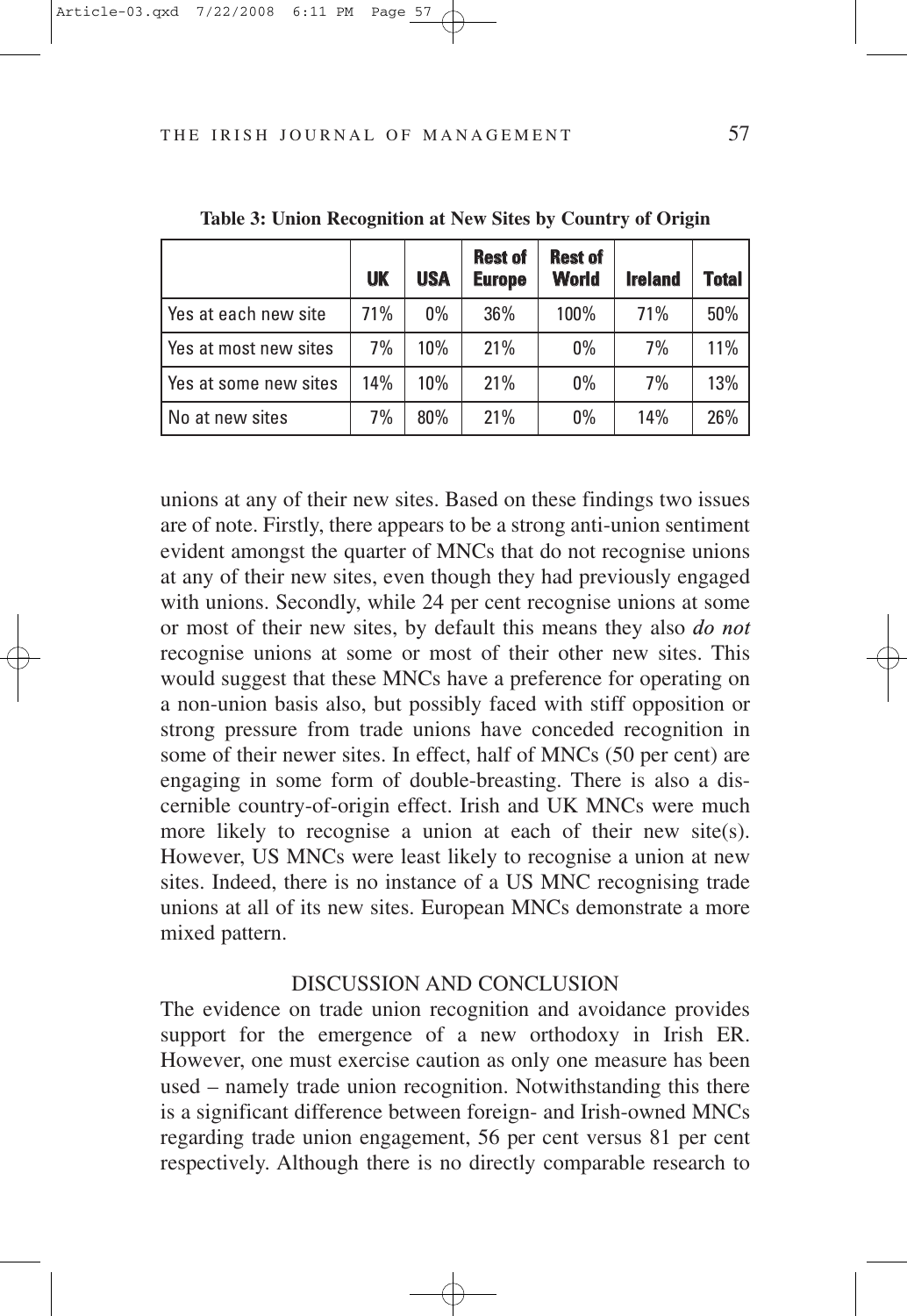**Table 3: Union Recognition at New Sites by Country of Origin**

| | UK | USA | Rest of Europe | Rest of World | Ireland | Total |
|---|---|---|---|---|---|---|
| Yes at each new site | 71% | 0% | 36% | 100% | 71% | 50% |
| Yes at most new sites | 7% | 10% | 21% | 0% | 7% | 11% |
| Yes at some new sites | 14% | 10% | 21% | 0% | 7% | 13% |
| No at new sites | 7% | 80% | 21% | 0% | 14% | 26% |

unions at any of their new sites. Based on these findings two issues are of note. Firstly, there appears to be a strong anti-union sentiment evident amongst the quarter of MNCs that do not recognise unions at any of their new sites, even though they had previously engaged with unions. Secondly, while 24 per cent recognise unions at some or most of their new sites, by default this means they also ***do not*** recognise unions at some or most of their other new sites. This would suggest that these MNCs have a preference for operating on a non-union basis also, but possibly faced with stiff opposition or strong pressure from trade unions have conceded recognition in some of their newer sites. In effect, half of MNCs (50 per cent) are engaging in some form of double-breasting. There is also a discernible country-of-origin effect. Irish and UK MNCs were much more likely to recognise a union at each of their new site(s). However, US MNCs were least likely to recognise a union at new sites. Indeed, there is no instance of a US MNC recognising trade unions at all of its new sites. European MNCs demonstrate a more mixed pattern.

## DISCUSSION AND CONCLUSION

The evidence on trade union recognition and avoidance provides support for the emergence of a new orthodoxy in Irish ER. However, one must exercise caution as only one measure has been used – namely trade union recognition. Notwithstanding this there is a significant difference between foreign- and Irish-owned MNCs regarding trade union engagement, 56 per cent versus 81 per cent respectively. Although there is no directly comparable research to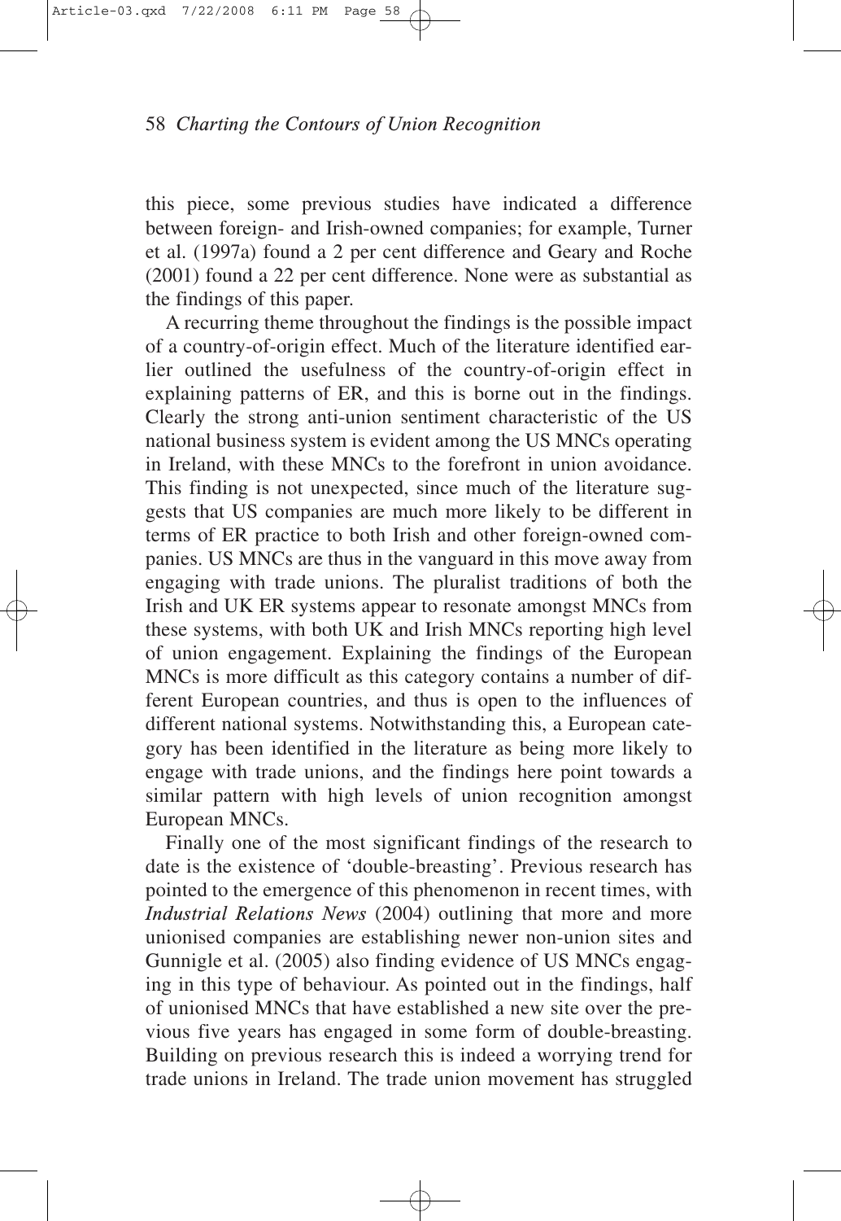this piece, some previous studies have indicated a difference between foreign- and Irish-owned companies; for example, Turner et al. (1997a) found a 2 per cent difference and Geary and Roche (2001) found a 22 per cent difference. None were as substantial as the findings of this paper.

A recurring theme throughout the findings is the possible impact of a country-of-origin effect. Much of the literature identified earlier outlined the usefulness of the country-of-origin effect in explaining patterns of ER, and this is borne out in the findings. Clearly the strong anti-union sentiment characteristic of the US national business system is evident among the US MNCs operating in Ireland, with these MNCs to the forefront in union avoidance. This finding is not unexpected, since much of the literature suggests that US companies are much more likely to be different in terms of ER practice to both Irish and other foreign-owned companies. US MNCs are thus in the vanguard in this move away from engaging with trade unions. The pluralist traditions of both the Irish and UK ER systems appear to resonate amongst MNCs from these systems, with both UK and Irish MNCs reporting high level of union engagement. Explaining the findings of the European MNCs is more difficult as this category contains a number of different European countries, and thus is open to the influences of different national systems. Notwithstanding this, a European category has been identified in the literature as being more likely to engage with trade unions, and the findings here point towards a similar pattern with high levels of union recognition amongst European MNCs.

Finally one of the most significant findings of the research to date is the existence of 'double-breasting'. Previous research has pointed to the emergence of this phenomenon in recent times, with *Industrial Relations News* (2004) outlining that more and more unionised companies are establishing newer non-union sites and Gunnigle et al. (2005) also finding evidence of US MNCs engaging in this type of behaviour. As pointed out in the findings, half of unionised MNCs that have established a new site over the previous five years has engaged in some form of double-breasting. Building on previous research this is indeed a worrying trend for trade unions in Ireland. The trade union movement has struggled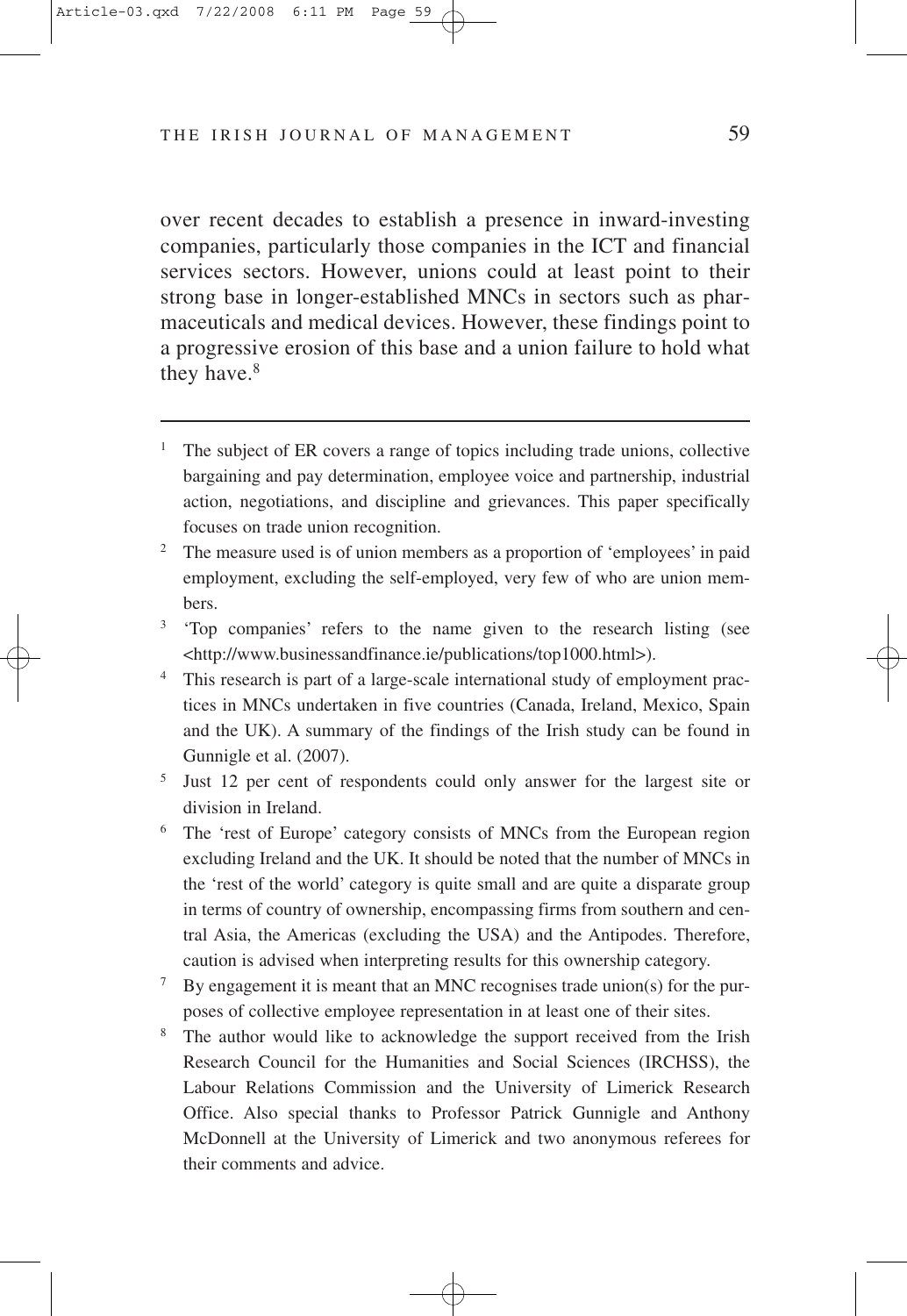over recent decades to establish a presence in inward-investing companies, particularly those companies in the ICT and financial services sectors. However, unions could at least point to their strong base in longer-established MNCs in sectors such as pharmaceuticals and medical devices. However, these findings point to a progressive erosion of this base and a union failure to hold what they have.[8]

---

1. The subject of ER covers a range of topics including trade unions, collective bargaining and pay determination, employee voice and partnership, industrial action, negotiations, and discipline and grievances. This paper specifically focuses on trade union recognition.
2. The measure used is of union members as a proportion of 'employees' in paid employment, excluding the self-employed, very few of who are union members.
3. 'Top companies' refers to the name given to the research listing (see <http://www.businessandfinance.ie/publications/top1000.html>).
4. This research is part of a large-scale international study of employment practices in MNCs undertaken in five countries (Canada, Ireland, Mexico, Spain and the UK). A summary of the findings of the Irish study can be found in Gunnigle et al. (2007).
5. Just 12 per cent of respondents could only answer for the largest site or division in Ireland.
6. The 'rest of Europe' category consists of MNCs from the European region excluding Ireland and the UK. It should be noted that the number of MNCs in the 'rest of the world' category is quite small and are quite a disparate group in terms of country of ownership, encompassing firms from southern and central Asia, the Americas (excluding the USA) and the Antipodes. Therefore, caution is advised when interpreting results for this ownership category.
7. By engagement it is meant that an MNC recognises trade union(s) for the purposes of collective employee representation in at least one of their sites.
8. The author would like to acknowledge the support received from the Irish Research Council for the Humanities and Social Sciences (IRCHSS), the Labour Relations Commission and the University of Limerick Research Office. Also special thanks to Professor Patrick Gunnigle and Anthony McDonnell at the University of Limerick and two anonymous referees for their comments and advice.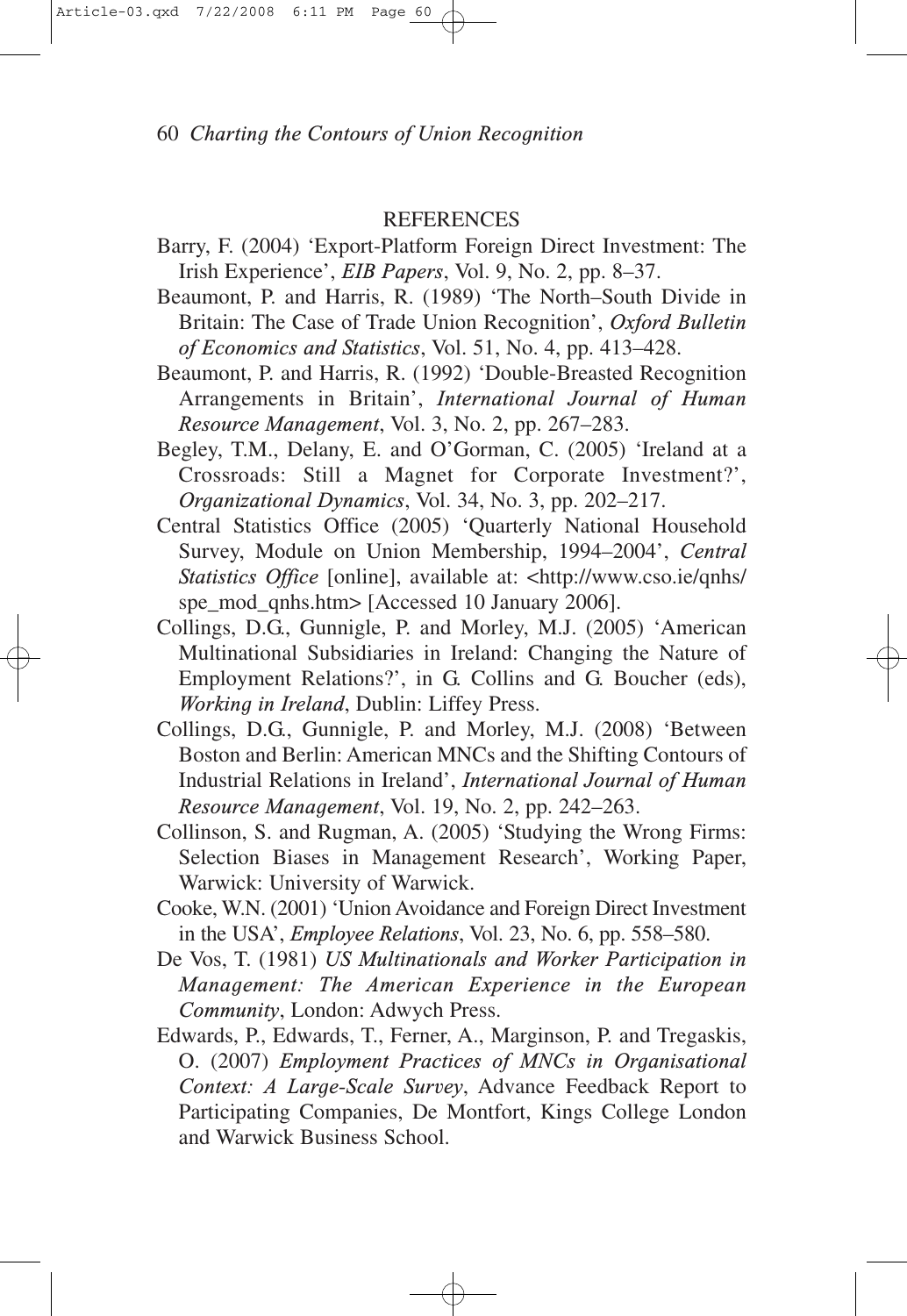## REFERENCES

Barry, F. (2004) 'Export-Platform Foreign Direct Investment: The Irish Experience', *EIB Papers*, Vol. 9, No. 2, pp. 8–37.

Beaumont, P. and Harris, R. (1989) 'The North–South Divide in Britain: The Case of Trade Union Recognition', *Oxford Bulletin of Economics and Statistics*, Vol. 51, No. 4, pp. 413–428.

Beaumont, P. and Harris, R. (1992) 'Double-Breasted Recognition Arrangements in Britain', *International Journal of Human Resource Management*, Vol. 3, No. 2, pp. 267–283.

Begley, T.M., Delany, E. and O'Gorman, C. (2005) 'Ireland at a Crossroads: Still a Magnet for Corporate Investment?', *Organizational Dynamics*, Vol. 34, No. 3, pp. 202–217.

Central Statistics Office (2005) 'Quarterly National Household Survey, Module on Union Membership, 1994–2004', *Central Statistics Office* [online], available at: <http://www.cso.ie/qnhs/spe_mod_qnhs.htm> [Accessed 10 January 2006].

Collings, D.G., Gunnigle, P. and Morley, M.J. (2005) 'American Multinational Subsidiaries in Ireland: Changing the Nature of Employment Relations?', in G. Collins and G. Boucher (eds), *Working in Ireland*, Dublin: Liffey Press.

Collings, D.G., Gunnigle, P. and Morley, M.J. (2008) 'Between Boston and Berlin: American MNCs and the Shifting Contours of Industrial Relations in Ireland', *International Journal of Human Resource Management*, Vol. 19, No. 2, pp. 242–263.

Collinson, S. and Rugman, A. (2005) 'Studying the Wrong Firms: Selection Biases in Management Research', Working Paper, Warwick: University of Warwick.

Cooke, W.N. (2001) 'Union Avoidance and Foreign Direct Investment in the USA', *Employee Relations*, Vol. 23, No. 6, pp. 558–580.

De Vos, T. (1981) *US Multinationals and Worker Participation in Management: The American Experience in the European Community*, London: Adwych Press.

Edwards, P., Edwards, T., Ferner, A., Marginson, P. and Tregaskis, O. (2007) *Employment Practices of MNCs in Organisational Context: A Large-Scale Survey*, Advance Feedback Report to Participating Companies, De Montfort, Kings College London and Warwick Business School.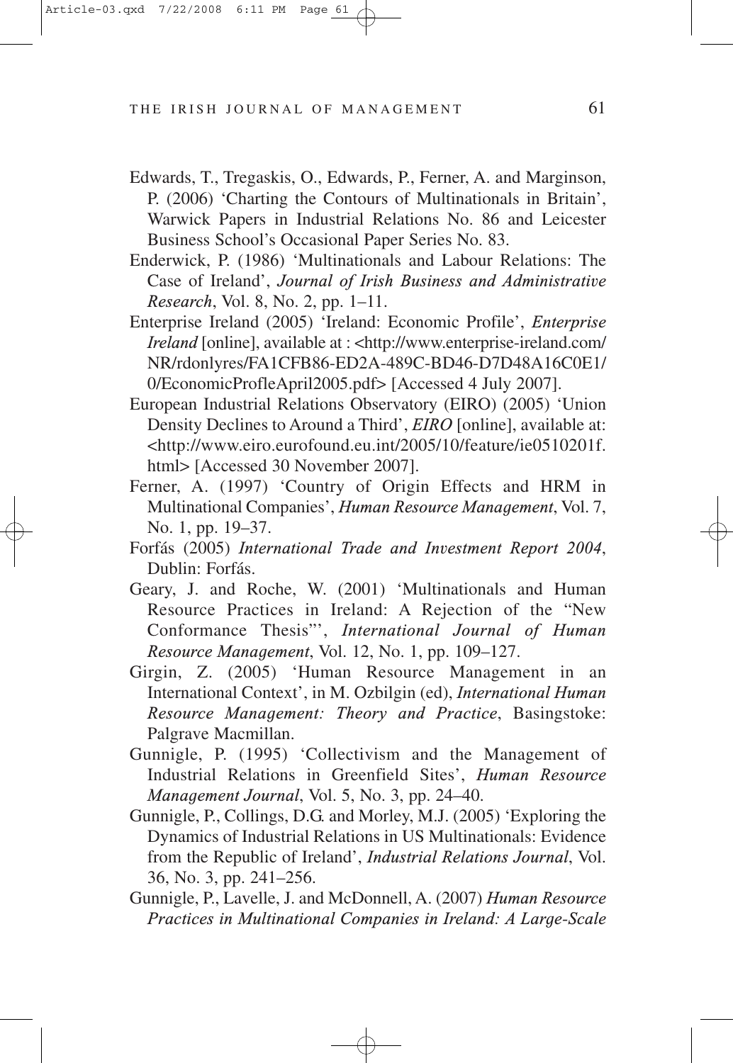Edwards, T., Tregaskis, O., Edwards, P., Ferner, A. and Marginson, P. (2006) 'Charting the Contours of Multinationals in Britain', Warwick Papers in Industrial Relations No. 86 and Leicester Business School's Occasional Paper Series No. 83.

Enderwick, P. (1986) 'Multinationals and Labour Relations: The Case of Ireland', *Journal of Irish Business and Administrative Research*, Vol. 8, No. 2, pp. 1–11.

Enterprise Ireland (2005) 'Ireland: Economic Profile', *Enterprise Ireland* [online], available at : <http://www.enterprise-ireland.com/NR/rdonlyres/FA1CFB86-ED2A-489C-BD46-D7D48A16C0E1/0/EconomicProfleApril2005.pdf> [Accessed 4 July 2007].

European Industrial Relations Observatory (EIRO) (2005) 'Union Density Declines to Around a Third', *EIRO* [online], available at: <http://www.eiro.eurofound.eu.int/2005/10/feature/ie0510201f.html> [Accessed 30 November 2007].

Ferner, A. (1997) 'Country of Origin Effects and HRM in Multinational Companies', *Human Resource Management*, Vol. 7, No. 1, pp. 19–37.

Forfás (2005) *International Trade and Investment Report 2004*, Dublin: Forfás.

Geary, J. and Roche, W. (2001) 'Multinationals and Human Resource Practices in Ireland: A Rejection of the "New Conformance Thesis"', *International Journal of Human Resource Management*, Vol. 12, No. 1, pp. 109–127.

Girgin, Z. (2005) 'Human Resource Management in an International Context', in M. Ozbilgin (ed), *International Human Resource Management: Theory and Practice*, Basingstoke: Palgrave Macmillan.

Gunnigle, P. (1995) 'Collectivism and the Management of Industrial Relations in Greenfield Sites', *Human Resource Management Journal*, Vol. 5, No. 3, pp. 24–40.

Gunnigle, P., Collings, D.G. and Morley, M.J. (2005) 'Exploring the Dynamics of Industrial Relations in US Multinationals: Evidence from the Republic of Ireland', *Industrial Relations Journal*, Vol. 36, No. 3, pp. 241–256.

Gunnigle, P., Lavelle, J. and McDonnell, A. (2007) *Human Resource Practices in Multinational Companies in Ireland: A Large-Scale*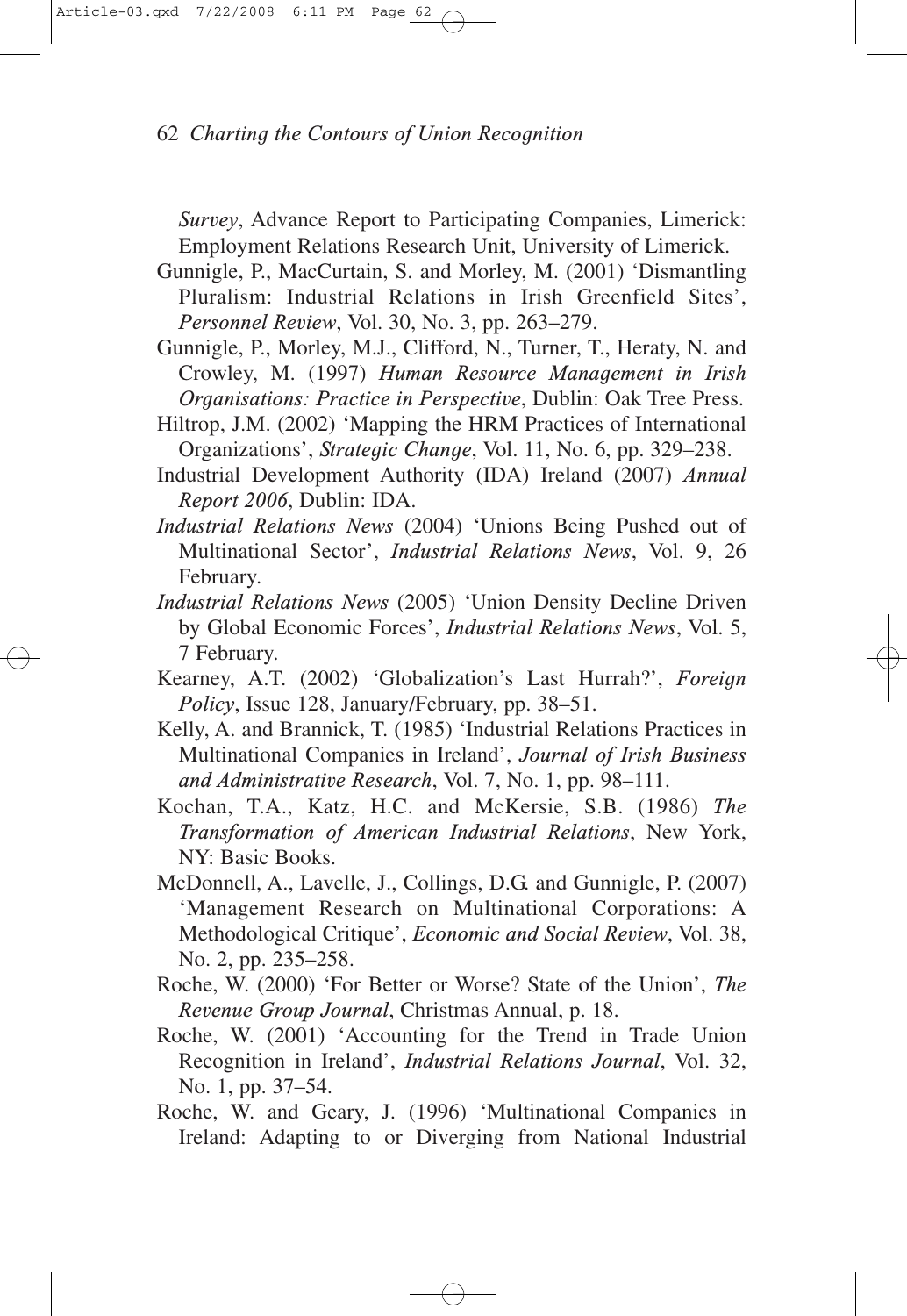*Survey*, Advance Report to Participating Companies, Limerick: Employment Relations Research Unit, University of Limerick.

Gunnigle, P., MacCurtain, S. and Morley, M. (2001) 'Dismantling Pluralism: Industrial Relations in Irish Greenfield Sites', *Personnel Review*, Vol. 30, No. 3, pp. 263–279.

Gunnigle, P., Morley, M.J., Clifford, N., Turner, T., Heraty, N. and Crowley, M. (1997) *Human Resource Management in Irish Organisations: Practice in Perspective*, Dublin: Oak Tree Press.

Hiltrop, J.M. (2002) 'Mapping the HRM Practices of International Organizations', *Strategic Change*, Vol. 11, No. 6, pp. 329–238.

Industrial Development Authority (IDA) Ireland (2007) *Annual Report 2006*, Dublin: IDA.

*Industrial Relations News* (2004) 'Unions Being Pushed out of Multinational Sector', *Industrial Relations News*, Vol. 9, 26 February.

*Industrial Relations News* (2005) 'Union Density Decline Driven by Global Economic Forces', *Industrial Relations News*, Vol. 5, 7 February.

Kearney, A.T. (2002) 'Globalization's Last Hurrah?', *Foreign Policy*, Issue 128, January/February, pp. 38–51.

Kelly, A. and Brannick, T. (1985) 'Industrial Relations Practices in Multinational Companies in Ireland', *Journal of Irish Business and Administrative Research*, Vol. 7, No. 1, pp. 98–111.

Kochan, T.A., Katz, H.C. and McKersie, S.B. (1986) *The Transformation of American Industrial Relations*, New York, NY: Basic Books.

McDonnell, A., Lavelle, J., Collings, D.G. and Gunnigle, P. (2007) 'Management Research on Multinational Corporations: A Methodological Critique', *Economic and Social Review*, Vol. 38, No. 2, pp. 235–258.

Roche, W. (2000) 'For Better or Worse? State of the Union', *The Revenue Group Journal*, Christmas Annual, p. 18.

Roche, W. (2001) 'Accounting for the Trend in Trade Union Recognition in Ireland', *Industrial Relations Journal*, Vol. 32, No. 1, pp. 37–54.

Roche, W. and Geary, J. (1996) 'Multinational Companies in Ireland: Adapting to or Diverging from National Industrial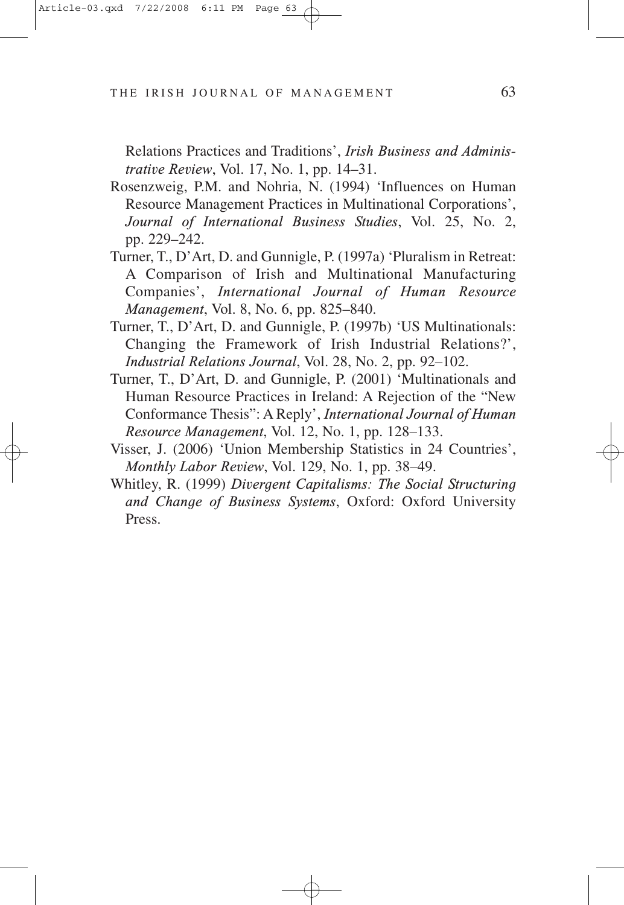Relations Practices and Traditions', *Irish Business and Administrative Review*, Vol. 17, No. 1, pp. 14–31.

Rosenzweig, P.M. and Nohria, N. (1994) 'Influences on Human Resource Management Practices in Multinational Corporations', *Journal of International Business Studies*, Vol. 25, No. 2, pp. 229–242.

Turner, T., D'Art, D. and Gunnigle, P. (1997a) 'Pluralism in Retreat: A Comparison of Irish and Multinational Manufacturing Companies', *International Journal of Human Resource Management*, Vol. 8, No. 6, pp. 825–840.

Turner, T., D'Art, D. and Gunnigle, P. (1997b) 'US Multinationals: Changing the Framework of Irish Industrial Relations?', *Industrial Relations Journal*, Vol. 28, No. 2, pp. 92–102.

Turner, T., D'Art, D. and Gunnigle, P. (2001) 'Multinationals and Human Resource Practices in Ireland: A Rejection of the "New Conformance Thesis": A Reply', *International Journal of Human Resource Management*, Vol. 12, No. 1, pp. 128–133.

Visser, J. (2006) 'Union Membership Statistics in 24 Countries', *Monthly Labor Review*, Vol. 129, No. 1, pp. 38–49.

Whitley, R. (1999) *Divergent Capitalisms: The Social Structuring and Change of Business Systems*, Oxford: Oxford University Press.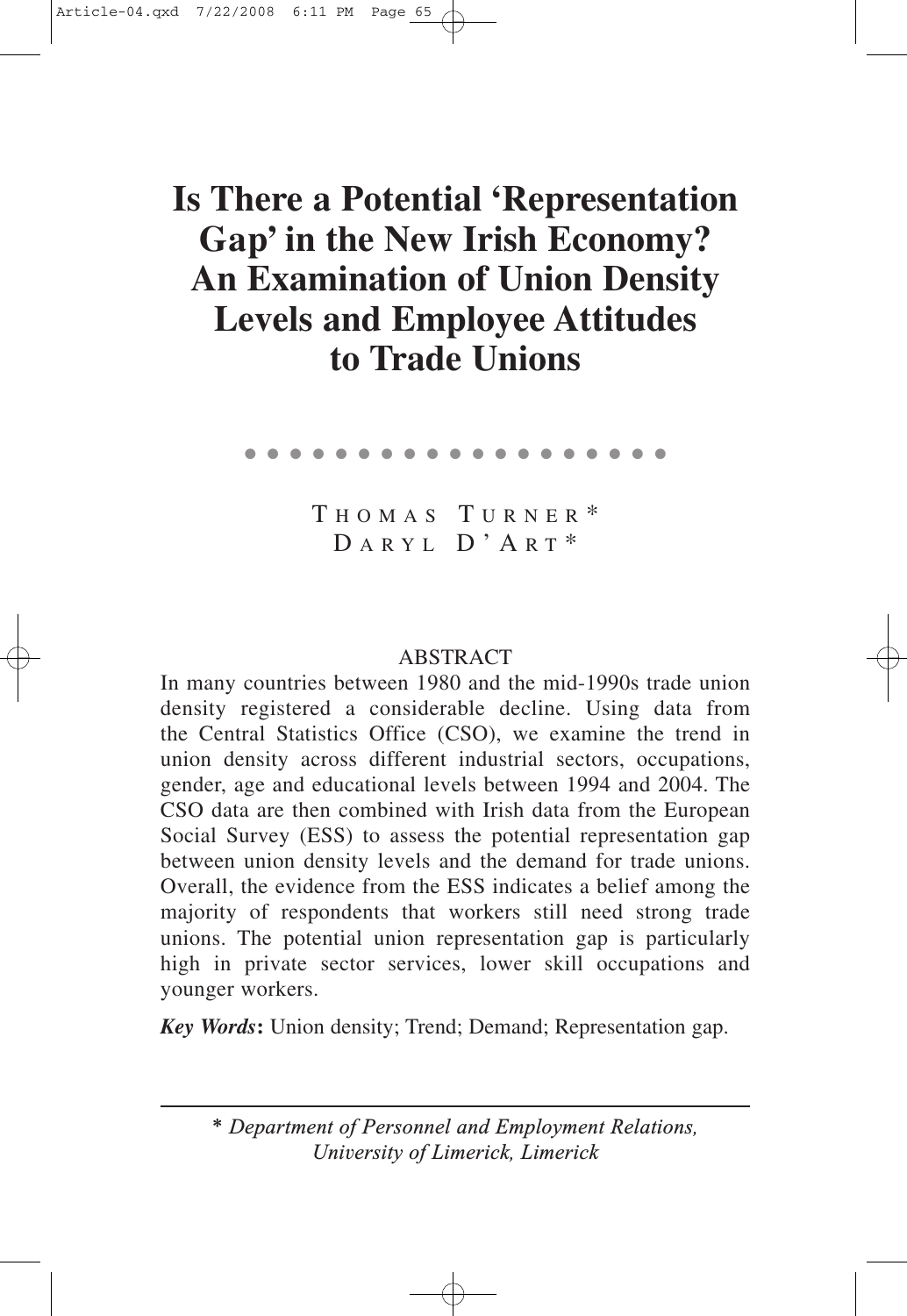# Is There a Potential 'Representation Gap' in the New Irish Economy? An Examination of Union Density Levels and Employee Attitudes to Trade Unions

THOMAS TURNER*
DARYL D'ART*

ABSTRACT

In many countries between 1980 and the mid-1990s trade union density registered a considerable decline. Using data from the Central Statistics Office (CSO), we examine the trend in union density across different industrial sectors, occupations, gender, age and educational levels between 1994 and 2004. The CSO data are then combined with Irish data from the European Social Survey (ESS) to assess the potential representation gap between union density levels and the demand for trade unions. Overall, the evidence from the ESS indicates a belief among the majority of respondents that workers still need strong trade unions. The potential union representation gap is particularly high in private sector services, lower skill occupations and younger workers.

***Key Words*:** Union density; Trend; Demand; Representation gap.

---

\* *Department of Personnel and Employment Relations, University of Limerick, Limerick*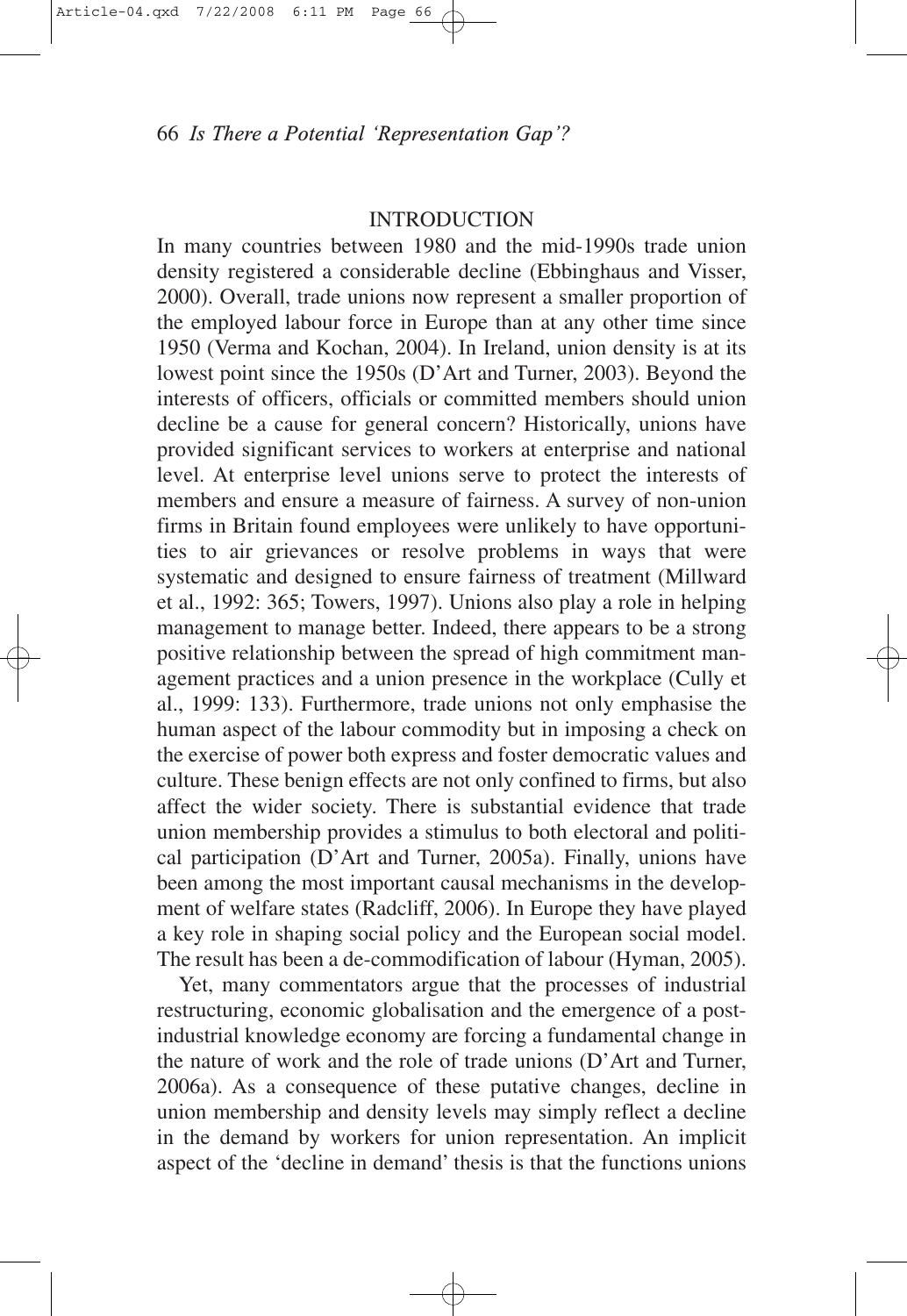## INTRODUCTION

In many countries between 1980 and the mid-1990s trade union density registered a considerable decline (Ebbinghaus and Visser, 2000). Overall, trade unions now represent a smaller proportion of the employed labour force in Europe than at any other time since 1950 (Verma and Kochan, 2004). In Ireland, union density is at its lowest point since the 1950s (D'Art and Turner, 2003). Beyond the interests of officers, officials or committed members should union decline be a cause for general concern? Historically, unions have provided significant services to workers at enterprise and national level. At enterprise level unions serve to protect the interests of members and ensure a measure of fairness. A survey of non-union firms in Britain found employees were unlikely to have opportunities to air grievances or resolve problems in ways that were systematic and designed to ensure fairness of treatment (Millward et al., 1992: 365; Towers, 1997). Unions also play a role in helping management to manage better. Indeed, there appears to be a strong positive relationship between the spread of high commitment management practices and a union presence in the workplace (Cully et al., 1999: 133). Furthermore, trade unions not only emphasise the human aspect of the labour commodity but in imposing a check on the exercise of power both express and foster democratic values and culture. These benign effects are not only confined to firms, but also affect the wider society. There is substantial evidence that trade union membership provides a stimulus to both electoral and political participation (D'Art and Turner, 2005a). Finally, unions have been among the most important causal mechanisms in the development of welfare states (Radcliff, 2006). In Europe they have played a key role in shaping social policy and the European social model. The result has been a de-commodification of labour (Hyman, 2005).

Yet, many commentators argue that the processes of industrial restructuring, economic globalisation and the emergence of a post-industrial knowledge economy are forcing a fundamental change in the nature of work and the role of trade unions (D'Art and Turner, 2006a). As a consequence of these putative changes, decline in union membership and density levels may simply reflect a decline in the demand by workers for union representation. An implicit aspect of the 'decline in demand' thesis is that the functions unions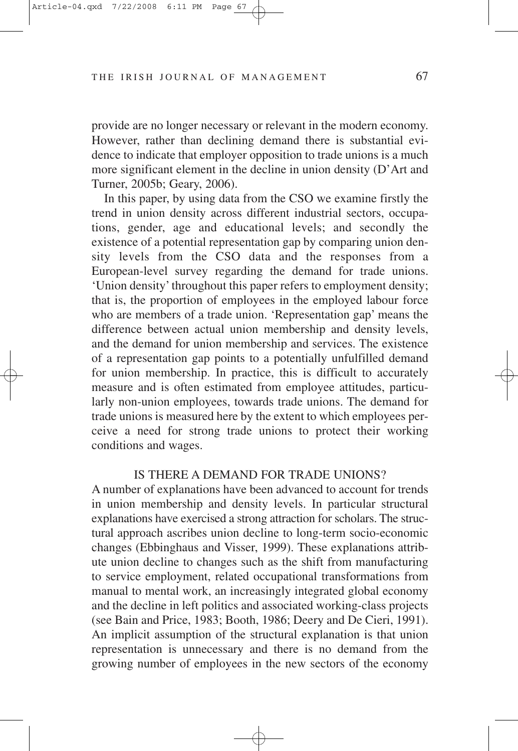provide are no longer necessary or relevant in the modern economy. However, rather than declining demand there is substantial evidence to indicate that employer opposition to trade unions is a much more significant element in the decline in union density (D'Art and Turner, 2005b; Geary, 2006).

In this paper, by using data from the CSO we examine firstly the trend in union density across different industrial sectors, occupations, gender, age and educational levels; and secondly the existence of a potential representation gap by comparing union density levels from the CSO data and the responses from a European-level survey regarding the demand for trade unions. 'Union density' throughout this paper refers to employment density; that is, the proportion of employees in the employed labour force who are members of a trade union. 'Representation gap' means the difference between actual union membership and density levels, and the demand for union membership and services. The existence of a representation gap points to a potentially unfulfilled demand for union membership. In practice, this is difficult to accurately measure and is often estimated from employee attitudes, particularly non-union employees, towards trade unions. The demand for trade unions is measured here by the extent to which employees perceive a need for strong trade unions to protect their working conditions and wages.

## IS THERE A DEMAND FOR TRADE UNIONS?

A number of explanations have been advanced to account for trends in union membership and density levels. In particular structural explanations have exercised a strong attraction for scholars. The structural approach ascribes union decline to long-term socio-economic changes (Ebbinghaus and Visser, 1999). These explanations attribute union decline to changes such as the shift from manufacturing to service employment, related occupational transformations from manual to mental work, an increasingly integrated global economy and the decline in left politics and associated working-class projects (see Bain and Price, 1983; Booth, 1986; Deery and De Cieri, 1991). An implicit assumption of the structural explanation is that union representation is unnecessary and there is no demand from the growing number of employees in the new sectors of the economy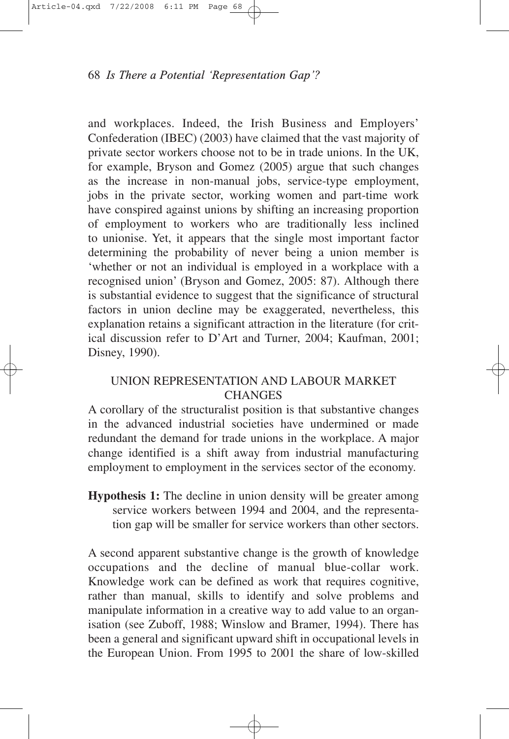and workplaces. Indeed, the Irish Business and Employers' Confederation (IBEC) (2003) have claimed that the vast majority of private sector workers choose not to be in trade unions. In the UK, for example, Bryson and Gomez (2005) argue that such changes as the increase in non-manual jobs, service-type employment, jobs in the private sector, working women and part-time work have conspired against unions by shifting an increasing proportion of employment to workers who are traditionally less inclined to unionise. Yet, it appears that the single most important factor determining the probability of never being a union member is 'whether or not an individual is employed in a workplace with a recognised union' (Bryson and Gomez, 2005: 87). Although there is substantial evidence to suggest that the significance of structural factors in union decline may be exaggerated, nevertheless, this explanation retains a significant attraction in the literature (for critical discussion refer to D'Art and Turner, 2004; Kaufman, 2001; Disney, 1990).

## UNION REPRESENTATION AND LABOUR MARKET CHANGES

A corollary of the structuralist position is that substantive changes in the advanced industrial societies have undermined or made redundant the demand for trade unions in the workplace. A major change identified is a shift away from industrial manufacturing employment to employment in the services sector of the economy.

**Hypothesis 1:** The decline in union density will be greater among service workers between 1994 and 2004, and the representation gap will be smaller for service workers than other sectors.

A second apparent substantive change is the growth of knowledge occupations and the decline of manual blue-collar work. Knowledge work can be defined as work that requires cognitive, rather than manual, skills to identify and solve problems and manipulate information in a creative way to add value to an organisation (see Zuboff, 1988; Winslow and Bramer, 1994). There has been a general and significant upward shift in occupational levels in the European Union. From 1995 to 2001 the share of low-skilled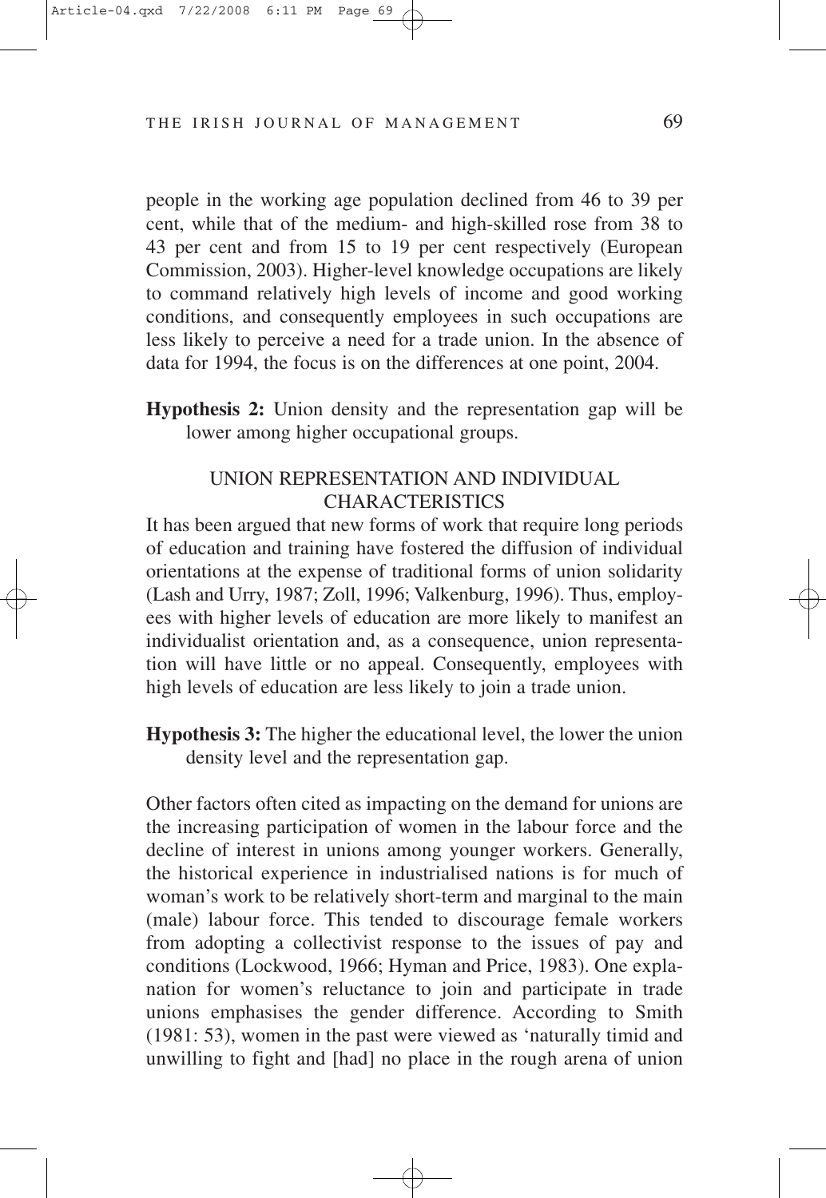people in the working age population declined from 46 to 39 per cent, while that of the medium- and high-skilled rose from 38 to 43 per cent and from 15 to 19 per cent respectively (European Commission, 2003). Higher-level knowledge occupations are likely to command relatively high levels of income and good working conditions, and consequently employees in such occupations are less likely to perceive a need for a trade union. In the absence of data for 1994, the focus is on the differences at one point, 2004.

**Hypothesis 2:** Union density and the representation gap will be lower among higher occupational groups.

## UNION REPRESENTATION AND INDIVIDUAL CHARACTERISTICS

It has been argued that new forms of work that require long periods of education and training have fostered the diffusion of individual orientations at the expense of traditional forms of union solidarity (Lash and Urry, 1987; Zoll, 1996; Valkenburg, 1996). Thus, employees with higher levels of education are more likely to manifest an individualist orientation and, as a consequence, union representation will have little or no appeal. Consequently, employees with high levels of education are less likely to join a trade union.

**Hypothesis 3:** The higher the educational level, the lower the union density level and the representation gap.

Other factors often cited as impacting on the demand for unions are the increasing participation of women in the labour force and the decline of interest in unions among younger workers. Generally, the historical experience in industrialised nations is for much of woman's work to be relatively short-term and marginal to the main (male) labour force. This tended to discourage female workers from adopting a collectivist response to the issues of pay and conditions (Lockwood, 1966; Hyman and Price, 1983). One explanation for women's reluctance to join and participate in trade unions emphasises the gender difference. According to Smith (1981: 53), women in the past were viewed as 'naturally timid and unwilling to fight and [had] no place in the rough arena of union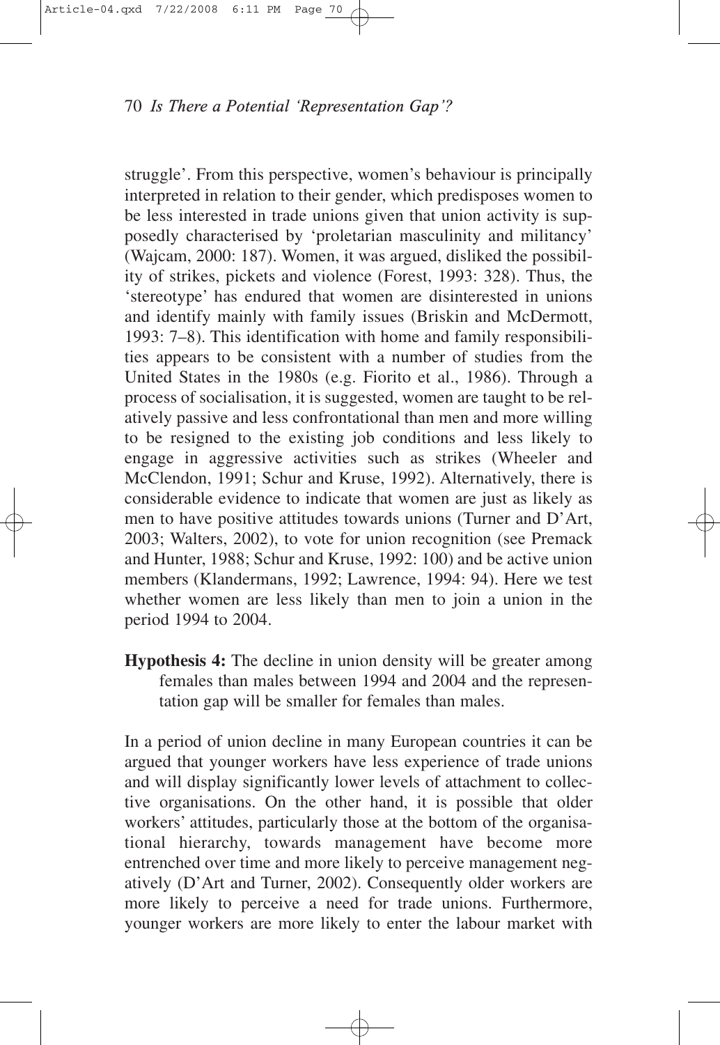struggle'. From this perspective, women's behaviour is principally interpreted in relation to their gender, which predisposes women to be less interested in trade unions given that union activity is supposedly characterised by 'proletarian masculinity and militancy' (Wajcam, 2000: 187). Women, it was argued, disliked the possibility of strikes, pickets and violence (Forest, 1993: 328). Thus, the 'stereotype' has endured that women are disinterested in unions and identify mainly with family issues (Briskin and McDermott, 1993: 7–8). This identification with home and family responsibilities appears to be consistent with a number of studies from the United States in the 1980s (e.g. Fiorito et al., 1986). Through a process of socialisation, it is suggested, women are taught to be relatively passive and less confrontational than men and more willing to be resigned to the existing job conditions and less likely to engage in aggressive activities such as strikes (Wheeler and McClendon, 1991; Schur and Kruse, 1992). Alternatively, there is considerable evidence to indicate that women are just as likely as men to have positive attitudes towards unions (Turner and D'Art, 2003; Walters, 2002), to vote for union recognition (see Premack and Hunter, 1988; Schur and Kruse, 1992: 100) and be active union members (Klandermans, 1992; Lawrence, 1994: 94). Here we test whether women are less likely than men to join a union in the period 1994 to 2004.

**Hypothesis 4:** The decline in union density will be greater among females than males between 1994 and 2004 and the representation gap will be smaller for females than males.

In a period of union decline in many European countries it can be argued that younger workers have less experience of trade unions and will display significantly lower levels of attachment to collective organisations. On the other hand, it is possible that older workers' attitudes, particularly those at the bottom of the organisational hierarchy, towards management have become more entrenched over time and more likely to perceive management negatively (D'Art and Turner, 2002). Consequently older workers are more likely to perceive a need for trade unions. Furthermore, younger workers are more likely to enter the labour market with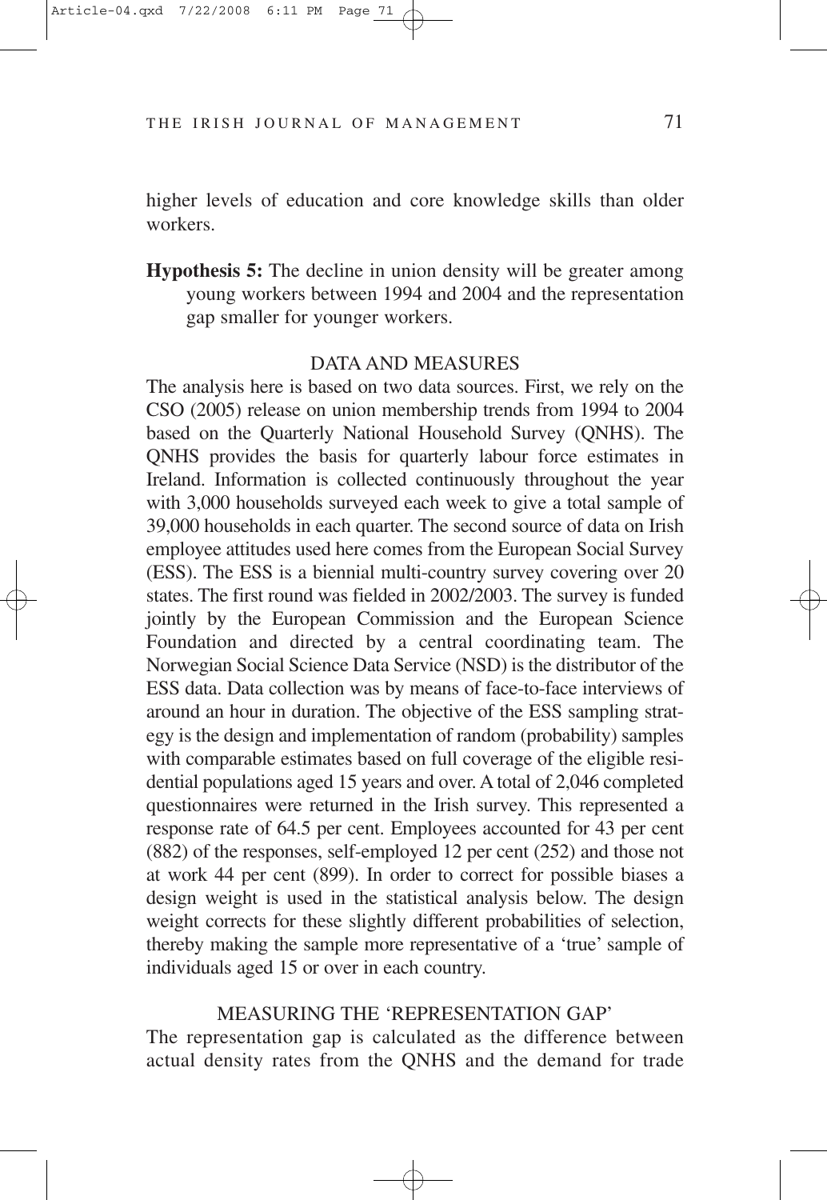higher levels of education and core knowledge skills than older workers.

**Hypothesis 5:** The decline in union density will be greater among young workers between 1994 and 2004 and the representation gap smaller for younger workers.

## DATA AND MEASURES

The analysis here is based on two data sources. First, we rely on the CSO (2005) release on union membership trends from 1994 to 2004 based on the Quarterly National Household Survey (QNHS). The QNHS provides the basis for quarterly labour force estimates in Ireland. Information is collected continuously throughout the year with 3,000 households surveyed each week to give a total sample of 39,000 households in each quarter. The second source of data on Irish employee attitudes used here comes from the European Social Survey (ESS). The ESS is a biennial multi-country survey covering over 20 states. The first round was fielded in 2002/2003. The survey is funded jointly by the European Commission and the European Science Foundation and directed by a central coordinating team. The Norwegian Social Science Data Service (NSD) is the distributor of the ESS data. Data collection was by means of face-to-face interviews of around an hour in duration. The objective of the ESS sampling strategy is the design and implementation of random (probability) samples with comparable estimates based on full coverage of the eligible residential populations aged 15 years and over. A total of 2,046 completed questionnaires were returned in the Irish survey. This represented a response rate of 64.5 per cent. Employees accounted for 43 per cent (882) of the responses, self-employed 12 per cent (252) and those not at work 44 per cent (899). In order to correct for possible biases a design weight is used in the statistical analysis below. The design weight corrects for these slightly different probabilities of selection, thereby making the sample more representative of a 'true' sample of individuals aged 15 or over in each country.

## MEASURING THE 'REPRESENTATION GAP'

The representation gap is calculated as the difference between actual density rates from the QNHS and the demand for trade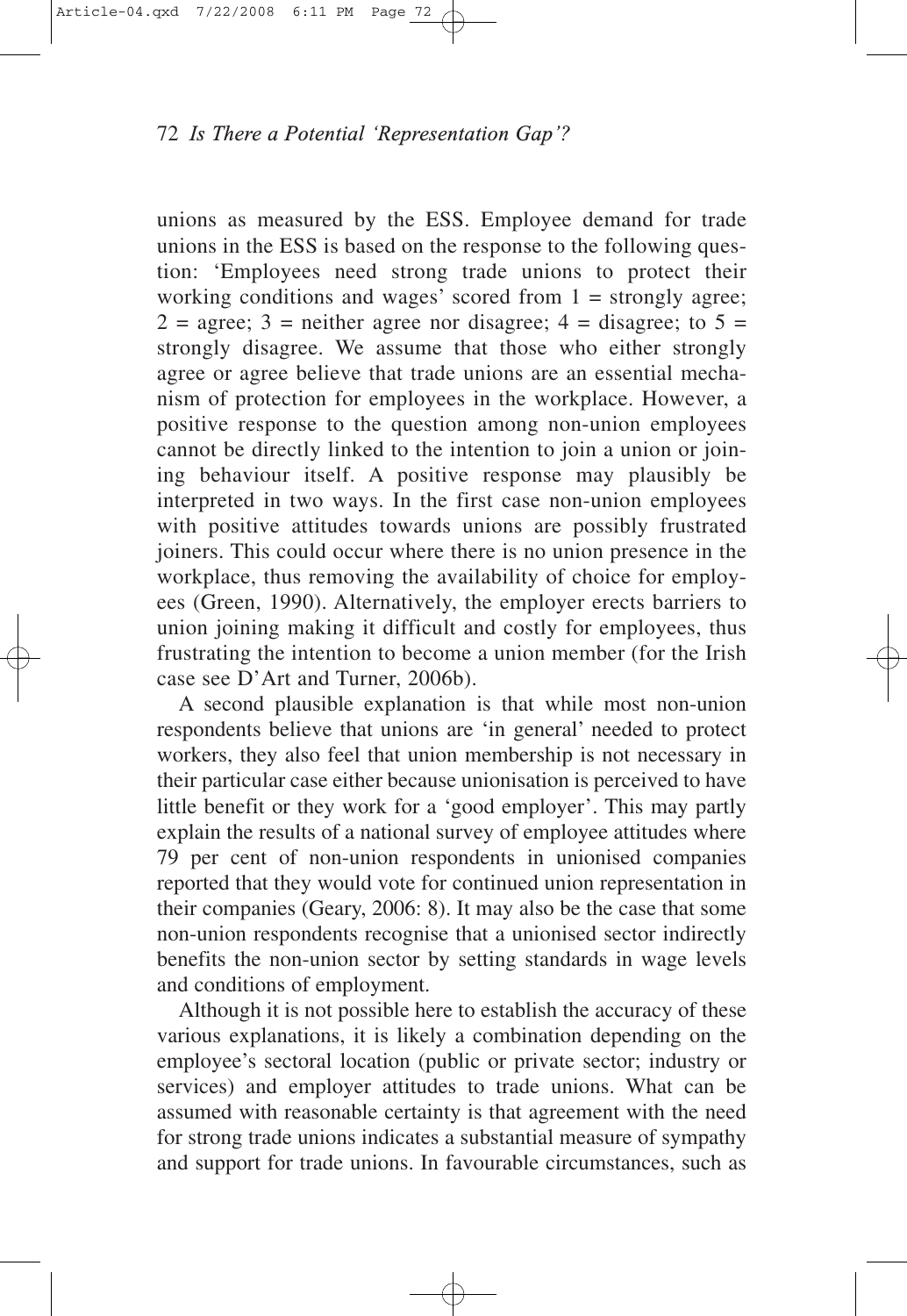unions as measured by the ESS. Employee demand for trade unions in the ESS is based on the response to the following question: 'Employees need strong trade unions to protect their working conditions and wages' scored from 1 = strongly agree; 2 = agree; 3 = neither agree nor disagree; 4 = disagree; to 5 = strongly disagree. We assume that those who either strongly agree or agree believe that trade unions are an essential mechanism of protection for employees in the workplace. However, a positive response to the question among non-union employees cannot be directly linked to the intention to join a union or joining behaviour itself. A positive response may plausibly be interpreted in two ways. In the first case non-union employees with positive attitudes towards unions are possibly frustrated joiners. This could occur where there is no union presence in the workplace, thus removing the availability of choice for employees (Green, 1990). Alternatively, the employer erects barriers to union joining making it difficult and costly for employees, thus frustrating the intention to become a union member (for the Irish case see D'Art and Turner, 2006b).

A second plausible explanation is that while most non-union respondents believe that unions are 'in general' needed to protect workers, they also feel that union membership is not necessary in their particular case either because unionisation is perceived to have little benefit or they work for a 'good employer'. This may partly explain the results of a national survey of employee attitudes where 79 per cent of non-union respondents in unionised companies reported that they would vote for continued union representation in their companies (Geary, 2006: 8). It may also be the case that some non-union respondents recognise that a unionised sector indirectly benefits the non-union sector by setting standards in wage levels and conditions of employment.

Although it is not possible here to establish the accuracy of these various explanations, it is likely a combination depending on the employee's sectoral location (public or private sector; industry or services) and employer attitudes to trade unions. What can be assumed with reasonable certainty is that agreement with the need for strong trade unions indicates a substantial measure of sympathy and support for trade unions. In favourable circumstances, such as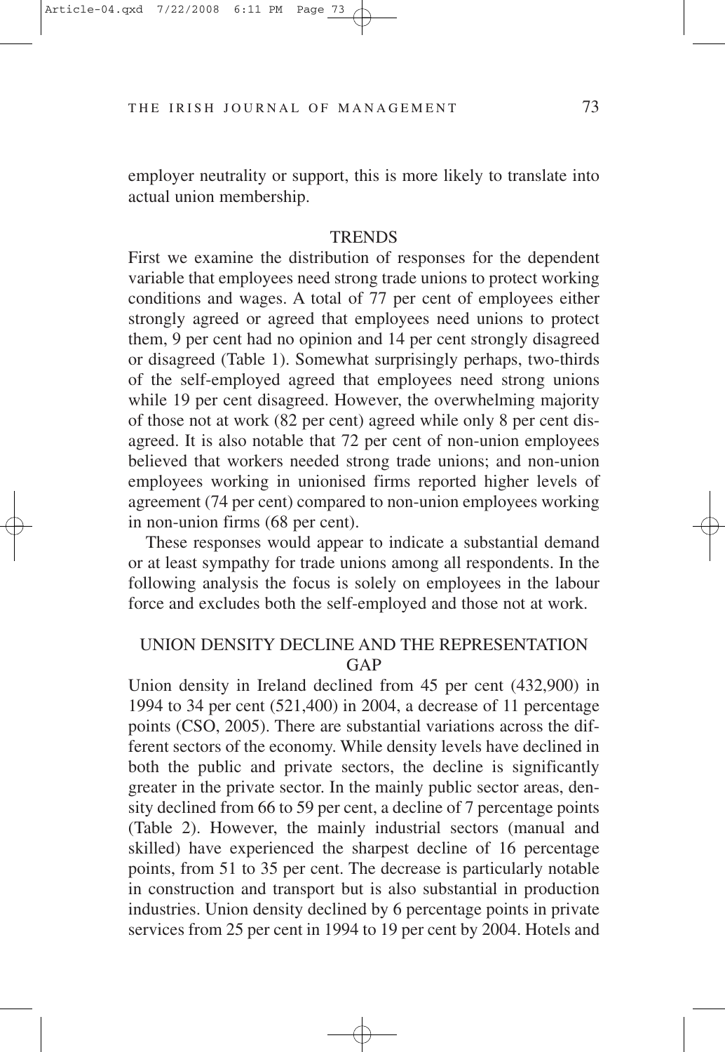employer neutrality or support, this is more likely to translate into actual union membership.

## TRENDS

First we examine the distribution of responses for the dependent variable that employees need strong trade unions to protect working conditions and wages. A total of 77 per cent of employees either strongly agreed or agreed that employees need unions to protect them, 9 per cent had no opinion and 14 per cent strongly disagreed or disagreed (Table 1). Somewhat surprisingly perhaps, two-thirds of the self-employed agreed that employees need strong unions while 19 per cent disagreed. However, the overwhelming majority of those not at work (82 per cent) agreed while only 8 per cent disagreed. It is also notable that 72 per cent of non-union employees believed that workers needed strong trade unions; and non-union employees working in unionised firms reported higher levels of agreement (74 per cent) compared to non-union employees working in non-union firms (68 per cent).

These responses would appear to indicate a substantial demand or at least sympathy for trade unions among all respondents. In the following analysis the focus is solely on employees in the labour force and excludes both the self-employed and those not at work.

## UNION DENSITY DECLINE AND THE REPRESENTATION GAP

Union density in Ireland declined from 45 per cent (432,900) in 1994 to 34 per cent (521,400) in 2004, a decrease of 11 percentage points (CSO, 2005). There are substantial variations across the different sectors of the economy. While density levels have declined in both the public and private sectors, the decline is significantly greater in the private sector. In the mainly public sector areas, density declined from 66 to 59 per cent, a decline of 7 percentage points (Table 2). However, the mainly industrial sectors (manual and skilled) have experienced the sharpest decline of 16 percentage points, from 51 to 35 per cent. The decrease is particularly notable in construction and transport but is also substantial in production industries. Union density declined by 6 percentage points in private services from 25 per cent in 1994 to 19 per cent by 2004. Hotels and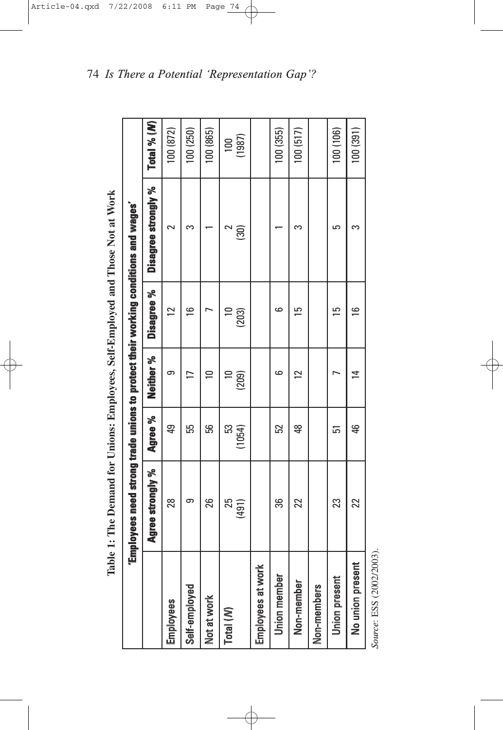**Table 1: The Demand for Unions: Employees, Self-Employed and Those Not at Work**

| | 'Employees need strong trade unions to protect their working conditions and wages' | | | | | |
|---|---|---|---|---|---|---|
| | Agree strongly % | Agree % | Neither % | Disagree % | Disagree strongly % | Total % (*N*) |
| Employees | 28 | 49 | 9 | 12 | 2 | 100 (872) |
| Self-employed | 9 | 55 | 17 | 16 | 3 | 100 (250) |
| Not at work | 26 | 56 | 10 | 7 | 1 | 100 (865) |
| Total (*N*) | 25 (491) | 53 (1054) | 10 (209) | 10 (203) | 2 (30) | 100 (1987) |
| Employees at work | | | | | | |
| Union member | 36 | 52 | 6 | 6 | 1 | 100 (355) |
| Non-member | 22 | 48 | 12 | 15 | 3 | 100 (517) |
| Non-members | | | | | | |
| Union present | 23 | 51 | 7 | 15 | 5 | 100 (106) |
| No union present | 22 | 46 | 14 | 16 | 3 | 100 (391) |

*Source*: ESS (2002/2003).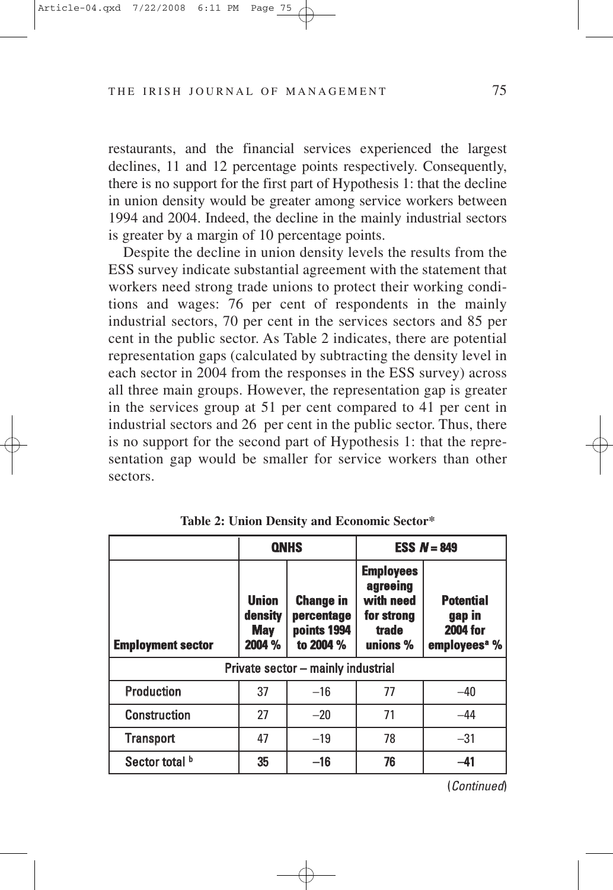restaurants, and the financial services experienced the largest declines, 11 and 12 percentage points respectively. Consequently, there is no support for the first part of Hypothesis 1: that the decline in union density would be greater among service workers between 1994 and 2004. Indeed, the decline in the mainly industrial sectors is greater by a margin of 10 percentage points.

Despite the decline in union density levels the results from the ESS survey indicate substantial agreement with the statement that workers need strong trade unions to protect their working conditions and wages: 76 per cent of respondents in the mainly industrial sectors, 70 per cent in the services sectors and 85 per cent in the public sector. As Table 2 indicates, there are potential representation gaps (calculated by subtracting the density level in each sector in 2004 from the responses in the ESS survey) across all three main groups. However, the representation gap is greater in the services group at 51 per cent compared to 41 per cent in industrial sectors and 26 per cent in the public sector. Thus, there is no support for the second part of Hypothesis 1: that the representation gap would be smaller for service workers than other sectors.

**Table 2: Union Density and Economic Sector***

| | QNHS | | ESS $N = 849$ | |
|---|---|---|---|---|
| **Employment sector** | **Union density May 2004 %** | **Change in percentage points 1994 to 2004 %** | **Employees agreeing with need for strong trade unions %** | **Potential gap in 2004 for employees[a] %** |
| **Private sector – mainly industrial** | | | | |
| Production | 37 | –16 | 77 | –40 |
| Construction | 27 | –20 | 71 | –44 |
| Transport | 47 | –19 | 78 | –31 |
| **Sector total [b]** | **35** | **–16** | **76** | **–41** |

(*Continued*)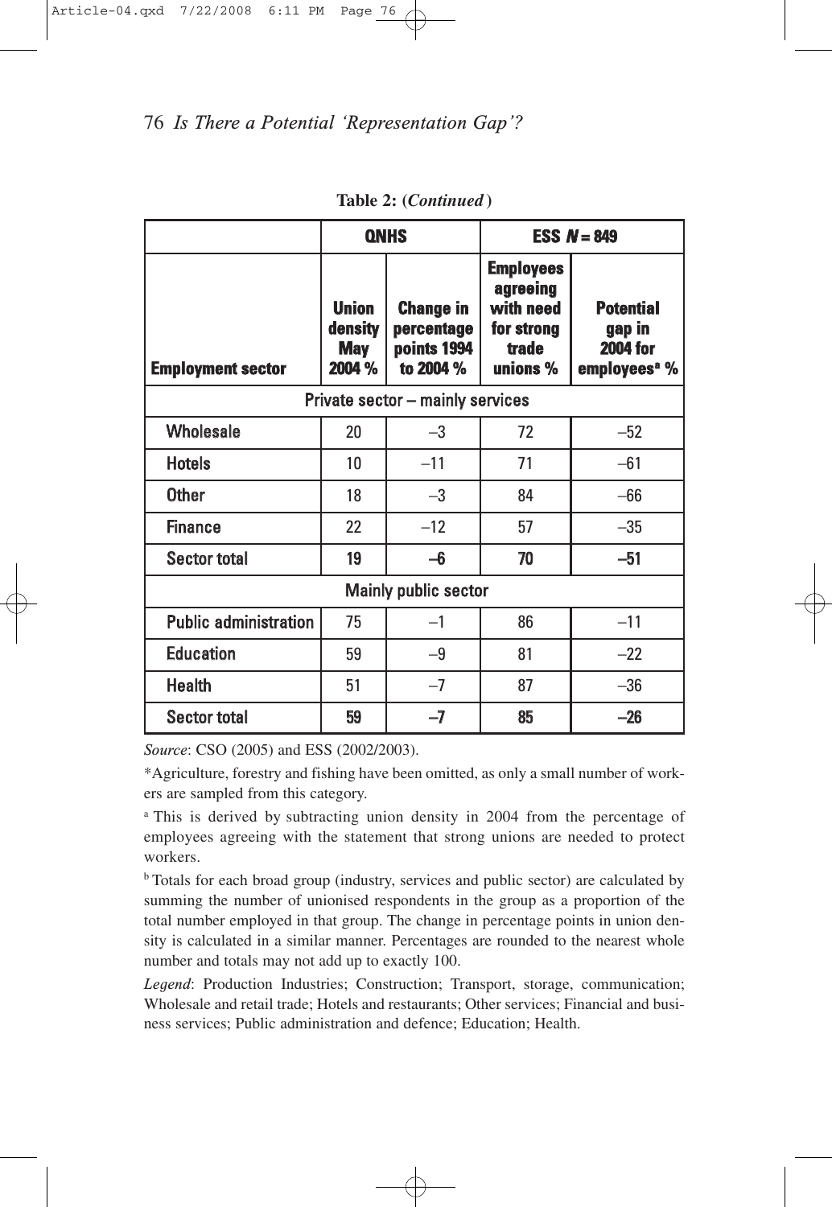**Table 2: (*Continued*)**

| Employment sector | QNHS | | ESS $N$ = 849 | |
|---|---|---|---|---|
| | Union density May 2004 % | Change in percentage points 1994 to 2004 % | Employees agreeing with need for strong trade unions % | Potential gap in 2004 for employees[a] % |
| **Private sector – mainly services** | | | | |
| Wholesale | 20 | –3 | 72 | –52 |
| Hotels | 10 | –11 | 71 | –61 |
| Other | 18 | –3 | 84 | –66 |
| Finance | 22 | –12 | 57 | –35 |
| **Sector total** | **19** | **–6** | **70** | **–51** |
| **Mainly public sector** | | | | |
| Public administration | 75 | –1 | 86 | –11 |
| Education | 59 | –9 | 81 | –22 |
| Health | 51 | –7 | 87 | –36 |
| **Sector total** | **59** | **–7** | **85** | **–26** |

*Source*: CSO (2005) and ESS (2002/2003).

*Agriculture, forestry and fishing have been omitted, as only a small number of workers are sampled from this category.

[a] This is derived by subtracting union density in 2004 from the percentage of employees agreeing with the statement that strong unions are needed to protect workers.

[b] Totals for each broad group (industry, services and public sector) are calculated by summing the number of unionised respondents in the group as a proportion of the total number employed in that group. The change in percentage points in union density is calculated in a similar manner. Percentages are rounded to the nearest whole number and totals may not add up to exactly 100.

*Legend*: Production Industries; Construction; Transport, storage, communication; Wholesale and retail trade; Hotels and restaurants; Other services; Financial and business services; Public administration and defence; Education; Health.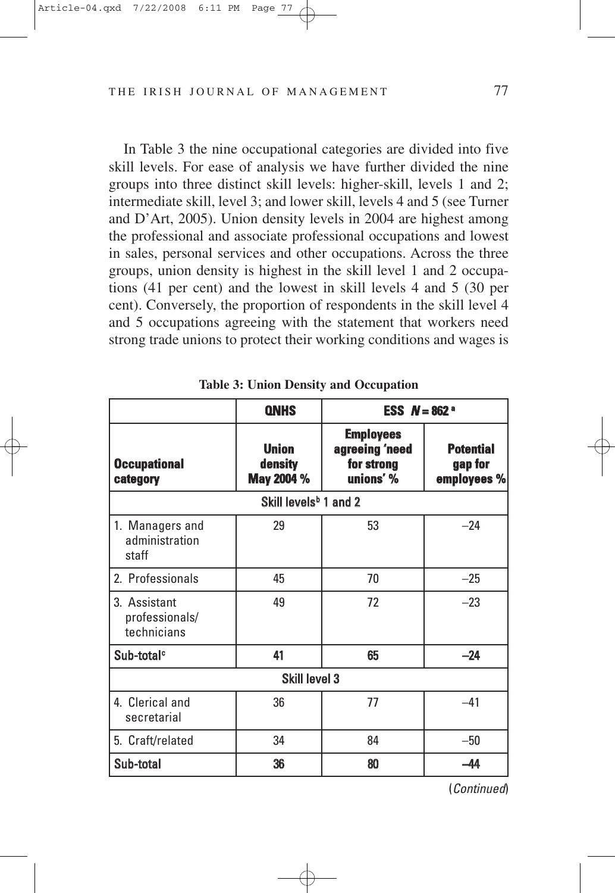In Table 3 the nine occupational categories are divided into five skill levels. For ease of analysis we have further divided the nine groups into three distinct skill levels: higher-skill, levels 1 and 2; intermediate skill, level 3; and lower skill, levels 4 and 5 (see Turner and D'Art, 2005). Union density levels in 2004 are highest among the professional and associate professional occupations and lowest in sales, personal services and other occupations. Across the three groups, union density is highest in the skill level 1 and 2 occupations (41 per cent) and the lowest in skill levels 4 and 5 (30 per cent). Conversely, the proportion of respondents in the skill level 4 and 5 occupations agreeing with the statement that workers need strong trade unions to protect their working conditions and wages is

**Table 3: Union Density and Occupation**

| | **QNHS** | **ESS $N = 862$ [a]** | |
|---|---|---|---|
| **Occupational category** | **Union density May 2004 %** | **Employees agreeing 'need for strong unions' %** | **Potential gap for employees %** |
| Skill levels[b] 1 and 2 | | | |
| 1. Managers and administration staff | 29 | 53 | –24 |
| 2. Professionals | 45 | 70 | –25 |
| 3. Assistant professionals/ technicians | 49 | 72 | –23 |
| **Sub-total[c]** | **41** | **65** | **–24** |
| Skill level 3 | | | |
| 4. Clerical and secretarial | 36 | 77 | –41 |
| 5. Craft/related | 34 | 84 | –50 |
| **Sub-total** | **36** | **80** | **–44** |

(*Continued*)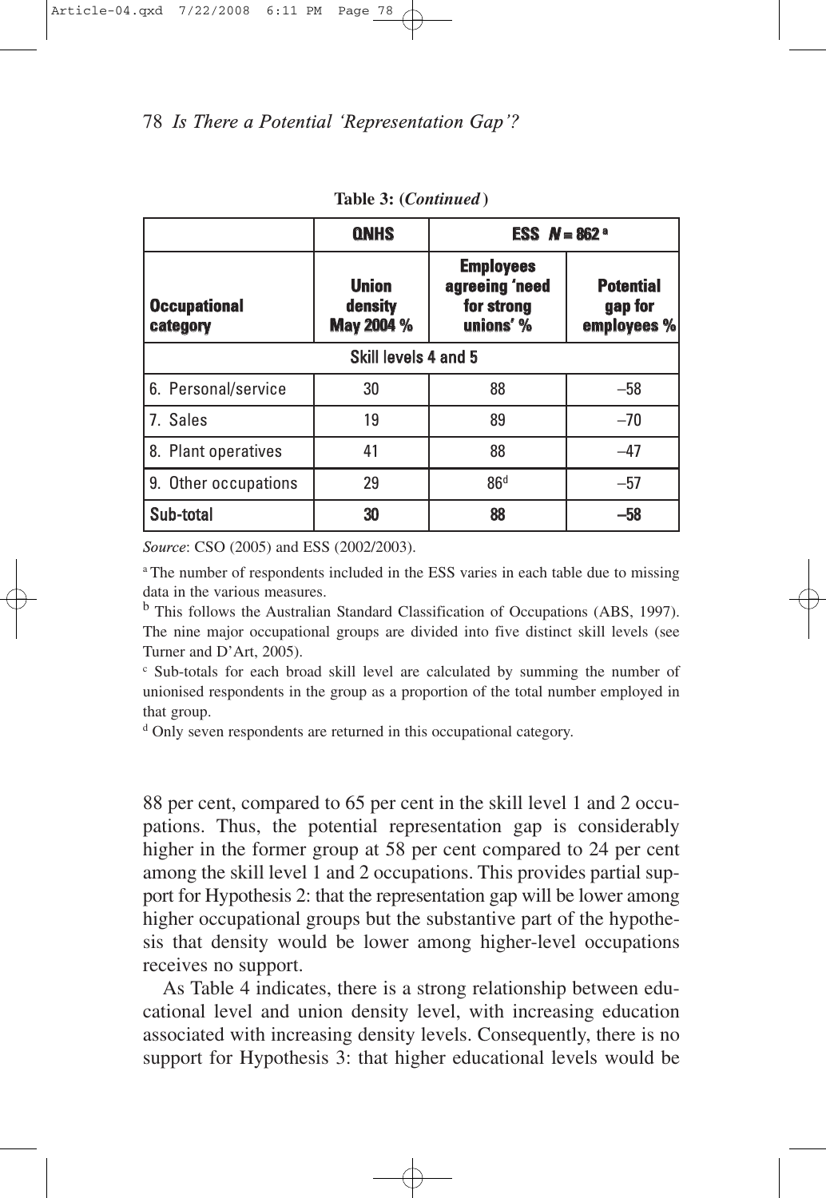**Table 3: (*Continued*)**

| Occupational category | QNHS | ESS $N = 862$ [a] | |
|---|---|---|---|
| | Union density May 2004 % | Employees agreeing 'need for strong unions' % | Potential gap for employees % |
| **Skill levels 4 and 5** | | | |
| 6. Personal/service | 30 | 88 | –58 |
| 7. Sales | 19 | 89 | –70 |
| 8. Plant operatives | 41 | 88 | –47 |
| 9. Other occupations | 29 | 86[d] | –57 |
| **Sub-total** | **30** | **88** | **–58** |

*Source*: CSO (2005) and ESS (2002/2003).

[a] The number of respondents included in the ESS varies in each table due to missing data in the various measures.

[b] This follows the Australian Standard Classification of Occupations (ABS, 1997). The nine major occupational groups are divided into five distinct skill levels (see Turner and D'Art, 2005).

[c] Sub-totals for each broad skill level are calculated by summing the number of unionised respondents in the group as a proportion of the total number employed in that group.

[d] Only seven respondents are returned in this occupational category.

88 per cent, compared to 65 per cent in the skill level 1 and 2 occupations. Thus, the potential representation gap is considerably higher in the former group at 58 per cent compared to 24 per cent among the skill level 1 and 2 occupations. This provides partial support for Hypothesis 2: that the representation gap will be lower among higher occupational groups but the substantive part of the hypothesis that density would be lower among higher-level occupations receives no support.

As Table 4 indicates, there is a strong relationship between educational level and union density level, with increasing education associated with increasing density levels. Consequently, there is no support for Hypothesis 3: that higher educational levels would be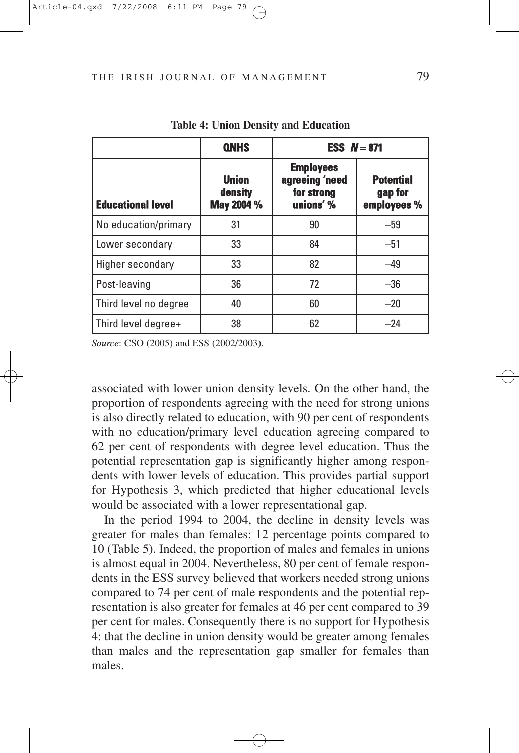**Table 4: Union Density and Education**

| | QNHS | ESS $N = 871$ | |
|---|---|---|---|
| **Educational level** | **Union density May 2004 %** | **Employees agreeing 'need for strong unions' %** | **Potential gap for employees %** |
| No education/primary | 31 | 90 | −59 |
| Lower secondary | 33 | 84 | −51 |
| Higher secondary | 33 | 82 | −49 |
| Post-leaving | 36 | 72 | −36 |
| Third level no degree | 40 | 60 | −20 |
| Third level degree+ | 38 | 62 | −24 |

*Source*: CSO (2005) and ESS (2002/2003).

associated with lower union density levels. On the other hand, the proportion of respondents agreeing with the need for strong unions is also directly related to education, with 90 per cent of respondents with no education/primary level education agreeing compared to 62 per cent of respondents with degree level education. Thus the potential representation gap is significantly higher among respondents with lower levels of education. This provides partial support for Hypothesis 3, which predicted that higher educational levels would be associated with a lower representational gap.

In the period 1994 to 2004, the decline in density levels was greater for males than females: 12 percentage points compared to 10 (Table 5). Indeed, the proportion of males and females in unions is almost equal in 2004. Nevertheless, 80 per cent of female respondents in the ESS survey believed that workers needed strong unions compared to 74 per cent of male respondents and the potential representation is also greater for females at 46 per cent compared to 39 per cent for males. Consequently there is no support for Hypothesis 4: that the decline in union density would be greater among females than males and the representation gap smaller for females than males.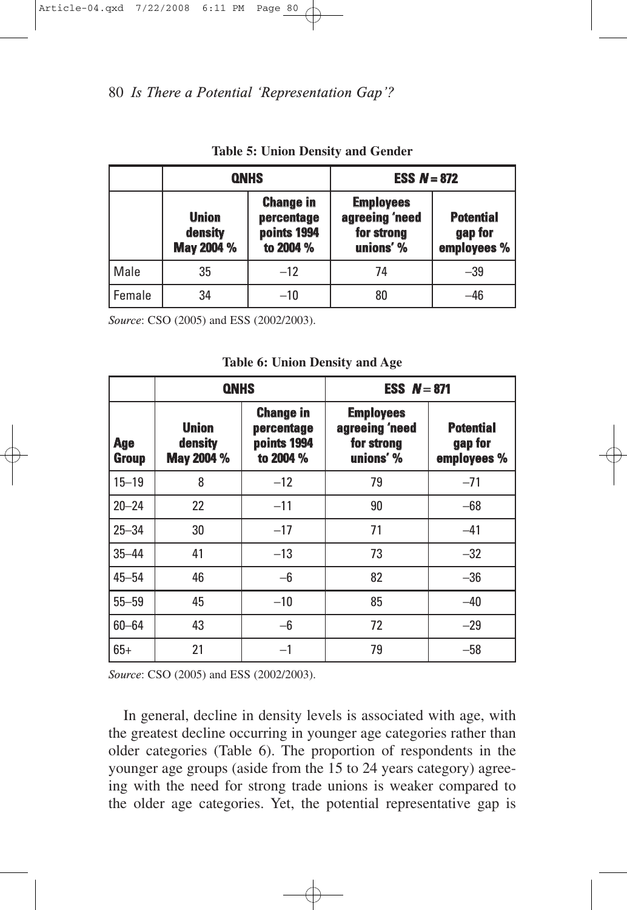**Table 5: Union Density and Gender**

| | QNHS | | ESS $N = 872$ | |
|---|---|---|---|---|
| | Union density May 2004 % | Change in percentage points 1994 to 2004 % | Employees agreeing 'need for strong unions' % | Potential gap for employees % |
| Male | 35 | –12 | 74 | –39 |
| Female | 34 | –10 | 80 | –46 |

*Source*: CSO (2005) and ESS (2002/2003).

**Table 6: Union Density and Age**

| | QNHS | | ESS $N = 871$ | |
|---|---|---|---|---|
| Age Group | Union density May 2004 % | Change in percentage points 1994 to 2004 % | Employees agreeing 'need for strong unions' % | Potential gap for employees % |
| 15–19 | 8 | –12 | 79 | –71 |
| 20–24 | 22 | –11 | 90 | –68 |
| 25–34 | 30 | –17 | 71 | –41 |
| 35–44 | 41 | –13 | 73 | –32 |
| 45–54 | 46 | –6 | 82 | –36 |
| 55–59 | 45 | –10 | 85 | –40 |
| 60–64 | 43 | –6 | 72 | –29 |
| 65+ | 21 | –1 | 79 | –58 |

*Source*: CSO (2005) and ESS (2002/2003).

In general, decline in density levels is associated with age, with the greatest decline occurring in younger age categories rather than older categories (Table 6). The proportion of respondents in the younger age groups (aside from the 15 to 24 years category) agreeing with the need for strong trade unions is weaker compared to the older age categories. Yet, the potential representative gap is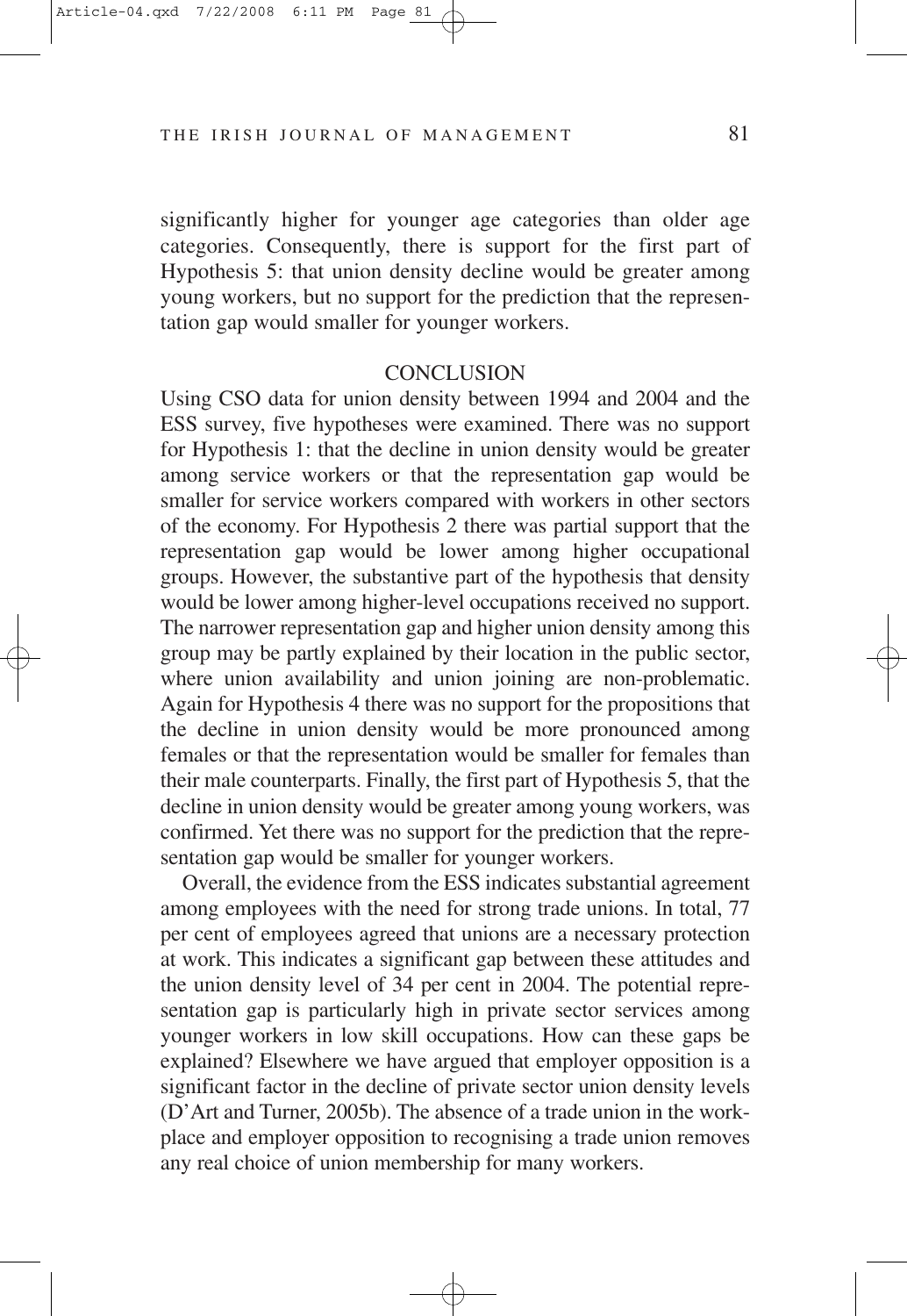significantly higher for younger age categories than older age categories. Consequently, there is support for the first part of Hypothesis 5: that union density decline would be greater among young workers, but no support for the prediction that the representation gap would smaller for younger workers.

## CONCLUSION

Using CSO data for union density between 1994 and 2004 and the ESS survey, five hypotheses were examined. There was no support for Hypothesis 1: that the decline in union density would be greater among service workers or that the representation gap would be smaller for service workers compared with workers in other sectors of the economy. For Hypothesis 2 there was partial support that the representation gap would be lower among higher occupational groups. However, the substantive part of the hypothesis that density would be lower among higher-level occupations received no support. The narrower representation gap and higher union density among this group may be partly explained by their location in the public sector, where union availability and union joining are non-problematic. Again for Hypothesis 4 there was no support for the propositions that the decline in union density would be more pronounced among females or that the representation would be smaller for females than their male counterparts. Finally, the first part of Hypothesis 5, that the decline in union density would be greater among young workers, was confirmed. Yet there was no support for the prediction that the representation gap would be smaller for younger workers.

Overall, the evidence from the ESS indicates substantial agreement among employees with the need for strong trade unions. In total, 77 per cent of employees agreed that unions are a necessary protection at work. This indicates a significant gap between these attitudes and the union density level of 34 per cent in 2004. The potential representation gap is particularly high in private sector services among younger workers in low skill occupations. How can these gaps be explained? Elsewhere we have argued that employer opposition is a significant factor in the decline of private sector union density levels (D'Art and Turner, 2005b). The absence of a trade union in the workplace and employer opposition to recognising a trade union removes any real choice of union membership for many workers.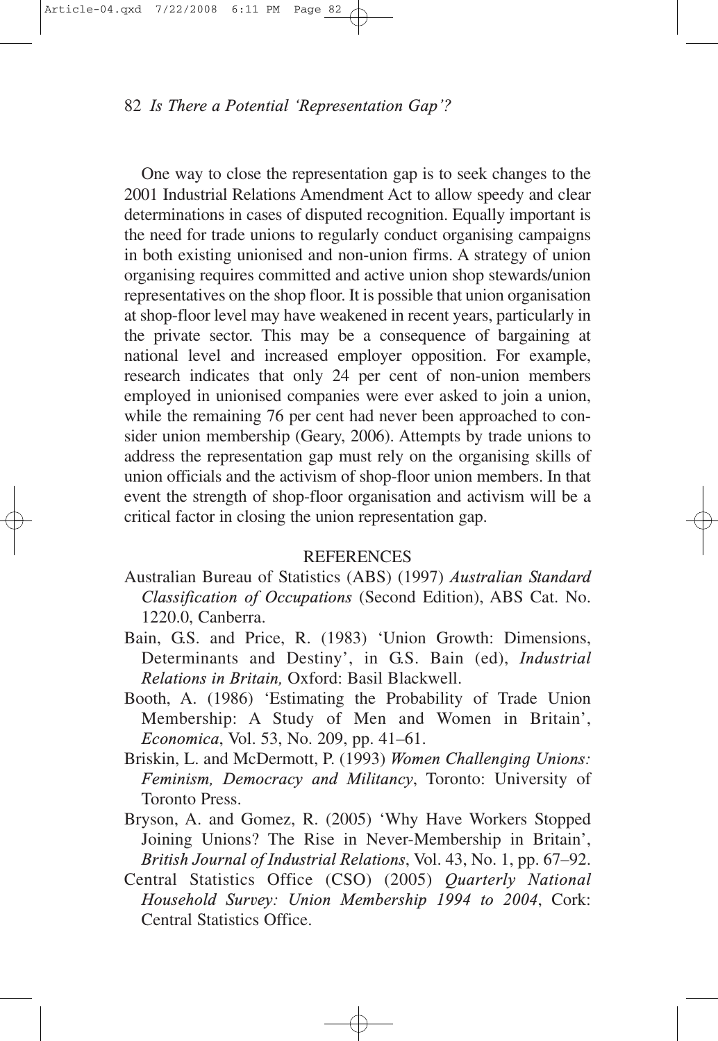One way to close the representation gap is to seek changes to the 2001 Industrial Relations Amendment Act to allow speedy and clear determinations in cases of disputed recognition. Equally important is the need for trade unions to regularly conduct organising campaigns in both existing unionised and non-union firms. A strategy of union organising requires committed and active union shop stewards/union representatives on the shop floor. It is possible that union organisation at shop-floor level may have weakened in recent years, particularly in the private sector. This may be a consequence of bargaining at national level and increased employer opposition. For example, research indicates that only 24 per cent of non-union members employed in unionised companies were ever asked to join a union, while the remaining 76 per cent had never been approached to consider union membership (Geary, 2006). Attempts by trade unions to address the representation gap must rely on the organising skills of union officials and the activism of shop-floor union members. In that event the strength of shop-floor organisation and activism will be a critical factor in closing the union representation gap.

## REFERENCES

Australian Bureau of Statistics (ABS) (1997) *Australian Standard Classification of Occupations* (Second Edition), ABS Cat. No. 1220.0, Canberra.

Bain, G.S. and Price, R. (1983) 'Union Growth: Dimensions, Determinants and Destiny', in G.S. Bain (ed), *Industrial Relations in Britain,* Oxford: Basil Blackwell.

Booth, A. (1986) 'Estimating the Probability of Trade Union Membership: A Study of Men and Women in Britain', *Economica*, Vol. 53, No. 209, pp. 41–61.

Briskin, L. and McDermott, P. (1993) *Women Challenging Unions: Feminism, Democracy and Militancy*, Toronto: University of Toronto Press.

Bryson, A. and Gomez, R. (2005) 'Why Have Workers Stopped Joining Unions? The Rise in Never-Membership in Britain', *British Journal of Industrial Relations*, Vol. 43, No. 1, pp. 67–92.

Central Statistics Office (CSO) (2005) *Quarterly National Household Survey: Union Membership 1994 to 2004*, Cork: Central Statistics Office.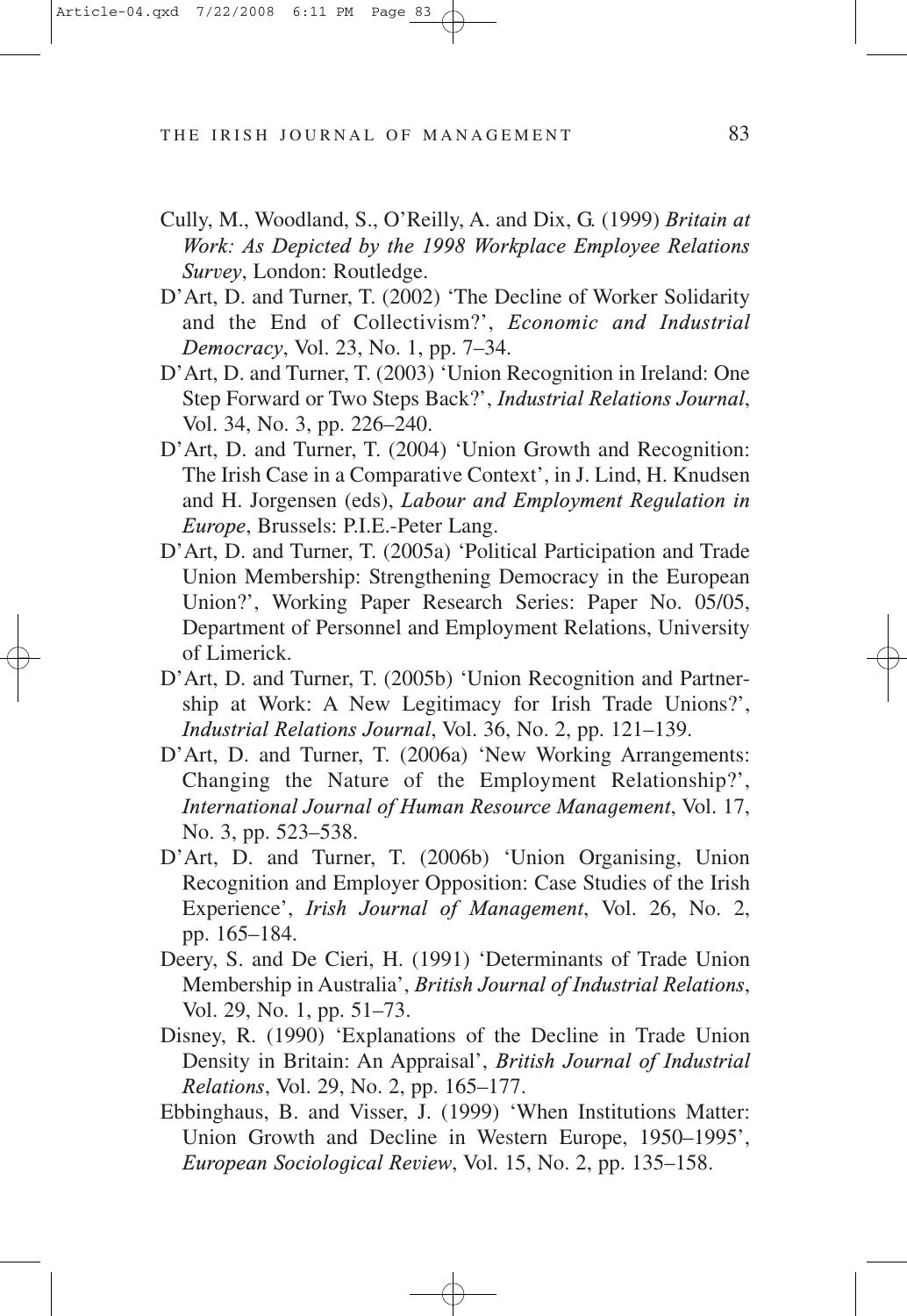Cully, M., Woodland, S., O'Reilly, A. and Dix, G. (1999) *Britain at Work: As Depicted by the 1998 Workplace Employee Relations Survey*, London: Routledge.

D'Art, D. and Turner, T. (2002) 'The Decline of Worker Solidarity and the End of Collectivism?', *Economic and Industrial Democracy*, Vol. 23, No. 1, pp. 7–34.

D'Art, D. and Turner, T. (2003) 'Union Recognition in Ireland: One Step Forward or Two Steps Back?', *Industrial Relations Journal*, Vol. 34, No. 3, pp. 226–240.

D'Art, D. and Turner, T. (2004) 'Union Growth and Recognition: The Irish Case in a Comparative Context', in J. Lind, H. Knudsen and H. Jorgensen (eds), *Labour and Employment Regulation in Europe*, Brussels: P.I.E.-Peter Lang.

D'Art, D. and Turner, T. (2005a) 'Political Participation and Trade Union Membership: Strengthening Democracy in the European Union?', Working Paper Research Series: Paper No. 05/05, Department of Personnel and Employment Relations, University of Limerick.

D'Art, D. and Turner, T. (2005b) 'Union Recognition and Partnership at Work: A New Legitimacy for Irish Trade Unions?', *Industrial Relations Journal*, Vol. 36, No. 2, pp. 121–139.

D'Art, D. and Turner, T. (2006a) 'New Working Arrangements: Changing the Nature of the Employment Relationship?', *International Journal of Human Resource Management*, Vol. 17, No. 3, pp. 523–538.

D'Art, D. and Turner, T. (2006b) 'Union Organising, Union Recognition and Employer Opposition: Case Studies of the Irish Experience', *Irish Journal of Management*, Vol. 26, No. 2, pp. 165–184.

Deery, S. and De Cieri, H. (1991) 'Determinants of Trade Union Membership in Australia', *British Journal of Industrial Relations*, Vol. 29, No. 1, pp. 51–73.

Disney, R. (1990) 'Explanations of the Decline in Trade Union Density in Britain: An Appraisal', *British Journal of Industrial Relations*, Vol. 29, No. 2, pp. 165–177.

Ebbinghaus, B. and Visser, J. (1999) 'When Institutions Matter: Union Growth and Decline in Western Europe, 1950–1995', *European Sociological Review*, Vol. 15, No. 2, pp. 135–158.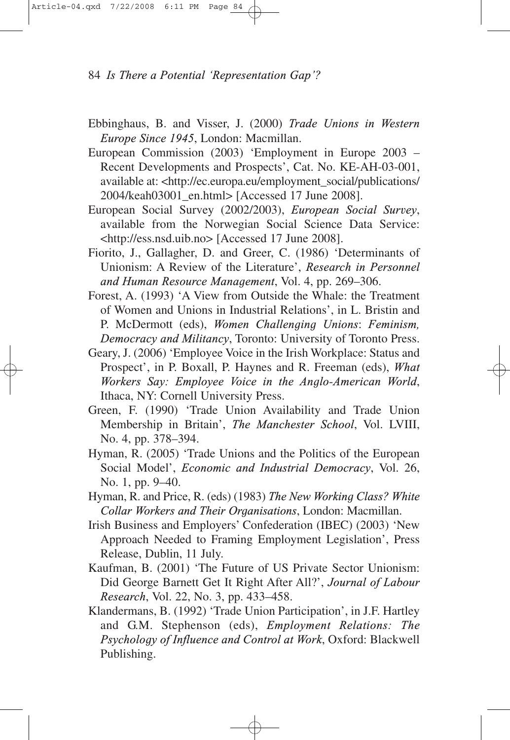Ebbinghaus, B. and Visser, J. (2000) *Trade Unions in Western Europe Since 1945*, London: Macmillan.

European Commission (2003) 'Employment in Europe 2003 – Recent Developments and Prospects', Cat. No. KE-AH-03-001, available at: <http://ec.europa.eu/employment_social/publications/2004/keah03001_en.html> [Accessed 17 June 2008].

European Social Survey (2002/2003), *European Social Survey*, available from the Norwegian Social Science Data Service: <http://ess.nsd.uib.no> [Accessed 17 June 2008].

Fiorito, J., Gallagher, D. and Greer, C. (1986) 'Determinants of Unionism: A Review of the Literature', *Research in Personnel and Human Resource Management*, Vol. 4, pp. 269–306.

Forest, A. (1993) 'A View from Outside the Whale: the Treatment of Women and Unions in Industrial Relations', in L. Bristin and P. McDermott (eds), *Women Challenging Unions*: *Feminism, Democracy and Militancy*, Toronto: University of Toronto Press.

Geary, J. (2006) 'Employee Voice in the Irish Workplace: Status and Prospect', in P. Boxall, P. Haynes and R. Freeman (eds), *What Workers Say: Employee Voice in the Anglo-American World*, Ithaca, NY: Cornell University Press.

Green, F. (1990) 'Trade Union Availability and Trade Union Membership in Britain', *The Manchester School*, Vol. LVIII, No. 4, pp. 378–394.

Hyman, R. (2005) 'Trade Unions and the Politics of the European Social Model', *Economic and Industrial Democracy*, Vol. 26, No. 1, pp. 9–40.

Hyman, R. and Price, R. (eds) (1983) *The New Working Class? White Collar Workers and Their Organisations*, London: Macmillan.

Irish Business and Employers' Confederation (IBEC) (2003) 'New Approach Needed to Framing Employment Legislation', Press Release, Dublin, 11 July.

Kaufman, B. (2001) 'The Future of US Private Sector Unionism: Did George Barnett Get It Right After All?', *Journal of Labour Research*, Vol. 22, No. 3, pp. 433–458.

Klandermans, B. (1992) 'Trade Union Participation', in J.F. Hartley and G.M. Stephenson (eds), *Employment Relations: The Psychology of Influence and Control at Work*, Oxford: Blackwell Publishing.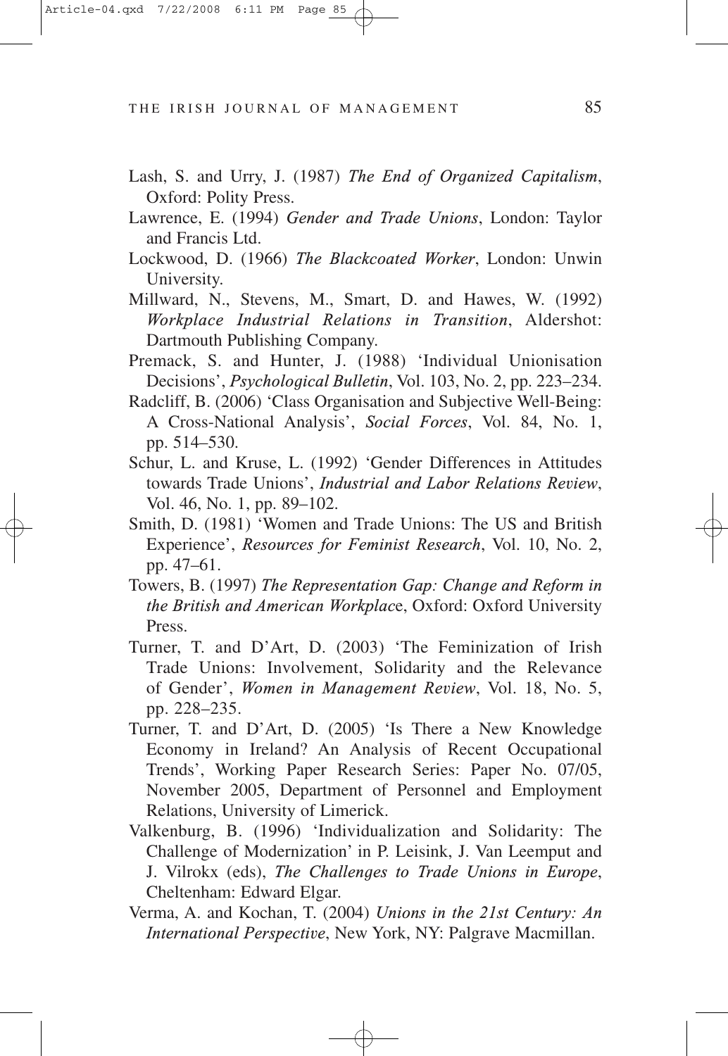Lash, S. and Urry, J. (1987) *The End of Organized Capitalism*, Oxford: Polity Press.

Lawrence, E. (1994) *Gender and Trade Unions*, London: Taylor and Francis Ltd.

Lockwood, D. (1966) *The Blackcoated Worker*, London: Unwin University.

Millward, N., Stevens, M., Smart, D. and Hawes, W. (1992) *Workplace Industrial Relations in Transition*, Aldershot: Dartmouth Publishing Company.

Premack, S. and Hunter, J. (1988) 'Individual Unionisation Decisions', *Psychological Bulletin*, Vol. 103, No. 2, pp. 223–234.

Radcliff, B. (2006) 'Class Organisation and Subjective Well-Being: A Cross-National Analysis', *Social Forces*, Vol. 84, No. 1, pp. 514–530.

Schur, L. and Kruse, L. (1992) 'Gender Differences in Attitudes towards Trade Unions', *Industrial and Labor Relations Review*, Vol. 46, No. 1, pp. 89–102.

Smith, D. (1981) 'Women and Trade Unions: The US and British Experience', *Resources for Feminist Research*, Vol. 10, No. 2, pp. 47–61.

Towers, B. (1997) *The Representation Gap: Change and Reform in the British and American Workplace*, Oxford: Oxford University Press.

Turner, T. and D'Art, D. (2003) 'The Feminization of Irish Trade Unions: Involvement, Solidarity and the Relevance of Gender', *Women in Management Review*, Vol. 18, No. 5, pp. 228–235.

Turner, T. and D'Art, D. (2005) 'Is There a New Knowledge Economy in Ireland? An Analysis of Recent Occupational Trends', Working Paper Research Series: Paper No. 07/05, November 2005, Department of Personnel and Employment Relations, University of Limerick.

Valkenburg, B. (1996) 'Individualization and Solidarity: The Challenge of Modernization' in P. Leisink, J. Van Leemput and J. Vilrokx (eds), *The Challenges to Trade Unions in Europe*, Cheltenham: Edward Elgar.

Verma, A. and Kochan, T. (2004) *Unions in the 21st Century: An International Perspective*, New York, NY: Palgrave Macmillan.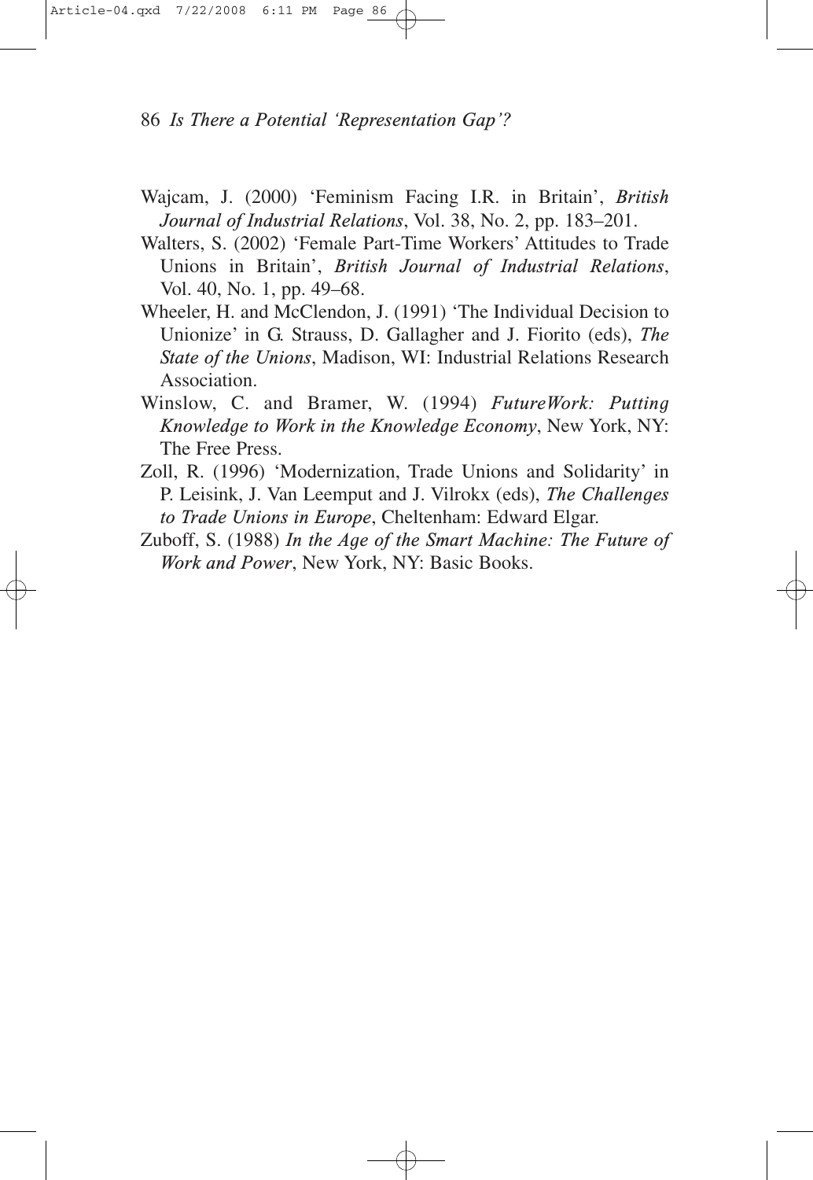Wajcam, J. (2000) 'Feminism Facing I.R. in Britain', *British Journal of Industrial Relations*, Vol. 38, No. 2, pp. 183–201.

Walters, S. (2002) 'Female Part-Time Workers' Attitudes to Trade Unions in Britain', *British Journal of Industrial Relations*, Vol. 40, No. 1, pp. 49–68.

Wheeler, H. and McClendon, J. (1991) 'The Individual Decision to Unionize' in G. Strauss, D. Gallagher and J. Fiorito (eds), *The State of the Unions*, Madison, WI: Industrial Relations Research Association.

Winslow, C. and Bramer, W. (1994) *FutureWork: Putting Knowledge to Work in the Knowledge Economy*, New York, NY: The Free Press.

Zoll, R. (1996) 'Modernization, Trade Unions and Solidarity' in P. Leisink, J. Van Leemput and J. Vilrokx (eds), *The Challenges to Trade Unions in Europe*, Cheltenham: Edward Elgar.

Zuboff, S. (1988) *In the Age of the Smart Machine: The Future of Work and Power*, New York, NY: Basic Books.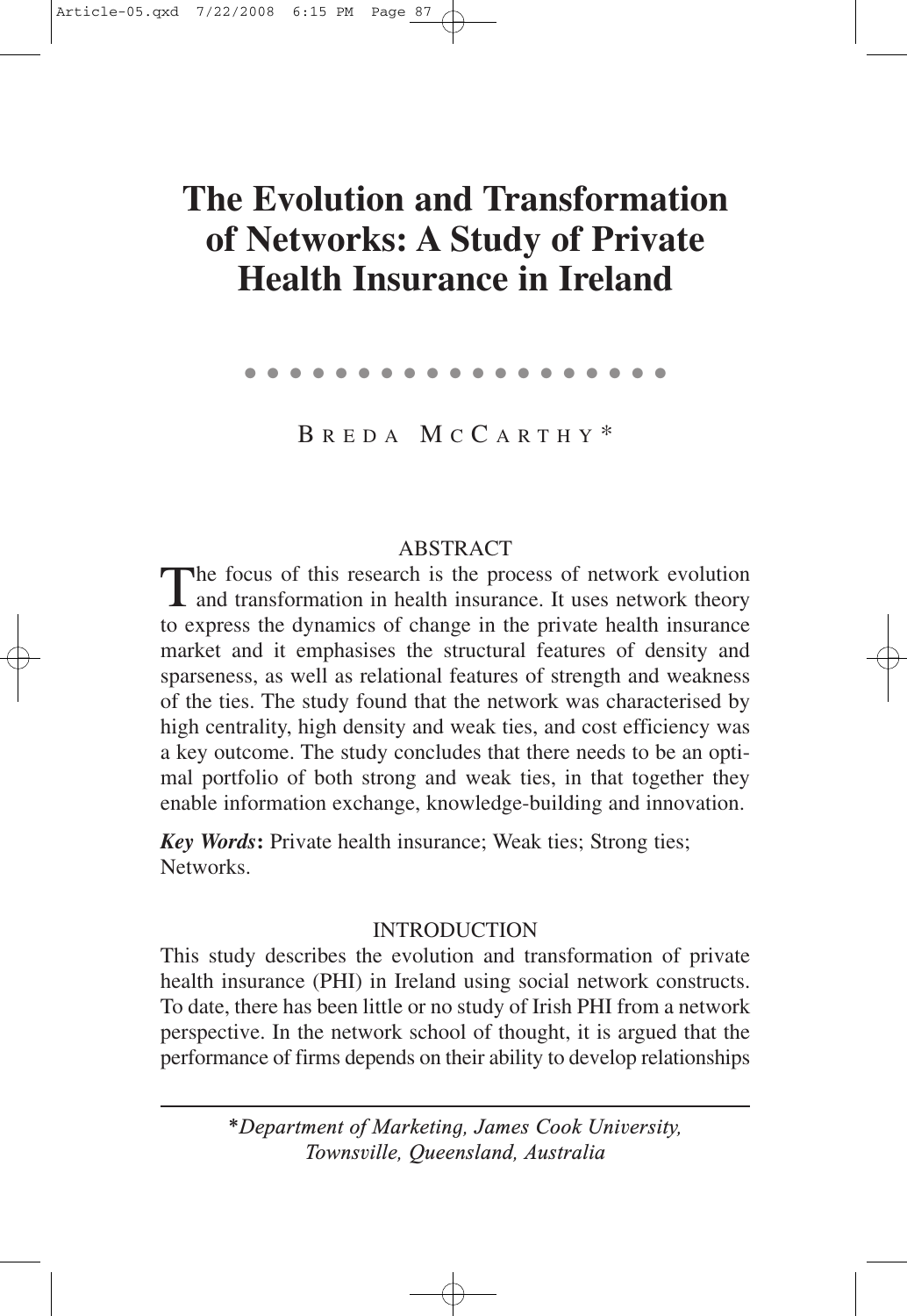# The Evolution and Transformation of Networks: A Study of Private Health Insurance in Ireland

BREDA MCCARTHY*

## ABSTRACT

The focus of this research is the process of network evolution and transformation in health insurance. It uses network theory to express the dynamics of change in the private health insurance market and it emphasises the structural features of density and sparseness, as well as relational features of strength and weakness of the ties. The study found that the network was characterised by high centrality, high density and weak ties, and cost efficiency was a key outcome. The study concludes that there needs to be an optimal portfolio of both strong and weak ties, in that together they enable information exchange, knowledge-building and innovation.

***Key Words*:** Private health insurance; Weak ties; Strong ties; Networks.

## INTRODUCTION

This study describes the evolution and transformation of private health insurance (PHI) in Ireland using social network constructs. To date, there has been little or no study of Irish PHI from a network perspective. In the network school of thought, it is argued that the performance of firms depends on their ability to develop relationships

---

**Department of Marketing, James Cook University, Townsville, Queensland, Australia*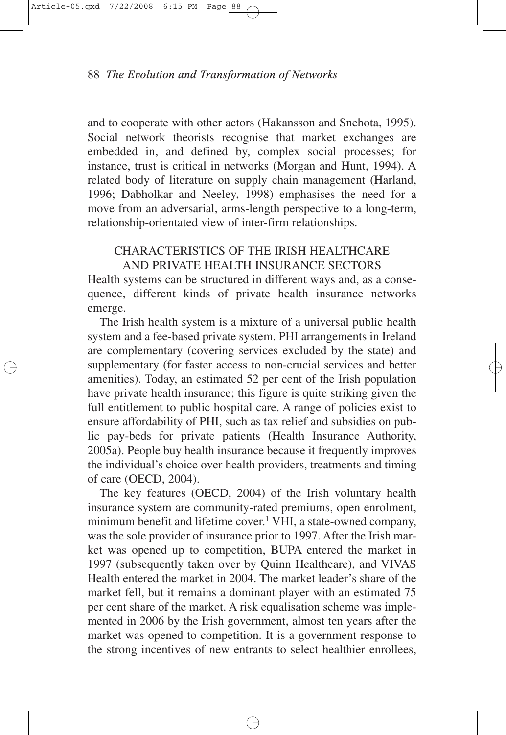and to cooperate with other actors (Hakansson and Snehota, 1995). Social network theorists recognise that market exchanges are embedded in, and defined by, complex social processes; for instance, trust is critical in networks (Morgan and Hunt, 1994). A related body of literature on supply chain management (Harland, 1996; Dabholkar and Neeley, 1998) emphasises the need for a move from an adversarial, arms-length perspective to a long-term, relationship-orientated view of inter-firm relationships.

## CHARACTERISTICS OF THE IRISH HEALTHCARE AND PRIVATE HEALTH INSURANCE SECTORS

Health systems can be structured in different ways and, as a consequence, different kinds of private health insurance networks emerge.

The Irish health system is a mixture of a universal public health system and a fee-based private system. PHI arrangements in Ireland are complementary (covering services excluded by the state) and supplementary (for faster access to non-crucial services and better amenities). Today, an estimated 52 per cent of the Irish population have private health insurance; this figure is quite striking given the full entitlement to public hospital care. A range of policies exist to ensure affordability of PHI, such as tax relief and subsidies on public pay-beds for private patients (Health Insurance Authority, 2005a). People buy health insurance because it frequently improves the individual's choice over health providers, treatments and timing of care (OECD, 2004).

The key features (OECD, 2004) of the Irish voluntary health insurance system are community-rated premiums, open enrolment, minimum benefit and lifetime cover.[1] VHI, a state-owned company, was the sole provider of insurance prior to 1997. After the Irish market was opened up to competition, BUPA entered the market in 1997 (subsequently taken over by Quinn Healthcare), and VIVAS Health entered the market in 2004. The market leader's share of the market fell, but it remains a dominant player with an estimated 75 per cent share of the market. A risk equalisation scheme was implemented in 2006 by the Irish government, almost ten years after the market was opened to competition. It is a government response to the strong incentives of new entrants to select healthier enrollees,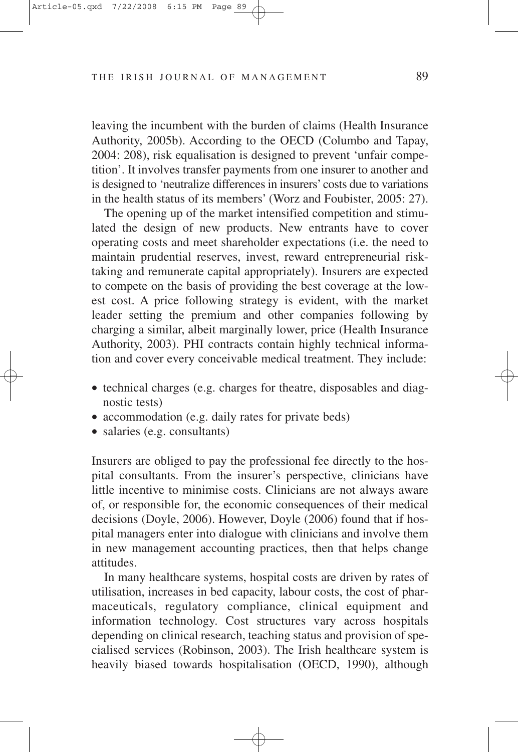leaving the incumbent with the burden of claims (Health Insurance Authority, 2005b). According to the OECD (Columbo and Tapay, 2004: 208), risk equalisation is designed to prevent 'unfair competition'. It involves transfer payments from one insurer to another and is designed to 'neutralize differences in insurers' costs due to variations in the health status of its members' (Worz and Foubister, 2005: 27).

The opening up of the market intensified competition and stimulated the design of new products. New entrants have to cover operating costs and meet shareholder expectations (i.e. the need to maintain prudential reserves, invest, reward entrepreneurial risk-taking and remunerate capital appropriately). Insurers are expected to compete on the basis of providing the best coverage at the lowest cost. A price following strategy is evident, with the market leader setting the premium and other companies following by charging a similar, albeit marginally lower, price (Health Insurance Authority, 2003). PHI contracts contain highly technical information and cover every conceivable medical treatment. They include:

- technical charges (e.g. charges for theatre, disposables and diagnostic tests)
- accommodation (e.g. daily rates for private beds)
- salaries (e.g. consultants)

Insurers are obliged to pay the professional fee directly to the hospital consultants. From the insurer's perspective, clinicians have little incentive to minimise costs. Clinicians are not always aware of, or responsible for, the economic consequences of their medical decisions (Doyle, 2006). However, Doyle (2006) found that if hospital managers enter into dialogue with clinicians and involve them in new management accounting practices, then that helps change attitudes.

In many healthcare systems, hospital costs are driven by rates of utilisation, increases in bed capacity, labour costs, the cost of pharmaceuticals, regulatory compliance, clinical equipment and information technology. Cost structures vary across hospitals depending on clinical research, teaching status and provision of specialised services (Robinson, 2003). The Irish healthcare system is heavily biased towards hospitalisation (OECD, 1990), although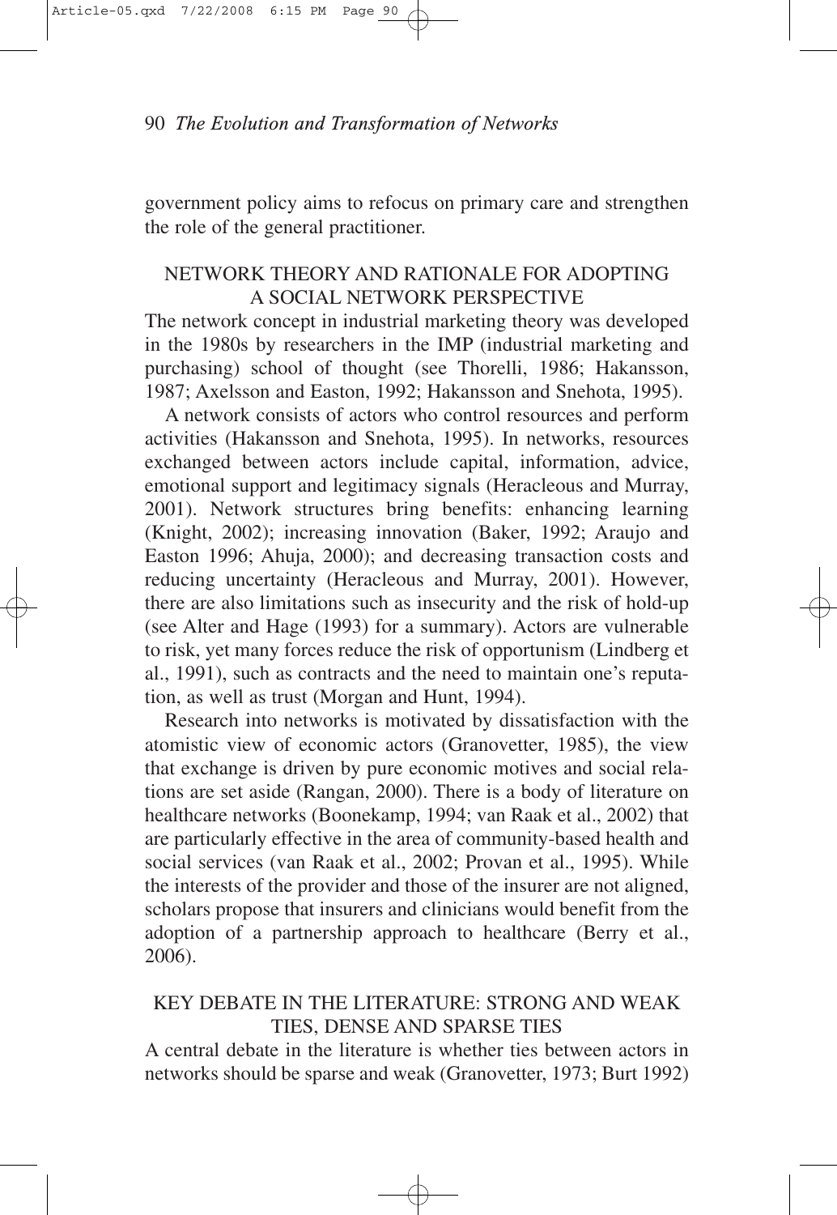government policy aims to refocus on primary care and strengthen the role of the general practitioner.

## NETWORK THEORY AND RATIONALE FOR ADOPTING A SOCIAL NETWORK PERSPECTIVE

The network concept in industrial marketing theory was developed in the 1980s by researchers in the IMP (industrial marketing and purchasing) school of thought (see Thorelli, 1986; Hakansson, 1987; Axelsson and Easton, 1992; Hakansson and Snehota, 1995).

A network consists of actors who control resources and perform activities (Hakansson and Snehota, 1995). In networks, resources exchanged between actors include capital, information, advice, emotional support and legitimacy signals (Heracleous and Murray, 2001). Network structures bring benefits: enhancing learning (Knight, 2002); increasing innovation (Baker, 1992; Araujo and Easton 1996; Ahuja, 2000); and decreasing transaction costs and reducing uncertainty (Heracleous and Murray, 2001). However, there are also limitations such as insecurity and the risk of hold-up (see Alter and Hage (1993) for a summary). Actors are vulnerable to risk, yet many forces reduce the risk of opportunism (Lindberg et al., 1991), such as contracts and the need to maintain one's reputation, as well as trust (Morgan and Hunt, 1994).

Research into networks is motivated by dissatisfaction with the atomistic view of economic actors (Granovetter, 1985), the view that exchange is driven by pure economic motives and social relations are set aside (Rangan, 2000). There is a body of literature on healthcare networks (Boonekamp, 1994; van Raak et al., 2002) that are particularly effective in the area of community-based health and social services (van Raak et al., 2002; Provan et al., 1995). While the interests of the provider and those of the insurer are not aligned, scholars propose that insurers and clinicians would benefit from the adoption of a partnership approach to healthcare (Berry et al., 2006).

## KEY DEBATE IN THE LITERATURE: STRONG AND WEAK TIES, DENSE AND SPARSE TIES

A central debate in the literature is whether ties between actors in networks should be sparse and weak (Granovetter, 1973; Burt 1992)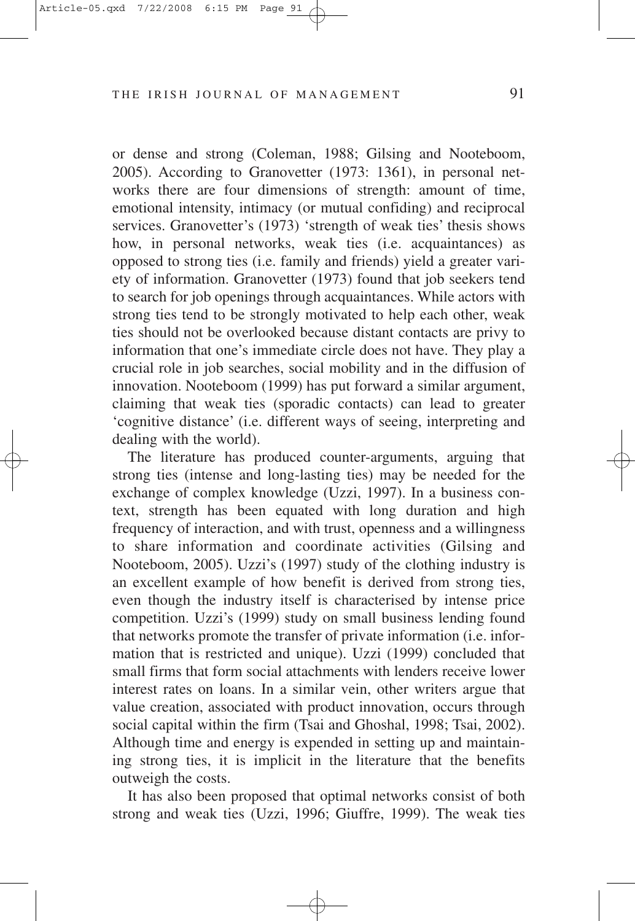or dense and strong (Coleman, 1988; Gilsing and Nooteboom, 2005). According to Granovetter (1973: 1361), in personal networks there are four dimensions of strength: amount of time, emotional intensity, intimacy (or mutual confiding) and reciprocal services. Granovetter's (1973) 'strength of weak ties' thesis shows how, in personal networks, weak ties (i.e. acquaintances) as opposed to strong ties (i.e. family and friends) yield a greater variety of information. Granovetter (1973) found that job seekers tend to search for job openings through acquaintances. While actors with strong ties tend to be strongly motivated to help each other, weak ties should not be overlooked because distant contacts are privy to information that one's immediate circle does not have. They play a crucial role in job searches, social mobility and in the diffusion of innovation. Nooteboom (1999) has put forward a similar argument, claiming that weak ties (sporadic contacts) can lead to greater 'cognitive distance' (i.e. different ways of seeing, interpreting and dealing with the world).

The literature has produced counter-arguments, arguing that strong ties (intense and long-lasting ties) may be needed for the exchange of complex knowledge (Uzzi, 1997). In a business context, strength has been equated with long duration and high frequency of interaction, and with trust, openness and a willingness to share information and coordinate activities (Gilsing and Nooteboom, 2005). Uzzi's (1997) study of the clothing industry is an excellent example of how benefit is derived from strong ties, even though the industry itself is characterised by intense price competition. Uzzi's (1999) study on small business lending found that networks promote the transfer of private information (i.e. information that is restricted and unique). Uzzi (1999) concluded that small firms that form social attachments with lenders receive lower interest rates on loans. In a similar vein, other writers argue that value creation, associated with product innovation, occurs through social capital within the firm (Tsai and Ghoshal, 1998; Tsai, 2002). Although time and energy is expended in setting up and maintaining strong ties, it is implicit in the literature that the benefits outweigh the costs.

It has also been proposed that optimal networks consist of both strong and weak ties (Uzzi, 1996; Giuffre, 1999). The weak ties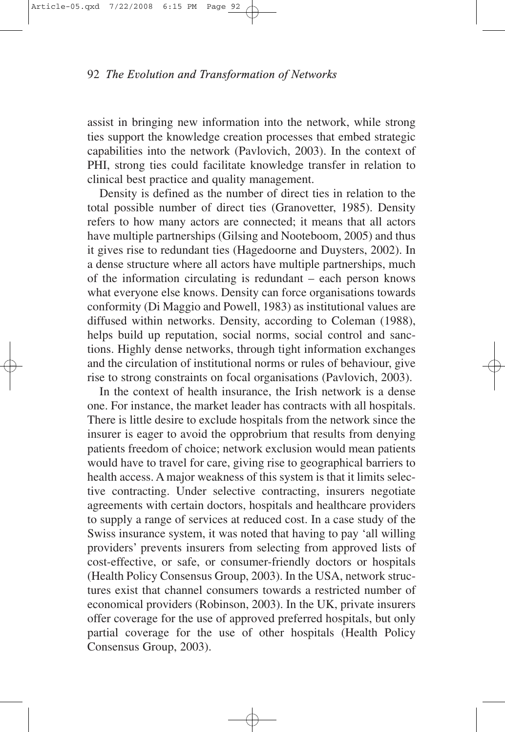assist in bringing new information into the network, while strong ties support the knowledge creation processes that embed strategic capabilities into the network (Pavlovich, 2003). In the context of PHI, strong ties could facilitate knowledge transfer in relation to clinical best practice and quality management.

Density is defined as the number of direct ties in relation to the total possible number of direct ties (Granovetter, 1985). Density refers to how many actors are connected; it means that all actors have multiple partnerships (Gilsing and Nooteboom, 2005) and thus it gives rise to redundant ties (Hagedoorne and Duysters, 2002). In a dense structure where all actors have multiple partnerships, much of the information circulating is redundant – each person knows what everyone else knows. Density can force organisations towards conformity (Di Maggio and Powell, 1983) as institutional values are diffused within networks. Density, according to Coleman (1988), helps build up reputation, social norms, social control and sanctions. Highly dense networks, through tight information exchanges and the circulation of institutional norms or rules of behaviour, give rise to strong constraints on focal organisations (Pavlovich, 2003).

In the context of health insurance, the Irish network is a dense one. For instance, the market leader has contracts with all hospitals. There is little desire to exclude hospitals from the network since the insurer is eager to avoid the opprobrium that results from denying patients freedom of choice; network exclusion would mean patients would have to travel for care, giving rise to geographical barriers to health access. A major weakness of this system is that it limits selective contracting. Under selective contracting, insurers negotiate agreements with certain doctors, hospitals and healthcare providers to supply a range of services at reduced cost. In a case study of the Swiss insurance system, it was noted that having to pay 'all willing providers' prevents insurers from selecting from approved lists of cost-effective, or safe, or consumer-friendly doctors or hospitals (Health Policy Consensus Group, 2003). In the USA, network structures exist that channel consumers towards a restricted number of economical providers (Robinson, 2003). In the UK, private insurers offer coverage for the use of approved preferred hospitals, but only partial coverage for the use of other hospitals (Health Policy Consensus Group, 2003).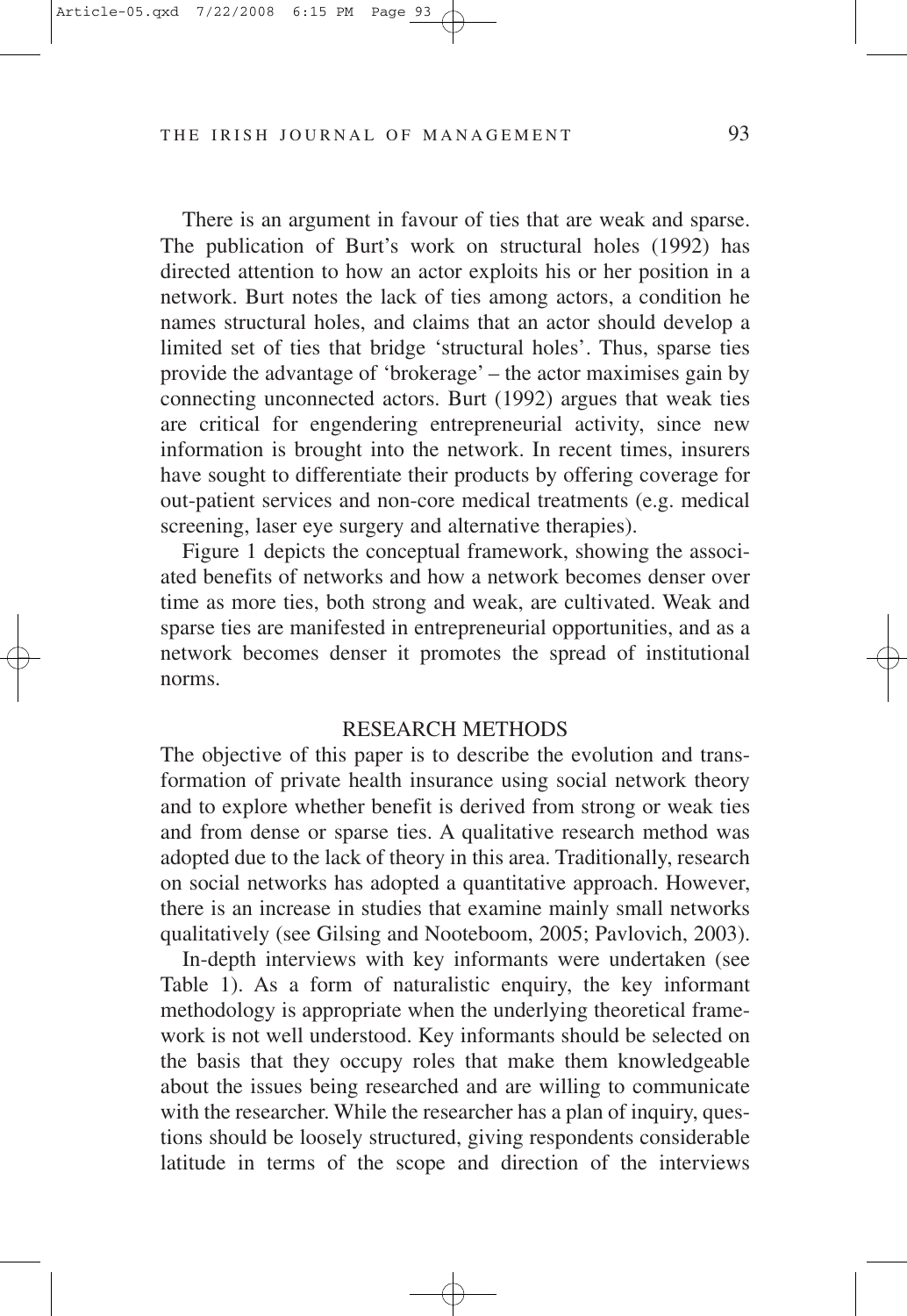There is an argument in favour of ties that are weak and sparse. The publication of Burt's work on structural holes (1992) has directed attention to how an actor exploits his or her position in a network. Burt notes the lack of ties among actors, a condition he names structural holes, and claims that an actor should develop a limited set of ties that bridge 'structural holes'. Thus, sparse ties provide the advantage of 'brokerage' – the actor maximises gain by connecting unconnected actors. Burt (1992) argues that weak ties are critical for engendering entrepreneurial activity, since new information is brought into the network. In recent times, insurers have sought to differentiate their products by offering coverage for out-patient services and non-core medical treatments (e.g. medical screening, laser eye surgery and alternative therapies).

Figure 1 depicts the conceptual framework, showing the associated benefits of networks and how a network becomes denser over time as more ties, both strong and weak, are cultivated. Weak and sparse ties are manifested in entrepreneurial opportunities, and as a network becomes denser it promotes the spread of institutional norms.

## RESEARCH METHODS

The objective of this paper is to describe the evolution and transformation of private health insurance using social network theory and to explore whether benefit is derived from strong or weak ties and from dense or sparse ties. A qualitative research method was adopted due to the lack of theory in this area. Traditionally, research on social networks has adopted a quantitative approach. However, there is an increase in studies that examine mainly small networks qualitatively (see Gilsing and Nooteboom, 2005; Pavlovich, 2003).

In-depth interviews with key informants were undertaken (see Table 1). As a form of naturalistic enquiry, the key informant methodology is appropriate when the underlying theoretical framework is not well understood. Key informants should be selected on the basis that they occupy roles that make them knowledgeable about the issues being researched and are willing to communicate with the researcher. While the researcher has a plan of inquiry, questions should be loosely structured, giving respondents considerable latitude in terms of the scope and direction of the interviews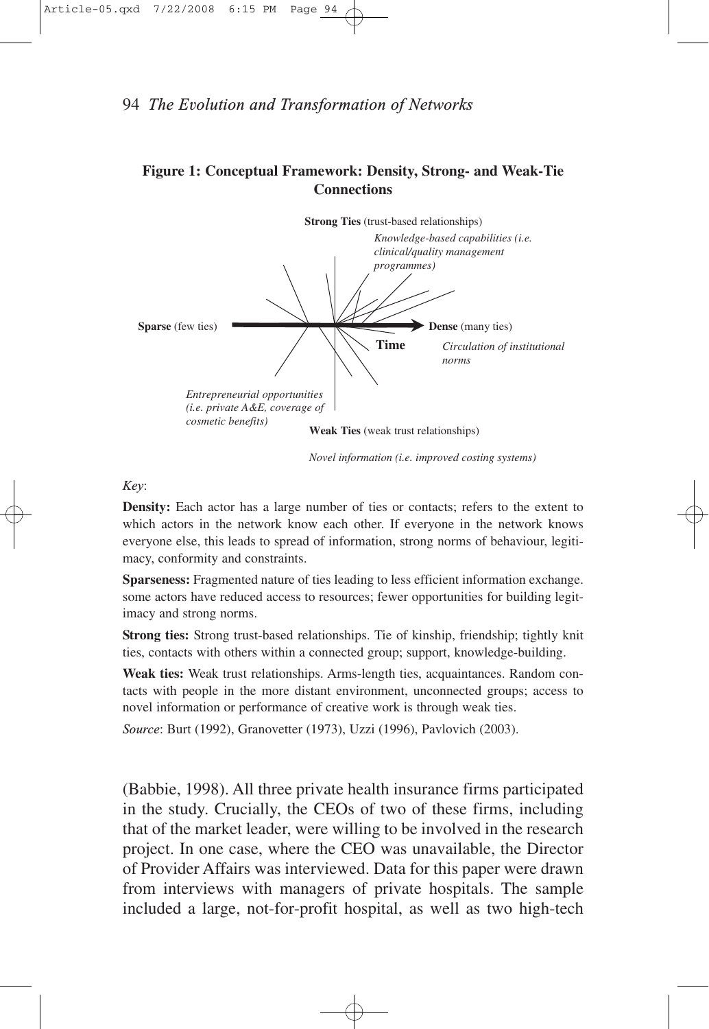**Figure 1: Conceptual Framework: Density, Strong- and Weak-Tie Connections**

**Strong Ties** (trust-based relationships)

*Knowledge-based capabilities (i.e. clinical/quality management programmes)*

**Sparse** (few ties)

**Dense** (many ties)

**Time**

*Circulation of institutional norms*

*Entrepreneurial opportunities (i.e. private A&E, coverage of cosmetic benefits)*

**Weak Ties** (weak trust relationships)

*Novel information (i.e. improved costing systems)*

*Key*:

**Density:** Each actor has a large number of ties or contacts; refers to the extent to which actors in the network know each other. If everyone in the network knows everyone else, this leads to spread of information, strong norms of behaviour, legitimacy, conformity and constraints.

**Sparseness:** Fragmented nature of ties leading to less efficient information exchange. some actors have reduced access to resources; fewer opportunities for building legitimacy and strong norms.

**Strong ties:** Strong trust-based relationships. Tie of kinship, friendship; tightly knit ties, contacts with others within a connected group; support, knowledge-building.

**Weak ties:** Weak trust relationships. Arms-length ties, acquaintances. Random contacts with people in the more distant environment, unconnected groups; access to novel information or performance of creative work is through weak ties.

*Source*: Burt (1992), Granovetter (1973), Uzzi (1996), Pavlovich (2003).

(Babbie, 1998). All three private health insurance firms participated in the study. Crucially, the CEOs of two of these firms, including that of the market leader, were willing to be involved in the research project. In one case, where the CEO was unavailable, the Director of Provider Affairs was interviewed. Data for this paper were drawn from interviews with managers of private hospitals. The sample included a large, not-for-profit hospital, as well as two high-tech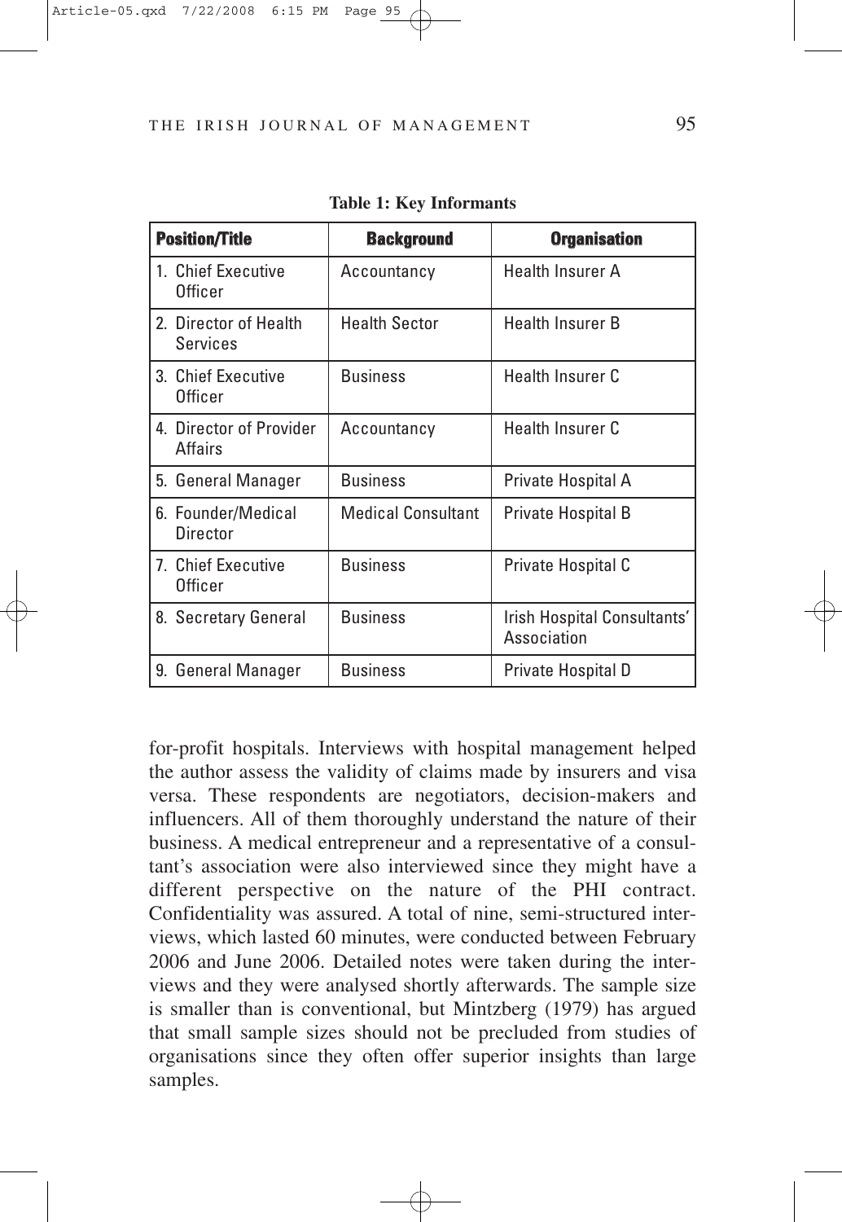**Table 1: Key Informants**

| Position/Title | Background | Organisation |
|---|---|---|
| 1. Chief Executive Officer | Accountancy | Health Insurer A |
| 2. Director of Health Services | Health Sector | Health Insurer B |
| 3. Chief Executive Officer | Business | Health Insurer C |
| 4. Director of Provider Affairs | Accountancy | Health Insurer C |
| 5. General Manager | Business | Private Hospital A |
| 6. Founder/Medical Director | Medical Consultant | Private Hospital B |
| 7. Chief Executive Officer | Business | Private Hospital C |
| 8. Secretary General | Business | Irish Hospital Consultants' Association |
| 9. General Manager | Business | Private Hospital D |

for-profit hospitals. Interviews with hospital management helped the author assess the validity of claims made by insurers and visa versa. These respondents are negotiators, decision-makers and influencers. All of them thoroughly understand the nature of their business. A medical entrepreneur and a representative of a consultant's association were also interviewed since they might have a different perspective on the nature of the PHI contract. Confidentiality was assured. A total of nine, semi-structured interviews, which lasted 60 minutes, were conducted between February 2006 and June 2006. Detailed notes were taken during the interviews and they were analysed shortly afterwards. The sample size is smaller than is conventional, but Mintzberg (1979) has argued that small sample sizes should not be precluded from studies of organisations since they often offer superior insights than large samples.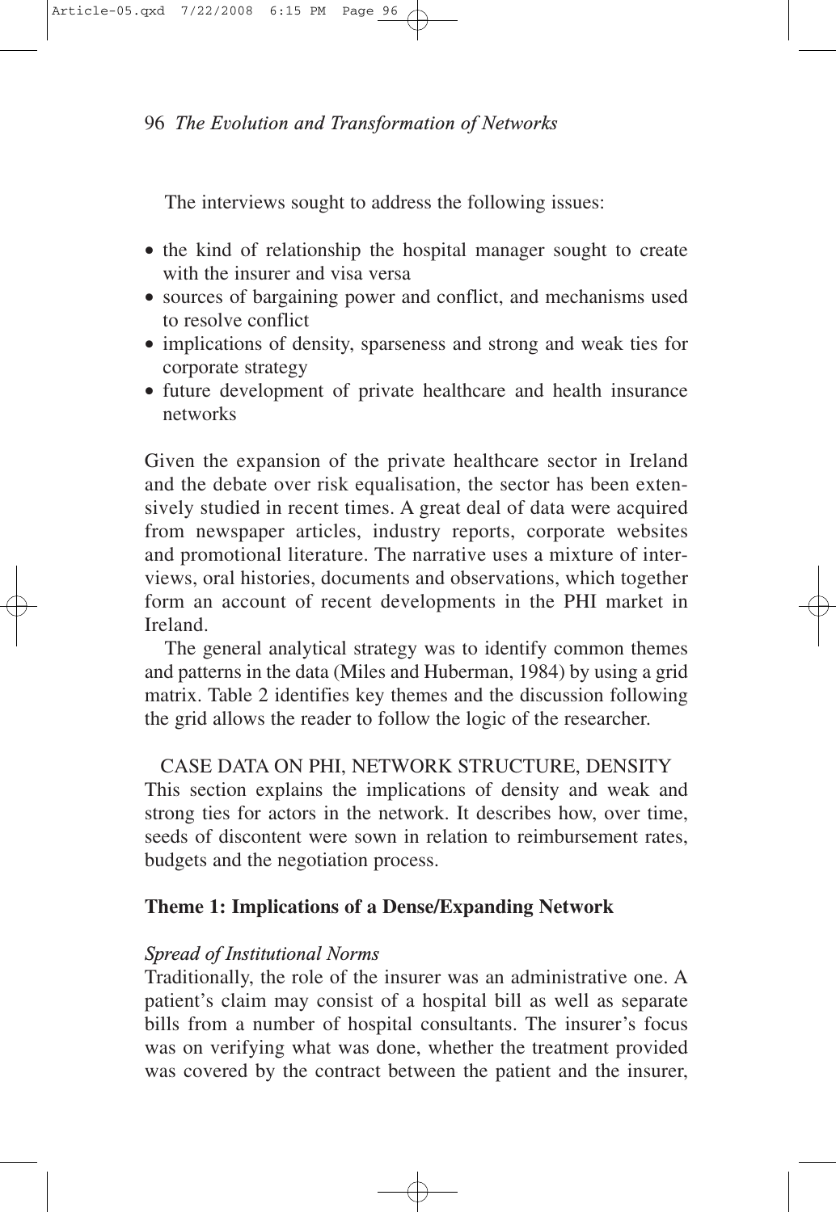The interviews sought to address the following issues:

- the kind of relationship the hospital manager sought to create with the insurer and visa versa
- sources of bargaining power and conflict, and mechanisms used to resolve conflict
- implications of density, sparseness and strong and weak ties for corporate strategy
- future development of private healthcare and health insurance networks

Given the expansion of the private healthcare sector in Ireland and the debate over risk equalisation, the sector has been extensively studied in recent times. A great deal of data were acquired from newspaper articles, industry reports, corporate websites and promotional literature. The narrative uses a mixture of interviews, oral histories, documents and observations, which together form an account of recent developments in the PHI market in Ireland.

The general analytical strategy was to identify common themes and patterns in the data (Miles and Huberman, 1984) by using a grid matrix. Table 2 identifies key themes and the discussion following the grid allows the reader to follow the logic of the researcher.

## CASE DATA ON PHI, NETWORK STRUCTURE, DENSITY

This section explains the implications of density and weak and strong ties for actors in the network. It describes how, over time, seeds of discontent were sown in relation to reimbursement rates, budgets and the negotiation process.

### Theme 1: Implications of a Dense/Expanding Network

*Spread of Institutional Norms*

Traditionally, the role of the insurer was an administrative one. A patient's claim may consist of a hospital bill as well as separate bills from a number of hospital consultants. The insurer's focus was on verifying what was done, whether the treatment provided was covered by the contract between the patient and the insurer,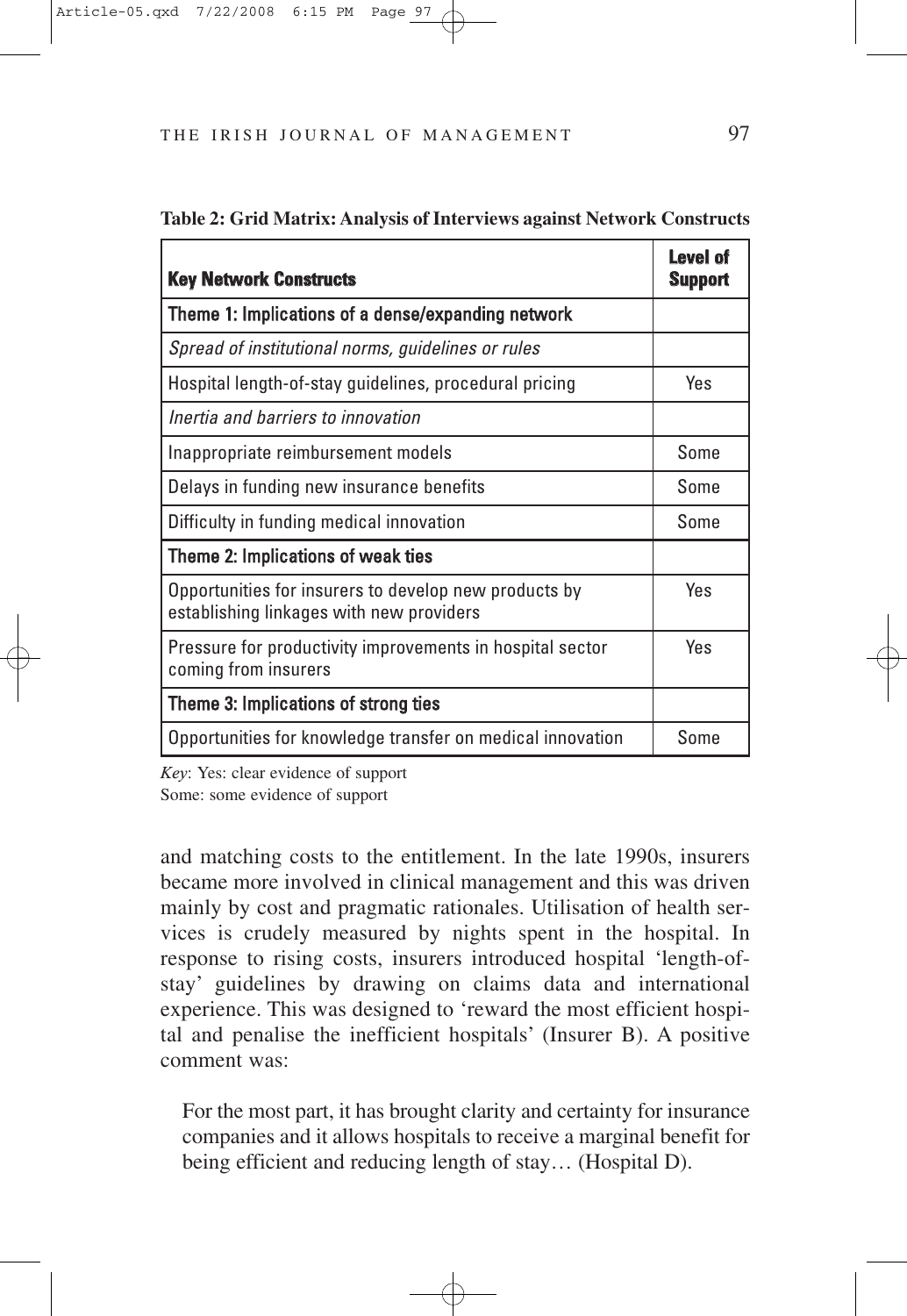**Table 2: Grid Matrix: Analysis of Interviews against Network Constructs**

| Key Network Constructs | Level of Support |
|---|---|
| **Theme 1: Implications of a dense/expanding network** | |
| *Spread of institutional norms, guidelines or rules* | |
| Hospital length-of-stay guidelines, procedural pricing | Yes |
| *Inertia and barriers to innovation* | |
| Inappropriate reimbursement models | Some |
| Delays in funding new insurance benefits | Some |
| Difficulty in funding medical innovation | Some |
| **Theme 2: Implications of weak ties** | |
| Opportunities for insurers to develop new products by establishing linkages with new providers | Yes |
| Pressure for productivity improvements in hospital sector coming from insurers | Yes |
| **Theme 3: Implications of strong ties** | |
| Opportunities for knowledge transfer on medical innovation | Some |

*Key*: Yes: clear evidence of support
Some: some evidence of support

and matching costs to the entitlement. In the late 1990s, insurers became more involved in clinical management and this was driven mainly by cost and pragmatic rationales. Utilisation of health services is crudely measured by nights spent in the hospital. In response to rising costs, insurers introduced hospital 'length-of-stay' guidelines by drawing on claims data and international experience. This was designed to 'reward the most efficient hospital and penalise the inefficient hospitals' (Insurer B). A positive comment was:

> For the most part, it has brought clarity and certainty for insurance companies and it allows hospitals to receive a marginal benefit for being efficient and reducing length of stay… (Hospital D).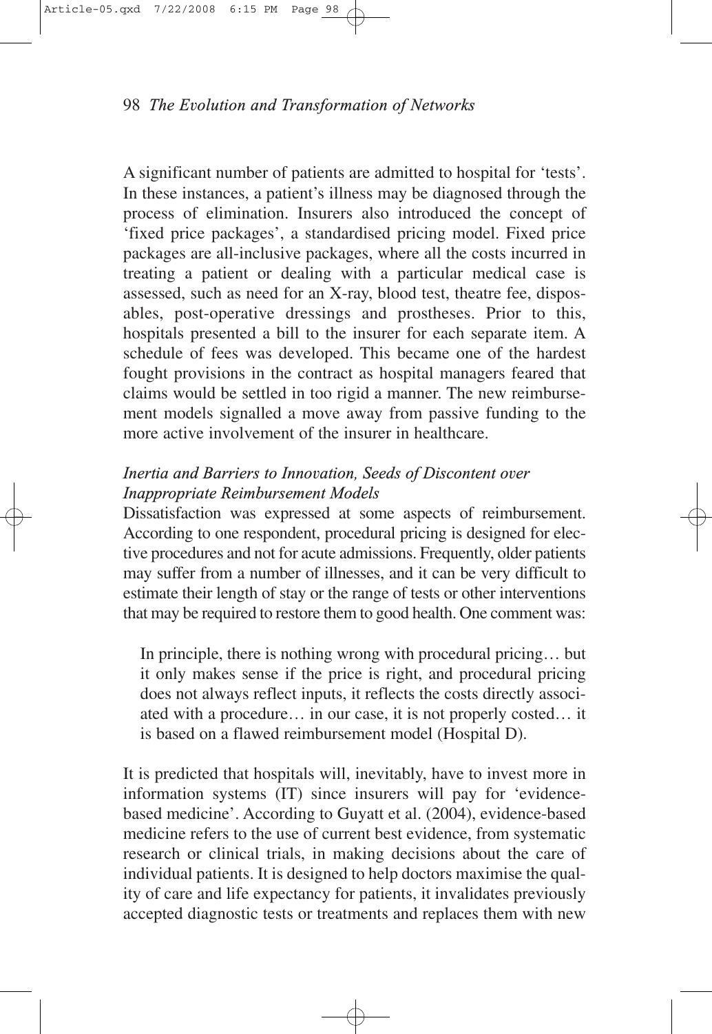A significant number of patients are admitted to hospital for 'tests'. In these instances, a patient's illness may be diagnosed through the process of elimination. Insurers also introduced the concept of 'fixed price packages', a standardised pricing model. Fixed price packages are all-inclusive packages, where all the costs incurred in treating a patient or dealing with a particular medical case is assessed, such as need for an X-ray, blood test, theatre fee, disposables, post-operative dressings and prostheses. Prior to this, hospitals presented a bill to the insurer for each separate item. A schedule of fees was developed. This became one of the hardest fought provisions in the contract as hospital managers feared that claims would be settled in too rigid a manner. The new reimbursement models signalled a move away from passive funding to the more active involvement of the insurer in healthcare.

### *Inertia and Barriers to Innovation, Seeds of Discontent over Inappropriate Reimbursement Models*

Dissatisfaction was expressed at some aspects of reimbursement. According to one respondent, procedural pricing is designed for elective procedures and not for acute admissions. Frequently, older patients may suffer from a number of illnesses, and it can be very difficult to estimate their length of stay or the range of tests or other interventions that may be required to restore them to good health. One comment was:

> In principle, there is nothing wrong with procedural pricing… but it only makes sense if the price is right, and procedural pricing does not always reflect inputs, it reflects the costs directly associated with a procedure… in our case, it is not properly costed… it is based on a flawed reimbursement model (Hospital D).

It is predicted that hospitals will, inevitably, have to invest more in information systems (IT) since insurers will pay for 'evidence-based medicine'. According to Guyatt et al. (2004), evidence-based medicine refers to the use of current best evidence, from systematic research or clinical trials, in making decisions about the care of individual patients. It is designed to help doctors maximise the quality of care and life expectancy for patients, it invalidates previously accepted diagnostic tests or treatments and replaces them with new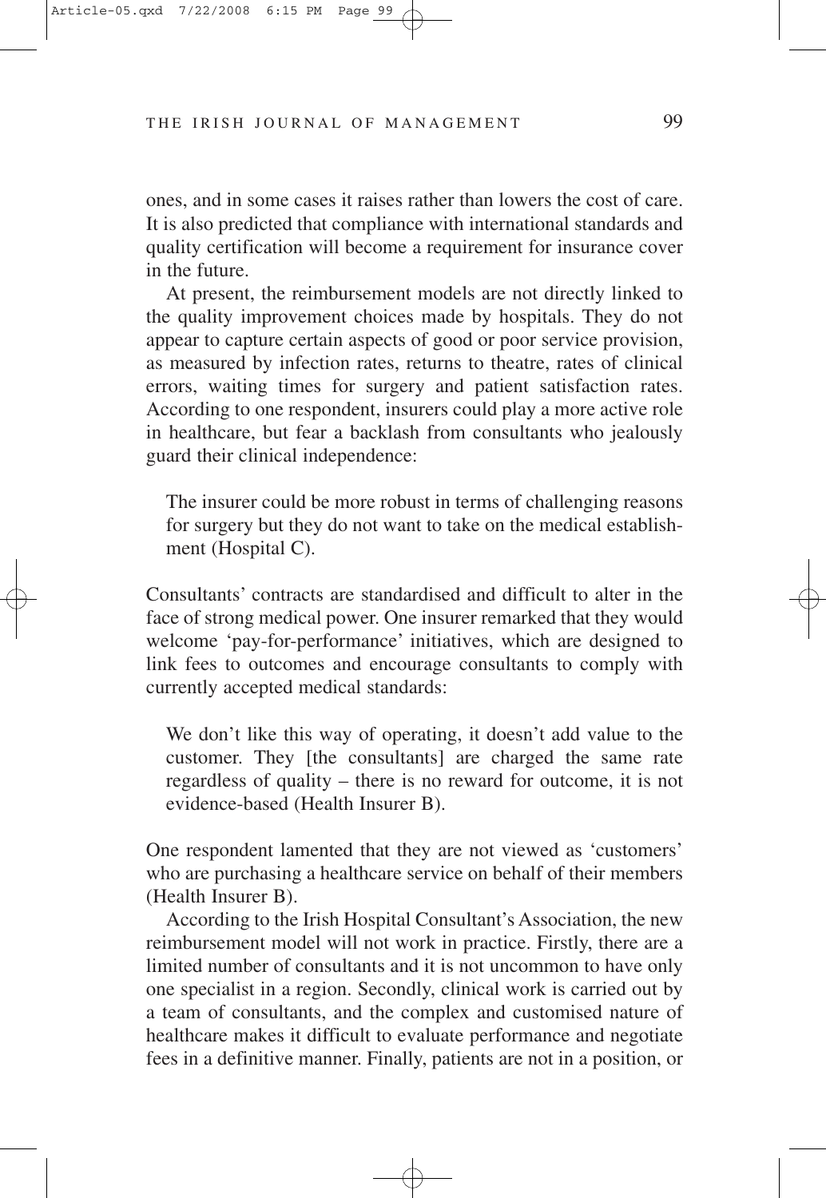ones, and in some cases it raises rather than lowers the cost of care. It is also predicted that compliance with international standards and quality certification will become a requirement for insurance cover in the future.

At present, the reimbursement models are not directly linked to the quality improvement choices made by hospitals. They do not appear to capture certain aspects of good or poor service provision, as measured by infection rates, returns to theatre, rates of clinical errors, waiting times for surgery and patient satisfaction rates. According to one respondent, insurers could play a more active role in healthcare, but fear a backlash from consultants who jealously guard their clinical independence:

> The insurer could be more robust in terms of challenging reasons for surgery but they do not want to take on the medical establishment (Hospital C).

Consultants' contracts are standardised and difficult to alter in the face of strong medical power. One insurer remarked that they would welcome 'pay-for-performance' initiatives, which are designed to link fees to outcomes and encourage consultants to comply with currently accepted medical standards:

> We don't like this way of operating, it doesn't add value to the customer. They [the consultants] are charged the same rate regardless of quality – there is no reward for outcome, it is not evidence-based (Health Insurer B).

One respondent lamented that they are not viewed as 'customers' who are purchasing a healthcare service on behalf of their members (Health Insurer B).

According to the Irish Hospital Consultant's Association, the new reimbursement model will not work in practice. Firstly, there are a limited number of consultants and it is not uncommon to have only one specialist in a region. Secondly, clinical work is carried out by a team of consultants, and the complex and customised nature of healthcare makes it difficult to evaluate performance and negotiate fees in a definitive manner. Finally, patients are not in a position, or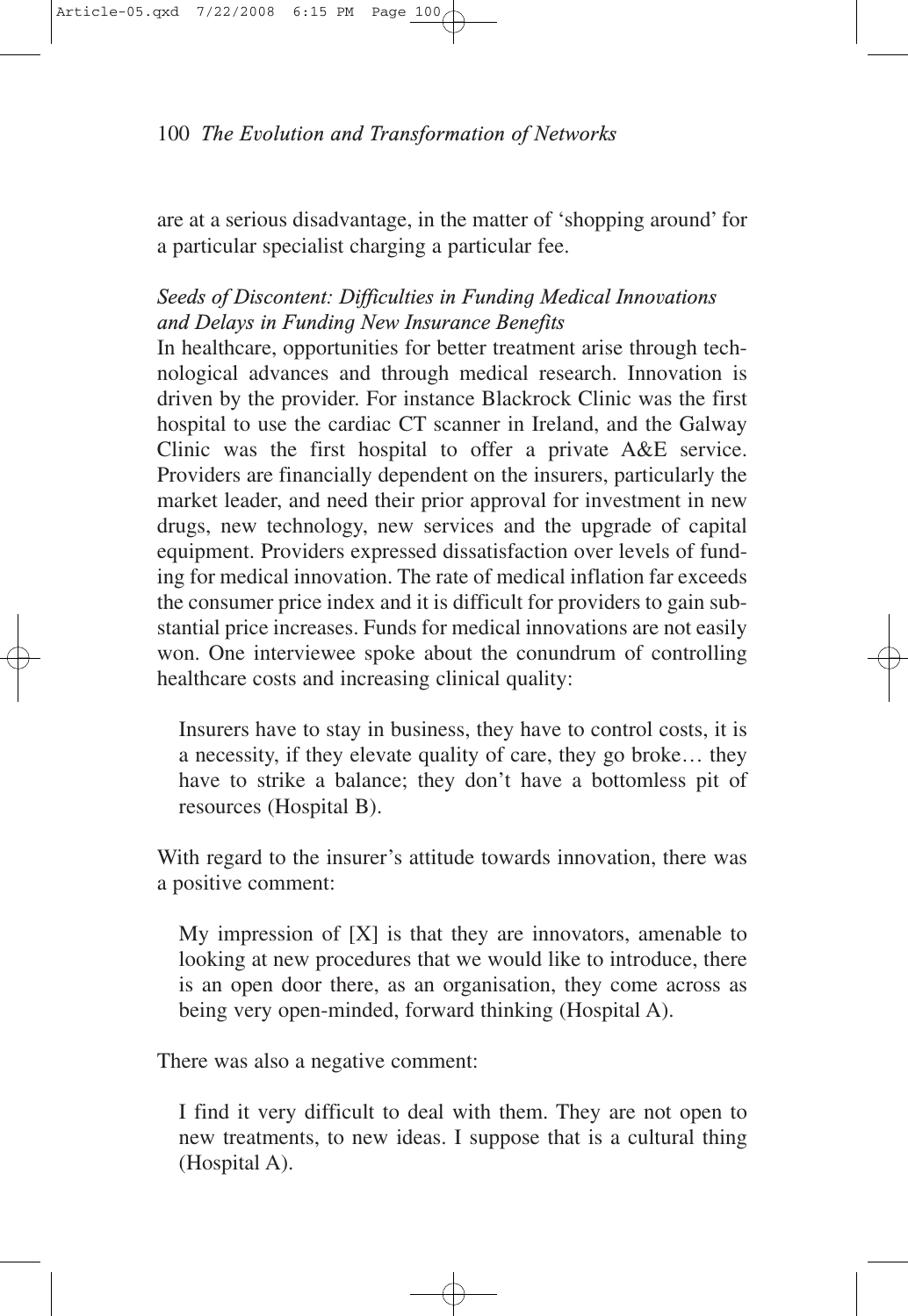are at a serious disadvantage, in the matter of 'shopping around' for a particular specialist charging a particular fee.

### *Seeds of Discontent: Difficulties in Funding Medical Innovations and Delays in Funding New Insurance Benefits*

In healthcare, opportunities for better treatment arise through technological advances and through medical research. Innovation is driven by the provider. For instance Blackrock Clinic was the first hospital to use the cardiac CT scanner in Ireland, and the Galway Clinic was the first hospital to offer a private A&E service. Providers are financially dependent on the insurers, particularly the market leader, and need their prior approval for investment in new drugs, new technology, new services and the upgrade of capital equipment. Providers expressed dissatisfaction over levels of funding for medical innovation. The rate of medical inflation far exceeds the consumer price index and it is difficult for providers to gain substantial price increases. Funds for medical innovations are not easily won. One interviewee spoke about the conundrum of controlling healthcare costs and increasing clinical quality:

> Insurers have to stay in business, they have to control costs, it is a necessity, if they elevate quality of care, they go broke… they have to strike a balance; they don't have a bottomless pit of resources (Hospital B).

With regard to the insurer's attitude towards innovation, there was a positive comment:

> My impression of [X] is that they are innovators, amenable to looking at new procedures that we would like to introduce, there is an open door there, as an organisation, they come across as being very open-minded, forward thinking (Hospital A).

There was also a negative comment:

> I find it very difficult to deal with them. They are not open to new treatments, to new ideas. I suppose that is a cultural thing (Hospital A).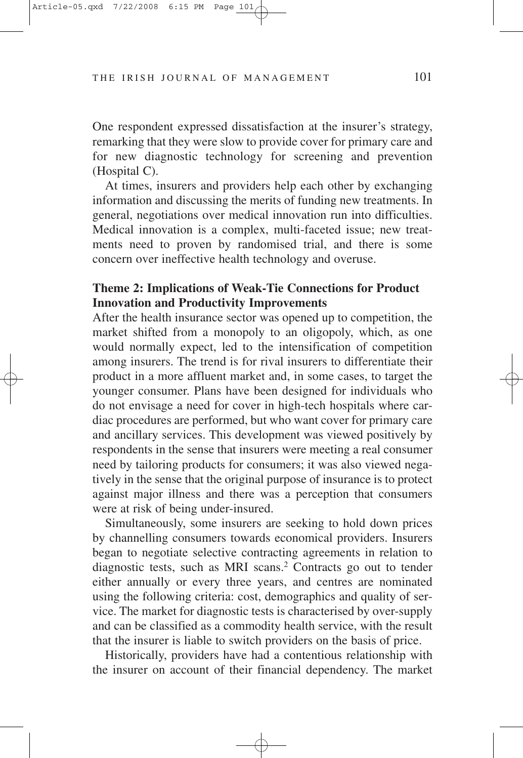One respondent expressed dissatisfaction at the insurer's strategy, remarking that they were slow to provide cover for primary care and for new diagnostic technology for screening and prevention (Hospital C).

At times, insurers and providers help each other by exchanging information and discussing the merits of funding new treatments. In general, negotiations over medical innovation run into difficulties. Medical innovation is a complex, multi-faceted issue; new treatments need to proven by randomised trial, and there is some concern over ineffective health technology and overuse.

### Theme 2: Implications of Weak-Tie Connections for Product Innovation and Productivity Improvements

After the health insurance sector was opened up to competition, the market shifted from a monopoly to an oligopoly, which, as one would normally expect, led to the intensification of competition among insurers. The trend is for rival insurers to differentiate their product in a more affluent market and, in some cases, to target the younger consumer. Plans have been designed for individuals who do not envisage a need for cover in high-tech hospitals where cardiac procedures are performed, but who want cover for primary care and ancillary services. This development was viewed positively by respondents in the sense that insurers were meeting a real consumer need by tailoring products for consumers; it was also viewed negatively in the sense that the original purpose of insurance is to protect against major illness and there was a perception that consumers were at risk of being under-insured.

Simultaneously, some insurers are seeking to hold down prices by channelling consumers towards economical providers. Insurers began to negotiate selective contracting agreements in relation to diagnostic tests, such as MRI scans.[2] Contracts go out to tender either annually or every three years, and centres are nominated using the following criteria: cost, demographics and quality of service. The market for diagnostic tests is characterised by over-supply and can be classified as a commodity health service, with the result that the insurer is liable to switch providers on the basis of price.

Historically, providers have had a contentious relationship with the insurer on account of their financial dependency. The market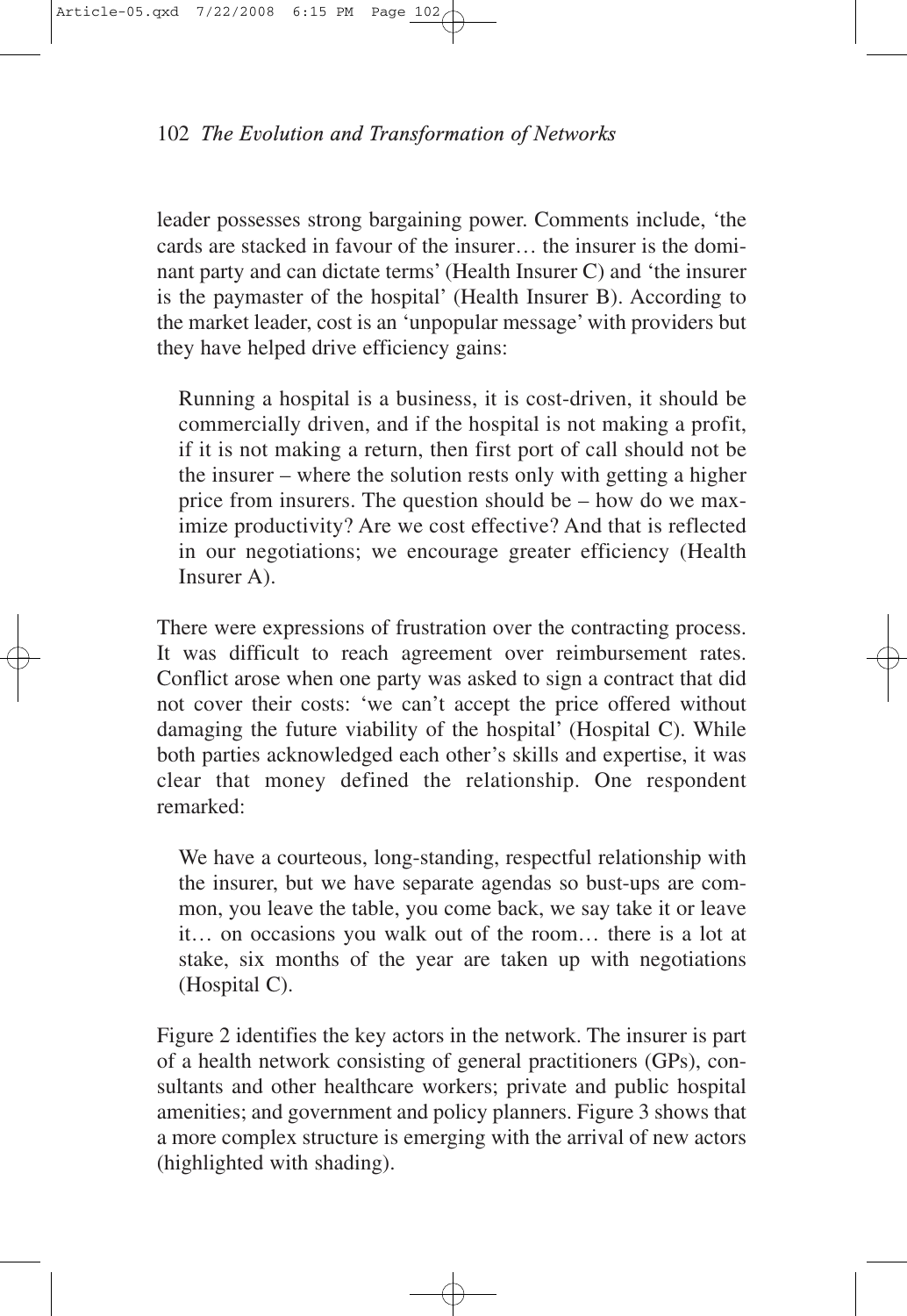leader possesses strong bargaining power. Comments include, 'the cards are stacked in favour of the insurer… the insurer is the dominant party and can dictate terms' (Health Insurer C) and 'the insurer is the paymaster of the hospital' (Health Insurer B). According to the market leader, cost is an 'unpopular message' with providers but they have helped drive efficiency gains:

> Running a hospital is a business, it is cost-driven, it should be commercially driven, and if the hospital is not making a profit, if it is not making a return, then first port of call should not be the insurer – where the solution rests only with getting a higher price from insurers. The question should be – how do we maximize productivity? Are we cost effective? And that is reflected in our negotiations; we encourage greater efficiency (Health Insurer A).

There were expressions of frustration over the contracting process. It was difficult to reach agreement over reimbursement rates. Conflict arose when one party was asked to sign a contract that did not cover their costs: 'we can't accept the price offered without damaging the future viability of the hospital' (Hospital C). While both parties acknowledged each other's skills and expertise, it was clear that money defined the relationship. One respondent remarked:

> We have a courteous, long-standing, respectful relationship with the insurer, but we have separate agendas so bust-ups are common, you leave the table, you come back, we say take it or leave it… on occasions you walk out of the room… there is a lot at stake, six months of the year are taken up with negotiations (Hospital C).

Figure 2 identifies the key actors in the network. The insurer is part of a health network consisting of general practitioners (GPs), consultants and other healthcare workers; private and public hospital amenities; and government and policy planners. Figure 3 shows that a more complex structure is emerging with the arrival of new actors (highlighted with shading).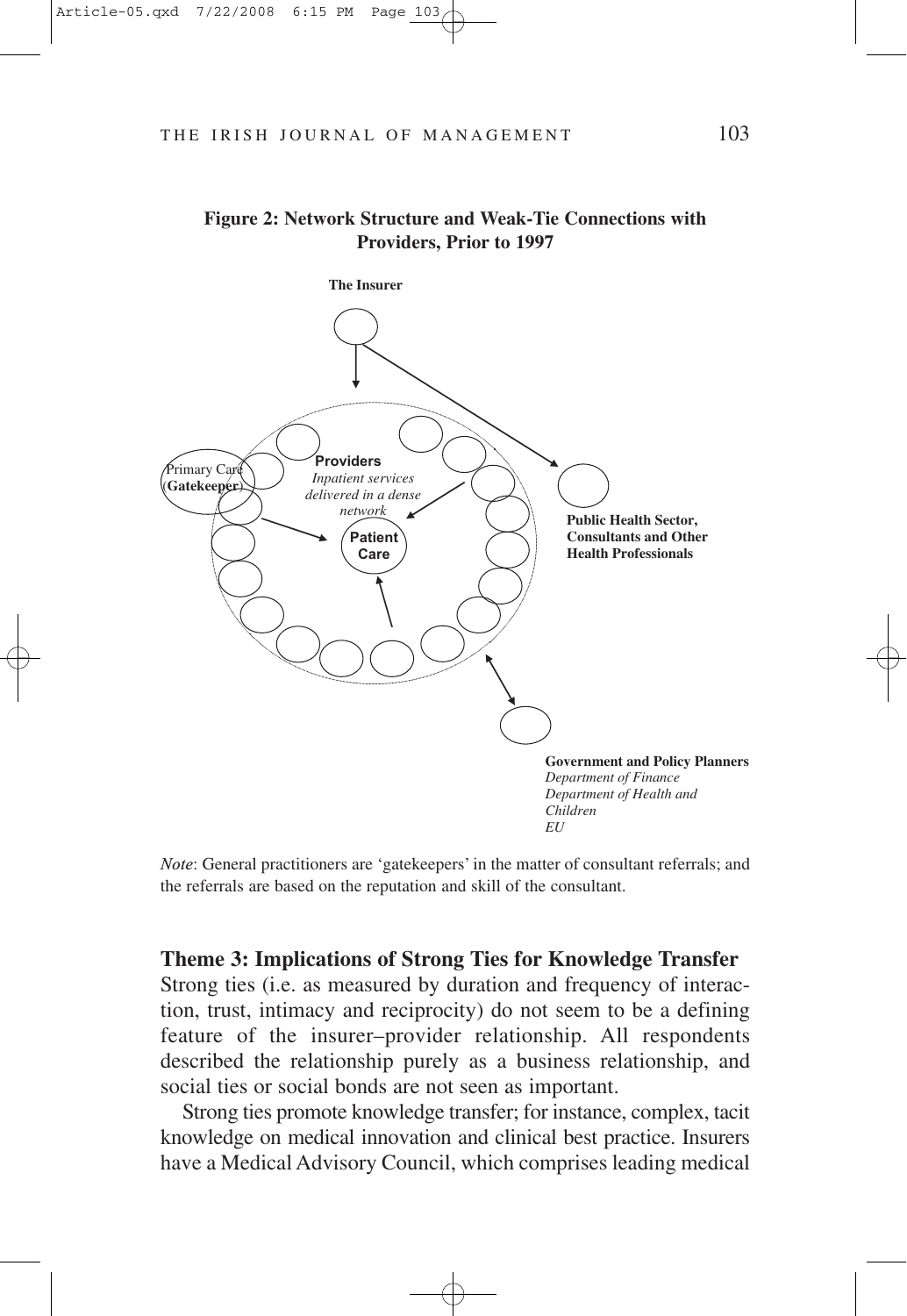**Figure 2: Network Structure and Weak-Tie Connections with Providers, Prior to 1997**

The Insurer

Primary Care (**Gatekeeper**)

**Providers**
*Inpatient services delivered in a dense network*

**Patient Care**

**Public Health Sector, Consultants and Other Health Professionals**

**Government and Policy Planners**
*Department of Finance*
*Department of Health and Children*
*EU*

*Note*: General practitioners are 'gatekeepers' in the matter of consultant referrals; and the referrals are based on the reputation and skill of the consultant.

## Theme 3: Implications of Strong Ties for Knowledge Transfer

Strong ties (i.e. as measured by duration and frequency of interaction, trust, intimacy and reciprocity) do not seem to be a defining feature of the insurer–provider relationship. All respondents described the relationship purely as a business relationship, and social ties or social bonds are not seen as important.

Strong ties promote knowledge transfer; for instance, complex, tacit knowledge on medical innovation and clinical best practice. Insurers have a Medical Advisory Council, which comprises leading medical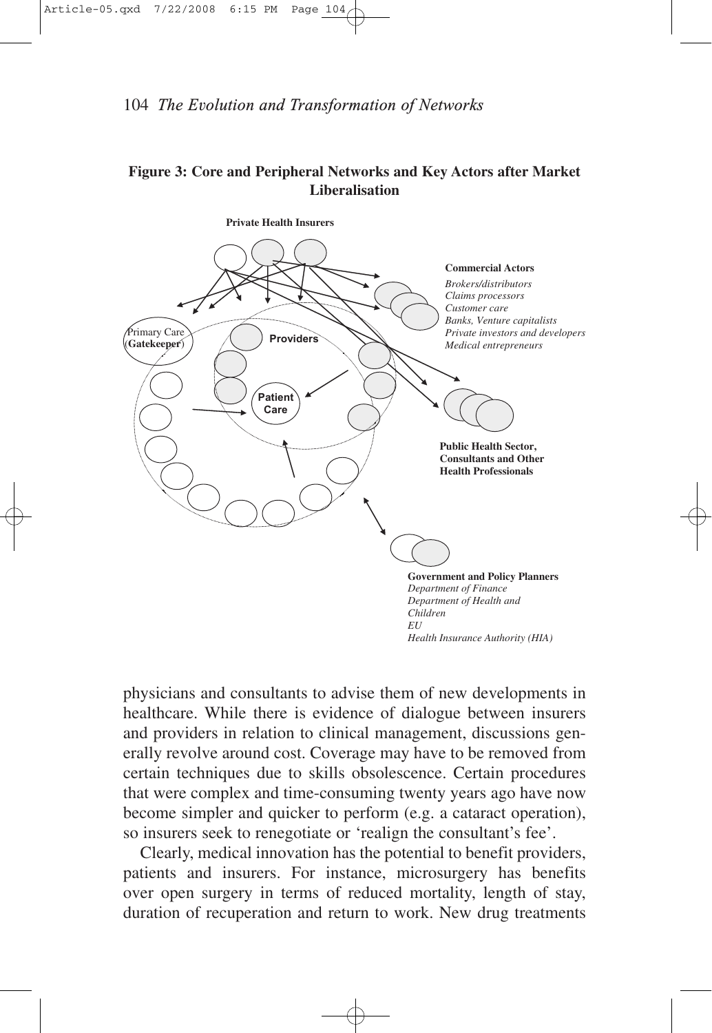**Figure 3: Core and Peripheral Networks and Key Actors after Market Liberalisation**

**Private Health Insurers**

**Commercial Actors**
*Brokers/distributors*
*Claims processors*
*Customer care*
*Banks, Venture capitalists*
*Private investors and developers*
*Medical entrepreneurs*

Primary Care (**Gatekeeper**)

**Providers**

**Patient Care**

**Public Health Sector, Consultants and Other Health Professionals**

**Government and Policy Planners**
*Department of Finance*
*Department of Health and Children*
*EU*
*Health Insurance Authority (HIA)*

physicians and consultants to advise them of new developments in healthcare. While there is evidence of dialogue between insurers and providers in relation to clinical management, discussions generally revolve around cost. Coverage may have to be removed from certain techniques due to skills obsolescence. Certain procedures that were complex and time-consuming twenty years ago have now become simpler and quicker to perform (e.g. a cataract operation), so insurers seek to renegotiate or 'realign the consultant's fee'.

Clearly, medical innovation has the potential to benefit providers, patients and insurers. For instance, microsurgery has benefits over open surgery in terms of reduced mortality, length of stay, duration of recuperation and return to work. New drug treatments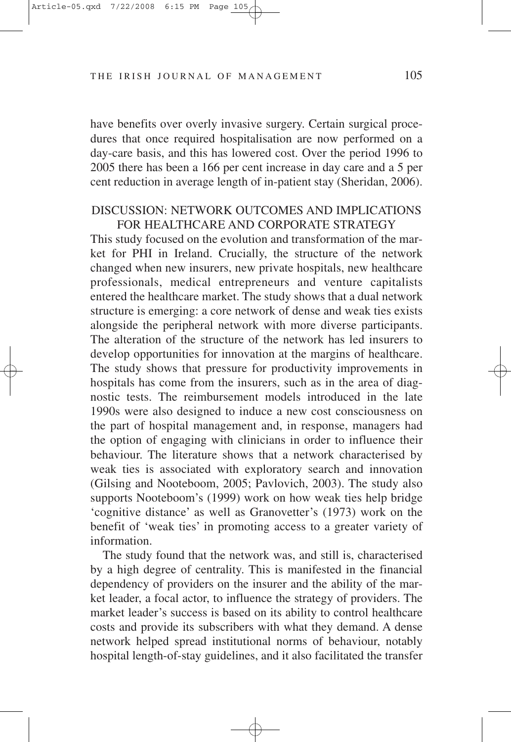have benefits over overly invasive surgery. Certain surgical procedures that once required hospitalisation are now performed on a day-care basis, and this has lowered cost. Over the period 1996 to 2005 there has been a 166 per cent increase in day care and a 5 per cent reduction in average length of in-patient stay (Sheridan, 2006).

## DISCUSSION: NETWORK OUTCOMES AND IMPLICATIONS FOR HEALTHCARE AND CORPORATE STRATEGY

This study focused on the evolution and transformation of the market for PHI in Ireland. Crucially, the structure of the network changed when new insurers, new private hospitals, new healthcare professionals, medical entrepreneurs and venture capitalists entered the healthcare market. The study shows that a dual network structure is emerging: a core network of dense and weak ties exists alongside the peripheral network with more diverse participants. The alteration of the structure of the network has led insurers to develop opportunities for innovation at the margins of healthcare. The study shows that pressure for productivity improvements in hospitals has come from the insurers, such as in the area of diagnostic tests. The reimbursement models introduced in the late 1990s were also designed to induce a new cost consciousness on the part of hospital management and, in response, managers had the option of engaging with clinicians in order to influence their behaviour. The literature shows that a network characterised by weak ties is associated with exploratory search and innovation (Gilsing and Nooteboom, 2005; Pavlovich, 2003). The study also supports Nooteboom's (1999) work on how weak ties help bridge 'cognitive distance' as well as Granovetter's (1973) work on the benefit of 'weak ties' in promoting access to a greater variety of information.

The study found that the network was, and still is, characterised by a high degree of centrality. This is manifested in the financial dependency of providers on the insurer and the ability of the market leader, a focal actor, to influence the strategy of providers. The market leader's success is based on its ability to control healthcare costs and provide its subscribers with what they demand. A dense network helped spread institutional norms of behaviour, notably hospital length-of-stay guidelines, and it also facilitated the transfer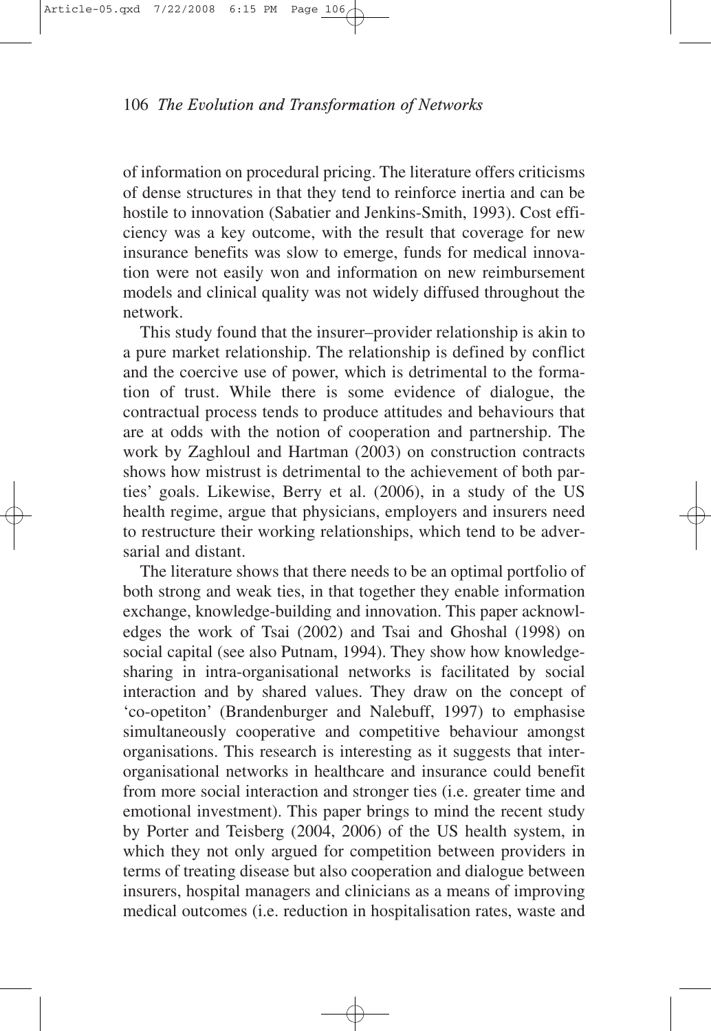of information on procedural pricing. The literature offers criticisms of dense structures in that they tend to reinforce inertia and can be hostile to innovation (Sabatier and Jenkins-Smith, 1993). Cost efficiency was a key outcome, with the result that coverage for new insurance benefits was slow to emerge, funds for medical innovation were not easily won and information on new reimbursement models and clinical quality was not widely diffused throughout the network.

This study found that the insurer–provider relationship is akin to a pure market relationship. The relationship is defined by conflict and the coercive use of power, which is detrimental to the formation of trust. While there is some evidence of dialogue, the contractual process tends to produce attitudes and behaviours that are at odds with the notion of cooperation and partnership. The work by Zaghloul and Hartman (2003) on construction contracts shows how mistrust is detrimental to the achievement of both parties' goals. Likewise, Berry et al. (2006), in a study of the US health regime, argue that physicians, employers and insurers need to restructure their working relationships, which tend to be adversarial and distant.

The literature shows that there needs to be an optimal portfolio of both strong and weak ties, in that together they enable information exchange, knowledge-building and innovation. This paper acknowledges the work of Tsai (2002) and Tsai and Ghoshal (1998) on social capital (see also Putnam, 1994). They show how knowledge-sharing in intra-organisational networks is facilitated by social interaction and by shared values. They draw on the concept of 'co-opetiton' (Brandenburger and Nalebuff, 1997) to emphasise simultaneously cooperative and competitive behaviour amongst organisations. This research is interesting as it suggests that inter-organisational networks in healthcare and insurance could benefit from more social interaction and stronger ties (i.e. greater time and emotional investment). This paper brings to mind the recent study by Porter and Teisberg (2004, 2006) of the US health system, in which they not only argued for competition between providers in terms of treating disease but also cooperation and dialogue between insurers, hospital managers and clinicians as a means of improving medical outcomes (i.e. reduction in hospitalisation rates, waste and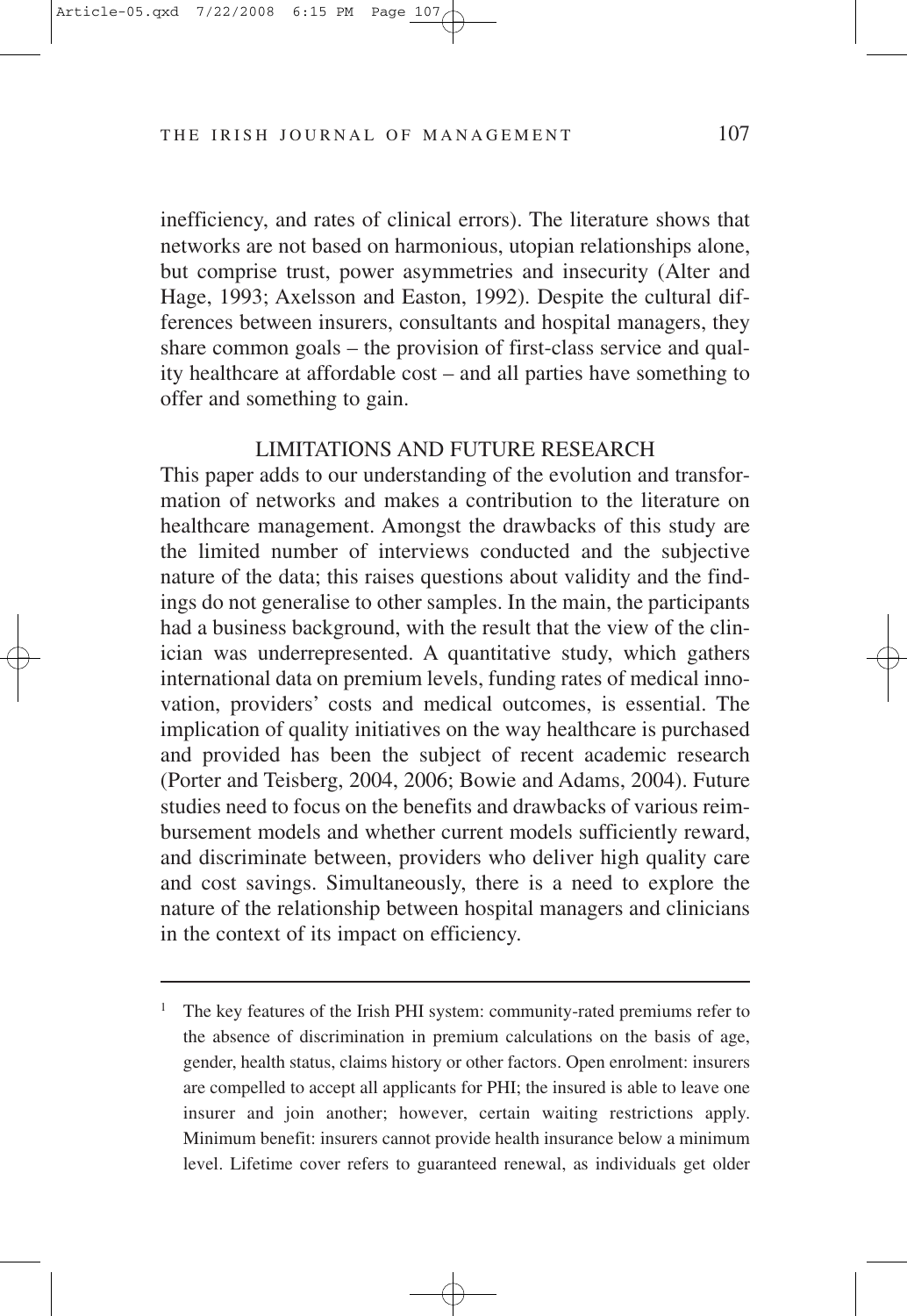inefficiency, and rates of clinical errors). The literature shows that networks are not based on harmonious, utopian relationships alone, but comprise trust, power asymmetries and insecurity (Alter and Hage, 1993; Axelsson and Easton, 1992). Despite the cultural differences between insurers, consultants and hospital managers, they share common goals – the provision of first-class service and quality healthcare at affordable cost – and all parties have something to offer and something to gain.

## LIMITATIONS AND FUTURE RESEARCH

This paper adds to our understanding of the evolution and transformation of networks and makes a contribution to the literature on healthcare management. Amongst the drawbacks of this study are the limited number of interviews conducted and the subjective nature of the data; this raises questions about validity and the findings do not generalise to other samples. In the main, the participants had a business background, with the result that the view of the clinician was underrepresented. A quantitative study, which gathers international data on premium levels, funding rates of medical innovation, providers' costs and medical outcomes, is essential. The implication of quality initiatives on the way healthcare is purchased and provided has been the subject of recent academic research (Porter and Teisberg, 2004, 2006; Bowie and Adams, 2004). Future studies need to focus on the benefits and drawbacks of various reimbursement models and whether current models sufficiently reward, and discriminate between, providers who deliver high quality care and cost savings. Simultaneously, there is a need to explore the nature of the relationship between hospital managers and clinicians in the context of its impact on efficiency.

---

[1] The key features of the Irish PHI system: community-rated premiums refer to the absence of discrimination in premium calculations on the basis of age, gender, health status, claims history or other factors. Open enrolment: insurers are compelled to accept all applicants for PHI; the insured is able to leave one insurer and join another; however, certain waiting restrictions apply. Minimum benefit: insurers cannot provide health insurance below a minimum level. Lifetime cover refers to guaranteed renewal, as individuals get older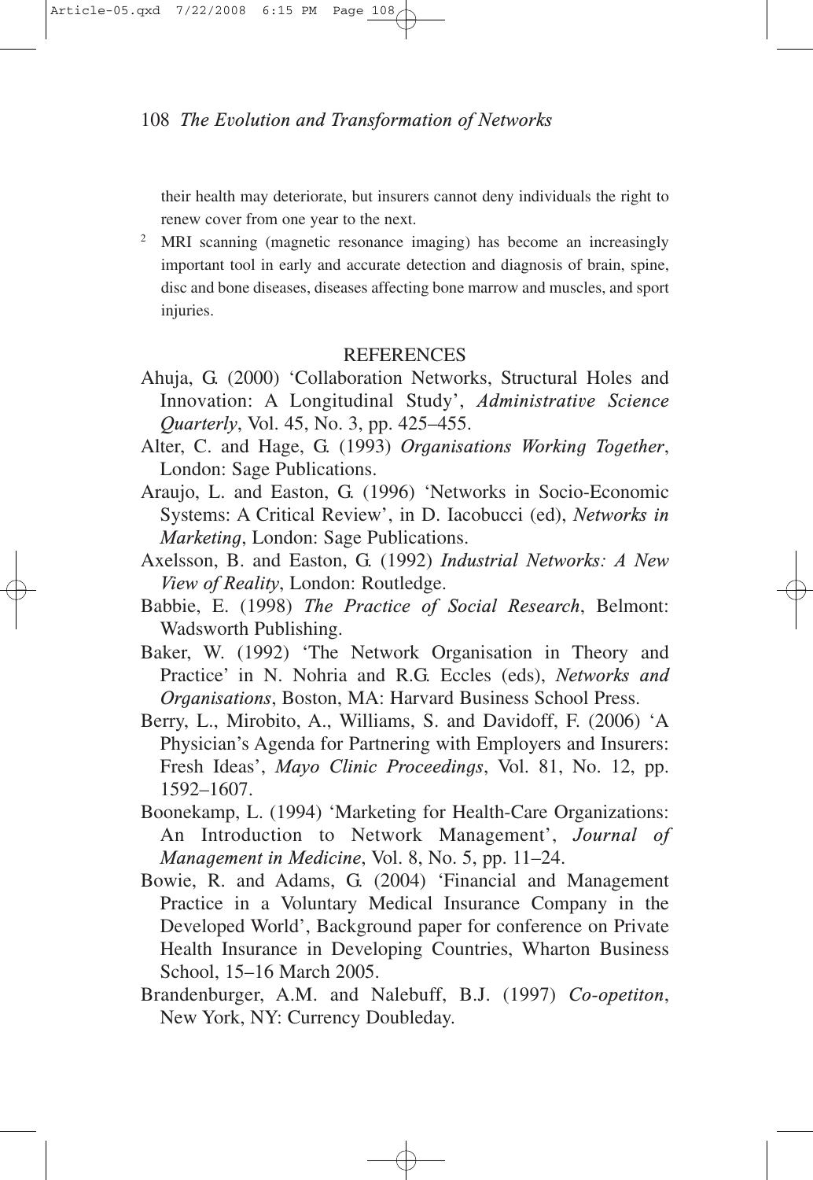their health may deteriorate, but insurers cannot deny individuals the right to renew cover from one year to the next.

[2] MRI scanning (magnetic resonance imaging) has become an increasingly important tool in early and accurate detection and diagnosis of brain, spine, disc and bone diseases, diseases affecting bone marrow and muscles, and sport injuries.

## REFERENCES

Ahuja, G. (2000) 'Collaboration Networks, Structural Holes and Innovation: A Longitudinal Study', *Administrative Science Quarterly*, Vol. 45, No. 3, pp. 425–455.

Alter, C. and Hage, G. (1993) *Organisations Working Together*, London: Sage Publications.

Araujo, L. and Easton, G. (1996) 'Networks in Socio-Economic Systems: A Critical Review', in D. Iacobucci (ed), *Networks in Marketing*, London: Sage Publications.

Axelsson, B. and Easton, G. (1992) *Industrial Networks: A New View of Reality*, London: Routledge.

Babbie, E. (1998) *The Practice of Social Research*, Belmont: Wadsworth Publishing.

Baker, W. (1992) 'The Network Organisation in Theory and Practice' in N. Nohria and R.G. Eccles (eds), *Networks and Organisations*, Boston, MA: Harvard Business School Press.

Berry, L., Mirobito, A., Williams, S. and Davidoff, F. (2006) 'A Physician's Agenda for Partnering with Employers and Insurers: Fresh Ideas', *Mayo Clinic Proceedings*, Vol. 81, No. 12, pp. 1592–1607.

Boonekamp, L. (1994) 'Marketing for Health-Care Organizations: An Introduction to Network Management', *Journal of Management in Medicine*, Vol. 8, No. 5, pp. 11–24.

Bowie, R. and Adams, G. (2004) 'Financial and Management Practice in a Voluntary Medical Insurance Company in the Developed World', Background paper for conference on Private Health Insurance in Developing Countries, Wharton Business School, 15–16 March 2005.

Brandenburger, A.M. and Nalebuff, B.J. (1997) *Co-opetiton*, New York, NY: Currency Doubleday.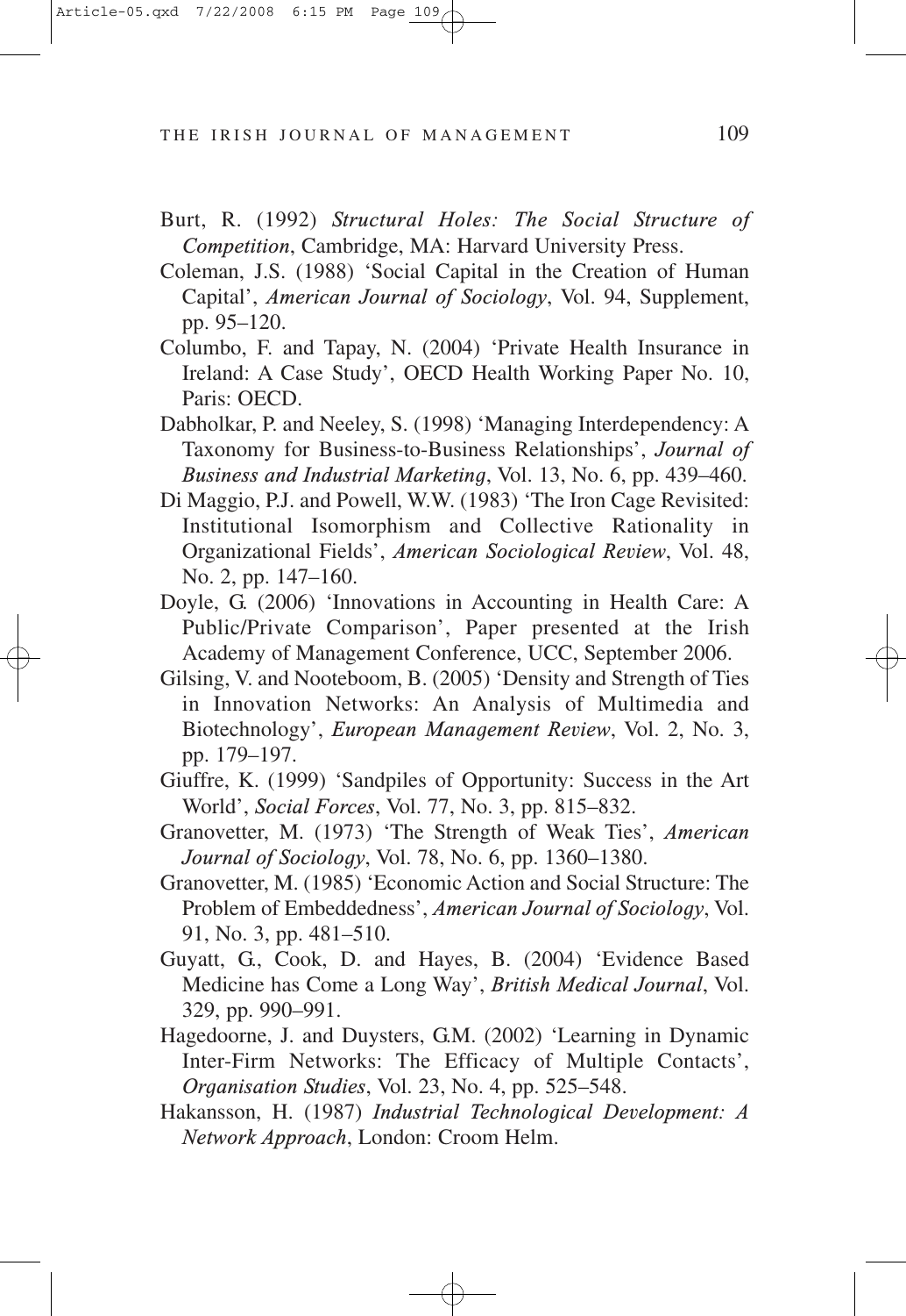Burt, R. (1992) *Structural Holes: The Social Structure of Competition*, Cambridge, MA: Harvard University Press.

Coleman, J.S. (1988) 'Social Capital in the Creation of Human Capital', *American Journal of Sociology*, Vol. 94, Supplement, pp. 95–120.

Columbo, F. and Tapay, N. (2004) 'Private Health Insurance in Ireland: A Case Study', OECD Health Working Paper No. 10, Paris: OECD.

Dabholkar, P. and Neeley, S. (1998) 'Managing Interdependency: A Taxonomy for Business-to-Business Relationships', *Journal of Business and Industrial Marketing*, Vol. 13, No. 6, pp. 439–460.

Di Maggio, P.J. and Powell, W.W. (1983) 'The Iron Cage Revisited: Institutional Isomorphism and Collective Rationality in Organizational Fields', *American Sociological Review*, Vol. 48, No. 2, pp. 147–160.

Doyle, G. (2006) 'Innovations in Accounting in Health Care: A Public/Private Comparison', Paper presented at the Irish Academy of Management Conference, UCC, September 2006.

Gilsing, V. and Nooteboom, B. (2005) 'Density and Strength of Ties in Innovation Networks: An Analysis of Multimedia and Biotechnology', *European Management Review*, Vol. 2, No. 3, pp. 179–197.

Giuffre, K. (1999) 'Sandpiles of Opportunity: Success in the Art World', *Social Forces*, Vol. 77, No. 3, pp. 815–832.

Granovetter, M. (1973) 'The Strength of Weak Ties', *American Journal of Sociology*, Vol. 78, No. 6, pp. 1360–1380.

Granovetter, M. (1985) 'Economic Action and Social Structure: The Problem of Embeddedness', *American Journal of Sociology*, Vol. 91, No. 3, pp. 481–510.

Guyatt, G., Cook, D. and Hayes, B. (2004) 'Evidence Based Medicine has Come a Long Way', *British Medical Journal*, Vol. 329, pp. 990–991.

Hagedoorne, J. and Duysters, G.M. (2002) 'Learning in Dynamic Inter-Firm Networks: The Efficacy of Multiple Contacts', *Organisation Studies*, Vol. 23, No. 4, pp. 525–548.

Hakansson, H. (1987) *Industrial Technological Development: A Network Approach*, London: Croom Helm.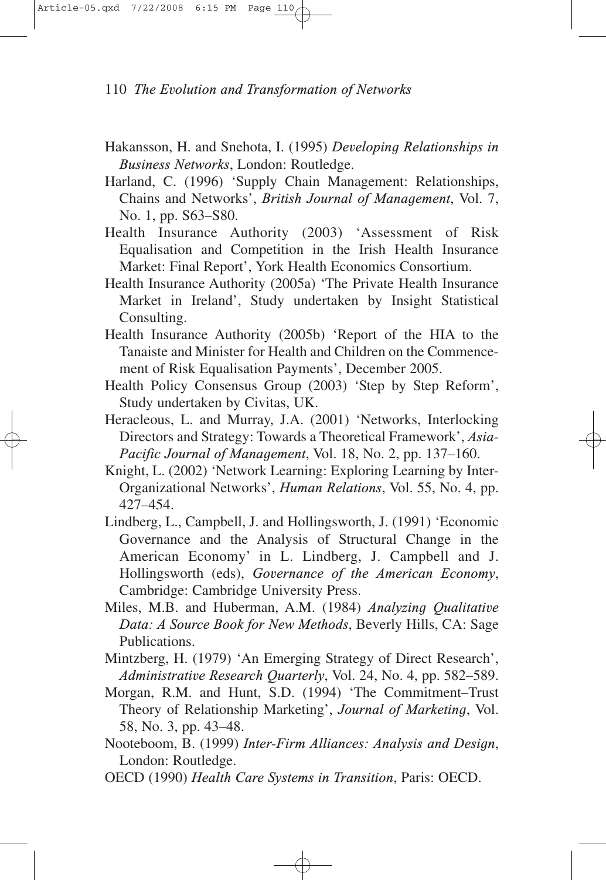Hakansson, H. and Snehota, I. (1995) *Developing Relationships in Business Networks*, London: Routledge.

Harland, C. (1996) 'Supply Chain Management: Relationships, Chains and Networks', *British Journal of Management*, Vol. 7, No. 1, pp. S63–S80.

Health Insurance Authority (2003) 'Assessment of Risk Equalisation and Competition in the Irish Health Insurance Market: Final Report', York Health Economics Consortium.

Health Insurance Authority (2005a) 'The Private Health Insurance Market in Ireland', Study undertaken by Insight Statistical Consulting.

Health Insurance Authority (2005b) 'Report of the HIA to the Tanaiste and Minister for Health and Children on the Commencement of Risk Equalisation Payments', December 2005.

Health Policy Consensus Group (2003) 'Step by Step Reform', Study undertaken by Civitas, UK.

Heracleous, L. and Murray, J.A. (2001) 'Networks, Interlocking Directors and Strategy: Towards a Theoretical Framework', *Asia-Pacific Journal of Management*, Vol. 18, No. 2, pp. 137–160.

Knight, L. (2002) 'Network Learning: Exploring Learning by Inter-Organizational Networks', *Human Relations*, Vol. 55, No. 4, pp. 427–454.

Lindberg, L., Campbell, J. and Hollingsworth, J. (1991) 'Economic Governance and the Analysis of Structural Change in the American Economy' in L. Lindberg, J. Campbell and J. Hollingsworth (eds), *Governance of the American Economy*, Cambridge: Cambridge University Press.

Miles, M.B. and Huberman, A.M. (1984) *Analyzing Qualitative Data: A Source Book for New Methods*, Beverly Hills, CA: Sage Publications.

Mintzberg, H. (1979) 'An Emerging Strategy of Direct Research', *Administrative Research Quarterly*, Vol. 24, No. 4, pp. 582–589.

Morgan, R.M. and Hunt, S.D. (1994) 'The Commitment–Trust Theory of Relationship Marketing', *Journal of Marketing*, Vol. 58, No. 3, pp. 43–48.

Nooteboom, B. (1999) *Inter-Firm Alliances: Analysis and Design*, London: Routledge.

OECD (1990) *Health Care Systems in Transition*, Paris: OECD.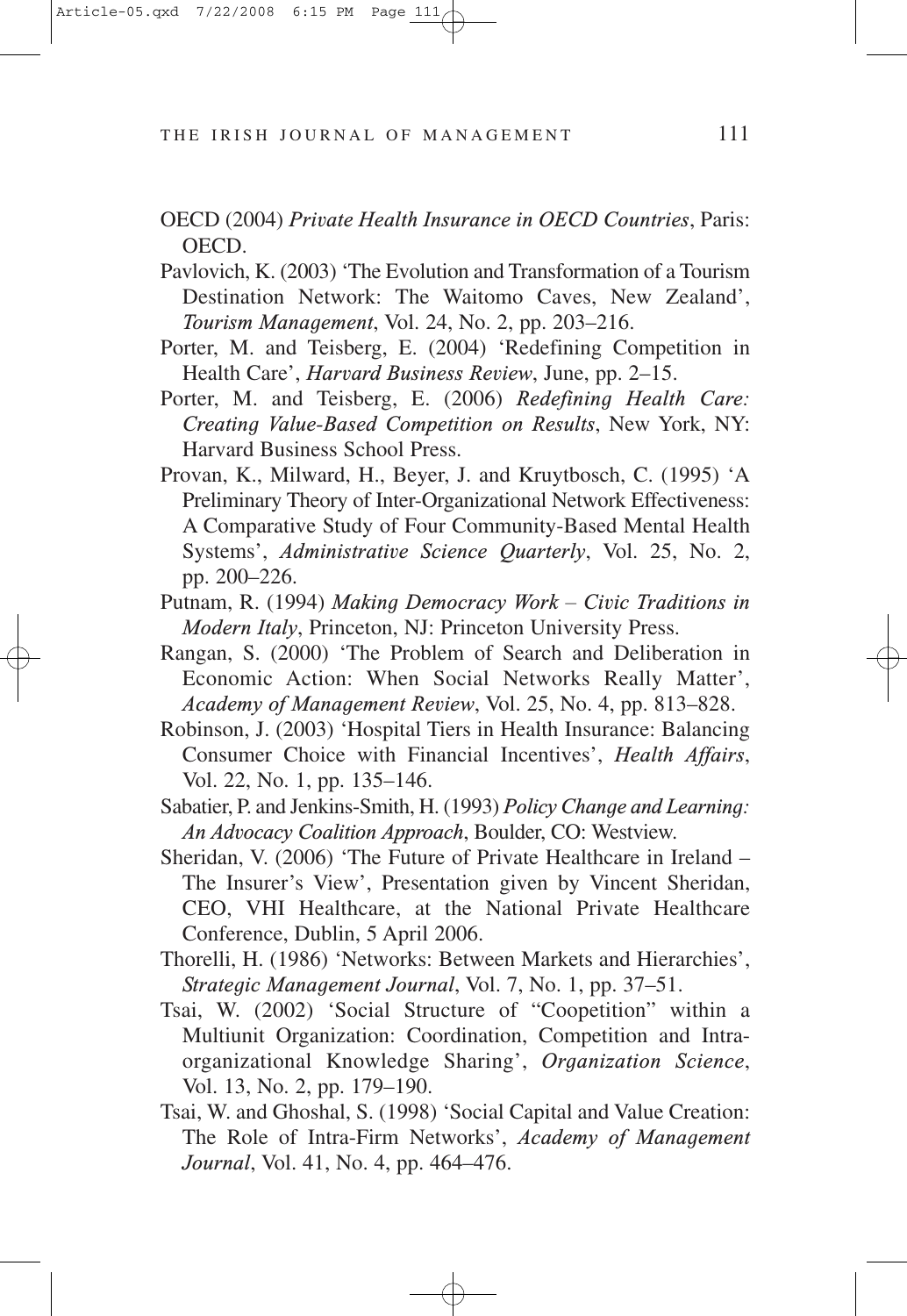OECD (2004) *Private Health Insurance in OECD Countries*, Paris: OECD.

Pavlovich, K. (2003) 'The Evolution and Transformation of a Tourism Destination Network: The Waitomo Caves, New Zealand', *Tourism Management*, Vol. 24, No. 2, pp. 203–216.

Porter, M. and Teisberg, E. (2004) 'Redefining Competition in Health Care', *Harvard Business Review*, June, pp. 2–15.

Porter, M. and Teisberg, E. (2006) *Redefining Health Care: Creating Value-Based Competition on Results*, New York, NY: Harvard Business School Press.

Provan, K., Milward, H., Beyer, J. and Kruytbosch, C. (1995) 'A Preliminary Theory of Inter-Organizational Network Effectiveness: A Comparative Study of Four Community-Based Mental Health Systems', *Administrative Science Quarterly*, Vol. 25, No. 2, pp. 200–226.

Putnam, R. (1994) *Making Democracy Work – Civic Traditions in Modern Italy*, Princeton, NJ: Princeton University Press.

Rangan, S. (2000) 'The Problem of Search and Deliberation in Economic Action: When Social Networks Really Matter', *Academy of Management Review*, Vol. 25, No. 4, pp. 813–828.

Robinson, J. (2003) 'Hospital Tiers in Health Insurance: Balancing Consumer Choice with Financial Incentives', *Health Affairs*, Vol. 22, No. 1, pp. 135–146.

Sabatier, P. and Jenkins-Smith, H. (1993) *Policy Change and Learning: An Advocacy Coalition Approach*, Boulder, CO: Westview.

Sheridan, V. (2006) 'The Future of Private Healthcare in Ireland – The Insurer's View', Presentation given by Vincent Sheridan, CEO, VHI Healthcare, at the National Private Healthcare Conference, Dublin, 5 April 2006.

Thorelli, H. (1986) 'Networks: Between Markets and Hierarchies', *Strategic Management Journal*, Vol. 7, No. 1, pp. 37–51.

Tsai, W. (2002) 'Social Structure of "Coopetition" within a Multiunit Organization: Coordination, Competition and Intra-organizational Knowledge Sharing', *Organization Science*, Vol. 13, No. 2, pp. 179–190.

Tsai, W. and Ghoshal, S. (1998) 'Social Capital and Value Creation: The Role of Intra-Firm Networks', *Academy of Management Journal*, Vol. 41, No. 4, pp. 464–476.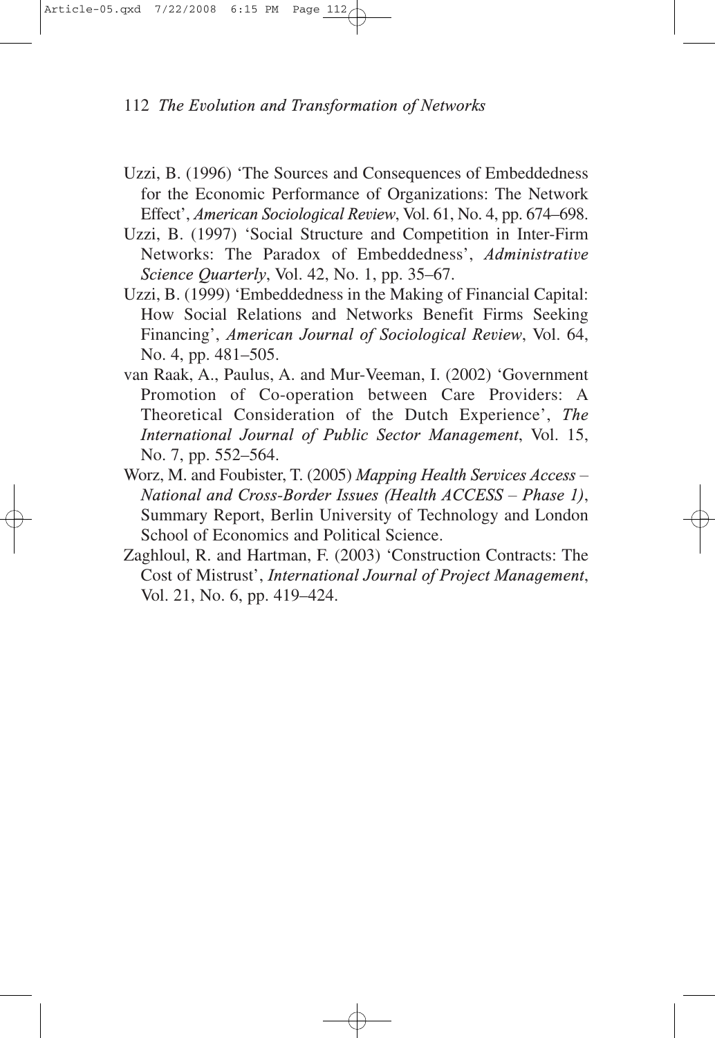Uzzi, B. (1996) 'The Sources and Consequences of Embeddedness for the Economic Performance of Organizations: The Network Effect', *American Sociological Review*, Vol. 61, No. 4, pp. 674–698.

Uzzi, B. (1997) 'Social Structure and Competition in Inter-Firm Networks: The Paradox of Embeddedness', *Administrative Science Quarterly*, Vol. 42, No. 1, pp. 35–67.

Uzzi, B. (1999) 'Embeddedness in the Making of Financial Capital: How Social Relations and Networks Benefit Firms Seeking Financing', *American Journal of Sociological Review*, Vol. 64, No. 4, pp. 481–505.

van Raak, A., Paulus, A. and Mur-Veeman, I. (2002) 'Government Promotion of Co-operation between Care Providers: A Theoretical Consideration of the Dutch Experience', *The International Journal of Public Sector Management*, Vol. 15, No. 7, pp. 552–564.

Worz, M. and Foubister, T. (2005) *Mapping Health Services Access – National and Cross-Border Issues (Health ACCESS – Phase 1)*, Summary Report, Berlin University of Technology and London School of Economics and Political Science.

Zaghloul, R. and Hartman, F. (2003) 'Construction Contracts: The Cost of Mistrust', *International Journal of Project Management*, Vol. 21, No. 6, pp. 419–424.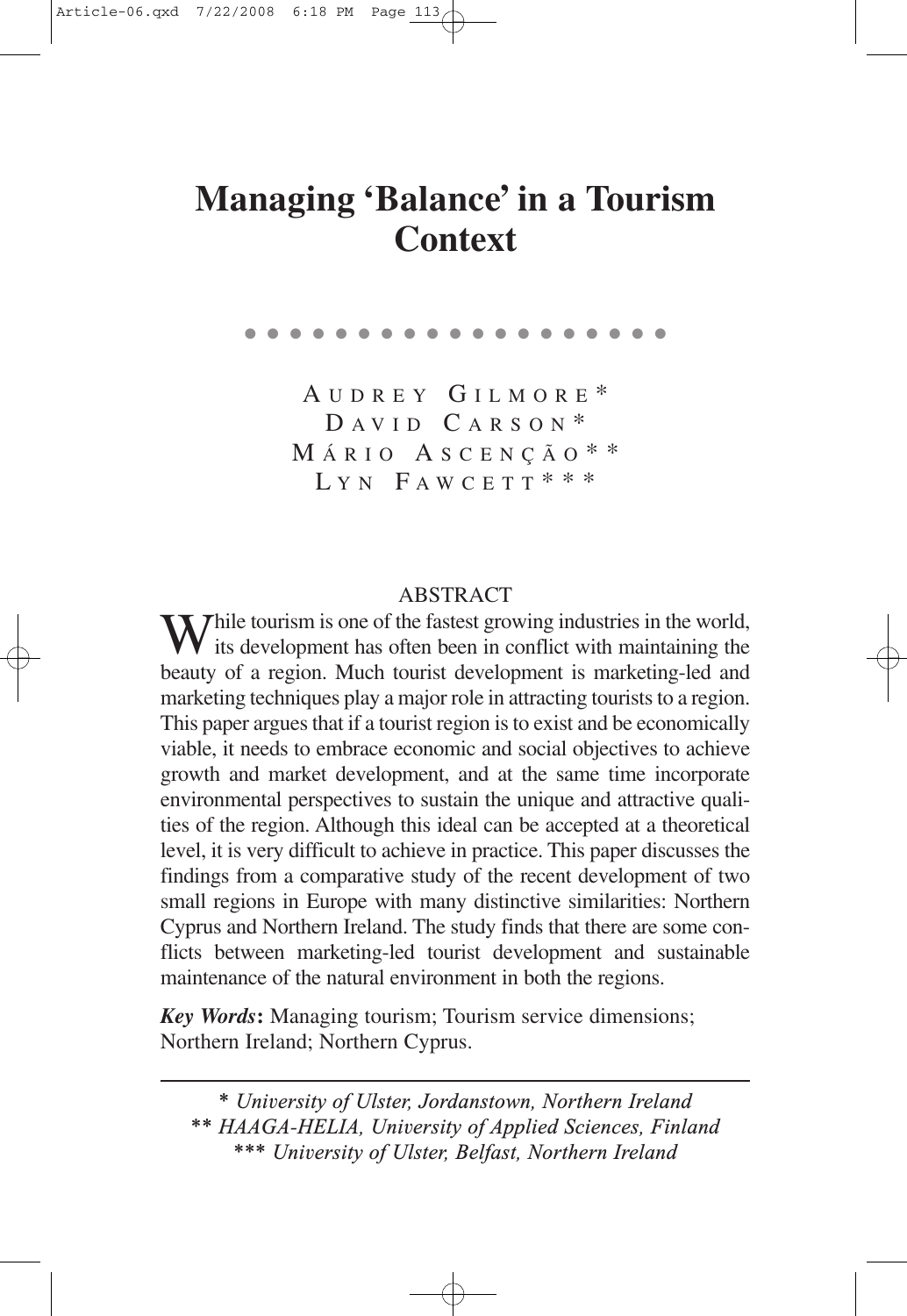# Managing 'Balance' in a Tourism Context

AUDREY GILMORE*
DAVID CARSON*
MÁRIO ASCENÇÃO**
LYN FAWCETT***

## ABSTRACT

While tourism is one of the fastest growing industries in the world, its development has often been in conflict with maintaining the beauty of a region. Much tourist development is marketing-led and marketing techniques play a major role in attracting tourists to a region. This paper argues that if a tourist region is to exist and be economically viable, it needs to embrace economic and social objectives to achieve growth and market development, and at the same time incorporate environmental perspectives to sustain the unique and attractive qualities of the region. Although this ideal can be accepted at a theoretical level, it is very difficult to achieve in practice. This paper discusses the findings from a comparative study of the recent development of two small regions in Europe with many distinctive similarities: Northern Cyprus and Northern Ireland. The study finds that there are some conflicts between marketing-led tourist development and sustainable maintenance of the natural environment in both the regions.

***Key Words*:** Managing tourism; Tourism service dimensions; Northern Ireland; Northern Cyprus.

---

*\* University of Ulster, Jordanstown, Northern Ireland*
*\*\* HAAGA-HELIA, University of Applied Sciences, Finland*
*\*\*\* University of Ulster, Belfast, Northern Ireland*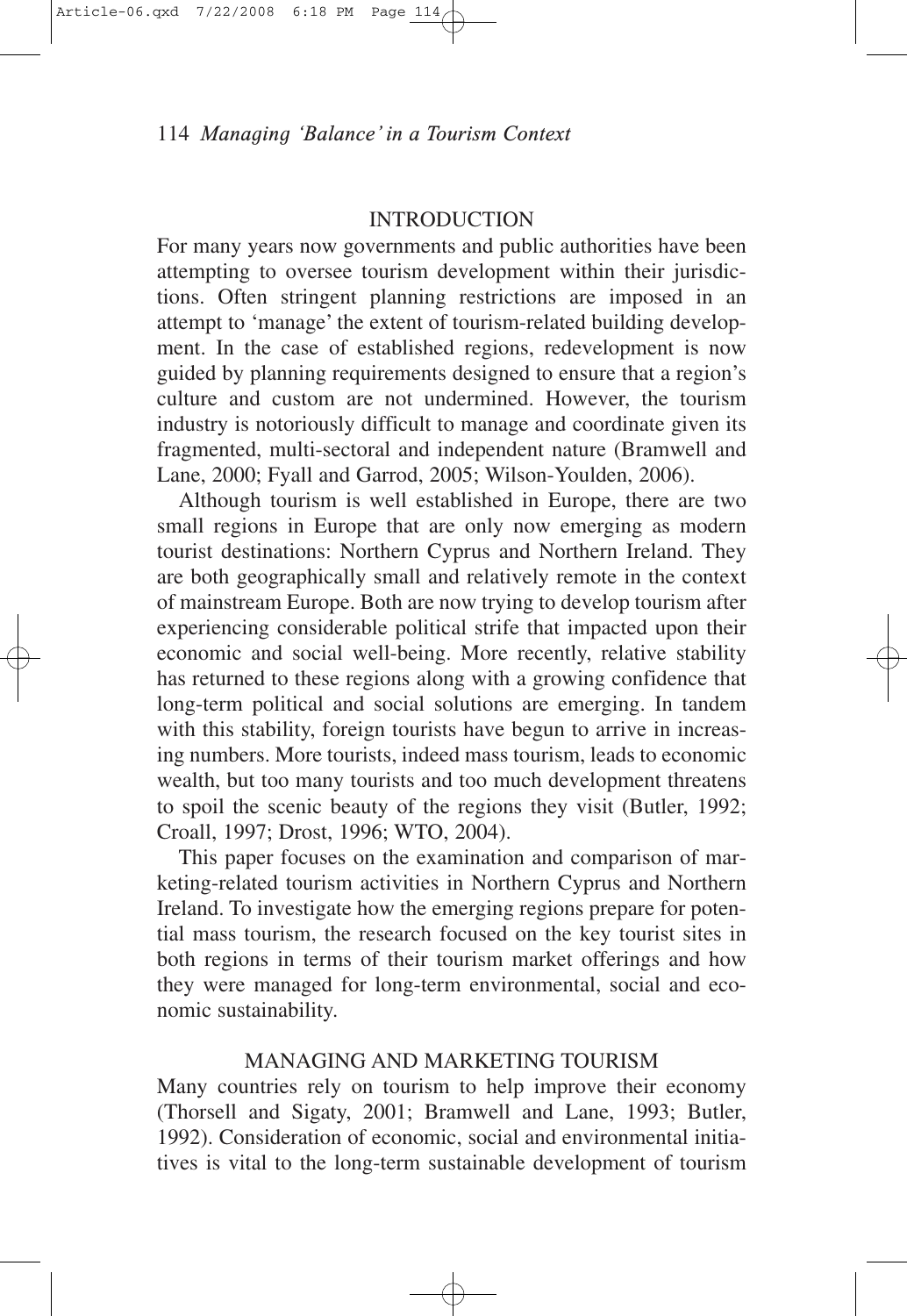## INTRODUCTION

For many years now governments and public authorities have been attempting to oversee tourism development within their jurisdictions. Often stringent planning restrictions are imposed in an attempt to 'manage' the extent of tourism-related building development. In the case of established regions, redevelopment is now guided by planning requirements designed to ensure that a region's culture and custom are not undermined. However, the tourism industry is notoriously difficult to manage and coordinate given its fragmented, multi-sectoral and independent nature (Bramwell and Lane, 2000; Fyall and Garrod, 2005; Wilson-Youlden, 2006).

Although tourism is well established in Europe, there are two small regions in Europe that are only now emerging as modern tourist destinations: Northern Cyprus and Northern Ireland. They are both geographically small and relatively remote in the context of mainstream Europe. Both are now trying to develop tourism after experiencing considerable political strife that impacted upon their economic and social well-being. More recently, relative stability has returned to these regions along with a growing confidence that long-term political and social solutions are emerging. In tandem with this stability, foreign tourists have begun to arrive in increasing numbers. More tourists, indeed mass tourism, leads to economic wealth, but too many tourists and too much development threatens to spoil the scenic beauty of the regions they visit (Butler, 1992; Croall, 1997; Drost, 1996; WTO, 2004).

This paper focuses on the examination and comparison of marketing-related tourism activities in Northern Cyprus and Northern Ireland. To investigate how the emerging regions prepare for potential mass tourism, the research focused on the key tourist sites in both regions in terms of their tourism market offerings and how they were managed for long-term environmental, social and economic sustainability.

## MANAGING AND MARKETING TOURISM

Many countries rely on tourism to help improve their economy (Thorsell and Sigaty, 2001; Bramwell and Lane, 1993; Butler, 1992). Consideration of economic, social and environmental initiatives is vital to the long-term sustainable development of tourism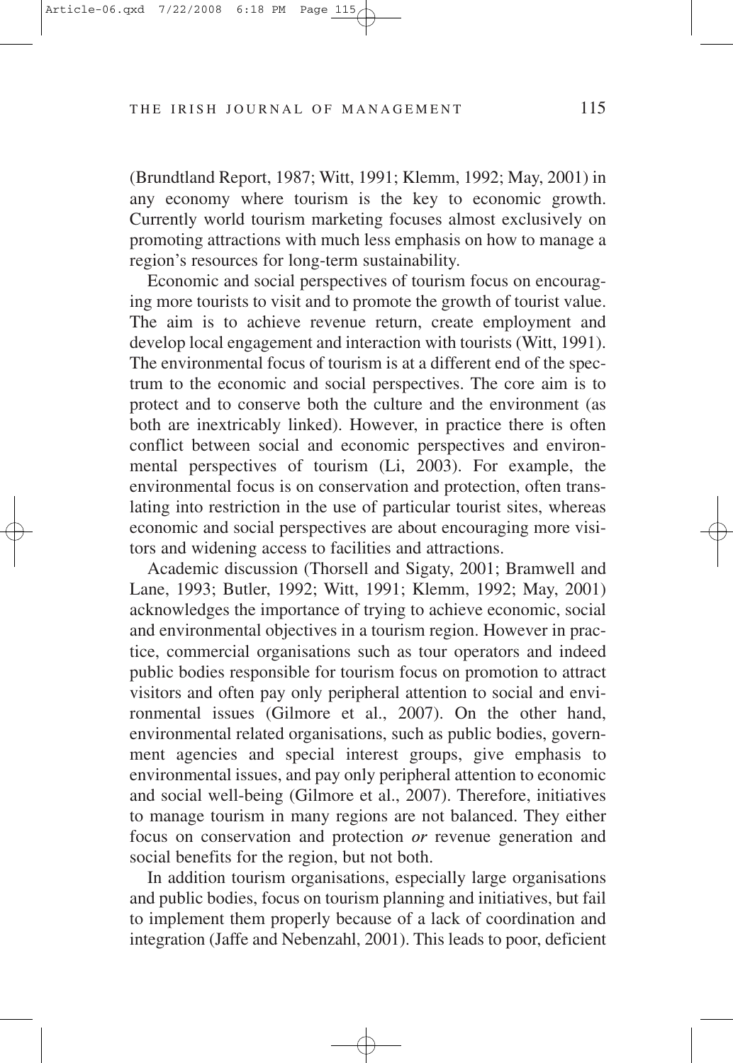(Brundtland Report, 1987; Witt, 1991; Klemm, 1992; May, 2001) in any economy where tourism is the key to economic growth. Currently world tourism marketing focuses almost exclusively on promoting attractions with much less emphasis on how to manage a region's resources for long-term sustainability.

Economic and social perspectives of tourism focus on encouraging more tourists to visit and to promote the growth of tourist value. The aim is to achieve revenue return, create employment and develop local engagement and interaction with tourists (Witt, 1991). The environmental focus of tourism is at a different end of the spectrum to the economic and social perspectives. The core aim is to protect and to conserve both the culture and the environment (as both are inextricably linked). However, in practice there is often conflict between social and economic perspectives and environmental perspectives of tourism (Li, 2003). For example, the environmental focus is on conservation and protection, often translating into restriction in the use of particular tourist sites, whereas economic and social perspectives are about encouraging more visitors and widening access to facilities and attractions.

Academic discussion (Thorsell and Sigaty, 2001; Bramwell and Lane, 1993; Butler, 1992; Witt, 1991; Klemm, 1992; May, 2001) acknowledges the importance of trying to achieve economic, social and environmental objectives in a tourism region. However in practice, commercial organisations such as tour operators and indeed public bodies responsible for tourism focus on promotion to attract visitors and often pay only peripheral attention to social and environmental issues (Gilmore et al., 2007). On the other hand, environmental related organisations, such as public bodies, government agencies and special interest groups, give emphasis to environmental issues, and pay only peripheral attention to economic and social well-being (Gilmore et al., 2007). Therefore, initiatives to manage tourism in many regions are not balanced. They either focus on conservation and protection *or* revenue generation and social benefits for the region, but not both.

In addition tourism organisations, especially large organisations and public bodies, focus on tourism planning and initiatives, but fail to implement them properly because of a lack of coordination and integration (Jaffe and Nebenzahl, 2001). This leads to poor, deficient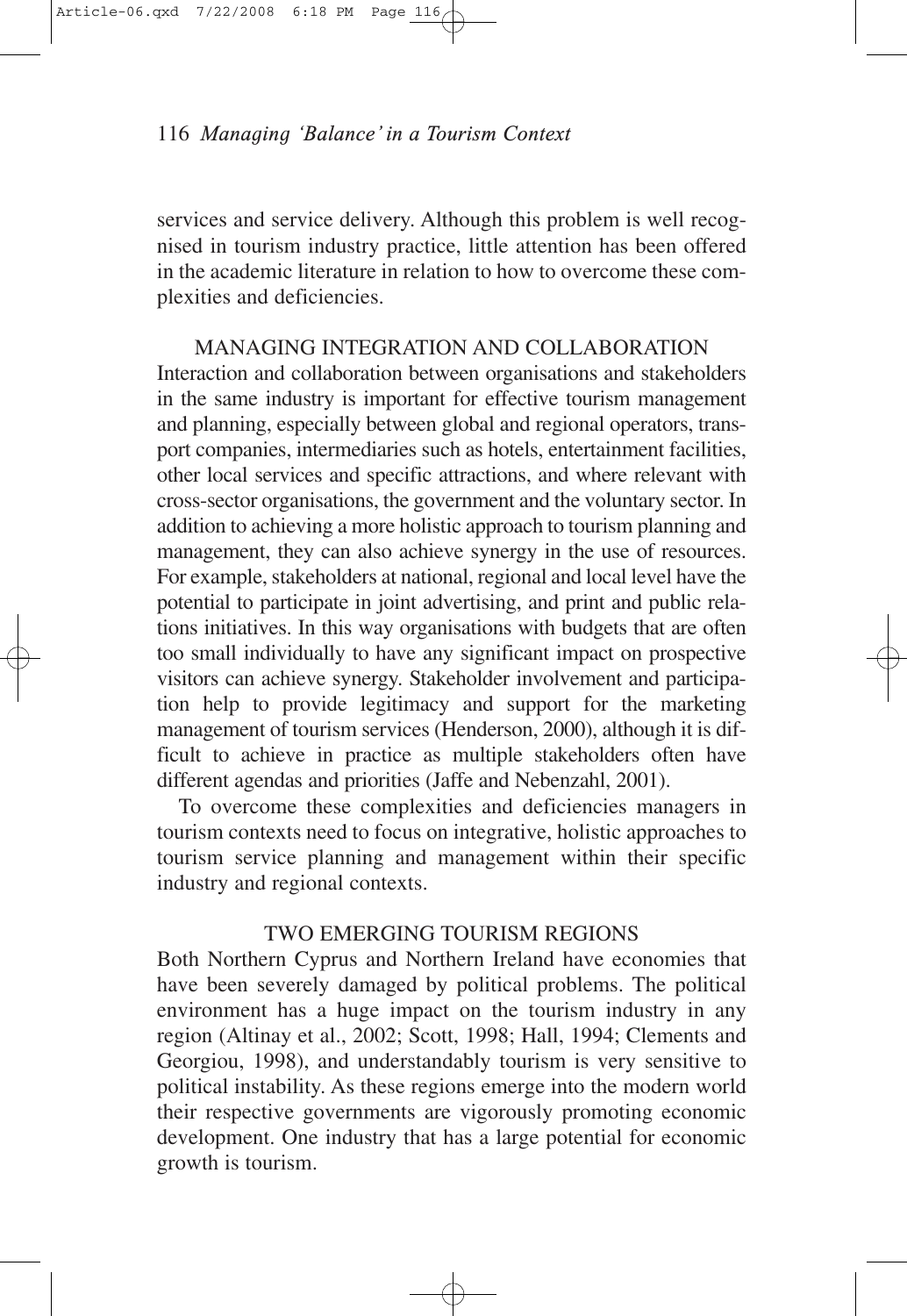services and service delivery. Although this problem is well recognised in tourism industry practice, little attention has been offered in the academic literature in relation to how to overcome these complexities and deficiencies.

## MANAGING INTEGRATION AND COLLABORATION

Interaction and collaboration between organisations and stakeholders in the same industry is important for effective tourism management and planning, especially between global and regional operators, transport companies, intermediaries such as hotels, entertainment facilities, other local services and specific attractions, and where relevant with cross-sector organisations, the government and the voluntary sector. In addition to achieving a more holistic approach to tourism planning and management, they can also achieve synergy in the use of resources. For example, stakeholders at national, regional and local level have the potential to participate in joint advertising, and print and public relations initiatives. In this way organisations with budgets that are often too small individually to have any significant impact on prospective visitors can achieve synergy. Stakeholder involvement and participation help to provide legitimacy and support for the marketing management of tourism services (Henderson, 2000), although it is difficult to achieve in practice as multiple stakeholders often have different agendas and priorities (Jaffe and Nebenzahl, 2001).

To overcome these complexities and deficiencies managers in tourism contexts need to focus on integrative, holistic approaches to tourism service planning and management within their specific industry and regional contexts.

## TWO EMERGING TOURISM REGIONS

Both Northern Cyprus and Northern Ireland have economies that have been severely damaged by political problems. The political environment has a huge impact on the tourism industry in any region (Altinay et al., 2002; Scott, 1998; Hall, 1994; Clements and Georgiou, 1998), and understandably tourism is very sensitive to political instability. As these regions emerge into the modern world their respective governments are vigorously promoting economic development. One industry that has a large potential for economic growth is tourism.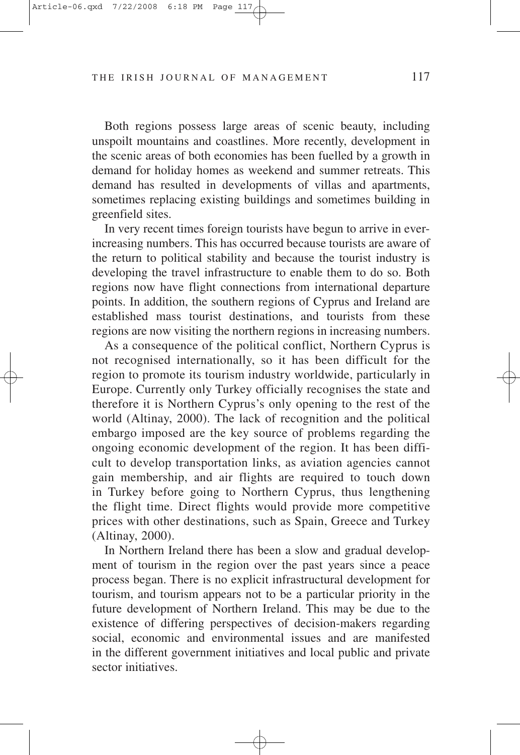Both regions possess large areas of scenic beauty, including unspoilt mountains and coastlines. More recently, development in the scenic areas of both economies has been fuelled by a growth in demand for holiday homes as weekend and summer retreats. This demand has resulted in developments of villas and apartments, sometimes replacing existing buildings and sometimes building in greenfield sites.

In very recent times foreign tourists have begun to arrive in ever-increasing numbers. This has occurred because tourists are aware of the return to political stability and because the tourist industry is developing the travel infrastructure to enable them to do so. Both regions now have flight connections from international departure points. In addition, the southern regions of Cyprus and Ireland are established mass tourist destinations, and tourists from these regions are now visiting the northern regions in increasing numbers.

As a consequence of the political conflict, Northern Cyprus is not recognised internationally, so it has been difficult for the region to promote its tourism industry worldwide, particularly in Europe. Currently only Turkey officially recognises the state and therefore it is Northern Cyprus's only opening to the rest of the world (Altinay, 2000). The lack of recognition and the political embargo imposed are the key source of problems regarding the ongoing economic development of the region. It has been difficult to develop transportation links, as aviation agencies cannot gain membership, and air flights are required to touch down in Turkey before going to Northern Cyprus, thus lengthening the flight time. Direct flights would provide more competitive prices with other destinations, such as Spain, Greece and Turkey (Altinay, 2000).

In Northern Ireland there has been a slow and gradual development of tourism in the region over the past years since a peace process began. There is no explicit infrastructural development for tourism, and tourism appears not to be a particular priority in the future development of Northern Ireland. This may be due to the existence of differing perspectives of decision-makers regarding social, economic and environmental issues and are manifested in the different government initiatives and local public and private sector initiatives.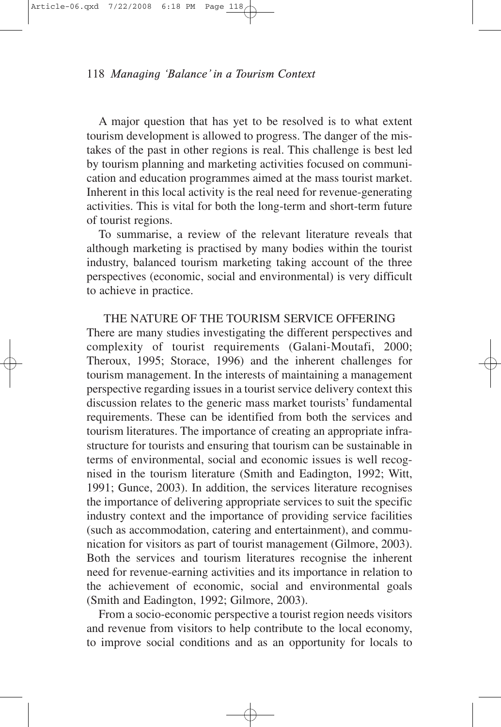A major question that has yet to be resolved is to what extent tourism development is allowed to progress. The danger of the mistakes of the past in other regions is real. This challenge is best led by tourism planning and marketing activities focused on communication and education programmes aimed at the mass tourist market. Inherent in this local activity is the real need for revenue-generating activities. This is vital for both the long-term and short-term future of tourist regions.

To summarise, a review of the relevant literature reveals that although marketing is practised by many bodies within the tourist industry, balanced tourism marketing taking account of the three perspectives (economic, social and environmental) is very difficult to achieve in practice.

## THE NATURE OF THE TOURISM SERVICE OFFERING

There are many studies investigating the different perspectives and complexity of tourist requirements (Galani-Moutafi, 2000; Theroux, 1995; Storace, 1996) and the inherent challenges for tourism management. In the interests of maintaining a management perspective regarding issues in a tourist service delivery context this discussion relates to the generic mass market tourists' fundamental requirements. These can be identified from both the services and tourism literatures. The importance of creating an appropriate infrastructure for tourists and ensuring that tourism can be sustainable in terms of environmental, social and economic issues is well recognised in the tourism literature (Smith and Eadington, 1992; Witt, 1991; Gunce, 2003). In addition, the services literature recognises the importance of delivering appropriate services to suit the specific industry context and the importance of providing service facilities (such as accommodation, catering and entertainment), and communication for visitors as part of tourist management (Gilmore, 2003). Both the services and tourism literatures recognise the inherent need for revenue-earning activities and its importance in relation to the achievement of economic, social and environmental goals (Smith and Eadington, 1992; Gilmore, 2003).

From a socio-economic perspective a tourist region needs visitors and revenue from visitors to help contribute to the local economy, to improve social conditions and as an opportunity for locals to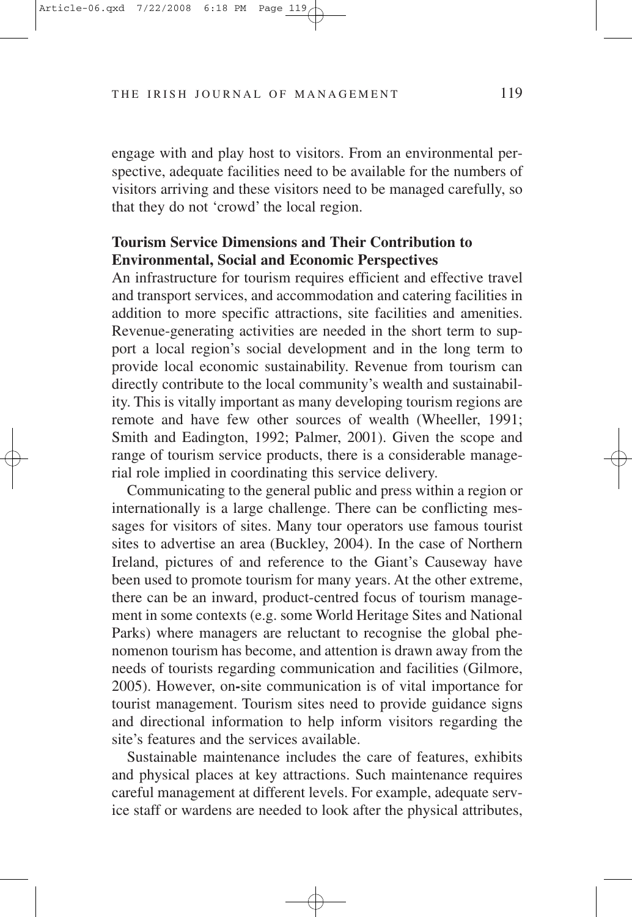engage with and play host to visitors. From an environmental perspective, adequate facilities need to be available for the numbers of visitors arriving and these visitors need to be managed carefully, so that they do not 'crowd' the local region.

## Tourism Service Dimensions and Their Contribution to Environmental, Social and Economic Perspectives

An infrastructure for tourism requires efficient and effective travel and transport services, and accommodation and catering facilities in addition to more specific attractions, site facilities and amenities. Revenue-generating activities are needed in the short term to support a local region's social development and in the long term to provide local economic sustainability. Revenue from tourism can directly contribute to the local community's wealth and sustainability. This is vitally important as many developing tourism regions are remote and have few other sources of wealth (Wheeller, 1991; Smith and Eadington, 1992; Palmer, 2001). Given the scope and range of tourism service products, there is a considerable managerial role implied in coordinating this service delivery.

Communicating to the general public and press within a region or internationally is a large challenge. There can be conflicting messages for visitors of sites. Many tour operators use famous tourist sites to advertise an area (Buckley, 2004). In the case of Northern Ireland, pictures of and reference to the Giant's Causeway have been used to promote tourism for many years. At the other extreme, there can be an inward, product-centred focus of tourism management in some contexts (e.g. some World Heritage Sites and National Parks) where managers are reluctant to recognise the global phenomenon tourism has become, and attention is drawn away from the needs of tourists regarding communication and facilities (Gilmore, 2005). However, on-site communication is of vital importance for tourist management. Tourism sites need to provide guidance signs and directional information to help inform visitors regarding the site's features and the services available.

Sustainable maintenance includes the care of features, exhibits and physical places at key attractions. Such maintenance requires careful management at different levels. For example, adequate service staff or wardens are needed to look after the physical attributes,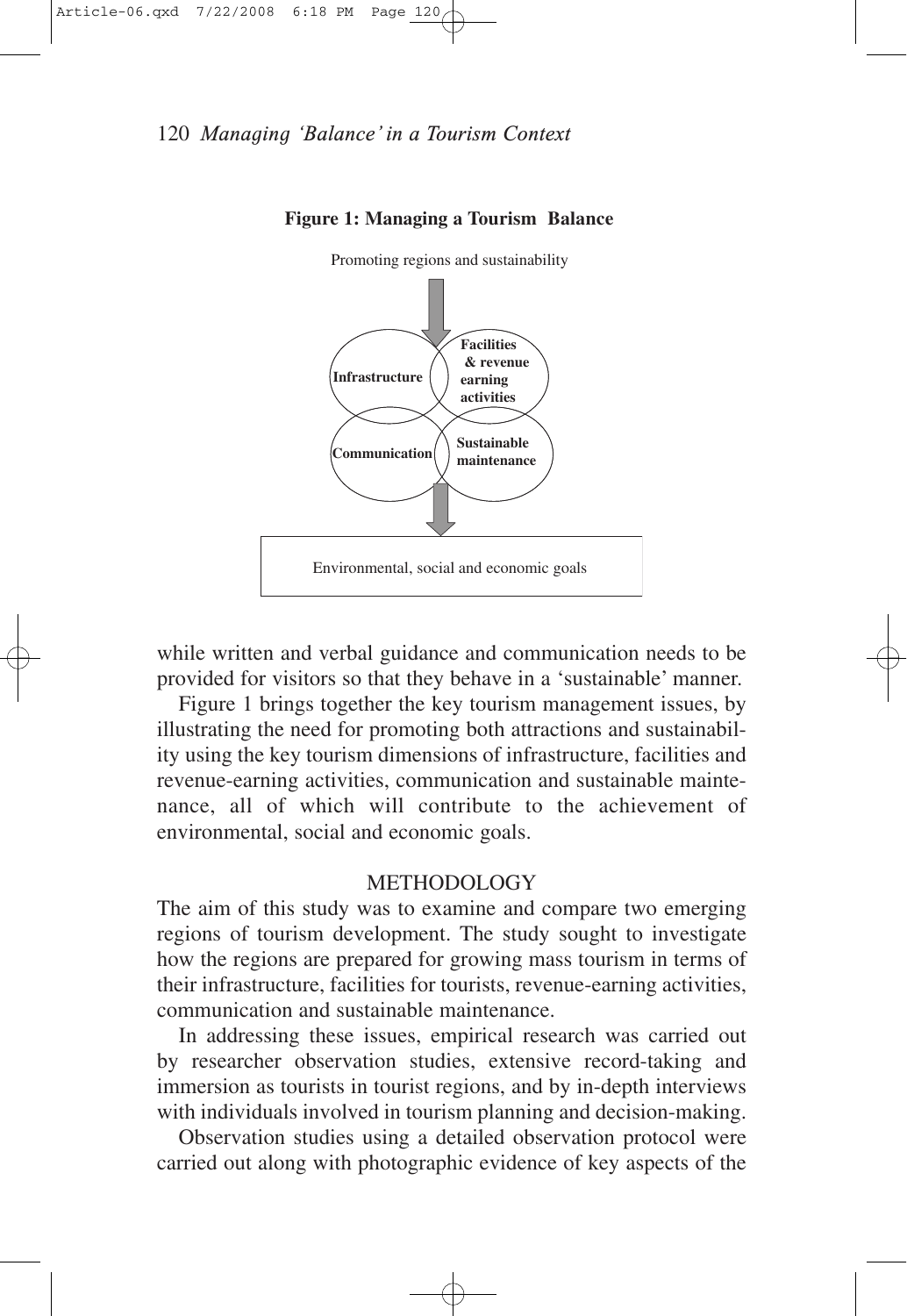**Figure 1: Managing a Tourism Balance**

Promoting regions and sustainability

Infrastructure

Facilities & revenue earning activities

Communication

Sustainable maintenance

Environmental, social and economic goals

while written and verbal guidance and communication needs to be provided for visitors so that they behave in a 'sustainable' manner.

Figure 1 brings together the key tourism management issues, by illustrating the need for promoting both attractions and sustainability using the key tourism dimensions of infrastructure, facilities and revenue-earning activities, communication and sustainable maintenance, all of which will contribute to the achievement of environmental, social and economic goals.

## METHODOLOGY

The aim of this study was to examine and compare two emerging regions of tourism development. The study sought to investigate how the regions are prepared for growing mass tourism in terms of their infrastructure, facilities for tourists, revenue-earning activities, communication and sustainable maintenance.

In addressing these issues, empirical research was carried out by researcher observation studies, extensive record-taking and immersion as tourists in tourist regions, and by in-depth interviews with individuals involved in tourism planning and decision-making.

Observation studies using a detailed observation protocol were carried out along with photographic evidence of key aspects of the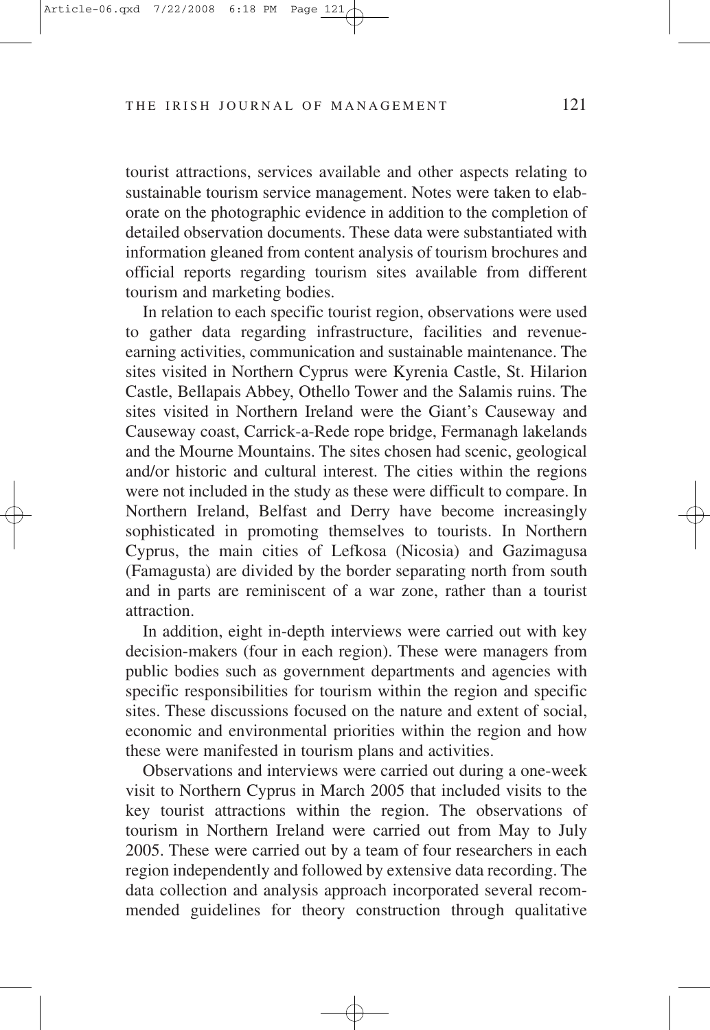tourist attractions, services available and other aspects relating to sustainable tourism service management. Notes were taken to elaborate on the photographic evidence in addition to the completion of detailed observation documents. These data were substantiated with information gleaned from content analysis of tourism brochures and official reports regarding tourism sites available from different tourism and marketing bodies.

In relation to each specific tourist region, observations were used to gather data regarding infrastructure, facilities and revenue-earning activities, communication and sustainable maintenance. The sites visited in Northern Cyprus were Kyrenia Castle, St. Hilarion Castle, Bellapais Abbey, Othello Tower and the Salamis ruins. The sites visited in Northern Ireland were the Giant's Causeway and Causeway coast, Carrick-a-Rede rope bridge, Fermanagh lakelands and the Mourne Mountains. The sites chosen had scenic, geological and/or historic and cultural interest. The cities within the regions were not included in the study as these were difficult to compare. In Northern Ireland, Belfast and Derry have become increasingly sophisticated in promoting themselves to tourists. In Northern Cyprus, the main cities of Lefkosa (Nicosia) and Gazimagusa (Famagusta) are divided by the border separating north from south and in parts are reminiscent of a war zone, rather than a tourist attraction.

In addition, eight in-depth interviews were carried out with key decision-makers (four in each region). These were managers from public bodies such as government departments and agencies with specific responsibilities for tourism within the region and specific sites. These discussions focused on the nature and extent of social, economic and environmental priorities within the region and how these were manifested in tourism plans and activities.

Observations and interviews were carried out during a one-week visit to Northern Cyprus in March 2005 that included visits to the key tourist attractions within the region. The observations of tourism in Northern Ireland were carried out from May to July 2005. These were carried out by a team of four researchers in each region independently and followed by extensive data recording. The data collection and analysis approach incorporated several recommended guidelines for theory construction through qualitative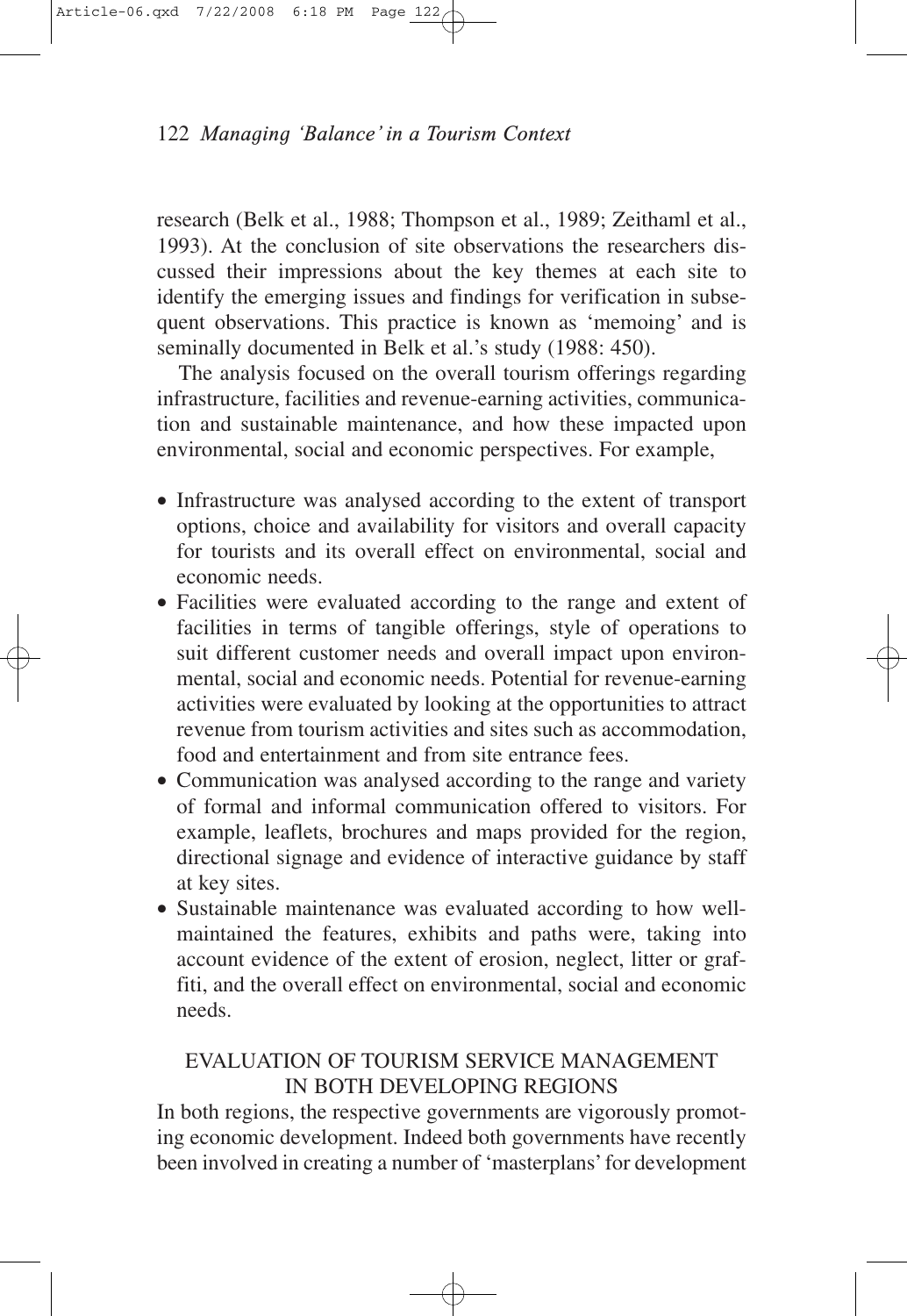research (Belk et al., 1988; Thompson et al., 1989; Zeithaml et al., 1993). At the conclusion of site observations the researchers discussed their impressions about the key themes at each site to identify the emerging issues and findings for verification in subsequent observations. This practice is known as 'memoing' and is seminally documented in Belk et al.'s study (1988: 450).

The analysis focused on the overall tourism offerings regarding infrastructure, facilities and revenue-earning activities, communication and sustainable maintenance, and how these impacted upon environmental, social and economic perspectives. For example,

- Infrastructure was analysed according to the extent of transport options, choice and availability for visitors and overall capacity for tourists and its overall effect on environmental, social and economic needs.
- Facilities were evaluated according to the range and extent of facilities in terms of tangible offerings, style of operations to suit different customer needs and overall impact upon environmental, social and economic needs. Potential for revenue-earning activities were evaluated by looking at the opportunities to attract revenue from tourism activities and sites such as accommodation, food and entertainment and from site entrance fees.
- Communication was analysed according to the range and variety of formal and informal communication offered to visitors. For example, leaflets, brochures and maps provided for the region, directional signage and evidence of interactive guidance by staff at key sites.
- Sustainable maintenance was evaluated according to how well-maintained the features, exhibits and paths were, taking into account evidence of the extent of erosion, neglect, litter or graffiti, and the overall effect on environmental, social and economic needs.

## EVALUATION OF TOURISM SERVICE MANAGEMENT IN BOTH DEVELOPING REGIONS

In both regions, the respective governments are vigorously promoting economic development. Indeed both governments have recently been involved in creating a number of 'masterplans' for development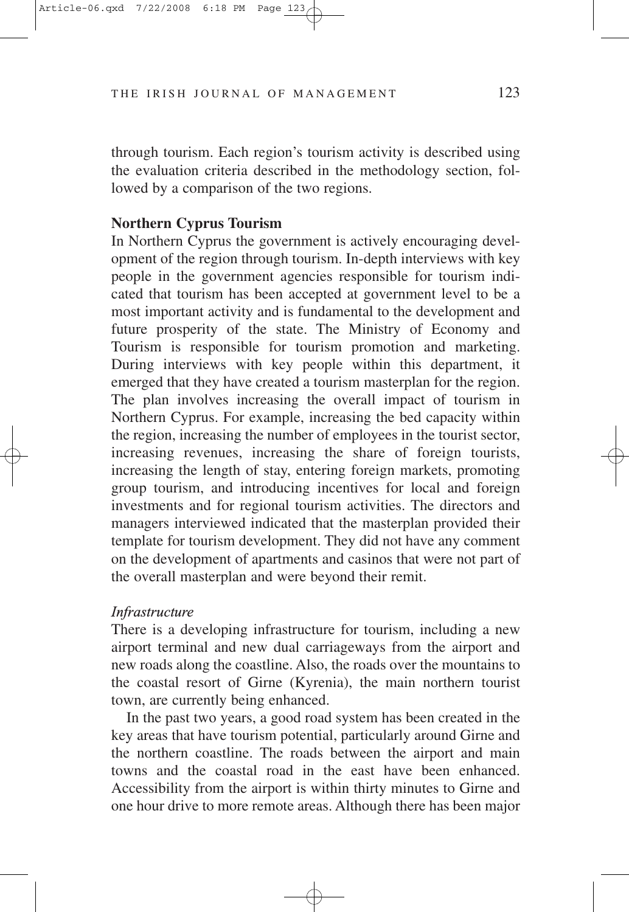through tourism. Each region's tourism activity is described using the evaluation criteria described in the methodology section, followed by a comparison of the two regions.

### Northern Cyprus Tourism

In Northern Cyprus the government is actively encouraging development of the region through tourism. In-depth interviews with key people in the government agencies responsible for tourism indicated that tourism has been accepted at government level to be a most important activity and is fundamental to the development and future prosperity of the state. The Ministry of Economy and Tourism is responsible for tourism promotion and marketing. During interviews with key people within this department, it emerged that they have created a tourism masterplan for the region. The plan involves increasing the overall impact of tourism in Northern Cyprus. For example, increasing the bed capacity within the region, increasing the number of employees in the tourist sector, increasing revenues, increasing the share of foreign tourists, increasing the length of stay, entering foreign markets, promoting group tourism, and introducing incentives for local and foreign investments and for regional tourism activities. The directors and managers interviewed indicated that the masterplan provided their template for tourism development. They did not have any comment on the development of apartments and casinos that were not part of the overall masterplan and were beyond their remit.

#### *Infrastructure*

There is a developing infrastructure for tourism, including a new airport terminal and new dual carriageways from the airport and new roads along the coastline. Also, the roads over the mountains to the coastal resort of Girne (Kyrenia), the main northern tourist town, are currently being enhanced.

In the past two years, a good road system has been created in the key areas that have tourism potential, particularly around Girne and the northern coastline. The roads between the airport and main towns and the coastal road in the east have been enhanced. Accessibility from the airport is within thirty minutes to Girne and one hour drive to more remote areas. Although there has been major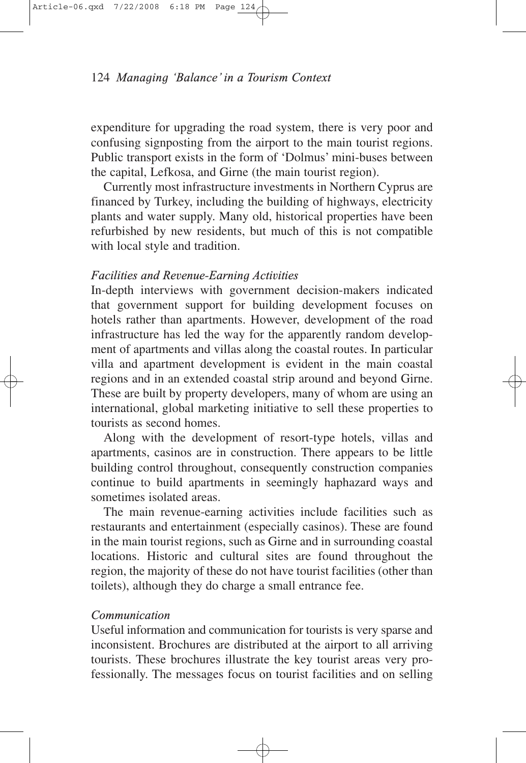expenditure for upgrading the road system, there is very poor and confusing signposting from the airport to the main tourist regions. Public transport exists in the form of 'Dolmus' mini-buses between the capital, Lefkosa, and Girne (the main tourist region).

Currently most infrastructure investments in Northern Cyprus are financed by Turkey, including the building of highways, electricity plants and water supply. Many old, historical properties have been refurbished by new residents, but much of this is not compatible with local style and tradition.

*Facilities and Revenue-Earning Activities*

In-depth interviews with government decision-makers indicated that government support for building development focuses on hotels rather than apartments. However, development of the road infrastructure has led the way for the apparently random development of apartments and villas along the coastal routes. In particular villa and apartment development is evident in the main coastal regions and in an extended coastal strip around and beyond Girne. These are built by property developers, many of whom are using an international, global marketing initiative to sell these properties to tourists as second homes.

Along with the development of resort-type hotels, villas and apartments, casinos are in construction. There appears to be little building control throughout, consequently construction companies continue to build apartments in seemingly haphazard ways and sometimes isolated areas.

The main revenue-earning activities include facilities such as restaurants and entertainment (especially casinos). These are found in the main tourist regions, such as Girne and in surrounding coastal locations. Historic and cultural sites are found throughout the region, the majority of these do not have tourist facilities (other than toilets), although they do charge a small entrance fee.

*Communication*

Useful information and communication for tourists is very sparse and inconsistent. Brochures are distributed at the airport to all arriving tourists. These brochures illustrate the key tourist areas very professionally. The messages focus on tourist facilities and on selling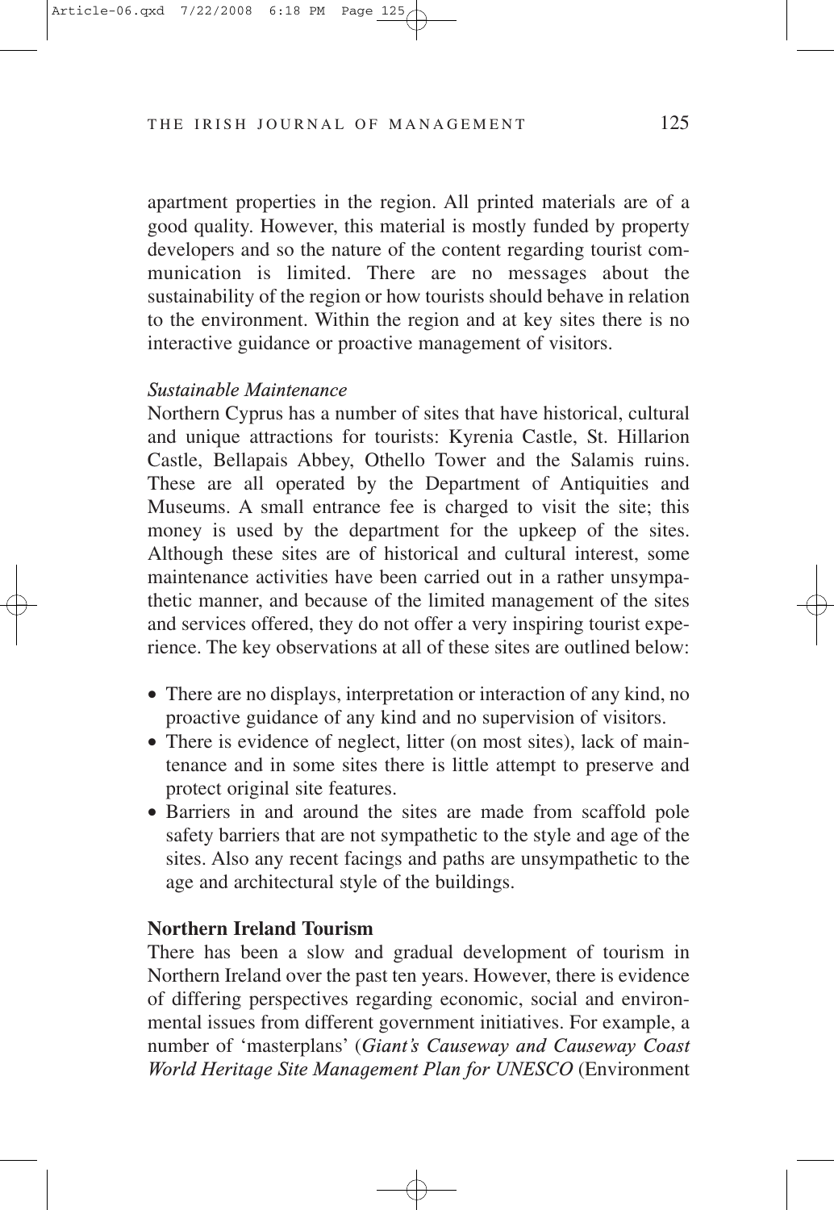apartment properties in the region. All printed materials are of a good quality. However, this material is mostly funded by property developers and so the nature of the content regarding tourist communication is limited. There are no messages about the sustainability of the region or how tourists should behave in relation to the environment. Within the region and at key sites there is no interactive guidance or proactive management of visitors.

*Sustainable Maintenance*

Northern Cyprus has a number of sites that have historical, cultural and unique attractions for tourists: Kyrenia Castle, St. Hillarion Castle, Bellapais Abbey, Othello Tower and the Salamis ruins. These are all operated by the Department of Antiquities and Museums. A small entrance fee is charged to visit the site; this money is used by the department for the upkeep of the sites. Although these sites are of historical and cultural interest, some maintenance activities have been carried out in a rather unsympathetic manner, and because of the limited management of the sites and services offered, they do not offer a very inspiring tourist experience. The key observations at all of these sites are outlined below:

- There are no displays, interpretation or interaction of any kind, no proactive guidance of any kind and no supervision of visitors.
- There is evidence of neglect, litter (on most sites), lack of maintenance and in some sites there is little attempt to preserve and protect original site features.
- Barriers in and around the sites are made from scaffold pole safety barriers that are not sympathetic to the style and age of the sites. Also any recent facings and paths are unsympathetic to the age and architectural style of the buildings.

**Northern Ireland Tourism**

There has been a slow and gradual development of tourism in Northern Ireland over the past ten years. However, there is evidence of differing perspectives regarding economic, social and environmental issues from different government initiatives. For example, a number of 'masterplans' (***Giant's Causeway and Causeway Coast World Heritage Site Management Plan for UNESCO*** (Environment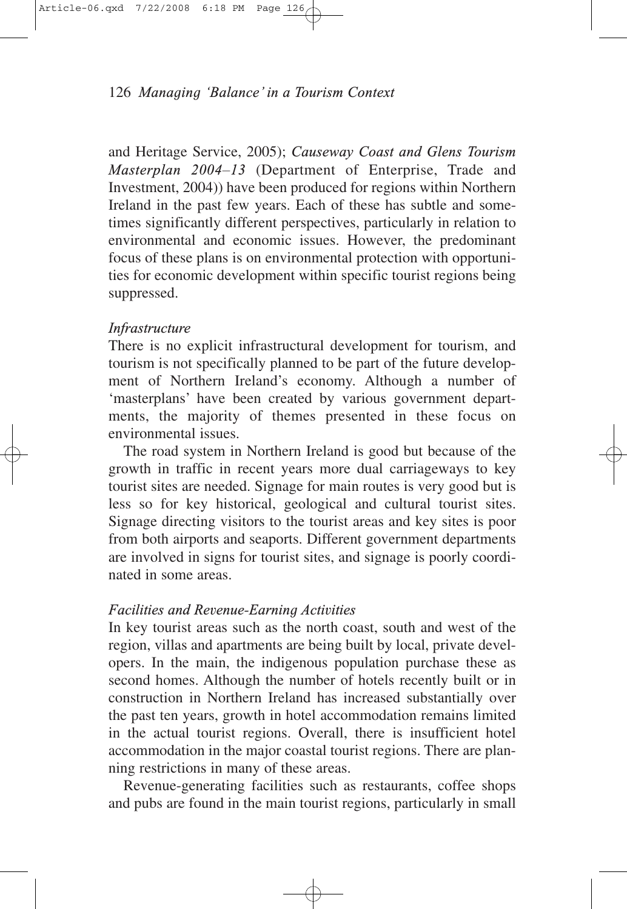and Heritage Service, 2005); ***Causeway Coast and Glens Tourism Masterplan 2004–13*** (Department of Enterprise, Trade and Investment, 2004)) have been produced for regions within Northern Ireland in the past few years. Each of these has subtle and sometimes significantly different perspectives, particularly in relation to environmental and economic issues. However, the predominant focus of these plans is on environmental protection with opportunities for economic development within specific tourist regions being suppressed.

*Infrastructure*

There is no explicit infrastructural development for tourism, and tourism is not specifically planned to be part of the future development of Northern Ireland's economy. Although a number of 'masterplans' have been created by various government departments, the majority of themes presented in these focus on environmental issues.

The road system in Northern Ireland is good but because of the growth in traffic in recent years more dual carriageways to key tourist sites are needed. Signage for main routes is very good but is less so for key historical, geological and cultural tourist sites. Signage directing visitors to the tourist areas and key sites is poor from both airports and seaports. Different government departments are involved in signs for tourist sites, and signage is poorly coordinated in some areas.

*Facilities and Revenue-Earning Activities*

In key tourist areas such as the north coast, south and west of the region, villas and apartments are being built by local, private developers. In the main, the indigenous population purchase these as second homes. Although the number of hotels recently built or in construction in Northern Ireland has increased substantially over the past ten years, growth in hotel accommodation remains limited in the actual tourist regions. Overall, there is insufficient hotel accommodation in the major coastal tourist regions. There are planning restrictions in many of these areas.

Revenue-generating facilities such as restaurants, coffee shops and pubs are found in the main tourist regions, particularly in small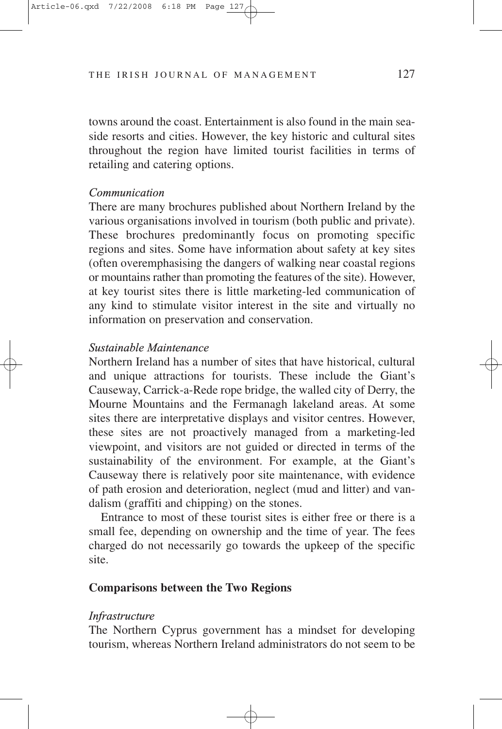towns around the coast. Entertainment is also found in the main seaside resorts and cities. However, the key historic and cultural sites throughout the region have limited tourist facilities in terms of retailing and catering options.

*Communication*

There are many brochures published about Northern Ireland by the various organisations involved in tourism (both public and private). These brochures predominantly focus on promoting specific regions and sites. Some have information about safety at key sites (often overemphasising the dangers of walking near coastal regions or mountains rather than promoting the features of the site). However, at key tourist sites there is little marketing-led communication of any kind to stimulate visitor interest in the site and virtually no information on preservation and conservation.

*Sustainable Maintenance*

Northern Ireland has a number of sites that have historical, cultural and unique attractions for tourists. These include the Giant's Causeway, Carrick-a-Rede rope bridge, the walled city of Derry, the Mourne Mountains and the Fermanagh lakeland areas. At some sites there are interpretative displays and visitor centres. However, these sites are not proactively managed from a marketing-led viewpoint, and visitors are not guided or directed in terms of the sustainability of the environment. For example, at the Giant's Causeway there is relatively poor site maintenance, with evidence of path erosion and deterioration, neglect (mud and litter) and vandalism (graffiti and chipping) on the stones.

Entrance to most of these tourist sites is either free or there is a small fee, depending on ownership and the time of year. The fees charged do not necessarily go towards the upkeep of the specific site.

**Comparisons between the Two Regions**

*Infrastructure*

The Northern Cyprus government has a mindset for developing tourism, whereas Northern Ireland administrators do not seem to be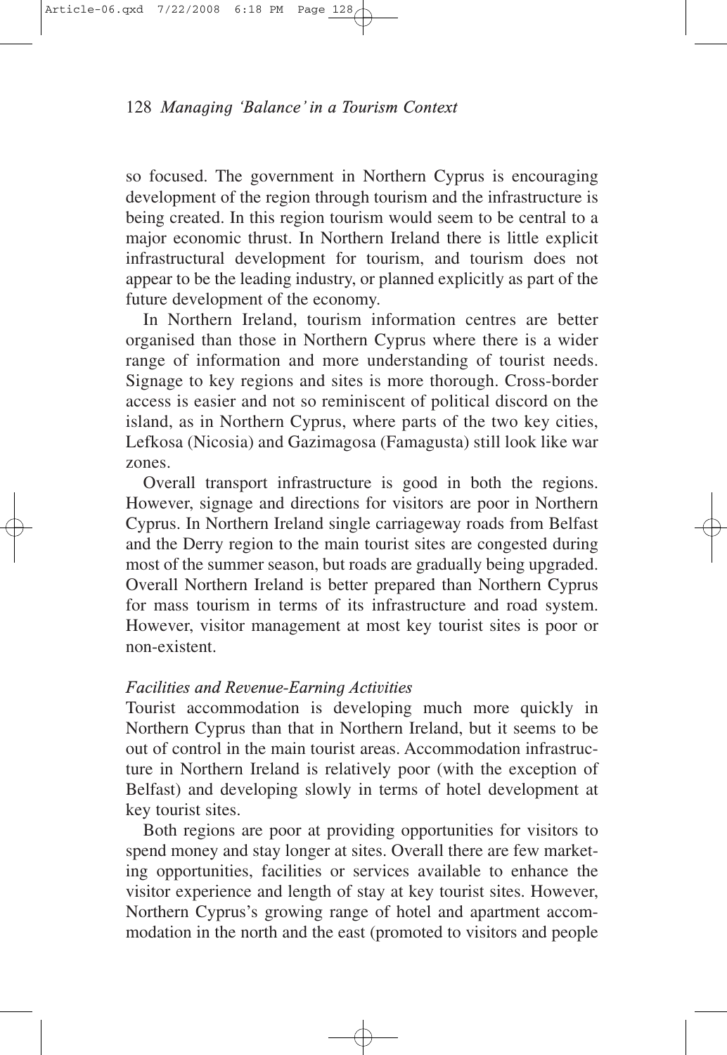so focused. The government in Northern Cyprus is encouraging development of the region through tourism and the infrastructure is being created. In this region tourism would seem to be central to a major economic thrust. In Northern Ireland there is little explicit infrastructural development for tourism, and tourism does not appear to be the leading industry, or planned explicitly as part of the future development of the economy.

In Northern Ireland, tourism information centres are better organised than those in Northern Cyprus where there is a wider range of information and more understanding of tourist needs. Signage to key regions and sites is more thorough. Cross-border access is easier and not so reminiscent of political discord on the island, as in Northern Cyprus, where parts of the two key cities, Lefkosa (Nicosia) and Gazimagosa (Famagusta) still look like war zones.

Overall transport infrastructure is good in both the regions. However, signage and directions for visitors are poor in Northern Cyprus. In Northern Ireland single carriageway roads from Belfast and the Derry region to the main tourist sites are congested during most of the summer season, but roads are gradually being upgraded. Overall Northern Ireland is better prepared than Northern Cyprus for mass tourism in terms of its infrastructure and road system. However, visitor management at most key tourist sites is poor or non-existent.

*Facilities and Revenue-Earning Activities*

Tourist accommodation is developing much more quickly in Northern Cyprus than that in Northern Ireland, but it seems to be out of control in the main tourist areas. Accommodation infrastructure in Northern Ireland is relatively poor (with the exception of Belfast) and developing slowly in terms of hotel development at key tourist sites.

Both regions are poor at providing opportunities for visitors to spend money and stay longer at sites. Overall there are few marketing opportunities, facilities or services available to enhance the visitor experience and length of stay at key tourist sites. However, Northern Cyprus's growing range of hotel and apartment accommodation in the north and the east (promoted to visitors and people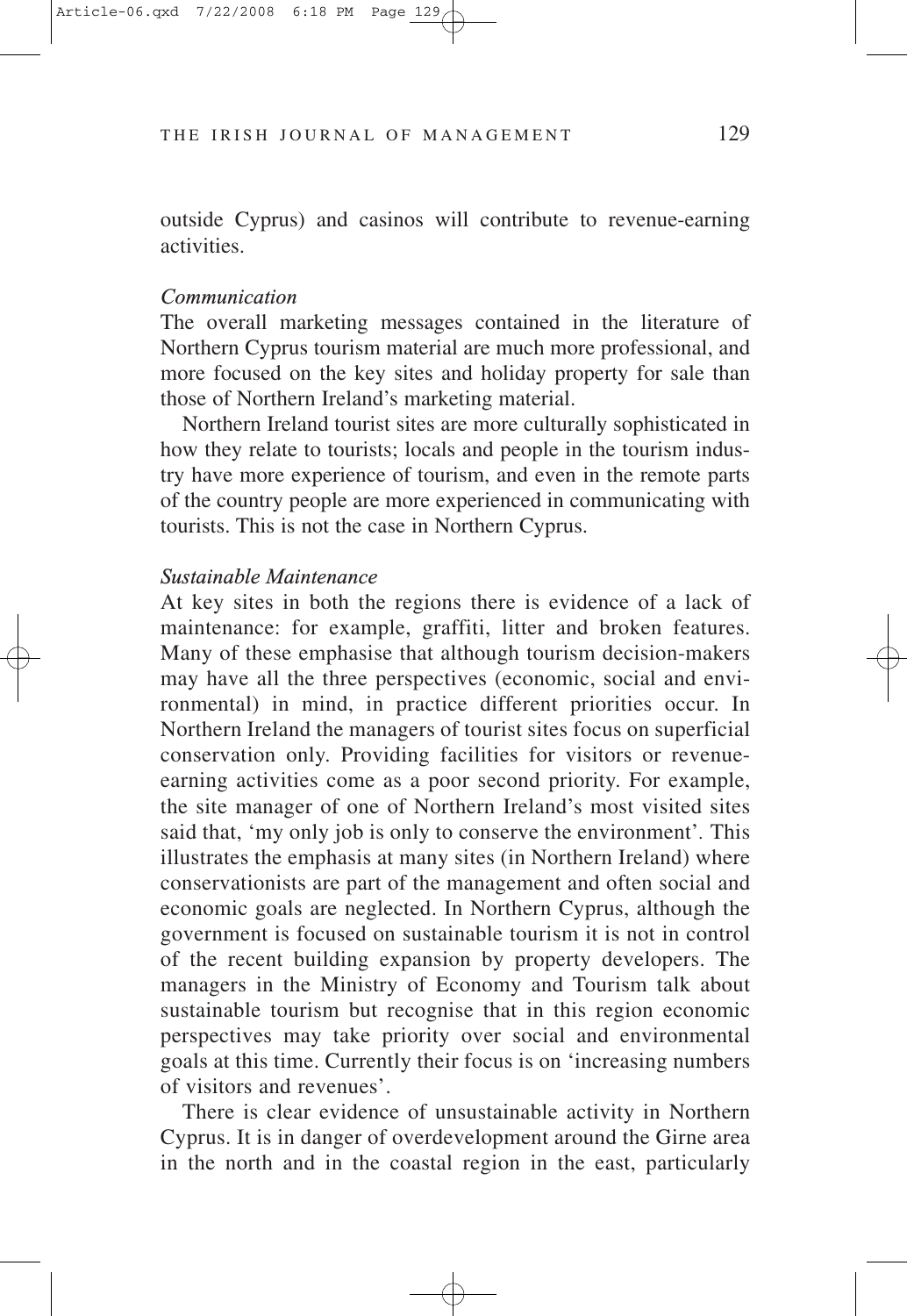outside Cyprus) and casinos will contribute to revenue-earning activities.

*Communication*

The overall marketing messages contained in the literature of Northern Cyprus tourism material are much more professional, and more focused on the key sites and holiday property for sale than those of Northern Ireland's marketing material.

Northern Ireland tourist sites are more culturally sophisticated in how they relate to tourists; locals and people in the tourism industry have more experience of tourism, and even in the remote parts of the country people are more experienced in communicating with tourists. This is not the case in Northern Cyprus.

*Sustainable Maintenance*

At key sites in both the regions there is evidence of a lack of maintenance: for example, graffiti, litter and broken features. Many of these emphasise that although tourism decision-makers may have all the three perspectives (economic, social and environmental) in mind, in practice different priorities occur. In Northern Ireland the managers of tourist sites focus on superficial conservation only. Providing facilities for visitors or revenue-earning activities come as a poor second priority. For example, the site manager of one of Northern Ireland's most visited sites said that, 'my only job is only to conserve the environment'. This illustrates the emphasis at many sites (in Northern Ireland) where conservationists are part of the management and often social and economic goals are neglected. In Northern Cyprus, although the government is focused on sustainable tourism it is not in control of the recent building expansion by property developers. The managers in the Ministry of Economy and Tourism talk about sustainable tourism but recognise that in this region economic perspectives may take priority over social and environmental goals at this time. Currently their focus is on 'increasing numbers of visitors and revenues'.

There is clear evidence of unsustainable activity in Northern Cyprus. It is in danger of overdevelopment around the Girne area in the north and in the coastal region in the east, particularly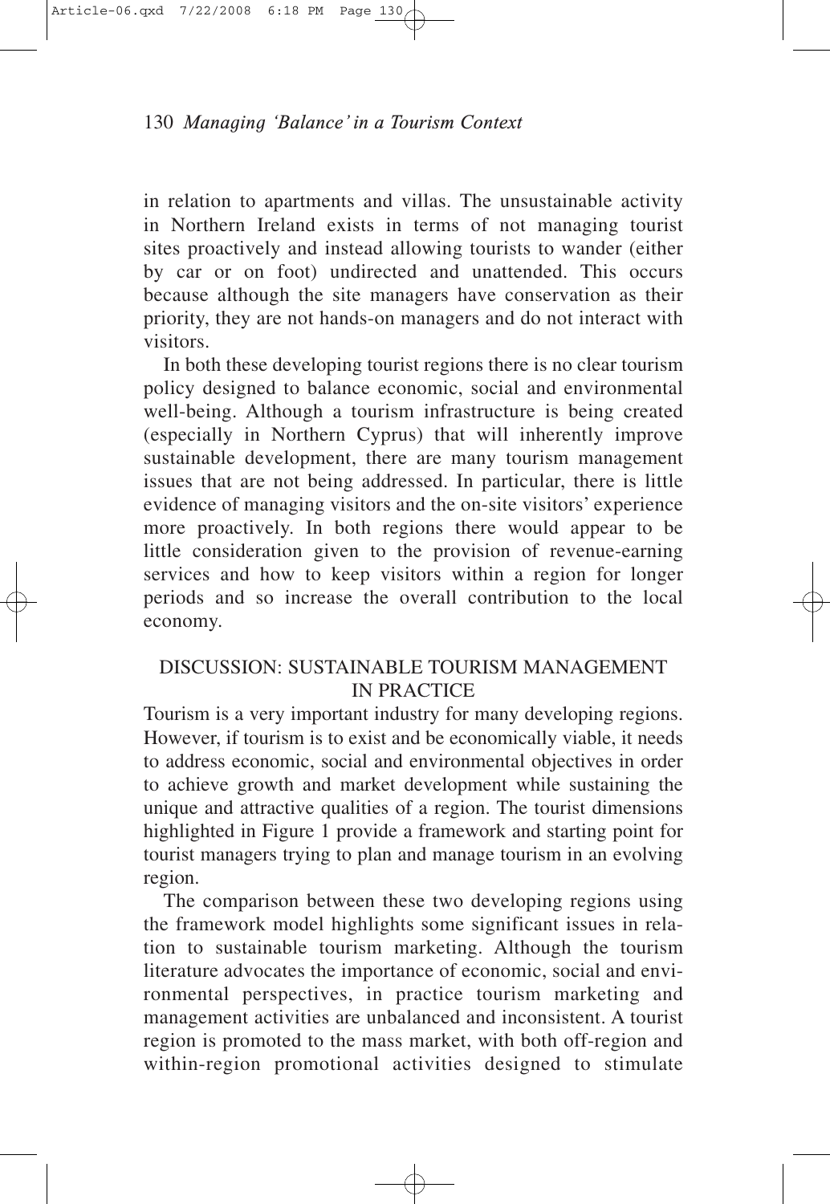in relation to apartments and villas. The unsustainable activity in Northern Ireland exists in terms of not managing tourist sites proactively and instead allowing tourists to wander (either by car or on foot) undirected and unattended. This occurs because although the site managers have conservation as their priority, they are not hands-on managers and do not interact with visitors.

In both these developing tourist regions there is no clear tourism policy designed to balance economic, social and environmental well-being. Although a tourism infrastructure is being created (especially in Northern Cyprus) that will inherently improve sustainable development, there are many tourism management issues that are not being addressed. In particular, there is little evidence of managing visitors and the on-site visitors' experience more proactively. In both regions there would appear to be little consideration given to the provision of revenue-earning services and how to keep visitors within a region for longer periods and so increase the overall contribution to the local economy.

## DISCUSSION: SUSTAINABLE TOURISM MANAGEMENT IN PRACTICE

Tourism is a very important industry for many developing regions. However, if tourism is to exist and be economically viable, it needs to address economic, social and environmental objectives in order to achieve growth and market development while sustaining the unique and attractive qualities of a region. The tourist dimensions highlighted in Figure 1 provide a framework and starting point for tourist managers trying to plan and manage tourism in an evolving region.

The comparison between these two developing regions using the framework model highlights some significant issues in relation to sustainable tourism marketing. Although the tourism literature advocates the importance of economic, social and environmental perspectives, in practice tourism marketing and management activities are unbalanced and inconsistent. A tourist region is promoted to the mass market, with both off-region and within-region promotional activities designed to stimulate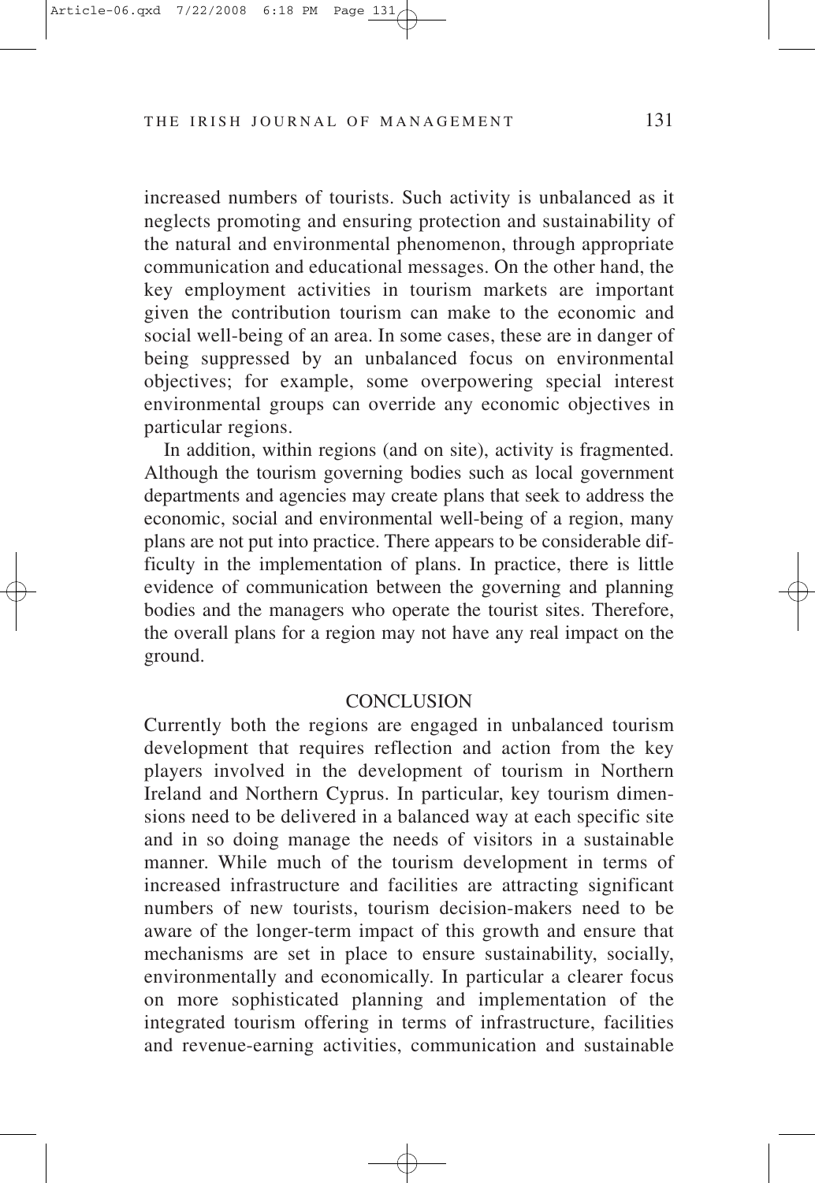increased numbers of tourists. Such activity is unbalanced as it neglects promoting and ensuring protection and sustainability of the natural and environmental phenomenon, through appropriate communication and educational messages. On the other hand, the key employment activities in tourism markets are important given the contribution tourism can make to the economic and social well-being of an area. In some cases, these are in danger of being suppressed by an unbalanced focus on environmental objectives; for example, some overpowering special interest environmental groups can override any economic objectives in particular regions.

In addition, within regions (and on site), activity is fragmented. Although the tourism governing bodies such as local government departments and agencies may create plans that seek to address the economic, social and environmental well-being of a region, many plans are not put into practice. There appears to be considerable difficulty in the implementation of plans. In practice, there is little evidence of communication between the governing and planning bodies and the managers who operate the tourist sites. Therefore, the overall plans for a region may not have any real impact on the ground.

## CONCLUSION

Currently both the regions are engaged in unbalanced tourism development that requires reflection and action from the key players involved in the development of tourism in Northern Ireland and Northern Cyprus. In particular, key tourism dimensions need to be delivered in a balanced way at each specific site and in so doing manage the needs of visitors in a sustainable manner. While much of the tourism development in terms of increased infrastructure and facilities are attracting significant numbers of new tourists, tourism decision-makers need to be aware of the longer-term impact of this growth and ensure that mechanisms are set in place to ensure sustainability, socially, environmentally and economically. In particular a clearer focus on more sophisticated planning and implementation of the integrated tourism offering in terms of infrastructure, facilities and revenue-earning activities, communication and sustainable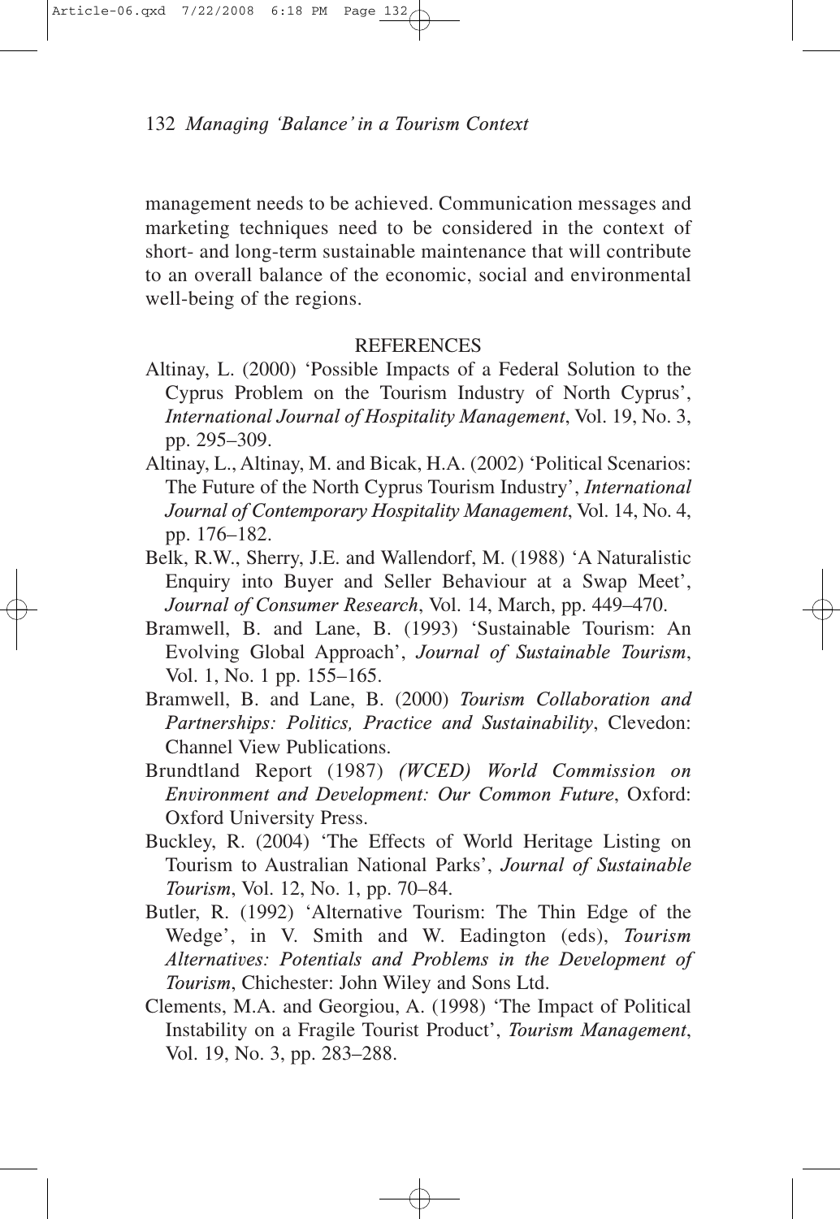management needs to be achieved. Communication messages and marketing techniques need to be considered in the context of short- and long-term sustainable maintenance that will contribute to an overall balance of the economic, social and environmental well-being of the regions.

## REFERENCES

Altinay, L. (2000) 'Possible Impacts of a Federal Solution to the Cyprus Problem on the Tourism Industry of North Cyprus', *International Journal of Hospitality Management*, Vol. 19, No. 3, pp. 295–309.

Altinay, L., Altinay, M. and Bicak, H.A. (2002) 'Political Scenarios: The Future of the North Cyprus Tourism Industry', *International Journal of Contemporary Hospitality Management*, Vol. 14, No. 4, pp. 176–182.

Belk, R.W., Sherry, J.E. and Wallendorf, M. (1988) 'A Naturalistic Enquiry into Buyer and Seller Behaviour at a Swap Meet', *Journal of Consumer Research*, Vol. 14, March, pp. 449–470.

Bramwell, B. and Lane, B. (1993) 'Sustainable Tourism: An Evolving Global Approach', *Journal of Sustainable Tourism*, Vol. 1, No. 1 pp. 155–165.

Bramwell, B. and Lane, B. (2000) *Tourism Collaboration and Partnerships: Politics, Practice and Sustainability*, Clevedon: Channel View Publications.

Brundtland Report (1987) *(WCED) World Commission on Environment and Development: Our Common Future*, Oxford: Oxford University Press.

Buckley, R. (2004) 'The Effects of World Heritage Listing on Tourism to Australian National Parks', *Journal of Sustainable Tourism*, Vol. 12, No. 1, pp. 70–84.

Butler, R. (1992) 'Alternative Tourism: The Thin Edge of the Wedge', in V. Smith and W. Eadington (eds), *Tourism Alternatives: Potentials and Problems in the Development of Tourism*, Chichester: John Wiley and Sons Ltd.

Clements, M.A. and Georgiou, A. (1998) 'The Impact of Political Instability on a Fragile Tourist Product', *Tourism Management*, Vol. 19, No. 3, pp. 283–288.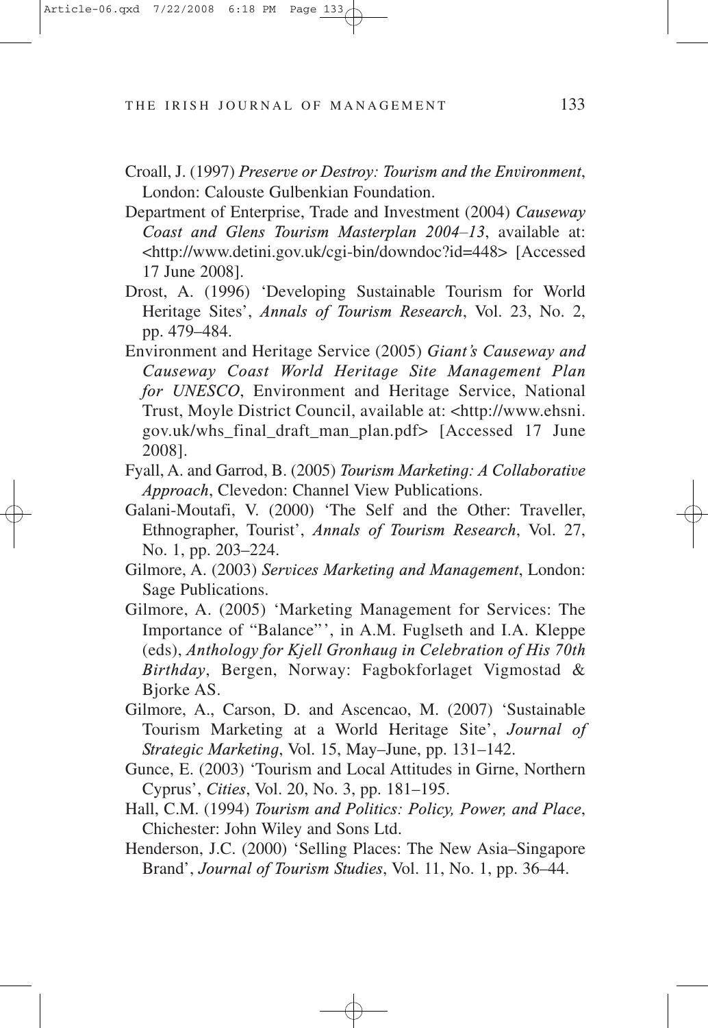Croall, J. (1997) *Preserve or Destroy: Tourism and the Environment*, London: Calouste Gulbenkian Foundation.

Department of Enterprise, Trade and Investment (2004) *Causeway Coast and Glens Tourism Masterplan 2004–13*, available at: <http://www.detini.gov.uk/cgi-bin/downdoc?id=448> [Accessed 17 June 2008].

Drost, A. (1996) 'Developing Sustainable Tourism for World Heritage Sites', *Annals of Tourism Research*, Vol. 23, No. 2, pp. 479–484.

Environment and Heritage Service (2005) *Giant's Causeway and Causeway Coast World Heritage Site Management Plan for UNESCO*, Environment and Heritage Service, National Trust, Moyle District Council, available at: <http://www.ehsni.gov.uk/whs_final_draft_man_plan.pdf> [Accessed 17 June 2008].

Fyall, A. and Garrod, B. (2005) *Tourism Marketing: A Collaborative Approach*, Clevedon: Channel View Publications.

Galani-Moutafi, V. (2000) 'The Self and the Other: Traveller, Ethnographer, Tourist', *Annals of Tourism Research*, Vol. 27, No. 1, pp. 203–224.

Gilmore, A. (2003) *Services Marketing and Management*, London: Sage Publications.

Gilmore, A. (2005) 'Marketing Management for Services: The Importance of "Balance"', in A.M. Fuglseth and I.A. Kleppe (eds), *Anthology for Kjell Gronhaug in Celebration of His 70th Birthday*, Bergen, Norway: Fagbokforlaget Vigmostad & Bjorke AS.

Gilmore, A., Carson, D. and Ascencao, M. (2007) 'Sustainable Tourism Marketing at a World Heritage Site', *Journal of Strategic Marketing*, Vol. 15, May–June, pp. 131–142.

Gunce, E. (2003) 'Tourism and Local Attitudes in Girne, Northern Cyprus', *Cities*, Vol. 20, No. 3, pp. 181–195.

Hall, C.M. (1994) *Tourism and Politics: Policy, Power, and Place*, Chichester: John Wiley and Sons Ltd.

Henderson, J.C. (2000) 'Selling Places: The New Asia–Singapore Brand', *Journal of Tourism Studies*, Vol. 11, No. 1, pp. 36–44.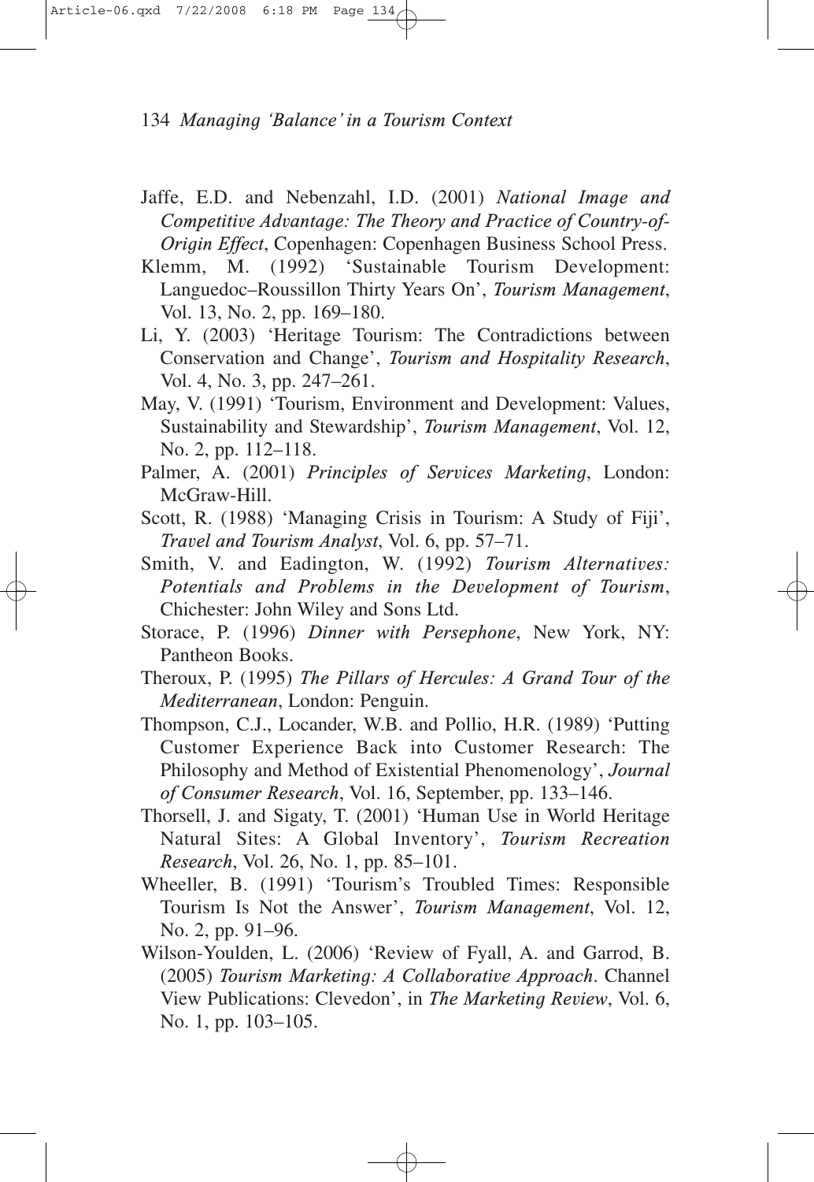Jaffe, E.D. and Nebenzahl, I.D. (2001) *National Image and Competitive Advantage: The Theory and Practice of Country-of-Origin Effect*, Copenhagen: Copenhagen Business School Press.

Klemm, M. (1992) 'Sustainable Tourism Development: Languedoc–Roussillon Thirty Years On', *Tourism Management*, Vol. 13, No. 2, pp. 169–180.

Li, Y. (2003) 'Heritage Tourism: The Contradictions between Conservation and Change', *Tourism and Hospitality Research*, Vol. 4, No. 3, pp. 247–261.

May, V. (1991) 'Tourism, Environment and Development: Values, Sustainability and Stewardship', *Tourism Management*, Vol. 12, No. 2, pp. 112–118.

Palmer, A. (2001) *Principles of Services Marketing*, London: McGraw-Hill.

Scott, R. (1988) 'Managing Crisis in Tourism: A Study of Fiji', *Travel and Tourism Analyst*, Vol. 6, pp. 57–71.

Smith, V. and Eadington, W. (1992) *Tourism Alternatives: Potentials and Problems in the Development of Tourism*, Chichester: John Wiley and Sons Ltd.

Storace, P. (1996) *Dinner with Persephone*, New York, NY: Pantheon Books.

Theroux, P. (1995) *The Pillars of Hercules: A Grand Tour of the Mediterranean*, London: Penguin.

Thompson, C.J., Locander, W.B. and Pollio, H.R. (1989) 'Putting Customer Experience Back into Customer Research: The Philosophy and Method of Existential Phenomenology', *Journal of Consumer Research*, Vol. 16, September, pp. 133–146.

Thorsell, J. and Sigaty, T. (2001) 'Human Use in World Heritage Natural Sites: A Global Inventory', *Tourism Recreation Research*, Vol. 26, No. 1, pp. 85–101.

Wheeller, B. (1991) 'Tourism's Troubled Times: Responsible Tourism Is Not the Answer', *Tourism Management*, Vol. 12, No. 2, pp. 91–96.

Wilson-Youlden, L. (2006) 'Review of Fyall, A. and Garrod, B. (2005) *Tourism Marketing: A Collaborative Approach*. Channel View Publications: Clevedon', in *The Marketing Review*, Vol. 6, No. 1, pp. 103–105.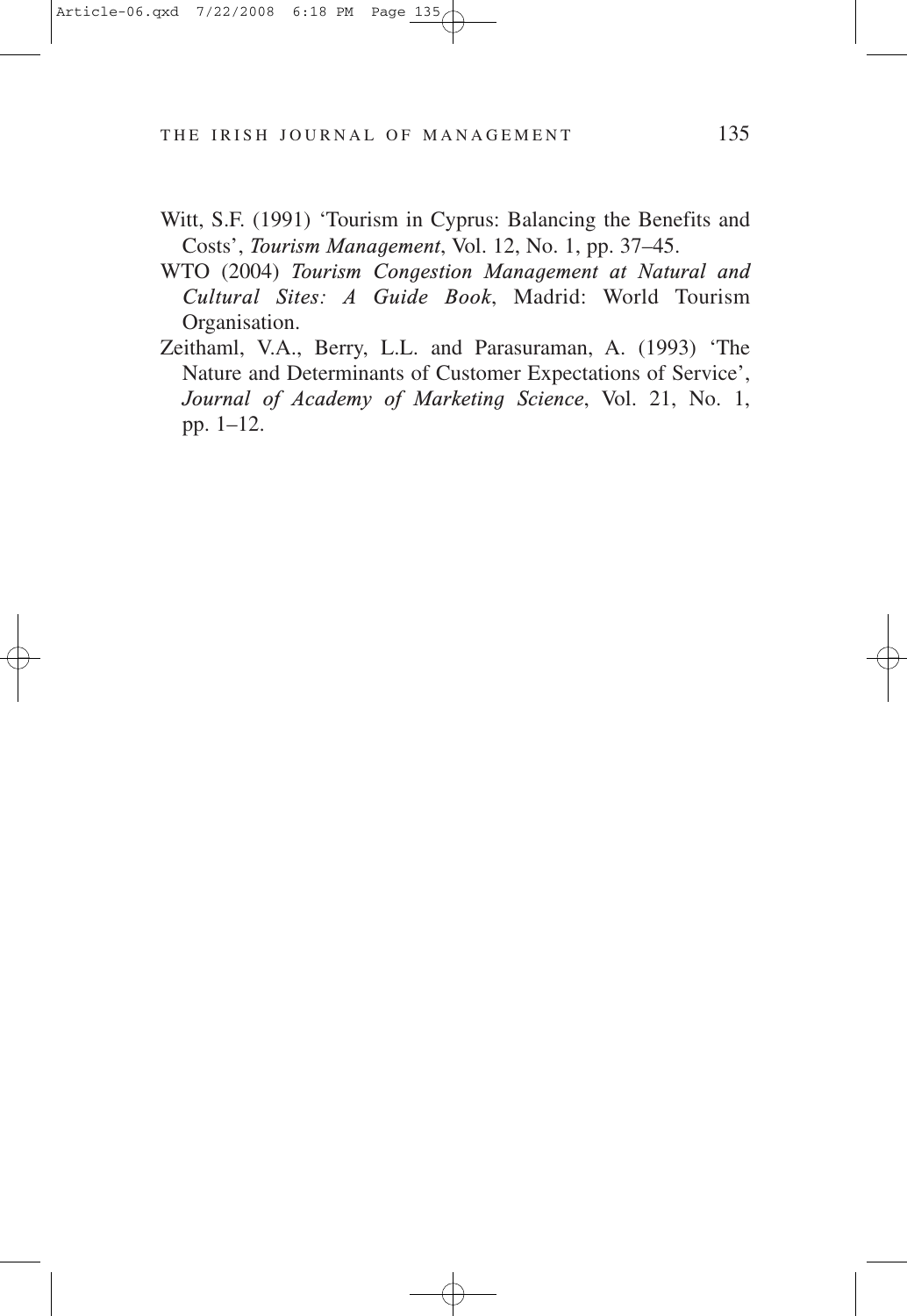Witt, S.F. (1991) 'Tourism in Cyprus: Balancing the Benefits and Costs', *Tourism Management*, Vol. 12, No. 1, pp. 37–45.

WTO (2004) *Tourism Congestion Management at Natural and Cultural Sites: A Guide Book*, Madrid: World Tourism Organisation.

Zeithaml, V.A., Berry, L.L. and Parasuraman, A. (1993) 'The Nature and Determinants of Customer Expectations of Service', *Journal of Academy of Marketing Science*, Vol. 21, No. 1, pp. 1–12.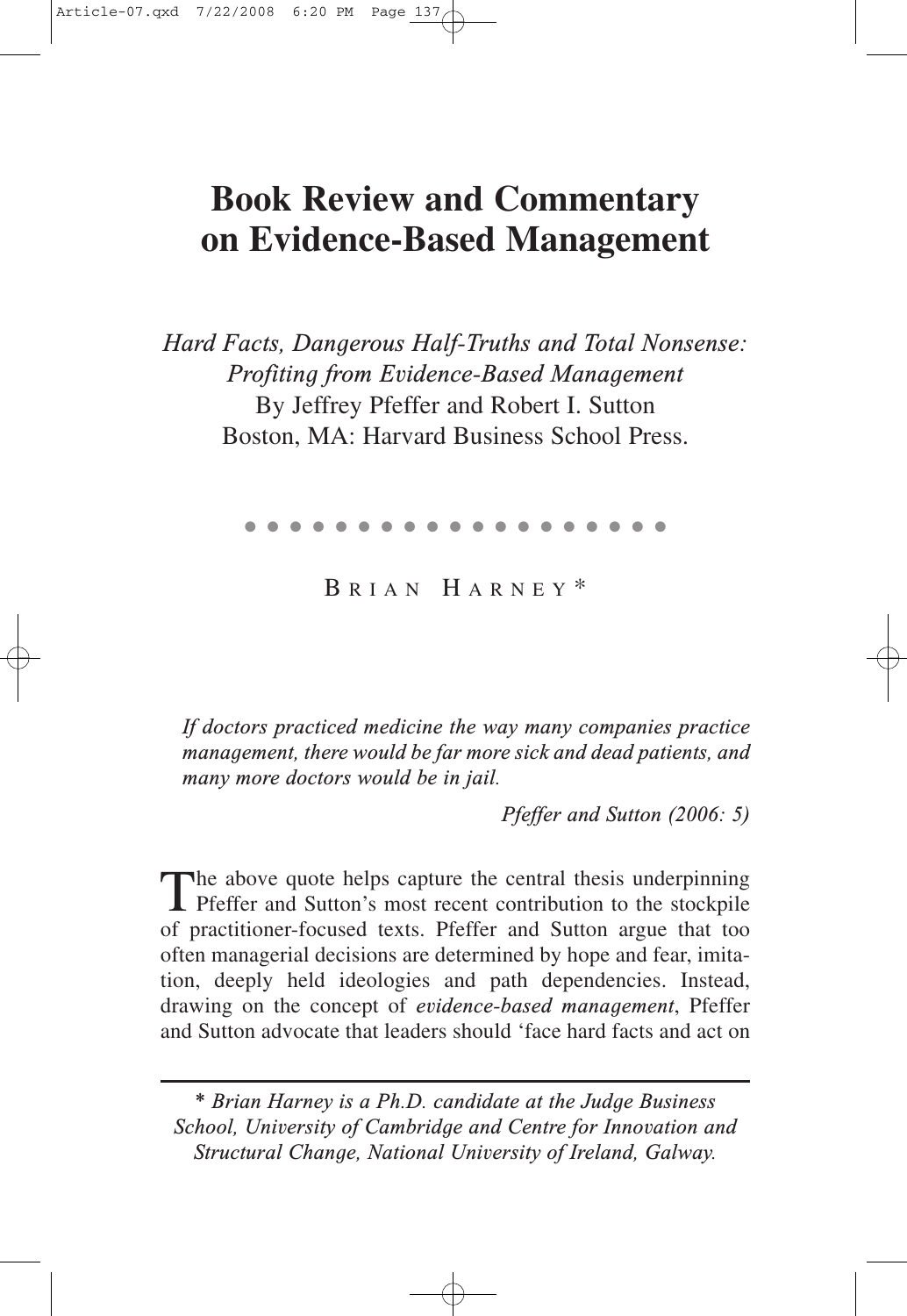# Book Review and Commentary on Evidence-Based Management

*Hard Facts, Dangerous Half-Truths and Total Nonsense: Profiting from Evidence-Based Management*
By Jeffrey Pfeffer and Robert I. Sutton
Boston, MA: Harvard Business School Press.

BRIAN HARNEY *

> *If doctors practiced medicine the way many companies practice management, there would be far more sick and dead patients, and many more doctors would be in jail.*
>
> *Pfeffer and Sutton (2006: 5)*

The above quote helps capture the central thesis underpinning Pfeffer and Sutton's most recent contribution to the stockpile of practitioner-focused texts. Pfeffer and Sutton argue that too often managerial decisions are determined by hope and fear, imitation, deeply held ideologies and path dependencies. Instead, drawing on the concept of *evidence-based management*, Pfeffer and Sutton advocate that leaders should 'face hard facts and act on

---

\* *Brian Harney is a Ph.D. candidate at the Judge Business School, University of Cambridge and Centre for Innovation and Structural Change, National University of Ireland, Galway.*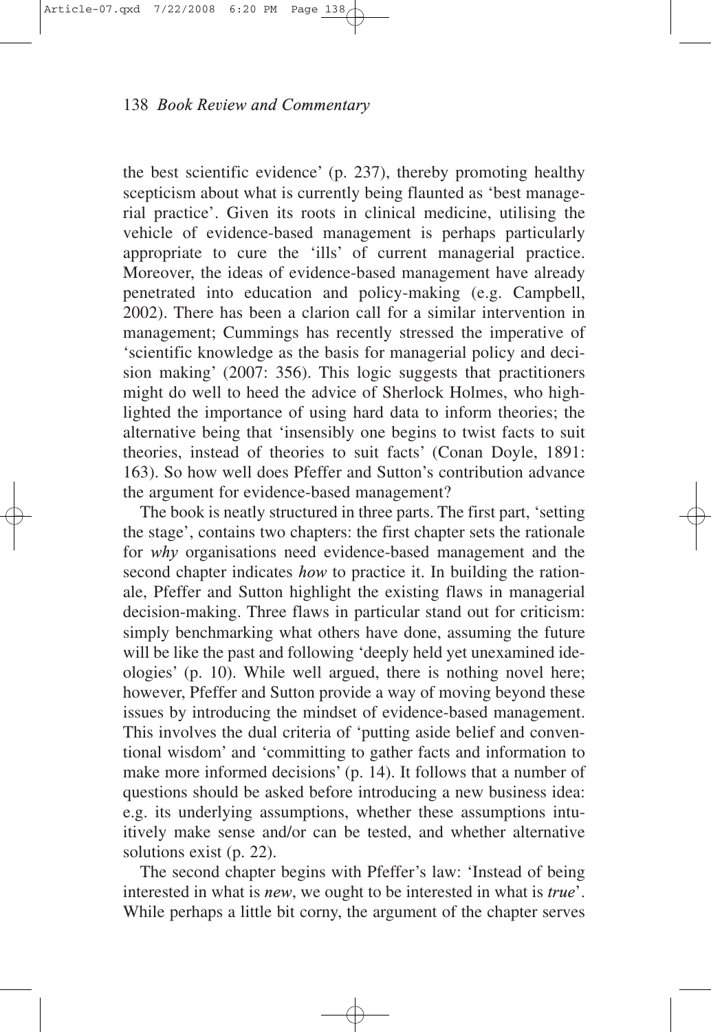the best scientific evidence' (p. 237), thereby promoting healthy scepticism about what is currently being flaunted as 'best managerial practice'. Given its roots in clinical medicine, utilising the vehicle of evidence-based management is perhaps particularly appropriate to cure the 'ills' of current managerial practice. Moreover, the ideas of evidence-based management have already penetrated into education and policy-making (e.g. Campbell, 2002). There has been a clarion call for a similar intervention in management; Cummings has recently stressed the imperative of 'scientific knowledge as the basis for managerial policy and decision making' (2007: 356). This logic suggests that practitioners might do well to heed the advice of Sherlock Holmes, who highlighted the importance of using hard data to inform theories; the alternative being that 'insensibly one begins to twist facts to suit theories, instead of theories to suit facts' (Conan Doyle, 1891: 163). So how well does Pfeffer and Sutton's contribution advance the argument for evidence-based management?

The book is neatly structured in three parts. The first part, 'setting the stage', contains two chapters: the first chapter sets the rationale for *why* organisations need evidence-based management and the second chapter indicates *how* to practice it. In building the rationale, Pfeffer and Sutton highlight the existing flaws in managerial decision-making. Three flaws in particular stand out for criticism: simply benchmarking what others have done, assuming the future will be like the past and following 'deeply held yet unexamined ideologies' (p. 10). While well argued, there is nothing novel here; however, Pfeffer and Sutton provide a way of moving beyond these issues by introducing the mindset of evidence-based management. This involves the dual criteria of 'putting aside belief and conventional wisdom' and 'committing to gather facts and information to make more informed decisions' (p. 14). It follows that a number of questions should be asked before introducing a new business idea: e.g. its underlying assumptions, whether these assumptions intuitively make sense and/or can be tested, and whether alternative solutions exist (p. 22).

The second chapter begins with Pfeffer's law: 'Instead of being interested in what is *new*, we ought to be interested in what is *true*'. While perhaps a little bit corny, the argument of the chapter serves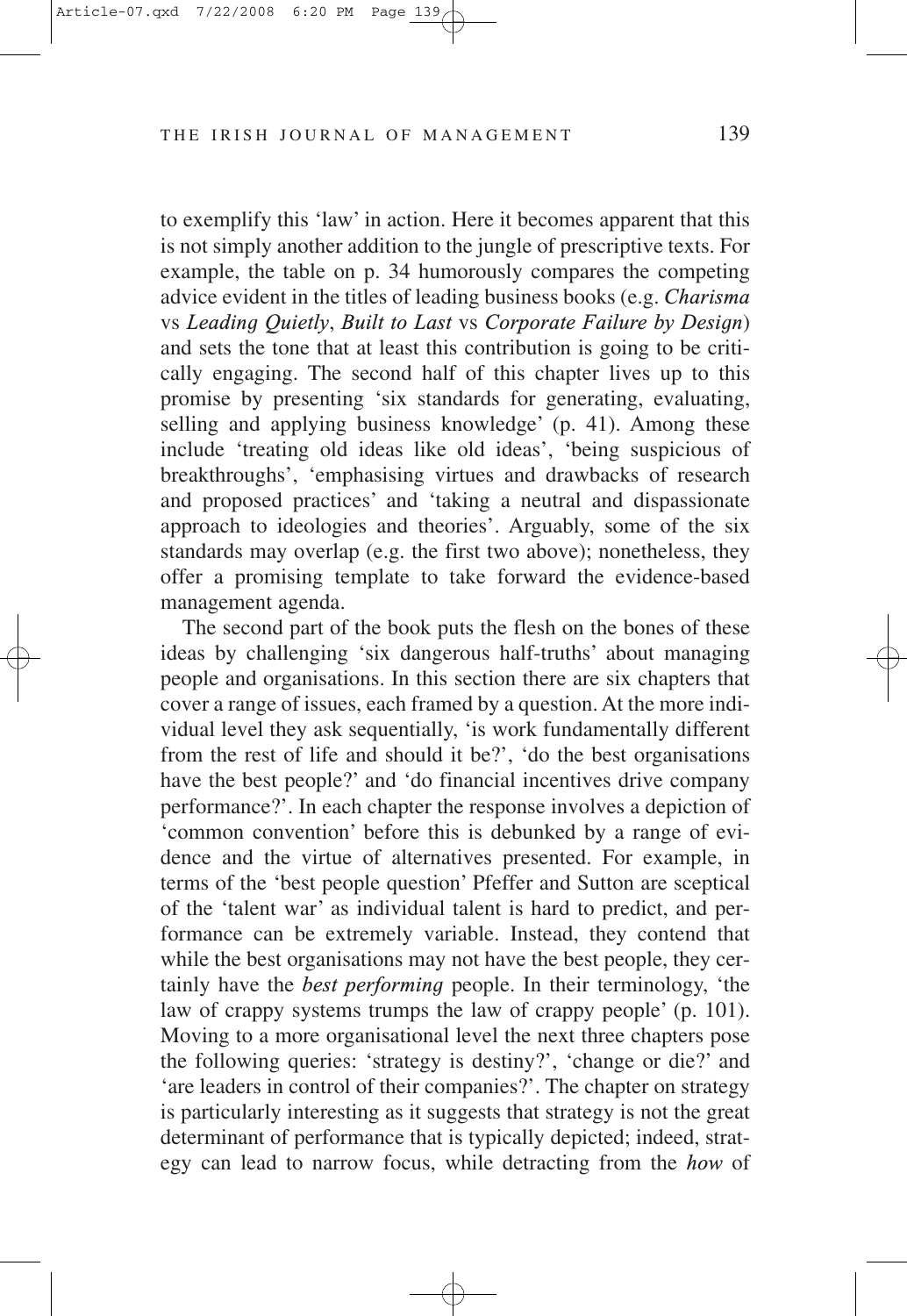to exemplify this 'law' in action. Here it becomes apparent that this is not simply another addition to the jungle of prescriptive texts. For example, the table on p. 34 humorously compares the competing advice evident in the titles of leading business books (e.g. *Charisma* vs *Leading Quietly*, *Built to Last* vs *Corporate Failure by Design*) and sets the tone that at least this contribution is going to be critically engaging. The second half of this chapter lives up to this promise by presenting 'six standards for generating, evaluating, selling and applying business knowledge' (p. 41). Among these include 'treating old ideas like old ideas', 'being suspicious of breakthroughs', 'emphasising virtues and drawbacks of research and proposed practices' and 'taking a neutral and dispassionate approach to ideologies and theories'. Arguably, some of the six standards may overlap (e.g. the first two above); nonetheless, they offer a promising template to take forward the evidence-based management agenda.

The second part of the book puts the flesh on the bones of these ideas by challenging 'six dangerous half-truths' about managing people and organisations. In this section there are six chapters that cover a range of issues, each framed by a question. At the more individual level they ask sequentially, 'is work fundamentally different from the rest of life and should it be?', 'do the best organisations have the best people?' and 'do financial incentives drive company performance?'. In each chapter the response involves a depiction of 'common convention' before this is debunked by a range of evidence and the virtue of alternatives presented. For example, in terms of the 'best people question' Pfeffer and Sutton are sceptical of the 'talent war' as individual talent is hard to predict, and performance can be extremely variable. Instead, they contend that while the best organisations may not have the best people, they certainly have the *best performing* people. In their terminology, 'the law of crappy systems trumps the law of crappy people' (p. 101). Moving to a more organisational level the next three chapters pose the following queries: 'strategy is destiny?', 'change or die?' and 'are leaders in control of their companies?'. The chapter on strategy is particularly interesting as it suggests that strategy is not the great determinant of performance that is typically depicted; indeed, strategy can lead to narrow focus, while detracting from the *how* of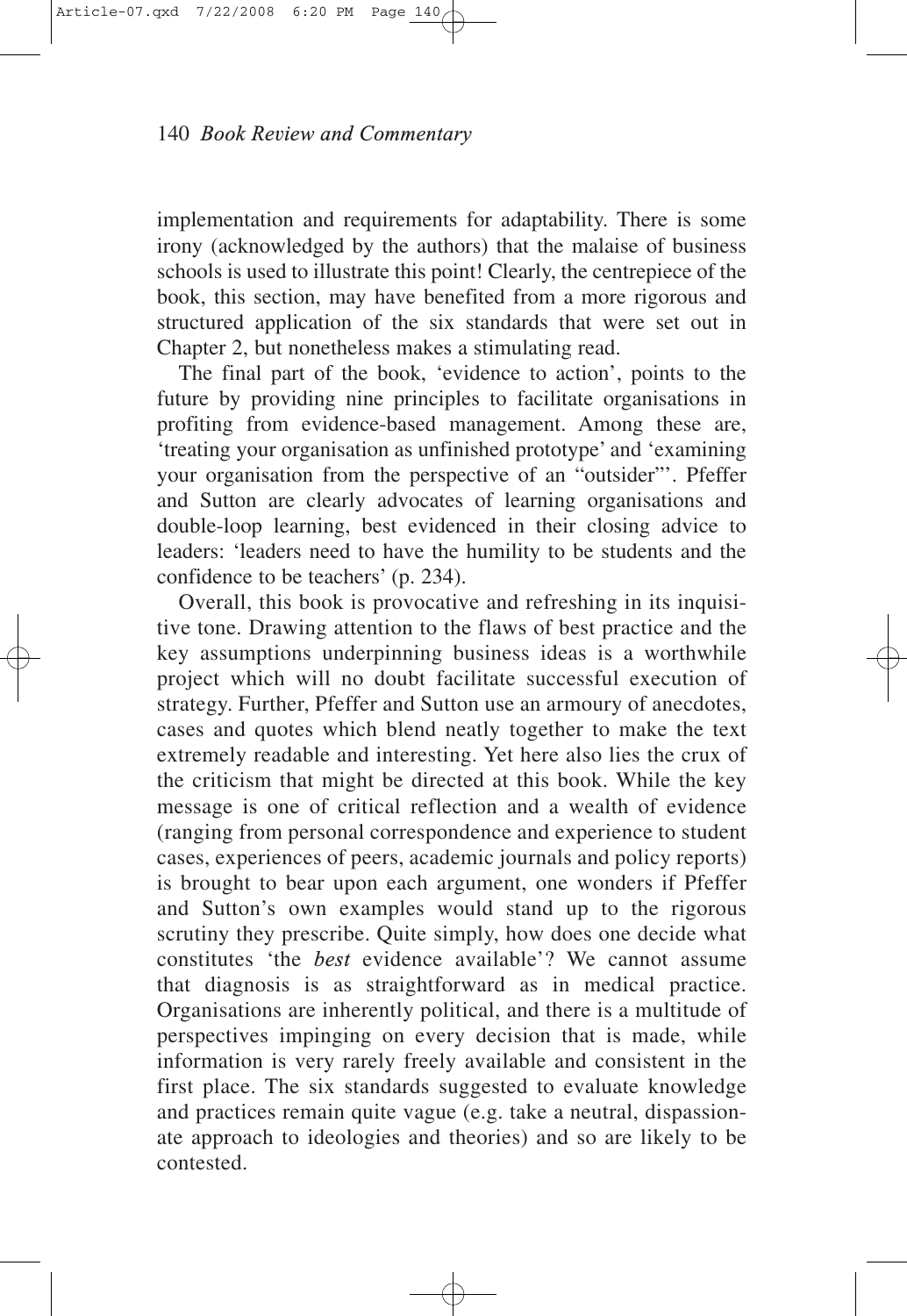implementation and requirements for adaptability. There is some irony (acknowledged by the authors) that the malaise of business schools is used to illustrate this point! Clearly, the centrepiece of the book, this section, may have benefited from a more rigorous and structured application of the six standards that were set out in Chapter 2, but nonetheless makes a stimulating read.

The final part of the book, 'evidence to action', points to the future by providing nine principles to facilitate organisations in profiting from evidence-based management. Among these are, 'treating your organisation as unfinished prototype' and 'examining your organisation from the perspective of an "outsider"'. Pfeffer and Sutton are clearly advocates of learning organisations and double-loop learning, best evidenced in their closing advice to leaders: 'leaders need to have the humility to be students and the confidence to be teachers' (p. 234).

Overall, this book is provocative and refreshing in its inquisitive tone. Drawing attention to the flaws of best practice and the key assumptions underpinning business ideas is a worthwhile project which will no doubt facilitate successful execution of strategy. Further, Pfeffer and Sutton use an armoury of anecdotes, cases and quotes which blend neatly together to make the text extremely readable and interesting. Yet here also lies the crux of the criticism that might be directed at this book. While the key message is one of critical reflection and a wealth of evidence (ranging from personal correspondence and experience to student cases, experiences of peers, academic journals and policy reports) is brought to bear upon each argument, one wonders if Pfeffer and Sutton's own examples would stand up to the rigorous scrutiny they prescribe. Quite simply, how does one decide what constitutes 'the *best* evidence available'? We cannot assume that diagnosis is as straightforward as in medical practice. Organisations are inherently political, and there is a multitude of perspectives impinging on every decision that is made, while information is very rarely freely available and consistent in the first place. The six standards suggested to evaluate knowledge and practices remain quite vague (e.g. take a neutral, dispassionate approach to ideologies and theories) and so are likely to be contested.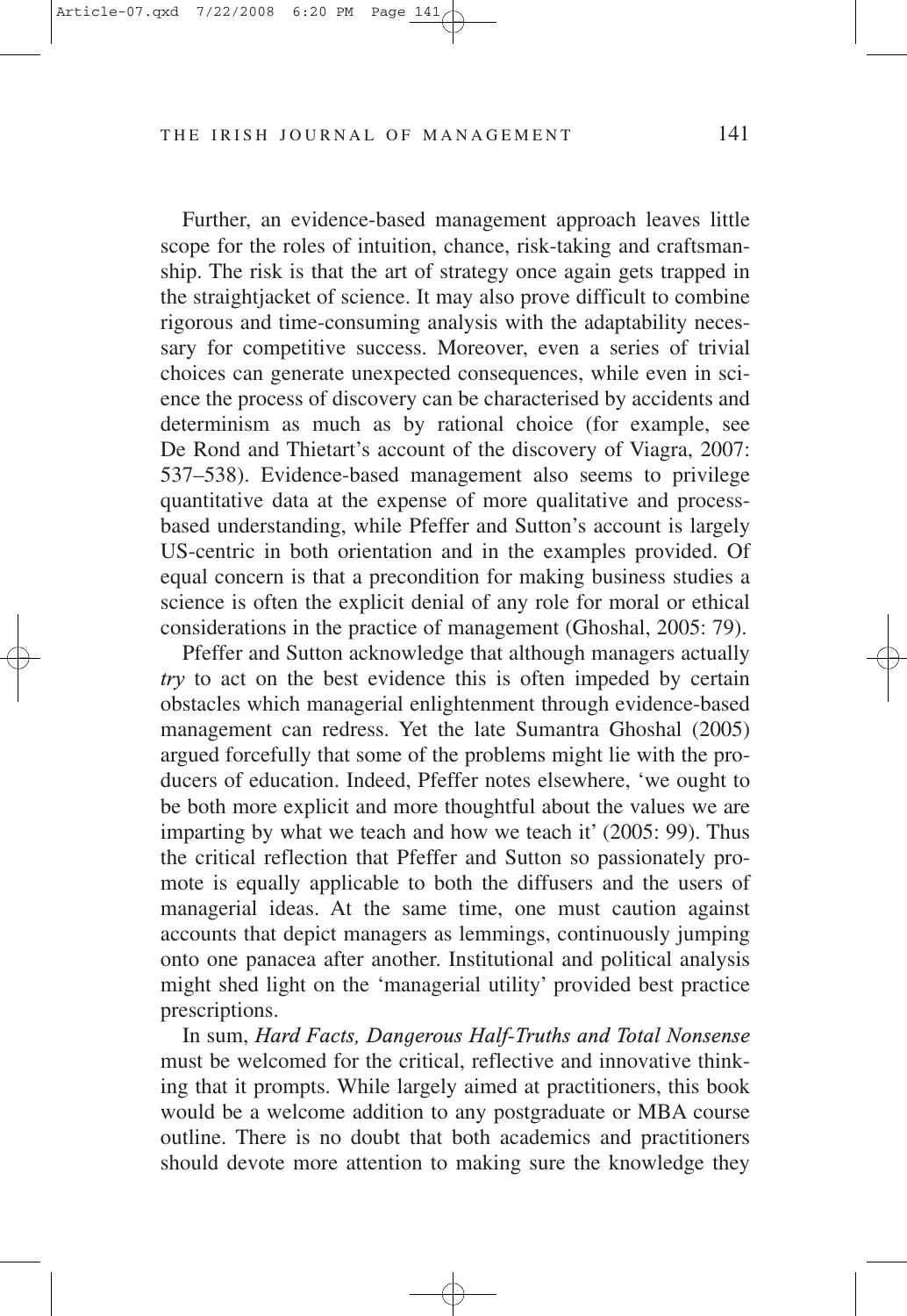Further, an evidence-based management approach leaves little scope for the roles of intuition, chance, risk-taking and craftsmanship. The risk is that the art of strategy once again gets trapped in the straightjacket of science. It may also prove difficult to combine rigorous and time-consuming analysis with the adaptability necessary for competitive success. Moreover, even a series of trivial choices can generate unexpected consequences, while even in science the process of discovery can be characterised by accidents and determinism as much as by rational choice (for example, see De Rond and Thietart's account of the discovery of Viagra, 2007: 537–538). Evidence-based management also seems to privilege quantitative data at the expense of more qualitative and process-based understanding, while Pfeffer and Sutton's account is largely US-centric in both orientation and in the examples provided. Of equal concern is that a precondition for making business studies a science is often the explicit denial of any role for moral or ethical considerations in the practice of management (Ghoshal, 2005: 79).

Pfeffer and Sutton acknowledge that although managers actually *try* to act on the best evidence this is often impeded by certain obstacles which managerial enlightenment through evidence-based management can redress. Yet the late Sumantra Ghoshal (2005) argued forcefully that some of the problems might lie with the producers of education. Indeed, Pfeffer notes elsewhere, 'we ought to be both more explicit and more thoughtful about the values we are imparting by what we teach and how we teach it' (2005: 99). Thus the critical reflection that Pfeffer and Sutton so passionately promote is equally applicable to both the diffusers and the users of managerial ideas. At the same time, one must caution against accounts that depict managers as lemmings, continuously jumping onto one panacea after another. Institutional and political analysis might shed light on the 'managerial utility' provided best practice prescriptions.

In sum, *Hard Facts, Dangerous Half-Truths and Total Nonsense* must be welcomed for the critical, reflective and innovative thinking that it prompts. While largely aimed at practitioners, this book would be a welcome addition to any postgraduate or MBA course outline. There is no doubt that both academics and practitioners should devote more attention to making sure the knowledge they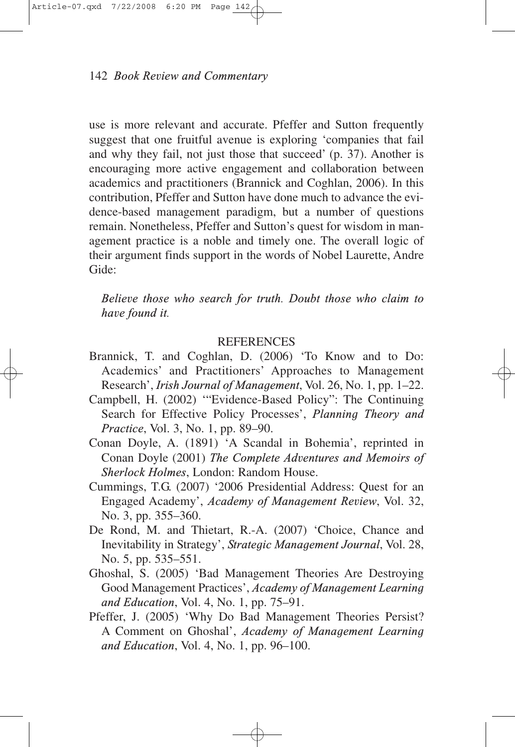use is more relevant and accurate. Pfeffer and Sutton frequently suggest that one fruitful avenue is exploring 'companies that fail and why they fail, not just those that succeed' (p. 37). Another is encouraging more active engagement and collaboration between academics and practitioners (Brannick and Coghlan, 2006). In this contribution, Pfeffer and Sutton have done much to advance the evidence-based management paradigm, but a number of questions remain. Nonetheless, Pfeffer and Sutton's quest for wisdom in management practice is a noble and timely one. The overall logic of their argument finds support in the words of Nobel Laurette, Andre Gide:

> *Believe those who search for truth. Doubt those who claim to have found it.*

## REFERENCES

Brannick, T. and Coghlan, D. (2006) 'To Know and to Do: Academics' and Practitioners' Approaches to Management Research', *Irish Journal of Management*, Vol. 26, No. 1, pp. 1–22.

Campbell, H. (2002) '"Evidence-Based Policy": The Continuing Search for Effective Policy Processes', *Planning Theory and Practice*, Vol. 3, No. 1, pp. 89–90.

Conan Doyle, A. (1891) 'A Scandal in Bohemia', reprinted in Conan Doyle (2001) *The Complete Adventures and Memoirs of Sherlock Holmes*, London: Random House.

Cummings, T.G. (2007) '2006 Presidential Address: Quest for an Engaged Academy', *Academy of Management Review*, Vol. 32, No. 3, pp. 355–360.

De Rond, M. and Thietart, R.-A. (2007) 'Choice, Chance and Inevitability in Strategy', *Strategic Management Journal*, Vol. 28, No. 5, pp. 535–551.

Ghoshal, S. (2005) 'Bad Management Theories Are Destroying Good Management Practices', *Academy of Management Learning and Education*, Vol. 4, No. 1, pp. 75–91.

Pfeffer, J. (2005) 'Why Do Bad Management Theories Persist? A Comment on Ghoshal', *Academy of Management Learning and Education*, Vol. 4, No. 1, pp. 96–100.